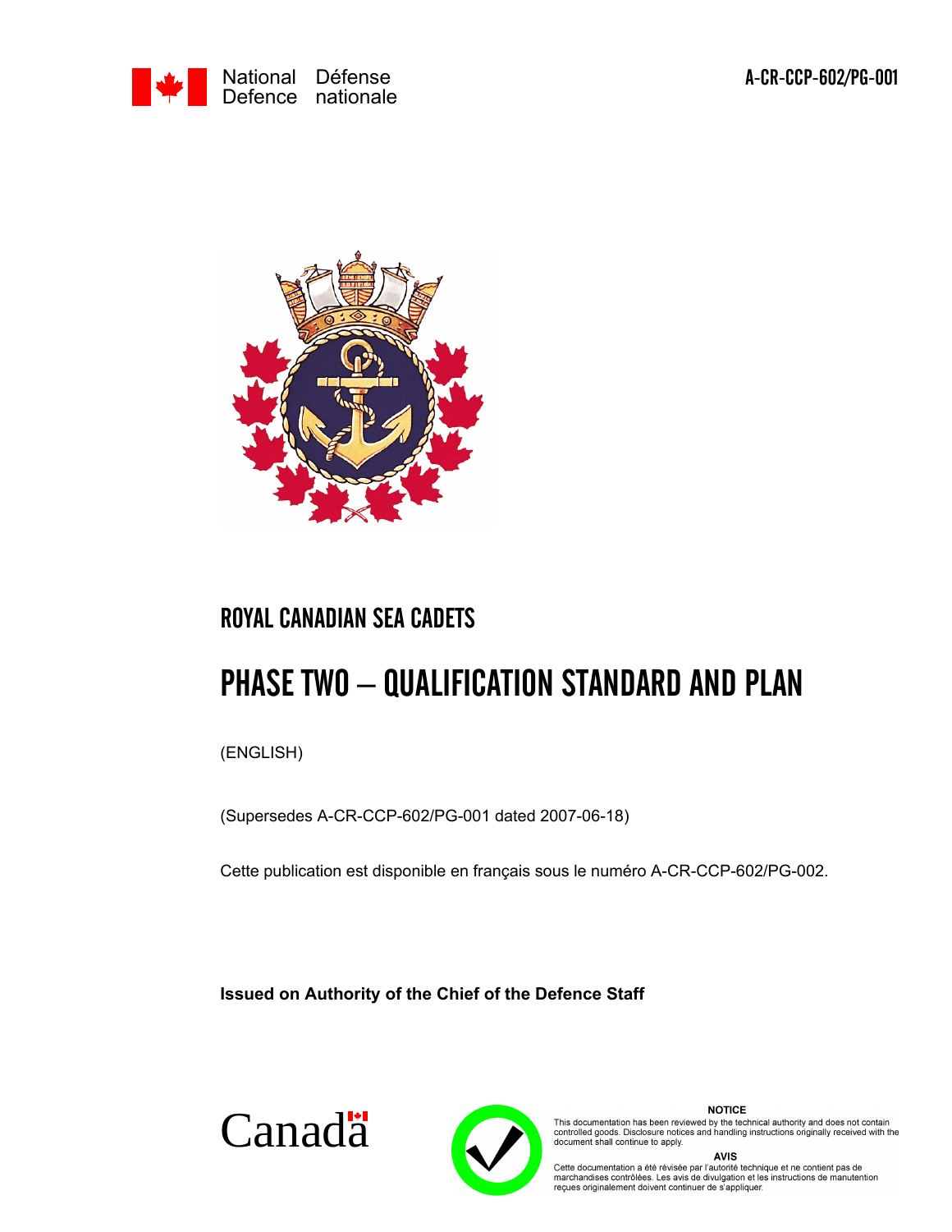National Defence / Défense nationale

A-CR-CCP-602/PG-001

# ROYAL CANADIAN SEA CADETS

# PHASE TWO – QUALIFICATION STANDARD AND PLAN

(ENGLISH)

(Supersedes A-CR-CCP-602/PG-001 dated 2007-06-18)

Cette publication est disponible en français sous le numéro A-CR-CCP-602/PG-002.

**Issued on Authority of the Chief of the Defence Staff**

Canada

**NOTICE**

This documentation has been reviewed by the technical authority and does not contain controlled goods. Disclosure notices and handling instructions originally received with the document shall continue to apply.

**AVIS**

Cette documentation a été révisée par l'autorité technique et ne contient pas de marchandises contrôlées. Les avis de divulgation et les instructions de manutention reçues originalement doivent continuer de s'appliquer.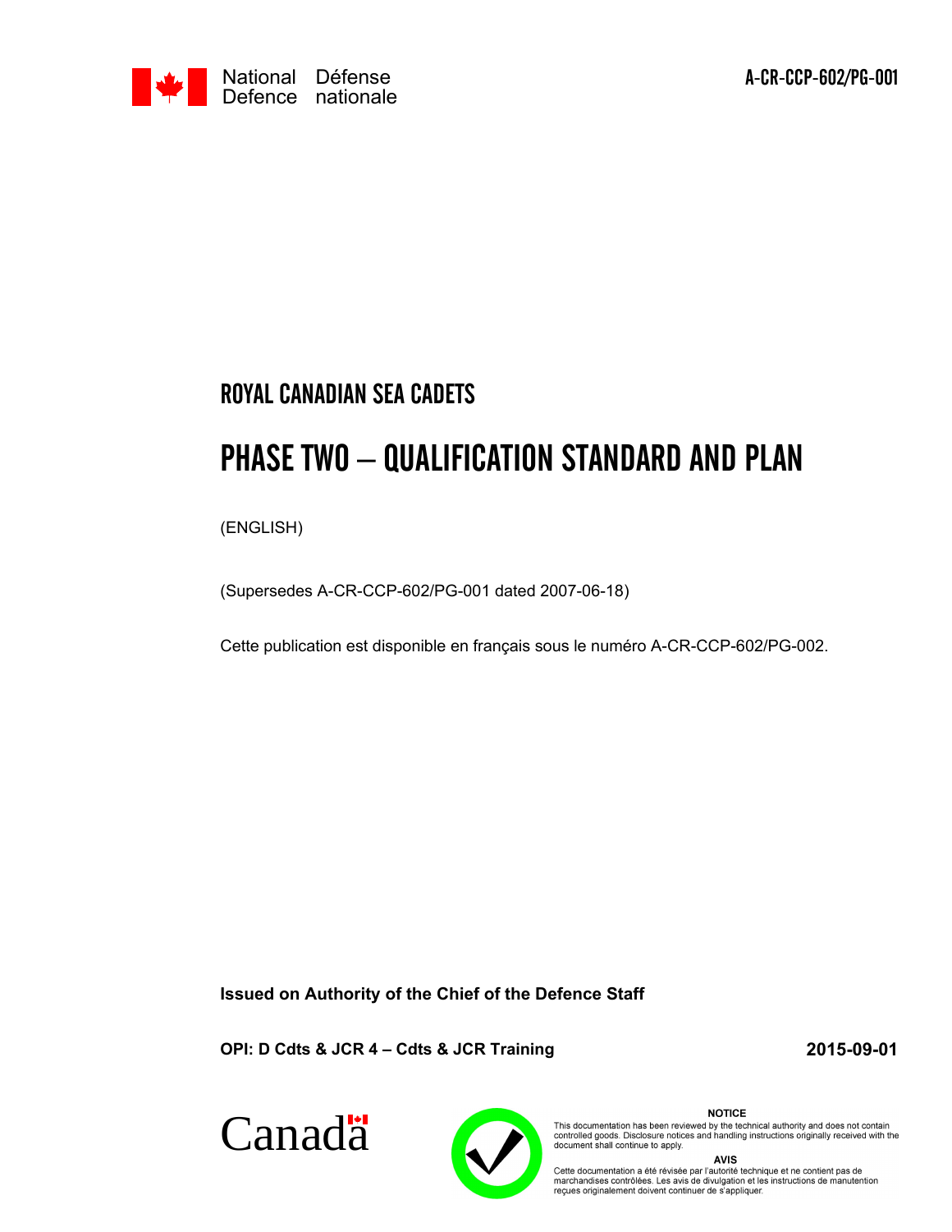National Defence / Défense nationale

A-CR-CCP-602/PG-001

# ROYAL CANADIAN SEA CADETS

# PHASE TWO – QUALIFICATION STANDARD AND PLAN

(ENGLISH)

(Supersedes A-CR-CCP-602/PG-001 dated 2007-06-18)

Cette publication est disponible en français sous le numéro A-CR-CCP-602/PG-002.

**Issued on Authority of the Chief of the Defence Staff**

**OPI: D Cdts & JCR 4 – Cdts & JCR Training** **2015-09-01**

Canada

**NOTICE**

This documentation has been reviewed by the technical authority and does not contain controlled goods. Disclosure notices and handling instructions originally received with the document shall continue to apply.

**AVIS**

Cette documentation a été révisée par l'autorité technique et ne contient pas de marchandises contrôlées. Les avis de divulgation et les instructions de manutention reçues originalement doivent continuer de s'appliquer.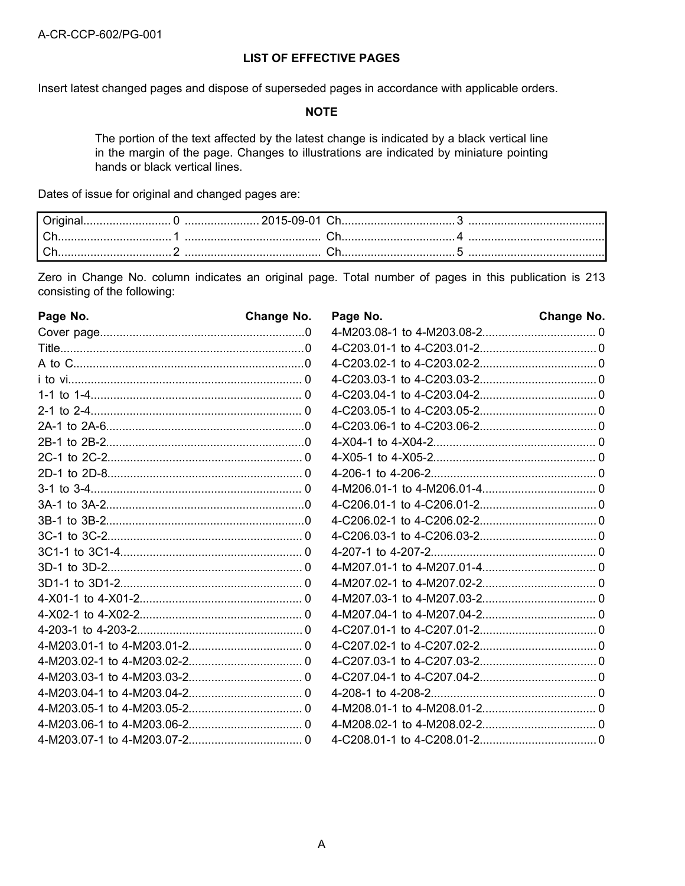# LIST OF EFFECTIVE PAGES

Insert latest changed pages and dispose of superseded pages in accordance with applicable orders.

**NOTE**

> The portion of the text affected by the latest change is indicated by a black vertical line in the margin of the page. Changes to illustrations are indicated by miniature pointing hands or black vertical lines.

Dates of issue for original and changed pages are:

| | | | | | |
|---|---|---|---|---|---|
| Original | 0 | 2015-09-01 | Ch. | 3 | |
| Ch. | 1 | | Ch. | 4 | |
| Ch. | 2 | | Ch. | 5 | |

Zero in Change No. column indicates an original page. Total number of pages in this publication is 213 consisting of the following:

| Page No. | Change No. |
|---|---|
| Cover page | 0 |
| Title | 0 |
| A to C | 0 |
| i to vi | 0 |
| 1-1 to 1-4 | 0 |
| 2-1 to 2-4 | 0 |
| 2A-1 to 2A-6 | 0 |
| 2B-1 to 2B-2 | 0 |
| 2C-1 to 2C-2 | 0 |
| 2D-1 to 2D-8 | 0 |
| 3-1 to 3-4 | 0 |
| 3A-1 to 3A-2 | 0 |
| 3B-1 to 3B-2 | 0 |
| 3C-1 to 3C-2 | 0 |
| 3C1-1 to 3C1-4 | 0 |
| 3D-1 to 3D-2 | 0 |
| 3D1-1 to 3D1-2 | 0 |
| 4-X01-1 to 4-X01-2 | 0 |
| 4-X02-1 to 4-X02-2 | 0 |
| 4-203-1 to 4-203-2 | 0 |
| 4-M203.01-1 to 4-M203.01-2 | 0 |
| 4-M203.02-1 to 4-M203.02-2 | 0 |
| 4-M203.03-1 to 4-M203.03-2 | 0 |
| 4-M203.04-1 to 4-M203.04-2 | 0 |
| 4-M203.05-1 to 4-M203.05-2 | 0 |
| 4-M203.06-1 to 4-M203.06-2 | 0 |
| 4-M203.07-1 to 4-M203.07-2 | 0 |
| 4-M203.08-1 to 4-M203.08-2 | 0 |
| 4-C203.01-1 to 4-C203.01-2 | 0 |
| 4-C203.02-1 to 4-C203.02-2 | 0 |
| 4-C203.03-1 to 4-C203.03-2 | 0 |
| 4-C203.04-1 to 4-C203.04-2 | 0 |
| 4-C203.05-1 to 4-C203.05-2 | 0 |
| 4-C203.06-1 to 4-C203.06-2 | 0 |
| 4-X04-1 to 4-X04-2 | 0 |
| 4-X05-1 to 4-X05-2 | 0 |
| 4-206-1 to 4-206-2 | 0 |
| 4-M206.01-1 to 4-M206.01-4 | 0 |
| 4-C206.01-1 to 4-C206.01-2 | 0 |
| 4-C206.02-1 to 4-C206.02-2 | 0 |
| 4-C206.03-1 to 4-C206.03-2 | 0 |
| 4-207-1 to 4-207-2 | 0 |
| 4-M207.01-1 to 4-M207.01-4 | 0 |
| 4-M207.02-1 to 4-M207.02-2 | 0 |
| 4-M207.03-1 to 4-M207.03-2 | 0 |
| 4-M207.04-1 to 4-M207.04-2 | 0 |
| 4-C207.01-1 to 4-C207.01-2 | 0 |
| 4-C207.02-1 to 4-C207.02-2 | 0 |
| 4-C207.03-1 to 4-C207.03-2 | 0 |
| 4-C207.04-1 to 4-C207.04-2 | 0 |
| 4-208-1 to 4-208-2 | 0 |
| 4-M208.01-1 to 4-M208.01-2 | 0 |
| 4-M208.02-1 to 4-M208.02-2 | 0 |
| 4-C208.01-1 to 4-C208.01-2 | 0 |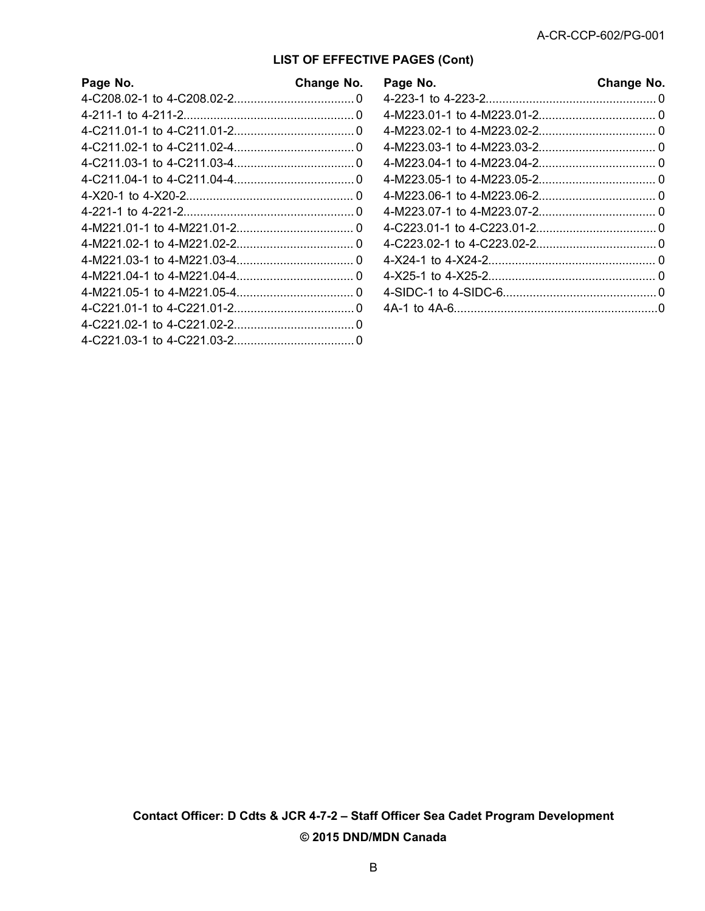## LIST OF EFFECTIVE PAGES (Cont)

| Page No. | Change No. |
|---|---|
| 4-C208.02-1 to 4-C208.02-2 | 0 |
| 4-211-1 to 4-211-2 | 0 |
| 4-C211.01-1 to 4-C211.01-2 | 0 |
| 4-C211.02-1 to 4-C211.02-4 | 0 |
| 4-C211.03-1 to 4-C211.03-4 | 0 |
| 4-C211.04-1 to 4-C211.04-4 | 0 |
| 4-X20-1 to 4-X20-2 | 0 |
| 4-221-1 to 4-221-2 | 0 |
| 4-M221.01-1 to 4-M221.01-2 | 0 |
| 4-M221.02-1 to 4-M221.02-2 | 0 |
| 4-M221.03-1 to 4-M221.03-4 | 0 |
| 4-M221.04-1 to 4-M221.04-4 | 0 |
| 4-M221.05-1 to 4-M221.05-4 | 0 |
| 4-C221.01-1 to 4-C221.01-2 | 0 |
| 4-C221.02-1 to 4-C221.02-2 | 0 |
| 4-C221.03-1 to 4-C221.03-2 | 0 |
| 4-223-1 to 4-223-2 | 0 |
| 4-M223.01-1 to 4-M223.01-2 | 0 |
| 4-M223.02-1 to 4-M223.02-2 | 0 |
| 4-M223.03-1 to 4-M223.03-2 | 0 |
| 4-M223.04-1 to 4-M223.04-2 | 0 |
| 4-M223.05-1 to 4-M223.05-2 | 0 |
| 4-M223.06-1 to 4-M223.06-2 | 0 |
| 4-M223.07-1 to 4-M223.07-2 | 0 |
| 4-C223.01-1 to 4-C223.01-2 | 0 |
| 4-C223.02-1 to 4-C223.02-2 | 0 |
| 4-X24-1 to 4-X24-2 | 0 |
| 4-X25-1 to 4-X25-2 | 0 |
| 4-SIDC-1 to 4-SIDC-6 | 0 |
| 4A-1 to 4A-6 | 0 |

**Contact Officer: D Cdts & JCR 4-7-2 – Staff Officer Sea Cadet Program Development**

**© 2015 DND/MDN Canada**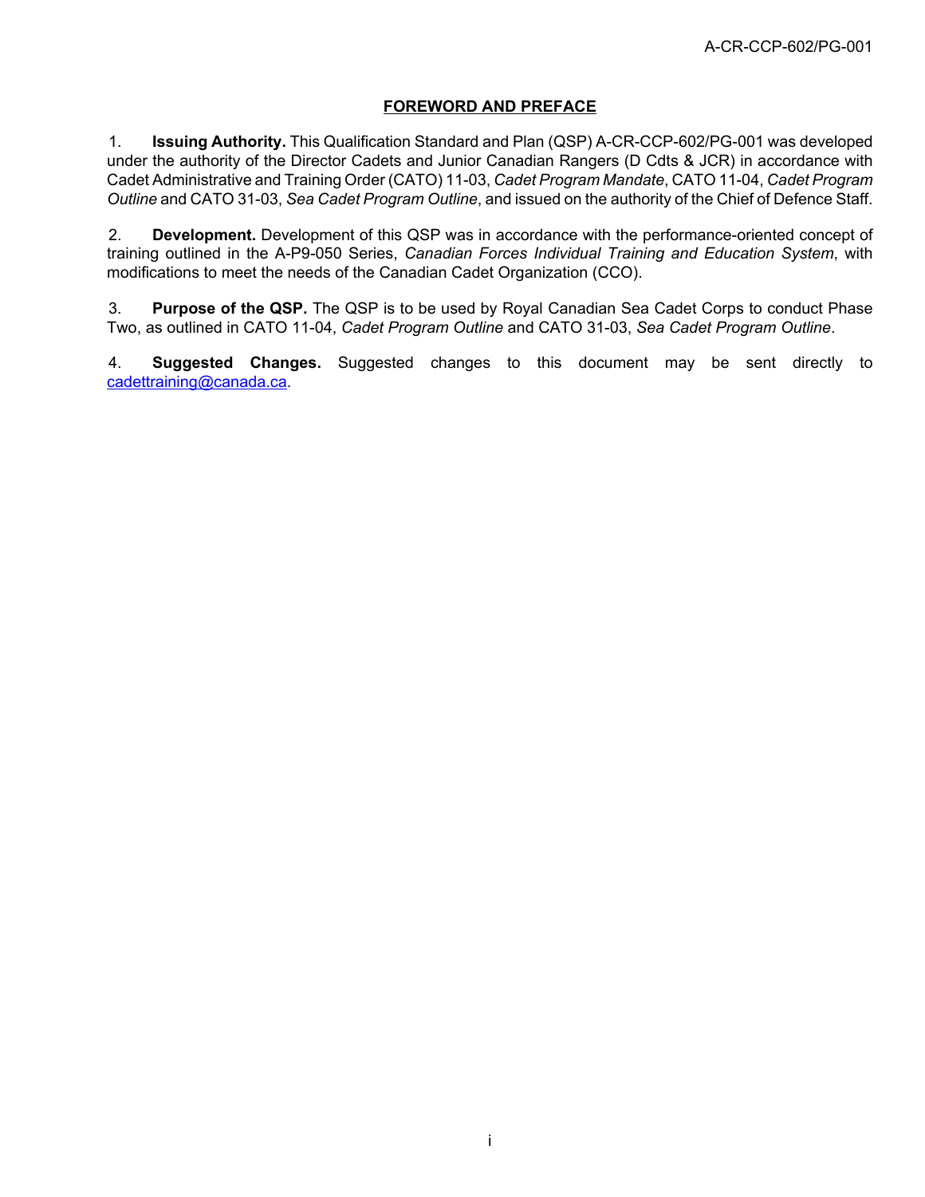## FOREWORD AND PREFACE

1. **Issuing Authority.** This Qualification Standard and Plan (QSP) A-CR-CCP-602/PG-001 was developed under the authority of the Director Cadets and Junior Canadian Rangers (D Cdts & JCR) in accordance with Cadet Administrative and Training Order (CATO) 11-03, *Cadet Program Mandate*, CATO 11-04, *Cadet Program Outline* and CATO 31-03, *Sea Cadet Program Outline*, and issued on the authority of the Chief of Defence Staff.

2. **Development.** Development of this QSP was in accordance with the performance-oriented concept of training outlined in the A-P9-050 Series, *Canadian Forces Individual Training and Education System*, with modifications to meet the needs of the Canadian Cadet Organization (CCO).

3. **Purpose of the QSP.** The QSP is to be used by Royal Canadian Sea Cadet Corps to conduct Phase Two, as outlined in CATO 11-04, *Cadet Program Outline* and CATO 31-03, *Sea Cadet Program Outline*.

4. **Suggested Changes.** Suggested changes to this document may be sent directly to cadettraining@canada.ca.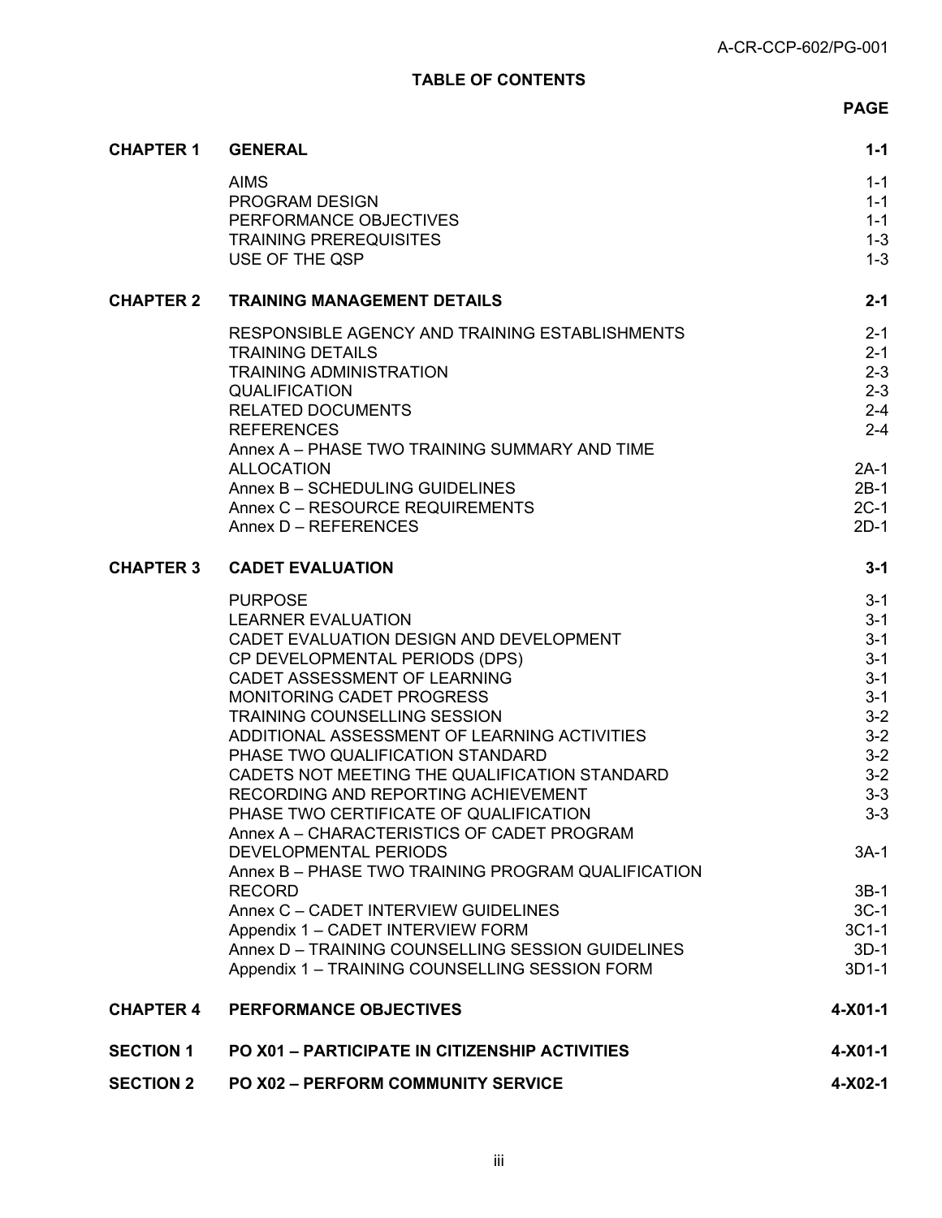**TABLE OF CONTENTS**

| | | PAGE |
|---|---|---|
| **CHAPTER 1** | **GENERAL** | **1-1** |
| | AIMS | 1-1 |
| | PROGRAM DESIGN | 1-1 |
| | PERFORMANCE OBJECTIVES | 1-1 |
| | TRAINING PREREQUISITES | 1-3 |
| | USE OF THE QSP | 1-3 |
| **CHAPTER 2** | **TRAINING MANAGEMENT DETAILS** | **2-1** |
| | RESPONSIBLE AGENCY AND TRAINING ESTABLISHMENTS | 2-1 |
| | TRAINING DETAILS | 2-1 |
| | TRAINING ADMINISTRATION | 2-3 |
| | QUALIFICATION | 2-3 |
| | RELATED DOCUMENTS | 2-4 |
| | REFERENCES | 2-4 |
| | Annex A – PHASE TWO TRAINING SUMMARY AND TIME ALLOCATION | 2A-1 |
| | Annex B – SCHEDULING GUIDELINES | 2B-1 |
| | Annex C – RESOURCE REQUIREMENTS | 2C-1 |
| | Annex D – REFERENCES | 2D-1 |
| **CHAPTER 3** | **CADET EVALUATION** | **3-1** |
| | PURPOSE | 3-1 |
| | LEARNER EVALUATION | 3-1 |
| | CADET EVALUATION DESIGN AND DEVELOPMENT | 3-1 |
| | CP DEVELOPMENTAL PERIODS (DPS) | 3-1 |
| | CADET ASSESSMENT OF LEARNING | 3-1 |
| | MONITORING CADET PROGRESS | 3-1 |
| | TRAINING COUNSELLING SESSION | 3-2 |
| | ADDITIONAL ASSESSMENT OF LEARNING ACTIVITIES | 3-2 |
| | PHASE TWO QUALIFICATION STANDARD | 3-2 |
| | CADETS NOT MEETING THE QUALIFICATION STANDARD | 3-2 |
| | RECORDING AND REPORTING ACHIEVEMENT | 3-3 |
| | PHASE TWO CERTIFICATE OF QUALIFICATION | 3-3 |
| | Annex A – CHARACTERISTICS OF CADET PROGRAM DEVELOPMENTAL PERIODS | 3A-1 |
| | Annex B – PHASE TWO TRAINING PROGRAM QUALIFICATION RECORD | 3B-1 |
| | Annex C – CADET INTERVIEW GUIDELINES | 3C-1 |
| | Appendix 1 – CADET INTERVIEW FORM | 3C1-1 |
| | Annex D – TRAINING COUNSELLING SESSION GUIDELINES | 3D-1 |
| | Appendix 1 – TRAINING COUNSELLING SESSION FORM | 3D1-1 |
| **CHAPTER 4** | **PERFORMANCE OBJECTIVES** | **4-X01-1** |
| **SECTION 1** | **PO X01 – PARTICIPATE IN CITIZENSHIP ACTIVITIES** | **4-X01-1** |
| **SECTION 2** | **PO X02 – PERFORM COMMUNITY SERVICE** | **4-X02-1** |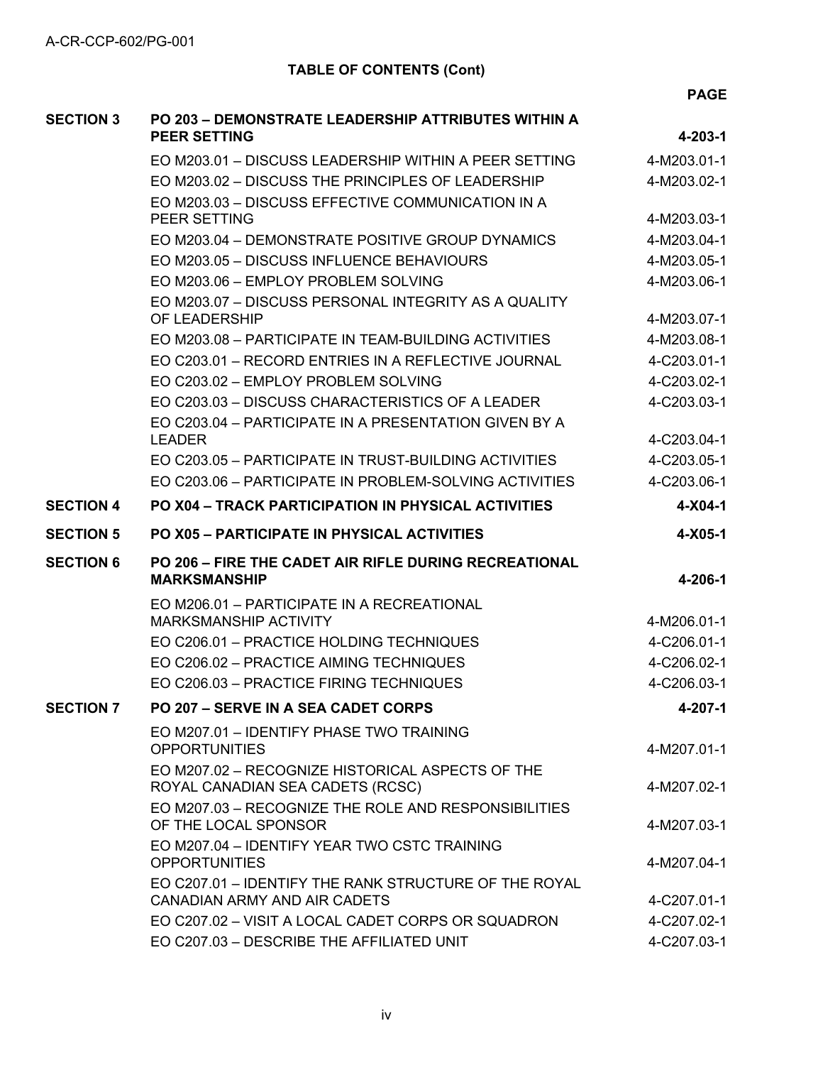**TABLE OF CONTENTS (Cont)**

| | | **PAGE** |
|---|---|---|
| **SECTION 3** | **PO 203 – DEMONSTRATE LEADERSHIP ATTRIBUTES WITHIN A PEER SETTING** | **4-203-1** |
| | EO M203.01 – DISCUSS LEADERSHIP WITHIN A PEER SETTING | 4-M203.01-1 |
| | EO M203.02 – DISCUSS THE PRINCIPLES OF LEADERSHIP | 4-M203.02-1 |
| | EO M203.03 – DISCUSS EFFECTIVE COMMUNICATION IN A PEER SETTING | 4-M203.03-1 |
| | EO M203.04 – DEMONSTRATE POSITIVE GROUP DYNAMICS | 4-M203.04-1 |
| | EO M203.05 – DISCUSS INFLUENCE BEHAVIOURS | 4-M203.05-1 |
| | EO M203.06 – EMPLOY PROBLEM SOLVING | 4-M203.06-1 |
| | EO M203.07 – DISCUSS PERSONAL INTEGRITY AS A QUALITY OF LEADERSHIP | 4-M203.07-1 |
| | EO M203.08 – PARTICIPATE IN TEAM-BUILDING ACTIVITIES | 4-M203.08-1 |
| | EO C203.01 – RECORD ENTRIES IN A REFLECTIVE JOURNAL | 4-C203.01-1 |
| | EO C203.02 – EMPLOY PROBLEM SOLVING | 4-C203.02-1 |
| | EO C203.03 – DISCUSS CHARACTERISTICS OF A LEADER | 4-C203.03-1 |
| | EO C203.04 – PARTICIPATE IN A PRESENTATION GIVEN BY A LEADER | 4-C203.04-1 |
| | EO C203.05 – PARTICIPATE IN TRUST-BUILDING ACTIVITIES | 4-C203.05-1 |
| | EO C203.06 – PARTICIPATE IN PROBLEM-SOLVING ACTIVITIES | 4-C203.06-1 |
| **SECTION 4** | **PO X04 – TRACK PARTICIPATION IN PHYSICAL ACTIVITIES** | **4-X04-1** |
| **SECTION 5** | **PO X05 – PARTICIPATE IN PHYSICAL ACTIVITIES** | **4-X05-1** |
| **SECTION 6** | **PO 206 – FIRE THE CADET AIR RIFLE DURING RECREATIONAL MARKSMANSHIP** | **4-206-1** |
| | EO M206.01 – PARTICIPATE IN A RECREATIONAL MARKSMANSHIP ACTIVITY | 4-M206.01-1 |
| | EO C206.01 – PRACTICE HOLDING TECHNIQUES | 4-C206.01-1 |
| | EO C206.02 – PRACTICE AIMING TECHNIQUES | 4-C206.02-1 |
| | EO C206.03 – PRACTICE FIRING TECHNIQUES | 4-C206.03-1 |
| **SECTION 7** | **PO 207 – SERVE IN A SEA CADET CORPS** | **4-207-1** |
| | EO M207.01 – IDENTIFY PHASE TWO TRAINING OPPORTUNITIES | 4-M207.01-1 |
| | EO M207.02 – RECOGNIZE HISTORICAL ASPECTS OF THE ROYAL CANADIAN SEA CADETS (RCSC) | 4-M207.02-1 |
| | EO M207.03 – RECOGNIZE THE ROLE AND RESPONSIBILITIES OF THE LOCAL SPONSOR | 4-M207.03-1 |
| | EO M207.04 – IDENTIFY YEAR TWO CSTC TRAINING OPPORTUNITIES | 4-M207.04-1 |
| | EO C207.01 – IDENTIFY THE RANK STRUCTURE OF THE ROYAL CANADIAN ARMY AND AIR CADETS | 4-C207.01-1 |
| | EO C207.02 – VISIT A LOCAL CADET CORPS OR SQUADRON | 4-C207.02-1 |
| | EO C207.03 – DESCRIBE THE AFFILIATED UNIT | 4-C207.03-1 |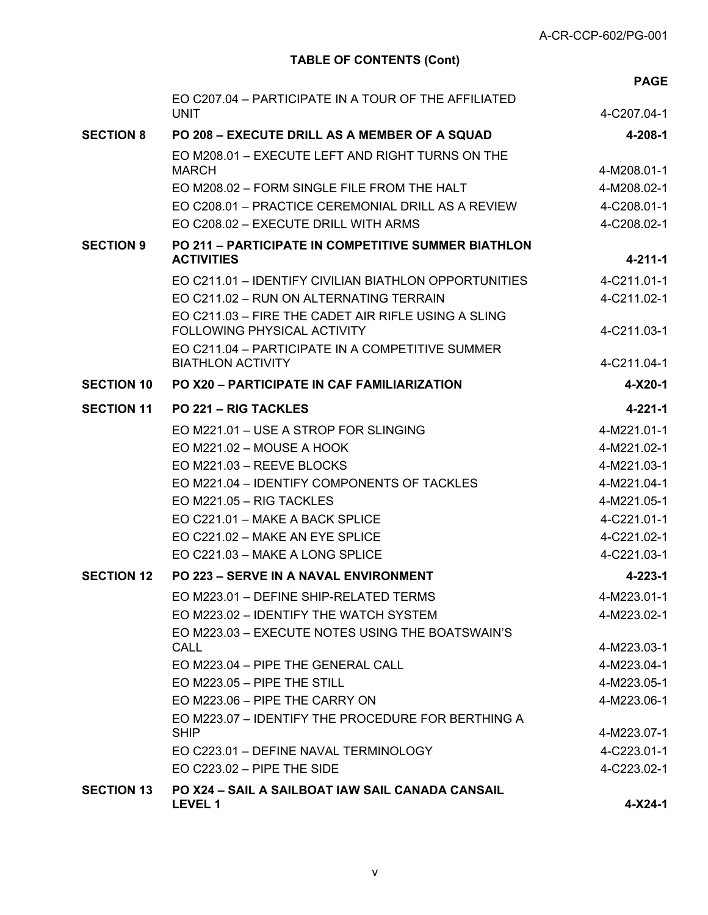**TABLE OF CONTENTS (Cont)**

| | | PAGE |
|---|---|---|
| | EO C207.04 – PARTICIPATE IN A TOUR OF THE AFFILIATED UNIT | 4-C207.04-1 |
| **SECTION 8** | **PO 208 – EXECUTE DRILL AS A MEMBER OF A SQUAD** | **4-208-1** |
| | EO M208.01 – EXECUTE LEFT AND RIGHT TURNS ON THE MARCH | 4-M208.01-1 |
| | EO M208.02 – FORM SINGLE FILE FROM THE HALT | 4-M208.02-1 |
| | EO C208.01 – PRACTICE CEREMONIAL DRILL AS A REVIEW | 4-C208.01-1 |
| | EO C208.02 – EXECUTE DRILL WITH ARMS | 4-C208.02-1 |
| **SECTION 9** | **PO 211 – PARTICIPATE IN COMPETITIVE SUMMER BIATHLON ACTIVITIES** | **4-211-1** |
| | EO C211.01 – IDENTIFY CIVILIAN BIATHLON OPPORTUNITIES | 4-C211.01-1 |
| | EO C211.02 – RUN ON ALTERNATING TERRAIN | 4-C211.02-1 |
| | EO C211.03 – FIRE THE CADET AIR RIFLE USING A SLING FOLLOWING PHYSICAL ACTIVITY | 4-C211.03-1 |
| | EO C211.04 – PARTICIPATE IN A COMPETITIVE SUMMER BIATHLON ACTIVITY | 4-C211.04-1 |
| **SECTION 10** | **PO X20 – PARTICIPATE IN CAF FAMILIARIZATION** | **4-X20-1** |
| **SECTION 11** | **PO 221 – RIG TACKLES** | **4-221-1** |
| | EO M221.01 – USE A STROP FOR SLINGING | 4-M221.01-1 |
| | EO M221.02 – MOUSE A HOOK | 4-M221.02-1 |
| | EO M221.03 – REEVE BLOCKS | 4-M221.03-1 |
| | EO M221.04 – IDENTIFY COMPONENTS OF TACKLES | 4-M221.04-1 |
| | EO M221.05 – RIG TACKLES | 4-M221.05-1 |
| | EO C221.01 – MAKE A BACK SPLICE | 4-C221.01-1 |
| | EO C221.02 – MAKE AN EYE SPLICE | 4-C221.02-1 |
| | EO C221.03 – MAKE A LONG SPLICE | 4-C221.03-1 |
| **SECTION 12** | **PO 223 – SERVE IN A NAVAL ENVIRONMENT** | **4-223-1** |
| | EO M223.01 – DEFINE SHIP-RELATED TERMS | 4-M223.01-1 |
| | EO M223.02 – IDENTIFY THE WATCH SYSTEM | 4-M223.02-1 |
| | EO M223.03 – EXECUTE NOTES USING THE BOATSWAIN'S CALL | 4-M223.03-1 |
| | EO M223.04 – PIPE THE GENERAL CALL | 4-M223.04-1 |
| | EO M223.05 – PIPE THE STILL | 4-M223.05-1 |
| | EO M223.06 – PIPE THE CARRY ON | 4-M223.06-1 |
| | EO M223.07 – IDENTIFY THE PROCEDURE FOR BERTHING A SHIP | 4-M223.07-1 |
| | EO C223.01 – DEFINE NAVAL TERMINOLOGY | 4-C223.01-1 |
| | EO C223.02 – PIPE THE SIDE | 4-C223.02-1 |
| **SECTION 13** | **PO X24 – SAIL A SAILBOAT IAW SAIL CANADA CANSAIL LEVEL 1** | **4-X24-1** |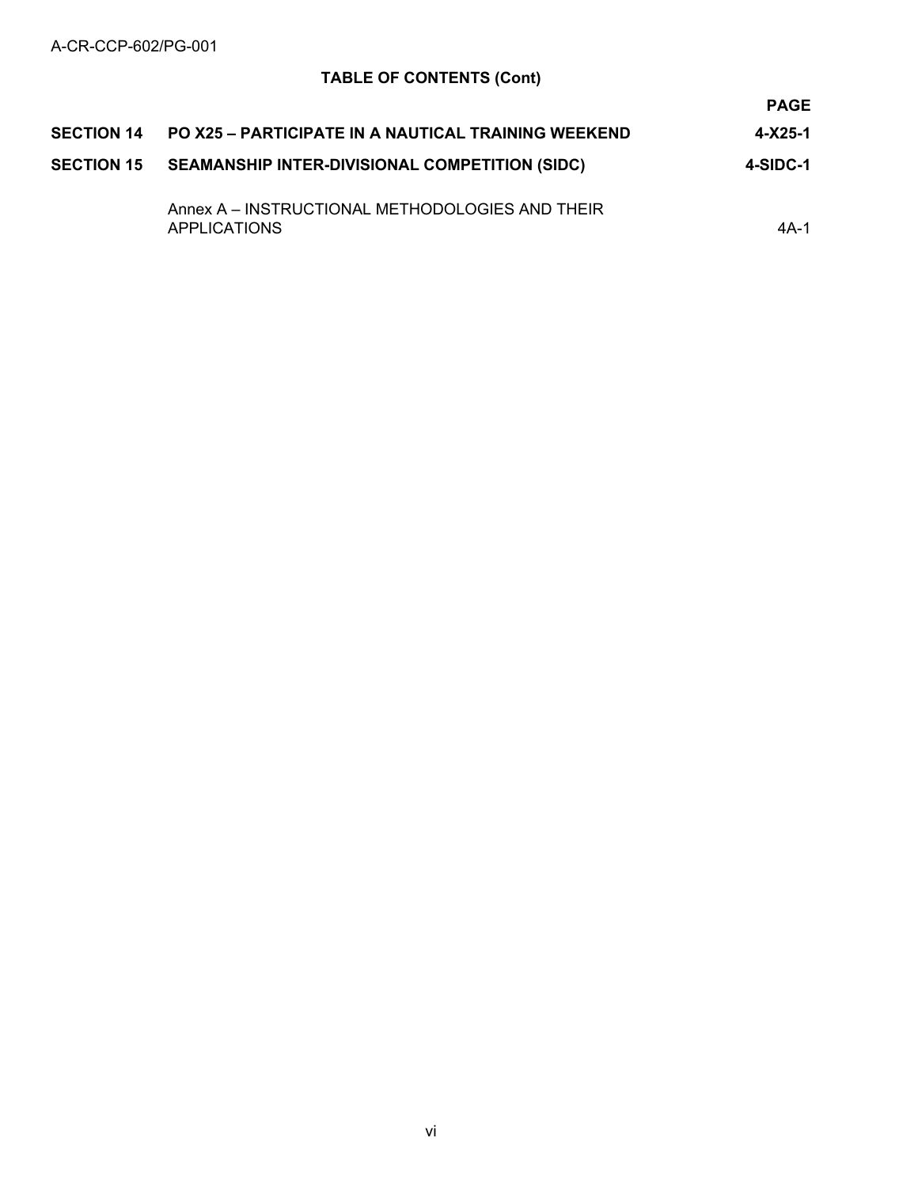**TABLE OF CONTENTS (Cont)**

| | | PAGE |
|---|---|---|
| **SECTION 14** | **PO X25 – PARTICIPATE IN A NAUTICAL TRAINING WEEKEND** | **4-X25-1** |
| **SECTION 15** | **SEAMANSHIP INTER-DIVISIONAL COMPETITION (SIDC)** | **4-SIDC-1** |
| | Annex A – INSTRUCTIONAL METHODOLOGIES AND THEIR APPLICATIONS | 4A-1 |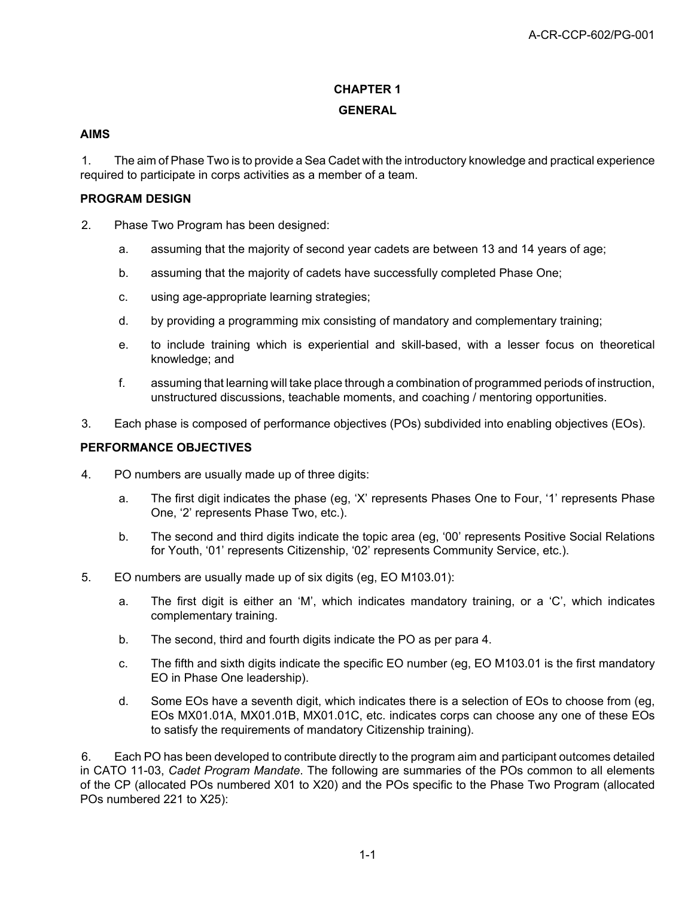# CHAPTER 1

# GENERAL

## AIMS

1. The aim of Phase Two is to provide a Sea Cadet with the introductory knowledge and practical experience required to participate in corps activities as a member of a team.

## PROGRAM DESIGN

2. Phase Two Program has been designed:

   a. assuming that the majority of second year cadets are between 13 and 14 years of age;

   b. assuming that the majority of cadets have successfully completed Phase One;

   c. using age-appropriate learning strategies;

   d. by providing a programming mix consisting of mandatory and complementary training;

   e. to include training which is experiential and skill-based, with a lesser focus on theoretical knowledge; and

   f. assuming that learning will take place through a combination of programmed periods of instruction, unstructured discussions, teachable moments, and coaching / mentoring opportunities.

3. Each phase is composed of performance objectives (POs) subdivided into enabling objectives (EOs).

## PERFORMANCE OBJECTIVES

4. PO numbers are usually made up of three digits:

   a. The first digit indicates the phase (eg, 'X' represents Phases One to Four, '1' represents Phase One, '2' represents Phase Two, etc.).

   b. The second and third digits indicate the topic area (eg, '00' represents Positive Social Relations for Youth, '01' represents Citizenship, '02' represents Community Service, etc.).

5. EO numbers are usually made up of six digits (eg, EO M103.01):

   a. The first digit is either an 'M', which indicates mandatory training, or a 'C', which indicates complementary training.

   b. The second, third and fourth digits indicate the PO as per para 4.

   c. The fifth and sixth digits indicate the specific EO number (eg, EO M103.01 is the first mandatory EO in Phase One leadership).

   d. Some EOs have a seventh digit, which indicates there is a selection of EOs to choose from (eg, EOs MX01.01A, MX01.01B, MX01.01C, etc. indicates corps can choose any one of these EOs to satisfy the requirements of mandatory Citizenship training).

6. Each PO has been developed to contribute directly to the program aim and participant outcomes detailed in CATO 11-03, *Cadet Program Mandate*. The following are summaries of the POs common to all elements of the CP (allocated POs numbered X01 to X20) and the POs specific to the Phase Two Program (allocated POs numbered 221 to X25):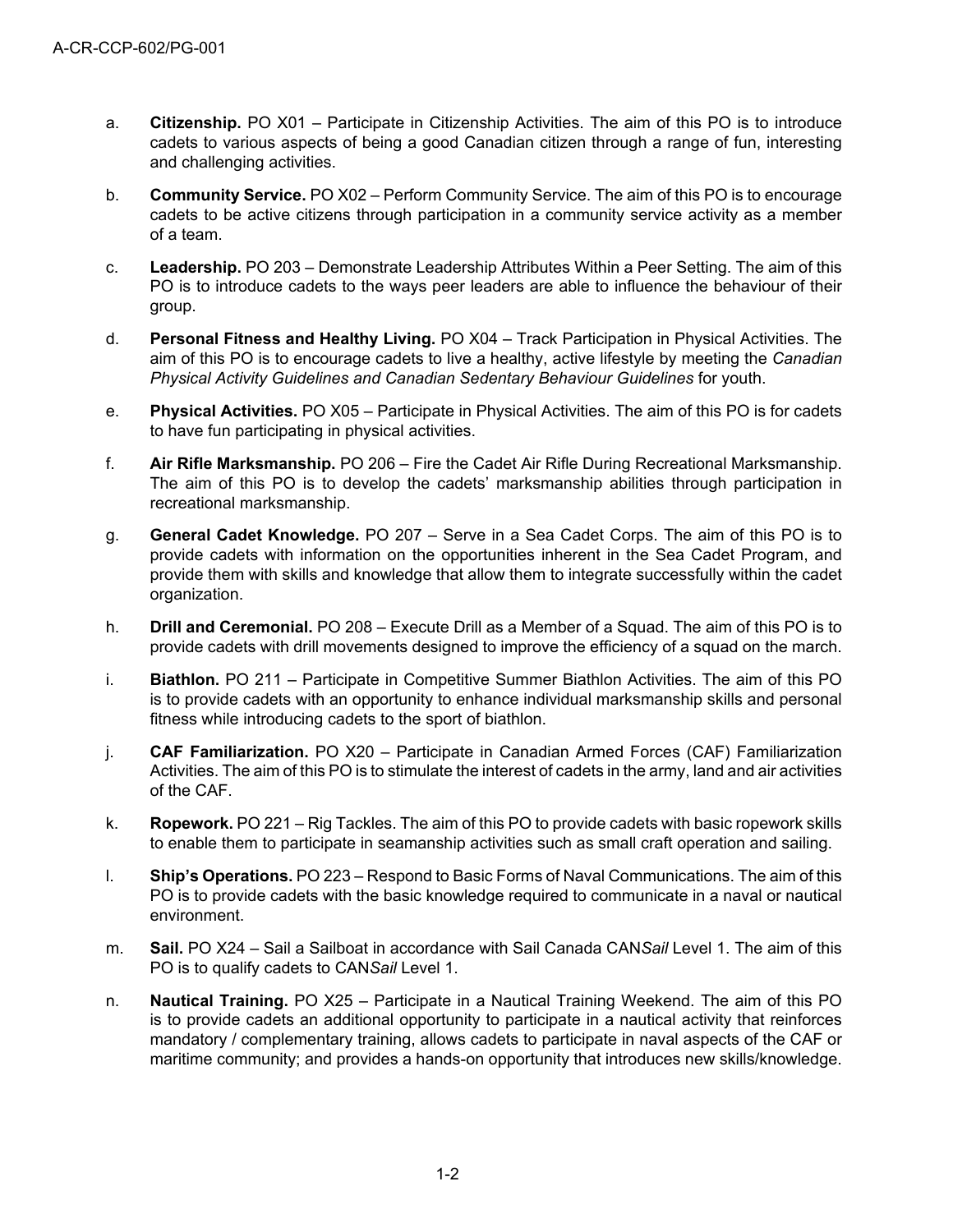a. **Citizenship.** PO X01 – Participate in Citizenship Activities. The aim of this PO is to introduce cadets to various aspects of being a good Canadian citizen through a range of fun, interesting and challenging activities.

b. **Community Service.** PO X02 – Perform Community Service. The aim of this PO is to encourage cadets to be active citizens through participation in a community service activity as a member of a team.

c. **Leadership.** PO 203 – Demonstrate Leadership Attributes Within a Peer Setting. The aim of this PO is to introduce cadets to the ways peer leaders are able to influence the behaviour of their group.

d. **Personal Fitness and Healthy Living.** PO X04 – Track Participation in Physical Activities. The aim of this PO is to encourage cadets to live a healthy, active lifestyle by meeting the *Canadian Physical Activity Guidelines and Canadian Sedentary Behaviour Guidelines* for youth.

e. **Physical Activities.** PO X05 – Participate in Physical Activities. The aim of this PO is for cadets to have fun participating in physical activities.

f. **Air Rifle Marksmanship.** PO 206 – Fire the Cadet Air Rifle During Recreational Marksmanship. The aim of this PO is to develop the cadets' marksmanship abilities through participation in recreational marksmanship.

g. **General Cadet Knowledge.** PO 207 – Serve in a Sea Cadet Corps. The aim of this PO is to provide cadets with information on the opportunities inherent in the Sea Cadet Program, and provide them with skills and knowledge that allow them to integrate successfully within the cadet organization.

h. **Drill and Ceremonial.** PO 208 – Execute Drill as a Member of a Squad. The aim of this PO is to provide cadets with drill movements designed to improve the efficiency of a squad on the march.

i. **Biathlon.** PO 211 – Participate in Competitive Summer Biathlon Activities. The aim of this PO is to provide cadets with an opportunity to enhance individual marksmanship skills and personal fitness while introducing cadets to the sport of biathlon.

j. **CAF Familiarization.** PO X20 – Participate in Canadian Armed Forces (CAF) Familiarization Activities. The aim of this PO is to stimulate the interest of cadets in the army, land and air activities of the CAF.

k. **Ropework.** PO 221 – Rig Tackles. The aim of this PO to provide cadets with basic ropework skills to enable them to participate in seamanship activities such as small craft operation and sailing.

l. **Ship's Operations.** PO 223 – Respond to Basic Forms of Naval Communications. The aim of this PO is to provide cadets with the basic knowledge required to communicate in a naval or nautical environment.

m. **Sail.** PO X24 – Sail a Sailboat in accordance with Sail Canada CAN*Sail* Level 1. The aim of this PO is to qualify cadets to CAN*Sail* Level 1.

n. **Nautical Training.** PO X25 – Participate in a Nautical Training Weekend. The aim of this PO is to provide cadets an additional opportunity to participate in a nautical activity that reinforces mandatory / complementary training, allows cadets to participate in naval aspects of the CAF or maritime community; and provides a hands-on opportunity that introduces new skills/knowledge.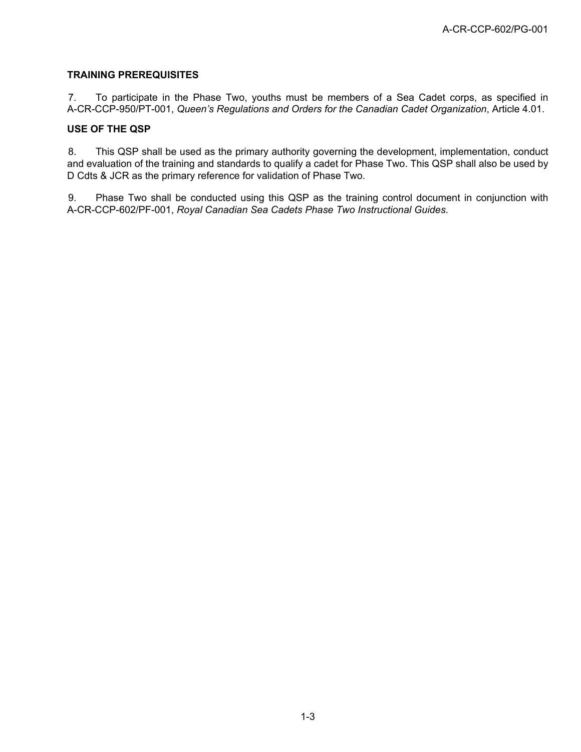## TRAINING PREREQUISITES

7. To participate in the Phase Two, youths must be members of a Sea Cadet corps, as specified in A-CR-CCP-950/PT-001, *Queen's Regulations and Orders for the Canadian Cadet Organization*, Article 4.01.

## USE OF THE QSP

8. This QSP shall be used as the primary authority governing the development, implementation, conduct and evaluation of the training and standards to qualify a cadet for Phase Two. This QSP shall also be used by D Cdts & JCR as the primary reference for validation of Phase Two.

9. Phase Two shall be conducted using this QSP as the training control document in conjunction with A-CR-CCP-602/PF-001, *Royal Canadian Sea Cadets Phase Two Instructional Guides*.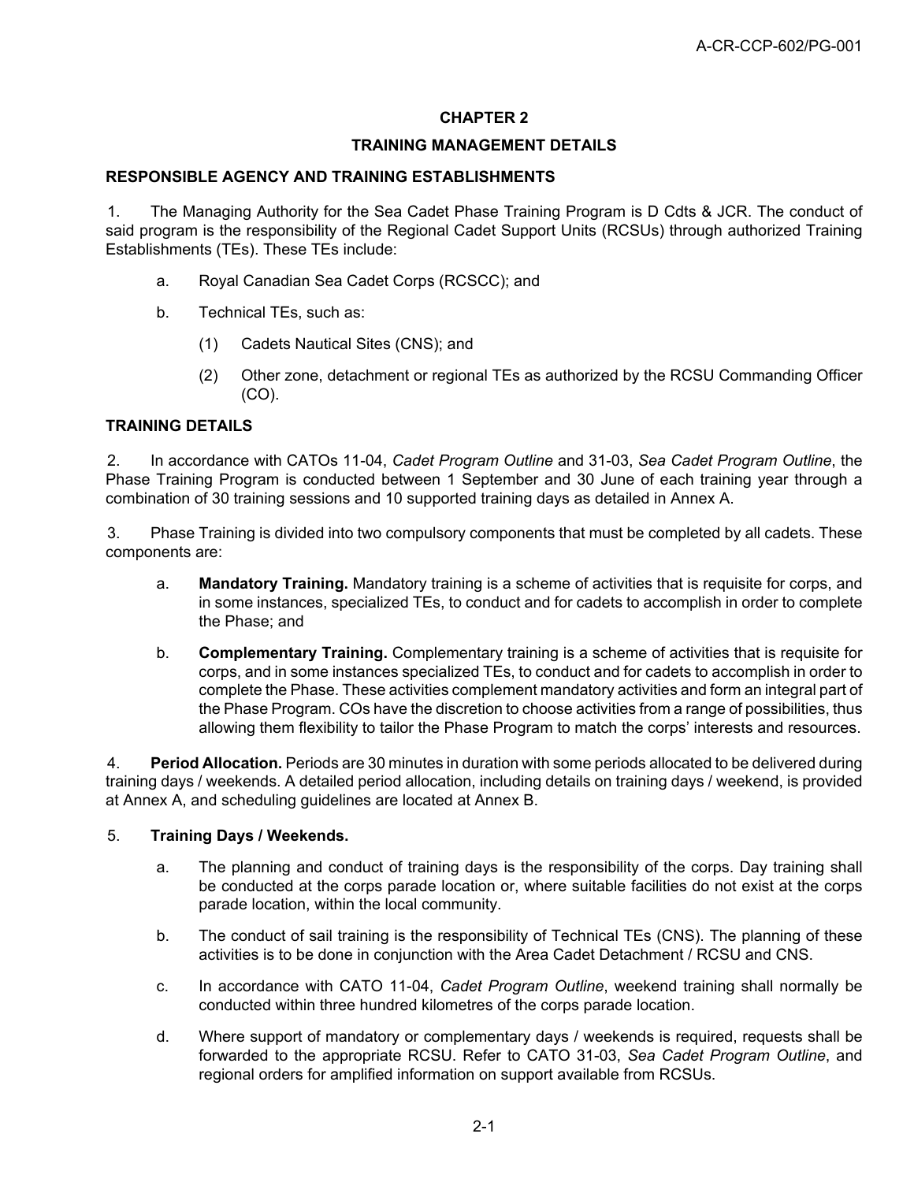## CHAPTER 2

## TRAINING MANAGEMENT DETAILS

### RESPONSIBLE AGENCY AND TRAINING ESTABLISHMENTS

1. The Managing Authority for the Sea Cadet Phase Training Program is D Cdts & JCR. The conduct of said program is the responsibility of the Regional Cadet Support Units (RCSUs) through authorized Training Establishments (TEs). These TEs include:

   a. Royal Canadian Sea Cadet Corps (RCSCC); and

   b. Technical TEs, such as:

      (1) Cadets Nautical Sites (CNS); and

      (2) Other zone, detachment or regional TEs as authorized by the RCSU Commanding Officer (CO).

### TRAINING DETAILS

2. In accordance with CATOs 11-04, *Cadet Program Outline* and 31-03, *Sea Cadet Program Outline*, the Phase Training Program is conducted between 1 September and 30 June of each training year through a combination of 30 training sessions and 10 supported training days as detailed in Annex A.

3. Phase Training is divided into two compulsory components that must be completed by all cadets. These components are:

   a. **Mandatory Training.** Mandatory training is a scheme of activities that is requisite for corps, and in some instances, specialized TEs, to conduct and for cadets to accomplish in order to complete the Phase; and

   b. **Complementary Training.** Complementary training is a scheme of activities that is requisite for corps, and in some instances specialized TEs, to conduct and for cadets to accomplish in order to complete the Phase. These activities complement mandatory activities and form an integral part of the Phase Program. COs have the discretion to choose activities from a range of possibilities, thus allowing them flexibility to tailor the Phase Program to match the corps' interests and resources.

4. **Period Allocation.** Periods are 30 minutes in duration with some periods allocated to be delivered during training days / weekends. A detailed period allocation, including details on training days / weekend, is provided at Annex A, and scheduling guidelines are located at Annex B.

5. **Training Days / Weekends.**

   a. The planning and conduct of training days is the responsibility of the corps. Day training shall be conducted at the corps parade location or, where suitable facilities do not exist at the corps parade location, within the local community.

   b. The conduct of sail training is the responsibility of Technical TEs (CNS). The planning of these activities is to be done in conjunction with the Area Cadet Detachment / RCSU and CNS.

   c. In accordance with CATO 11-04, *Cadet Program Outline*, weekend training shall normally be conducted within three hundred kilometres of the corps parade location.

   d. Where support of mandatory or complementary days / weekends is required, requests shall be forwarded to the appropriate RCSU. Refer to CATO 31-03, *Sea Cadet Program Outline*, and regional orders for amplified information on support available from RCSUs.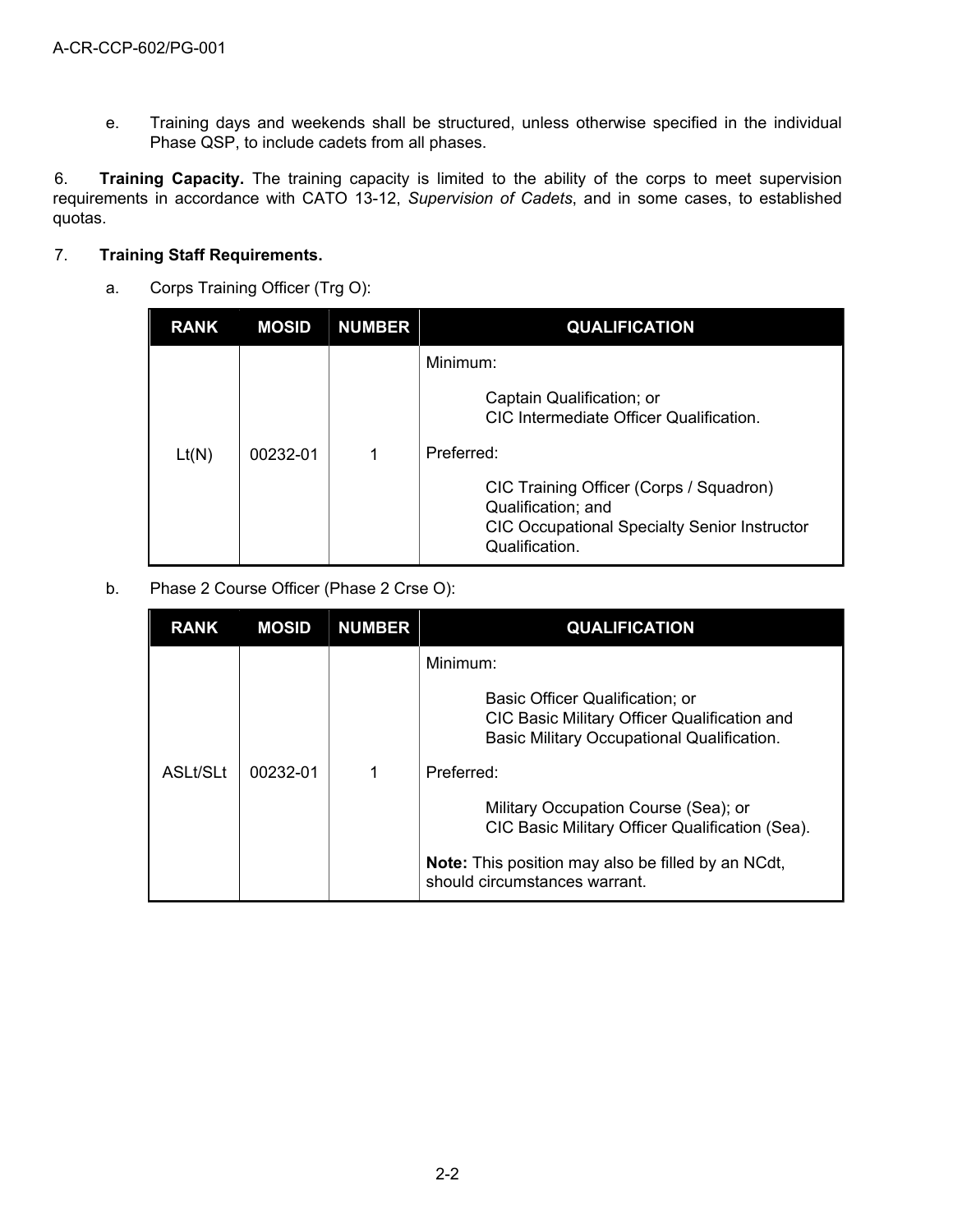e. Training days and weekends shall be structured, unless otherwise specified in the individual Phase QSP, to include cadets from all phases.

6. **Training Capacity.** The training capacity is limited to the ability of the corps to meet supervision requirements in accordance with CATO 13-12, *Supervision of Cadets*, and in some cases, to established quotas.

7. **Training Staff Requirements.**

a. Corps Training Officer (Trg O):

| RANK | MOSID | NUMBER | QUALIFICATION |
|---|---|---|---|
| Lt(N) | 00232-01 | 1 | Minimum:<br><br>Captain Qualification; or<br>CIC Intermediate Officer Qualification.<br><br>Preferred:<br><br>CIC Training Officer (Corps / Squadron) Qualification; and<br>CIC Occupational Specialty Senior Instructor Qualification. |

b. Phase 2 Course Officer (Phase 2 Crse O):

| RANK | MOSID | NUMBER | QUALIFICATION |
|---|---|---|---|
| ASLt/SLt | 00232-01 | 1 | Minimum:<br><br>Basic Officer Qualification; or<br>CIC Basic Military Officer Qualification and Basic Military Occupational Qualification.<br><br>Preferred:<br><br>Military Occupation Course (Sea); or<br>CIC Basic Military Officer Qualification (Sea).<br><br>**Note:** This position may also be filled by an NCdt, should circumstances warrant. |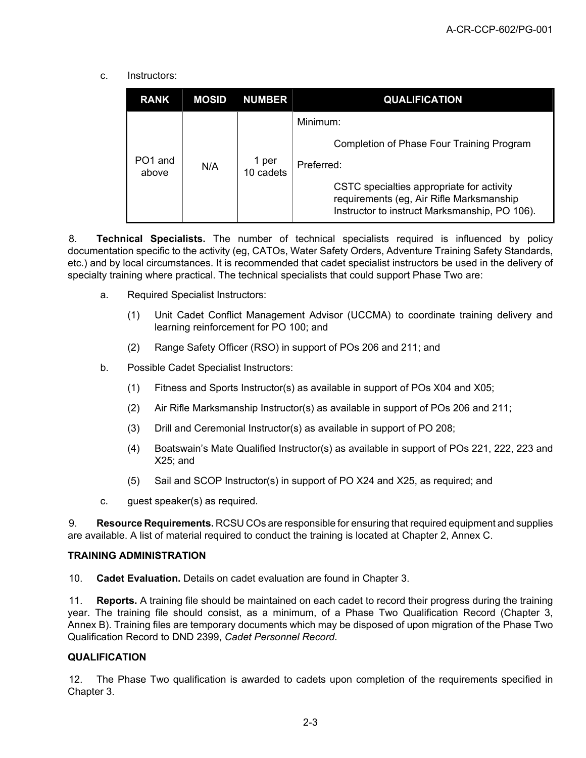c. Instructors:

| RANK | MOSID | NUMBER | QUALIFICATION |
|---|---|---|---|
| PO1 and above | N/A | 1 per 10 cadets | Minimum:<br><br>Completion of Phase Four Training Program<br><br>Preferred:<br><br>CSTC specialties appropriate for activity requirements (eg, Air Rifle Marksmanship Instructor to instruct Marksmanship, PO 106). |

8. **Technical Specialists.** The number of technical specialists required is influenced by policy documentation specific to the activity (eg, CATOs, Water Safety Orders, Adventure Training Safety Standards, etc.) and by local circumstances. It is recommended that cadet specialist instructors be used in the delivery of specialty training where practical. The technical specialists that could support Phase Two are:

a. Required Specialist Instructors:

(1) Unit Cadet Conflict Management Advisor (UCCMA) to coordinate training delivery and learning reinforcement for PO 100; and

(2) Range Safety Officer (RSO) in support of POs 206 and 211; and

b. Possible Cadet Specialist Instructors:

(1) Fitness and Sports Instructor(s) as available in support of POs X04 and X05;

(2) Air Rifle Marksmanship Instructor(s) as available in support of POs 206 and 211;

(3) Drill and Ceremonial Instructor(s) as available in support of PO 208;

(4) Boatswain's Mate Qualified Instructor(s) as available in support of POs 221, 222, 223 and X25; and

(5) Sail and SCOP Instructor(s) in support of PO X24 and X25, as required; and

c. guest speaker(s) as required.

9. **Resource Requirements.** RCSU COs are responsible for ensuring that required equipment and supplies are available. A list of material required to conduct the training is located at Chapter 2, Annex C.

**TRAINING ADMINISTRATION**

10. **Cadet Evaluation.** Details on cadet evaluation are found in Chapter 3.

11. **Reports.** A training file should be maintained on each cadet to record their progress during the training year. The training file should consist, as a minimum, of a Phase Two Qualification Record (Chapter 3, Annex B). Training files are temporary documents which may be disposed of upon migration of the Phase Two Qualification Record to DND 2399, *Cadet Personnel Record*.

**QUALIFICATION**

12. The Phase Two qualification is awarded to cadets upon completion of the requirements specified in Chapter 3.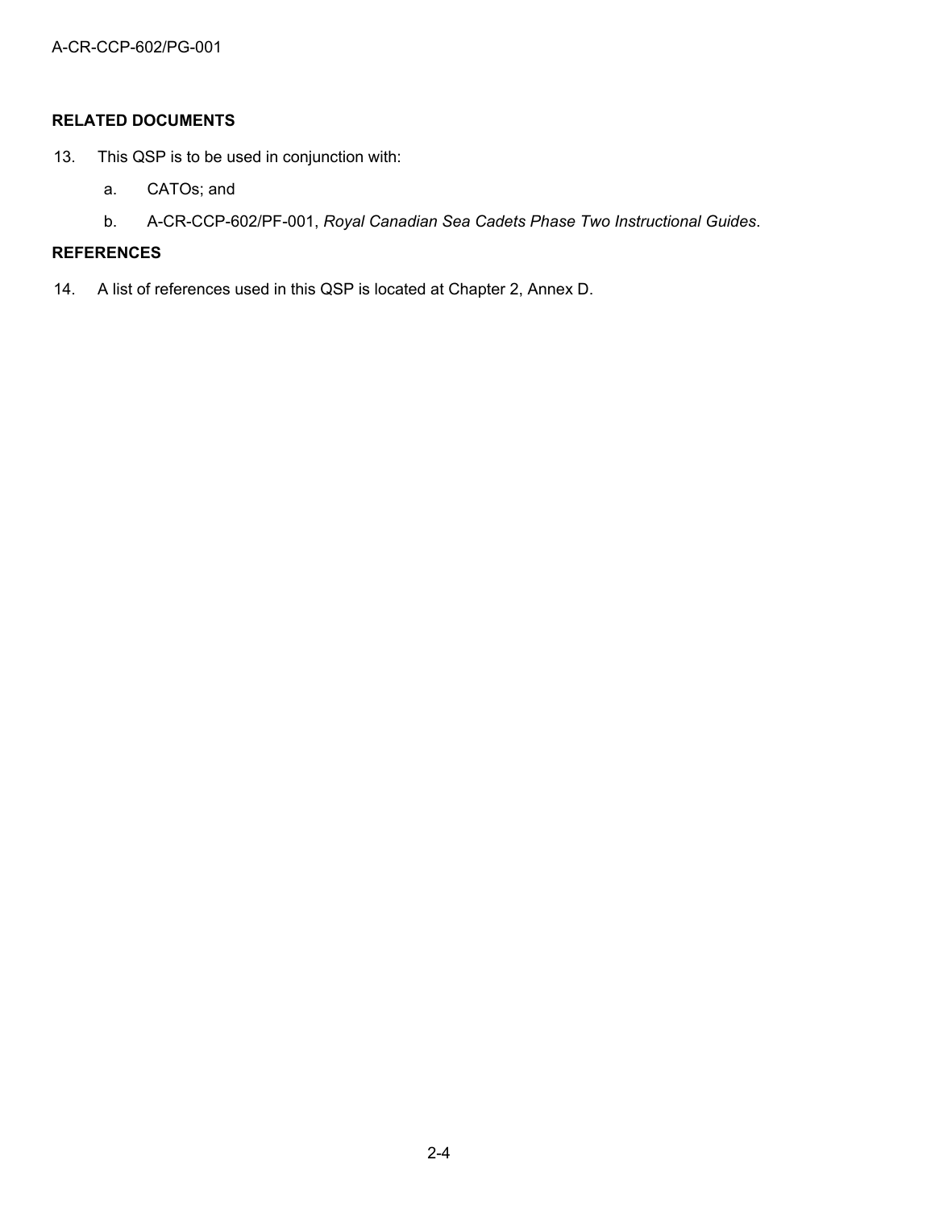## RELATED DOCUMENTS

13. This QSP is to be used in conjunction with:

    a. CATOs; and

    b. A-CR-CCP-602/PF-001, *Royal Canadian Sea Cadets Phase Two Instructional Guides*.

## REFERENCES

14. A list of references used in this QSP is located at Chapter 2, Annex D.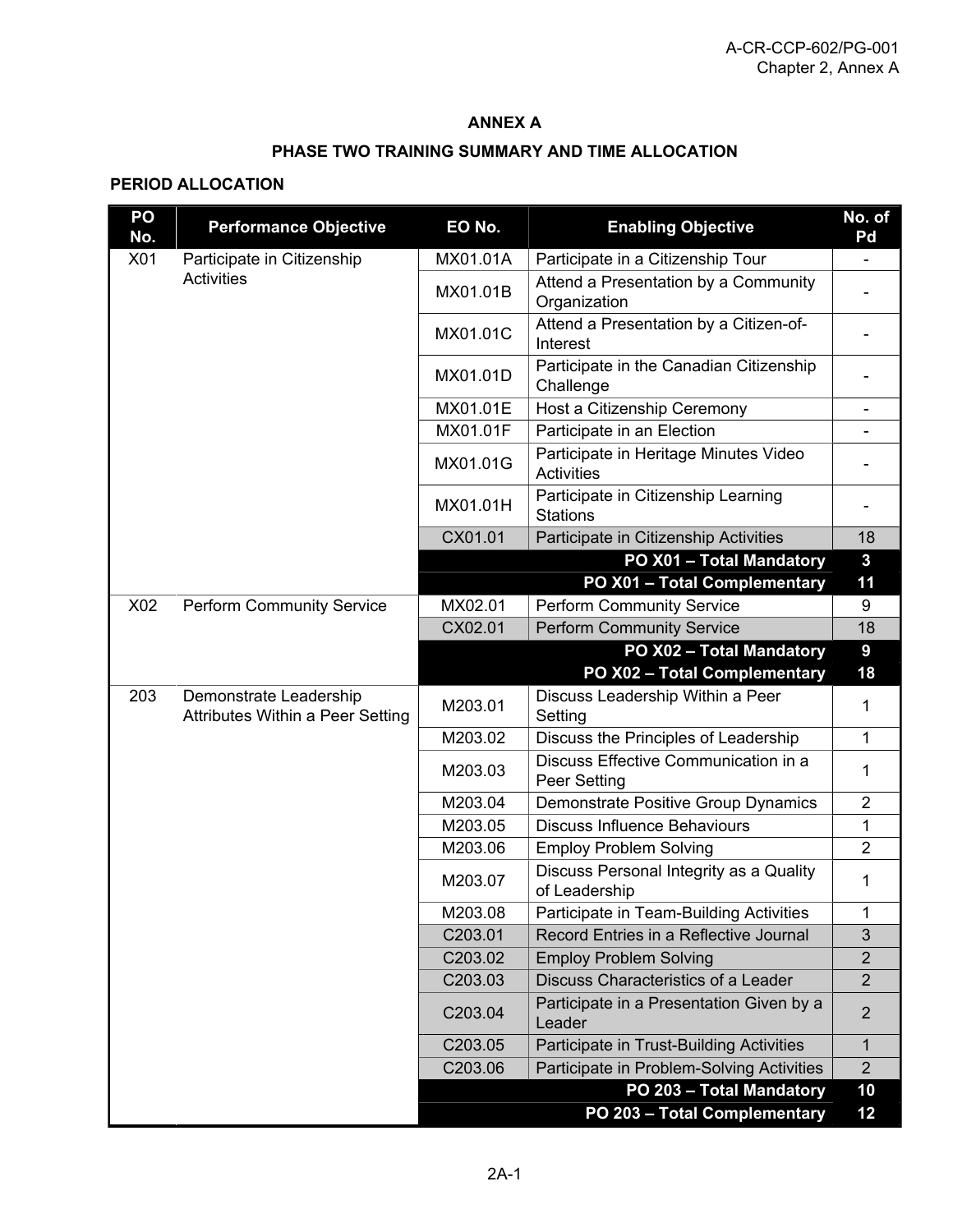## ANNEX A

### PHASE TWO TRAINING SUMMARY AND TIME ALLOCATION

**PERIOD ALLOCATION**

| PO No. | Performance Objective | EO No. | Enabling Objective | No. of Pd |
|---|---|---|---|---|
| X01 | Participate in Citizenship Activities | MX01.01A | Participate in a Citizenship Tour | - |
| | | MX01.01B | Attend a Presentation by a Community Organization | - |
| | | MX01.01C | Attend a Presentation by a Citizen-of-Interest | - |
| | | MX01.01D | Participate in the Canadian Citizenship Challenge | - |
| | | MX01.01E | Host a Citizenship Ceremony | - |
| | | MX01.01F | Participate in an Election | - |
| | | MX01.01G | Participate in Heritage Minutes Video Activities | - |
| | | MX01.01H | Participate in Citizenship Learning Stations | - |
| | | CX01.01 | Participate in Citizenship Activities | 18 |
| | | | **PO X01 – Total Mandatory** | **3** |
| | | | **PO X01 – Total Complementary** | **11** |
| X02 | Perform Community Service | MX02.01 | Perform Community Service | 9 |
| | | CX02.01 | Perform Community Service | 18 |
| | | | **PO X02 – Total Mandatory** | **9** |
| | | | **PO X02 – Total Complementary** | **18** |
| 203 | Demonstrate Leadership Attributes Within a Peer Setting | M203.01 | Discuss Leadership Within a Peer Setting | 1 |
| | | M203.02 | Discuss the Principles of Leadership | 1 |
| | | M203.03 | Discuss Effective Communication in a Peer Setting | 1 |
| | | M203.04 | Demonstrate Positive Group Dynamics | 2 |
| | | M203.05 | Discuss Influence Behaviours | 1 |
| | | M203.06 | Employ Problem Solving | 2 |
| | | M203.07 | Discuss Personal Integrity as a Quality of Leadership | 1 |
| | | M203.08 | Participate in Team-Building Activities | 1 |
| | | C203.01 | Record Entries in a Reflective Journal | 3 |
| | | C203.02 | Employ Problem Solving | 2 |
| | | C203.03 | Discuss Characteristics of a Leader | 2 |
| | | C203.04 | Participate in a Presentation Given by a Leader | 2 |
| | | C203.05 | Participate in Trust-Building Activities | 1 |
| | | C203.06 | Participate in Problem-Solving Activities | 2 |
| | | | **PO 203 – Total Mandatory** | **10** |
| | | | **PO 203 – Total Complementary** | **12** |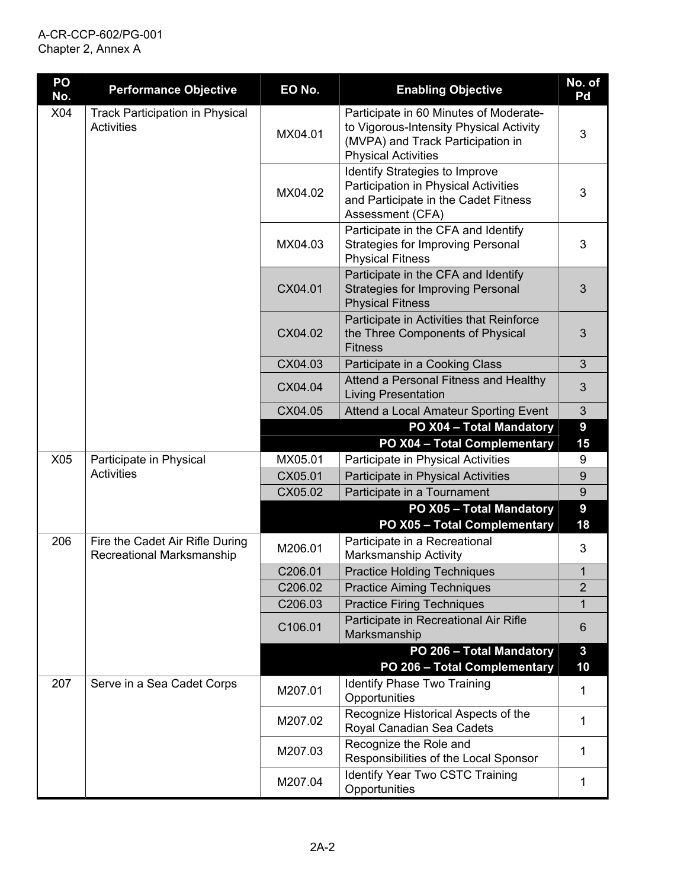| PO No. | Performance Objective | EO No. | Enabling Objective | No. of Pd |
|---|---|---|---|---|
| X04 | Track Participation in Physical Activities | MX04.01 | Participate in 60 Minutes of Moderate-to Vigorous-Intensity Physical Activity (MVPA) and Track Participation in Physical Activities | 3 |
| | | MX04.02 | Identify Strategies to Improve Participation in Physical Activities and Participate in the Cadet Fitness Assessment (CFA) | 3 |
| | | MX04.03 | Participate in the CFA and Identify Strategies for Improving Personal Physical Fitness | 3 |
| | | CX04.01 | Participate in the CFA and Identify Strategies for Improving Personal Physical Fitness | 3 |
| | | CX04.02 | Participate in Activities that Reinforce the Three Components of Physical Fitness | 3 |
| | | CX04.03 | Participate in a Cooking Class | 3 |
| | | CX04.04 | Attend a Personal Fitness and Healthy Living Presentation | 3 |
| | | CX04.05 | Attend a Local Amateur Sporting Event | 3 |
| | | | **PO X04 – Total Mandatory** | **9** |
| | | | **PO X04 – Total Complementary** | **15** |
| X05 | Participate in Physical Activities | MX05.01 | Participate in Physical Activities | 9 |
| | | CX05.01 | Participate in Physical Activities | 9 |
| | | CX05.02 | Participate in a Tournament | 9 |
| | | | **PO X05 – Total Mandatory** | **9** |
| | | | **PO X05 – Total Complementary** | **18** |
| 206 | Fire the Cadet Air Rifle During Recreational Marksmanship | M206.01 | Participate in a Recreational Marksmanship Activity | 3 |
| | | C206.01 | Practice Holding Techniques | 1 |
| | | C206.02 | Practice Aiming Techniques | 2 |
| | | C206.03 | Practice Firing Techniques | 1 |
| | | C106.01 | Participate in Recreational Air Rifle Marksmanship | 6 |
| | | | **PO 206 – Total Mandatory** | **3** |
| | | | **PO 206 – Total Complementary** | **10** |
| 207 | Serve in a Sea Cadet Corps | M207.01 | Identify Phase Two Training Opportunities | 1 |
| | | M207.02 | Recognize Historical Aspects of the Royal Canadian Sea Cadets | 1 |
| | | M207.03 | Recognize the Role and Responsibilities of the Local Sponsor | 1 |
| | | M207.04 | Identify Year Two CSTC Training Opportunities | 1 |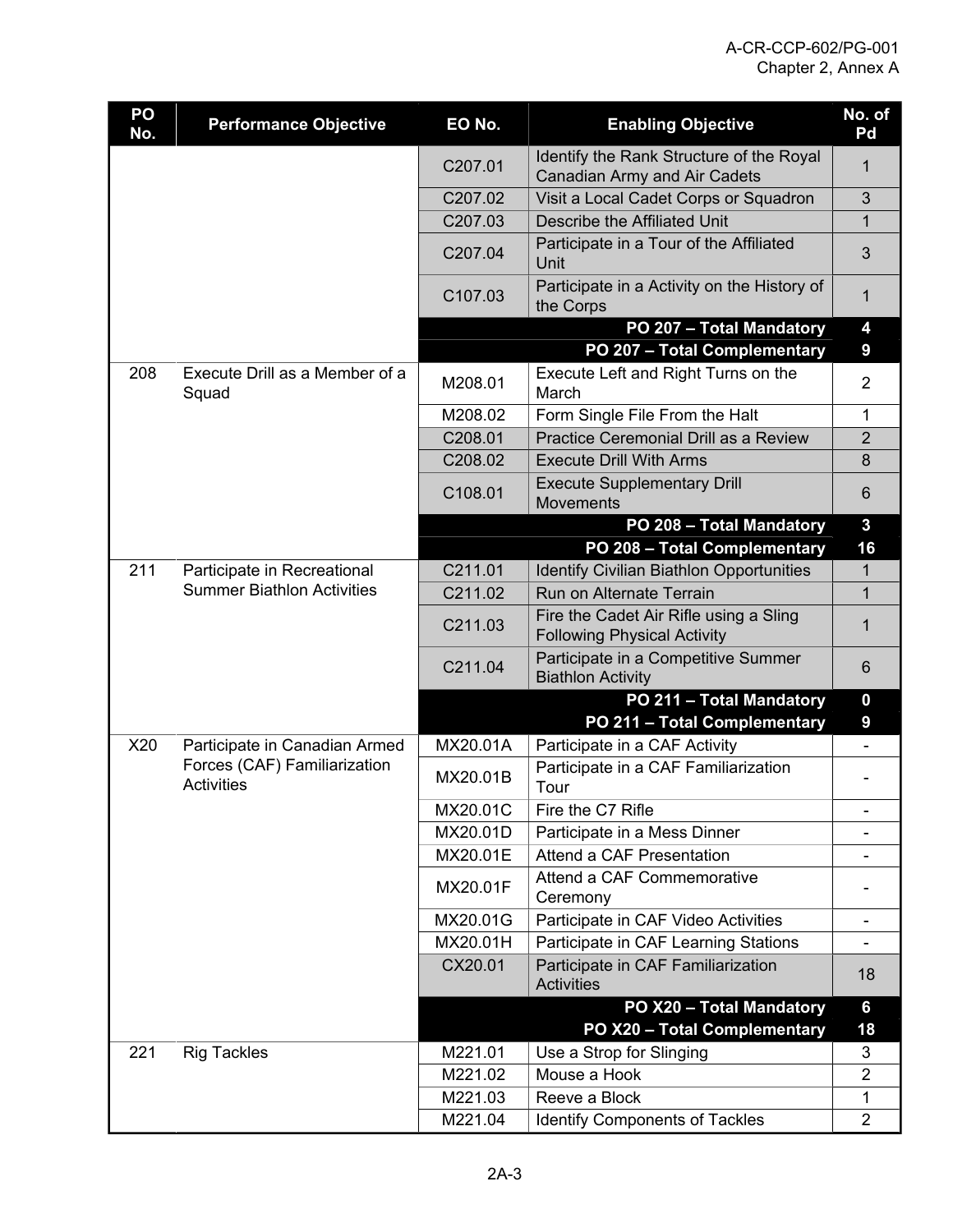| PO No. | Performance Objective | EO No. | Enabling Objective | No. of Pd |
|---|---|---|---|---|
| | | C207.01 | Identify the Rank Structure of the Royal Canadian Army and Air Cadets | 1 |
| | | C207.02 | Visit a Local Cadet Corps or Squadron | 3 |
| | | C207.03 | Describe the Affiliated Unit | 1 |
| | | C207.04 | Participate in a Tour of the Affiliated Unit | 3 |
| | | C107.03 | Participate in a Activity on the History of the Corps | 1 |
| | | | **PO 207 – Total Mandatory** | **4** |
| | | | **PO 207 – Total Complementary** | **9** |
| 208 | Execute Drill as a Member of a Squad | M208.01 | Execute Left and Right Turns on the March | 2 |
| | | M208.02 | Form Single File From the Halt | 1 |
| | | C208.01 | Practice Ceremonial Drill as a Review | 2 |
| | | C208.02 | Execute Drill With Arms | 8 |
| | | C108.01 | Execute Supplementary Drill Movements | 6 |
| | | | **PO 208 – Total Mandatory** | **3** |
| | | | **PO 208 – Total Complementary** | **16** |
| 211 | Participate in Recreational Summer Biathlon Activities | C211.01 | Identify Civilian Biathlon Opportunities | 1 |
| | | C211.02 | Run on Alternate Terrain | 1 |
| | | C211.03 | Fire the Cadet Air Rifle using a Sling Following Physical Activity | 1 |
| | | C211.04 | Participate in a Competitive Summer Biathlon Activity | 6 |
| | | | **PO 211 – Total Mandatory** | **0** |
| | | | **PO 211 – Total Complementary** | **9** |
| X20 | Participate in Canadian Armed Forces (CAF) Familiarization Activities | MX20.01A | Participate in a CAF Activity | - |
| | | MX20.01B | Participate in a CAF Familiarization Tour | - |
| | | MX20.01C | Fire the C7 Rifle | - |
| | | MX20.01D | Participate in a Mess Dinner | - |
| | | MX20.01E | Attend a CAF Presentation | - |
| | | MX20.01F | Attend a CAF Commemorative Ceremony | - |
| | | MX20.01G | Participate in CAF Video Activities | - |
| | | MX20.01H | Participate in CAF Learning Stations | - |
| | | CX20.01 | Participate in CAF Familiarization Activities | 18 |
| | | | **PO X20 – Total Mandatory** | **6** |
| | | | **PO X20 – Total Complementary** | **18** |
| 221 | Rig Tackles | M221.01 | Use a Strop for Slinging | 3 |
| | | M221.02 | Mouse a Hook | 2 |
| | | M221.03 | Reeve a Block | 1 |
| | | M221.04 | Identify Components of Tackles | 2 |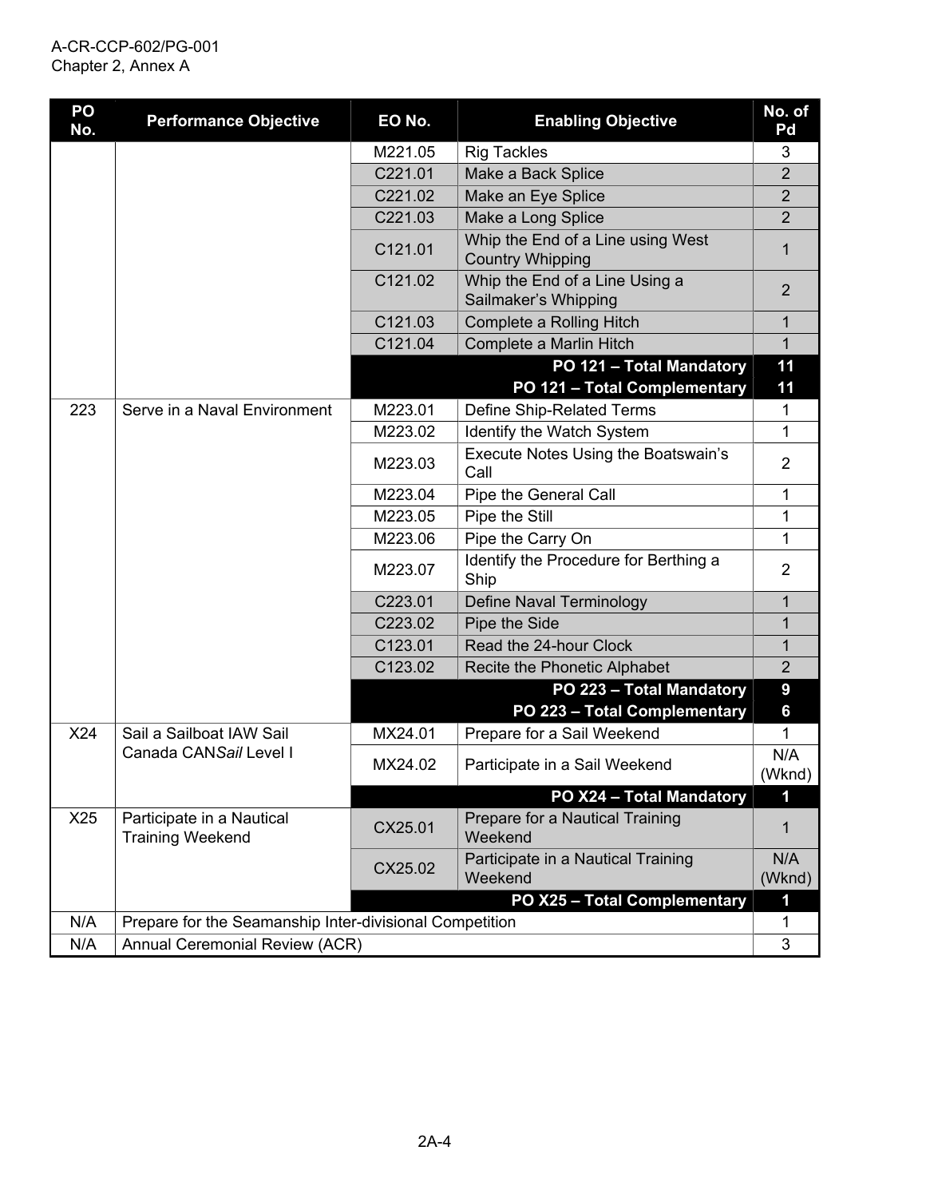| PO No. | Performance Objective | EO No. | Enabling Objective | No. of Pd |
|---|---|---|---|---|
| | | M221.05 | Rig Tackles | 3 |
| | | C221.01 | Make a Back Splice | 2 |
| | | C221.02 | Make an Eye Splice | 2 |
| | | C221.03 | Make a Long Splice | 2 |
| | | C121.01 | Whip the End of a Line using West Country Whipping | 1 |
| | | C121.02 | Whip the End of a Line Using a Sailmaker's Whipping | 2 |
| | | C121.03 | Complete a Rolling Hitch | 1 |
| | | C121.04 | Complete a Marlin Hitch | 1 |
| | | | **PO 121 – Total Mandatory** | **11** |
| | | | **PO 121 – Total Complementary** | **11** |
| 223 | Serve in a Naval Environment | M223.01 | Define Ship-Related Terms | 1 |
| | | M223.02 | Identify the Watch System | 1 |
| | | M223.03 | Execute Notes Using the Boatswain's Call | 2 |
| | | M223.04 | Pipe the General Call | 1 |
| | | M223.05 | Pipe the Still | 1 |
| | | M223.06 | Pipe the Carry On | 1 |
| | | M223.07 | Identify the Procedure for Berthing a Ship | 2 |
| | | C223.01 | Define Naval Terminology | 1 |
| | | C223.02 | Pipe the Side | 1 |
| | | C123.01 | Read the 24-hour Clock | 1 |
| | | C123.02 | Recite the Phonetic Alphabet | 2 |
| | | | **PO 223 – Total Mandatory** | **9** |
| | | | **PO 223 – Total Complementary** | **6** |
| X24 | Sail a Sailboat IAW Sail Canada CAN*Sail* Level I | MX24.01 | Prepare for a Sail Weekend | 1 |
| | | MX24.02 | Participate in a Sail Weekend | N/A (Wknd) |
| | | | **PO X24 – Total Mandatory** | **1** |
| X25 | Participate in a Nautical Training Weekend | CX25.01 | Prepare for a Nautical Training Weekend | 1 |
| | | CX25.02 | Participate in a Nautical Training Weekend | N/A (Wknd) |
| | | | **PO X25 – Total Complementary** | **1** |
| N/A | Prepare for the Seamanship Inter-divisional Competition | | | 1 |
| N/A | Annual Ceremonial Review (ACR) | | | 3 |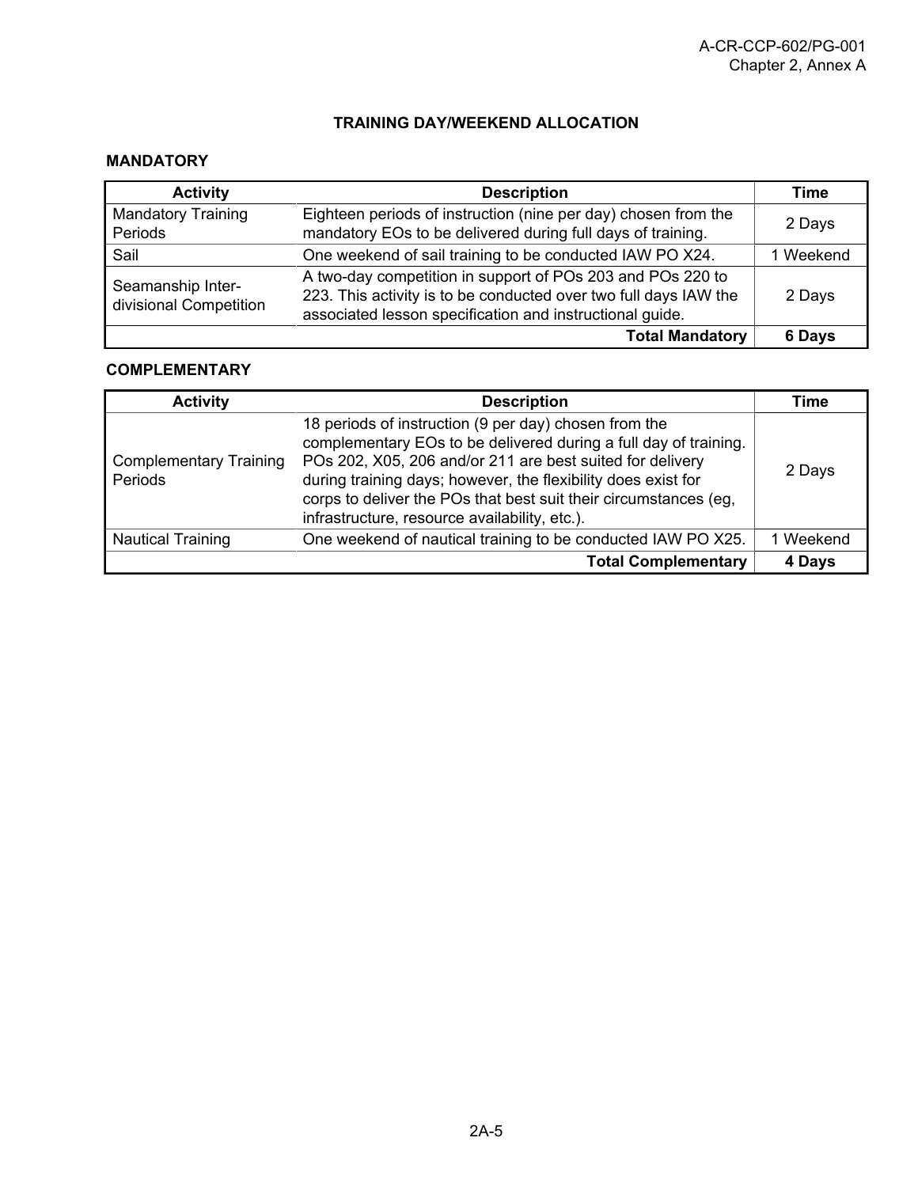## TRAINING DAY/WEEKEND ALLOCATION

### MANDATORY

| Activity | Description | Time |
|---|---|---|
| Mandatory Training Periods | Eighteen periods of instruction (nine per day) chosen from the mandatory EOs to be delivered during full days of training. | 2 Days |
| Sail | One weekend of sail training to be conducted IAW PO X24. | 1 Weekend |
| Seamanship Inter-divisional Competition | A two-day competition in support of POs 203 and POs 220 to 223. This activity is to be conducted over two full days IAW the associated lesson specification and instructional guide. | 2 Days |
| | **Total Mandatory** | **6 Days** |

### COMPLEMENTARY

| Activity | Description | Time |
|---|---|---|
| Complementary Training Periods | 18 periods of instruction (9 per day) chosen from the complementary EOs to be delivered during a full day of training. POs 202, X05, 206 and/or 211 are best suited for delivery during training days; however, the flexibility does exist for corps to deliver the POs that best suit their circumstances (eg, infrastructure, resource availability, etc.). | 2 Days |
| Nautical Training | One weekend of nautical training to be conducted IAW PO X25. | 1 Weekend |
| | **Total Complementary** | **4 Days** |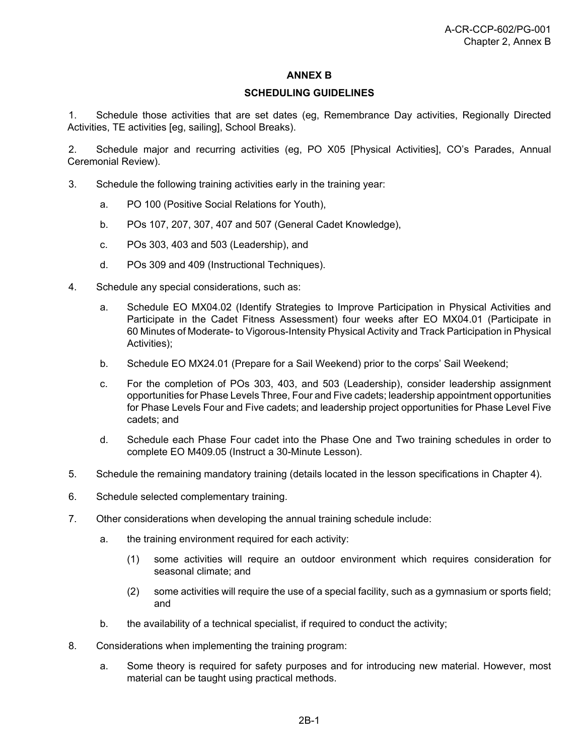# ANNEX B

## SCHEDULING GUIDELINES

1. Schedule those activities that are set dates (eg, Remembrance Day activities, Regionally Directed Activities, TE activities [eg, sailing], School Breaks).

2. Schedule major and recurring activities (eg, PO X05 [Physical Activities], CO's Parades, Annual Ceremonial Review).

3. Schedule the following training activities early in the training year:

   a. PO 100 (Positive Social Relations for Youth),

   b. POs 107, 207, 307, 407 and 507 (General Cadet Knowledge),

   c. POs 303, 403 and 503 (Leadership), and

   d. POs 309 and 409 (Instructional Techniques).

4. Schedule any special considerations, such as:

   a. Schedule EO MX04.02 (Identify Strategies to Improve Participation in Physical Activities and Participate in the Cadet Fitness Assessment) four weeks after EO MX04.01 (Participate in 60 Minutes of Moderate- to Vigorous-Intensity Physical Activity and Track Participation in Physical Activities);

   b. Schedule EO MX24.01 (Prepare for a Sail Weekend) prior to the corps' Sail Weekend;

   c. For the completion of POs 303, 403, and 503 (Leadership), consider leadership assignment opportunities for Phase Levels Three, Four and Five cadets; leadership appointment opportunities for Phase Levels Four and Five cadets; and leadership project opportunities for Phase Level Five cadets; and

   d. Schedule each Phase Four cadet into the Phase One and Two training schedules in order to complete EO M409.05 (Instruct a 30-Minute Lesson).

5. Schedule the remaining mandatory training (details located in the lesson specifications in Chapter 4).

6. Schedule selected complementary training.

7. Other considerations when developing the annual training schedule include:

   a. the training environment required for each activity:

      (1) some activities will require an outdoor environment which requires consideration for seasonal climate; and

      (2) some activities will require the use of a special facility, such as a gymnasium or sports field; and

   b. the availability of a technical specialist, if required to conduct the activity;

8. Considerations when implementing the training program:

   a. Some theory is required for safety purposes and for introducing new material. However, most material can be taught using practical methods.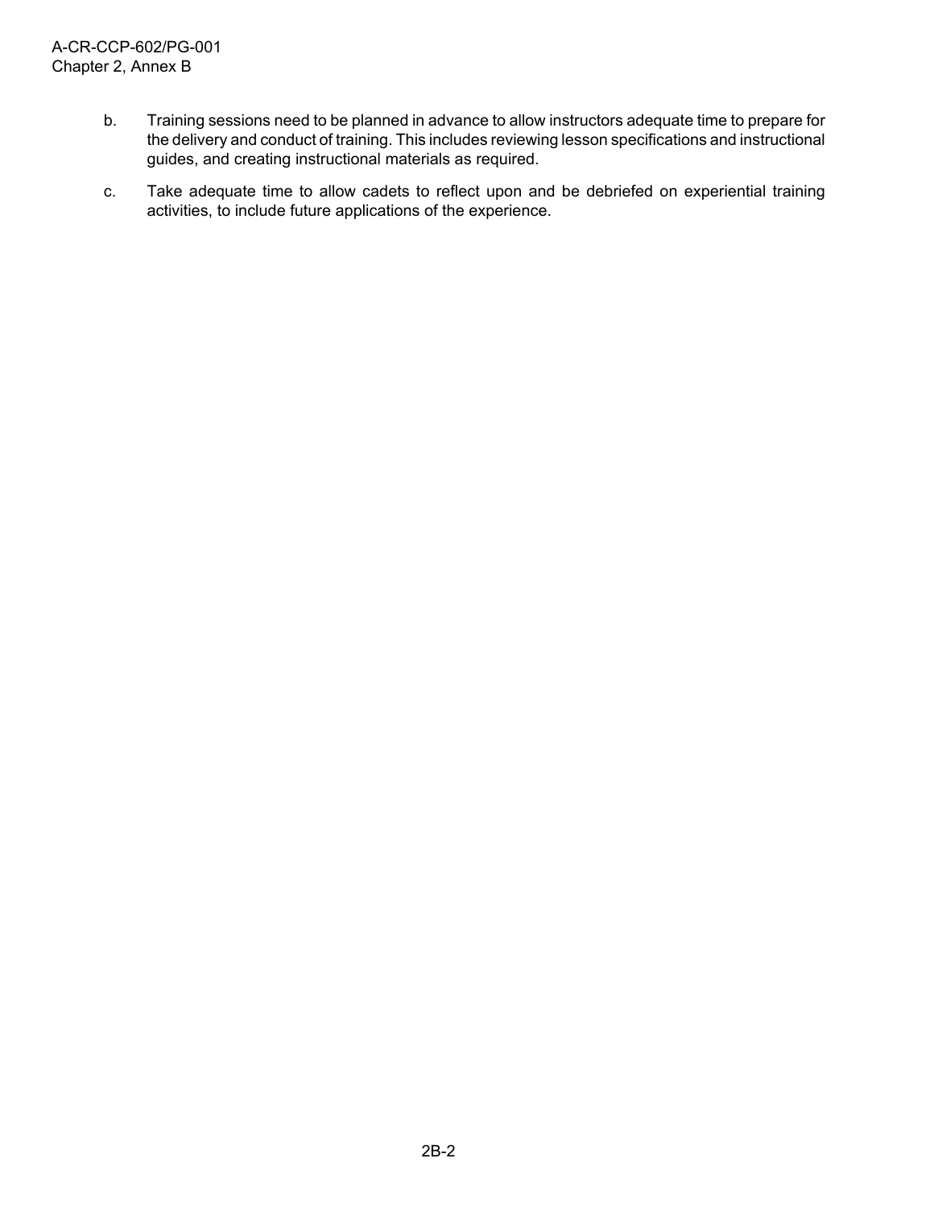b. Training sessions need to be planned in advance to allow instructors adequate time to prepare for the delivery and conduct of training. This includes reviewing lesson specifications and instructional guides, and creating instructional materials as required.

c. Take adequate time to allow cadets to reflect upon and be debriefed on experiential training activities, to include future applications of the experience.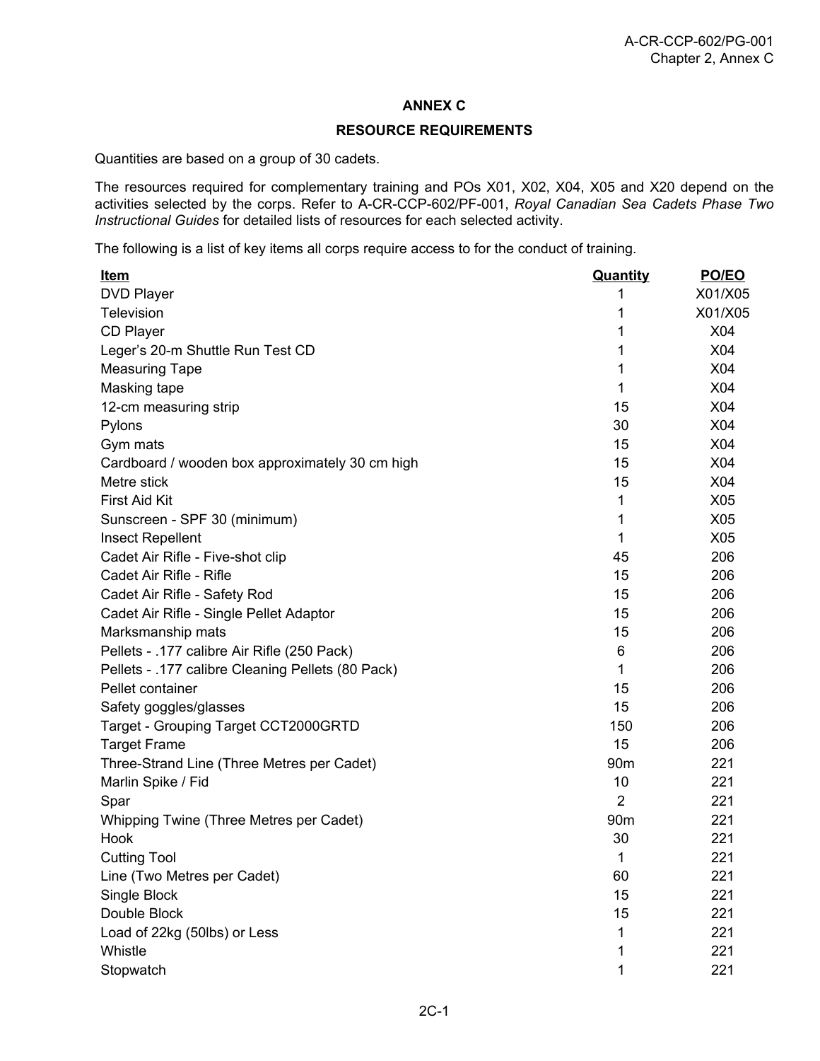# ANNEX C

## RESOURCE REQUIREMENTS

Quantities are based on a group of 30 cadets.

The resources required for complementary training and POs X01, X02, X04, X05 and X20 depend on the activities selected by the corps. Refer to A-CR-CCP-602/PF-001, *Royal Canadian Sea Cadets Phase Two Instructional Guides* for detailed lists of resources for each selected activity.

The following is a list of key items all corps require access to for the conduct of training.

| Item | Quantity | PO/EO |
|---|---|---|
| DVD Player | 1 | X01/X05 |
| Television | 1 | X01/X05 |
| CD Player | 1 | X04 |
| Leger’s 20-m Shuttle Run Test CD | 1 | X04 |
| Measuring Tape | 1 | X04 |
| Masking tape | 1 | X04 |
| 12-cm measuring strip | 15 | X04 |
| Pylons | 30 | X04 |
| Gym mats | 15 | X04 |
| Cardboard / wooden box approximately 30 cm high | 15 | X04 |
| Metre stick | 15 | X04 |
| First Aid Kit | 1 | X05 |
| Sunscreen - SPF 30 (minimum) | 1 | X05 |
| Insect Repellent | 1 | X05 |
| Cadet Air Rifle - Five-shot clip | 45 | 206 |
| Cadet Air Rifle - Rifle | 15 | 206 |
| Cadet Air Rifle - Safety Rod | 15 | 206 |
| Cadet Air Rifle - Single Pellet Adaptor | 15 | 206 |
| Marksmanship mats | 15 | 206 |
| Pellets - .177 calibre Air Rifle (250 Pack) | 6 | 206 |
| Pellets - .177 calibre Cleaning Pellets (80 Pack) | 1 | 206 |
| Pellet container | 15 | 206 |
| Safety goggles/glasses | 15 | 206 |
| Target - Grouping Target CCT2000GRTD | 150 | 206 |
| Target Frame | 15 | 206 |
| Three-Strand Line (Three Metres per Cadet) | 90m | 221 |
| Marlin Spike / Fid | 10 | 221 |
| Spar | 2 | 221 |
| Whipping Twine (Three Metres per Cadet) | 90m | 221 |
| Hook | 30 | 221 |
| Cutting Tool | 1 | 221 |
| Line (Two Metres per Cadet) | 60 | 221 |
| Single Block | 15 | 221 |
| Double Block | 15 | 221 |
| Load of 22kg (50lbs) or Less | 1 | 221 |
| Whistle | 1 | 221 |
| Stopwatch | 1 | 221 |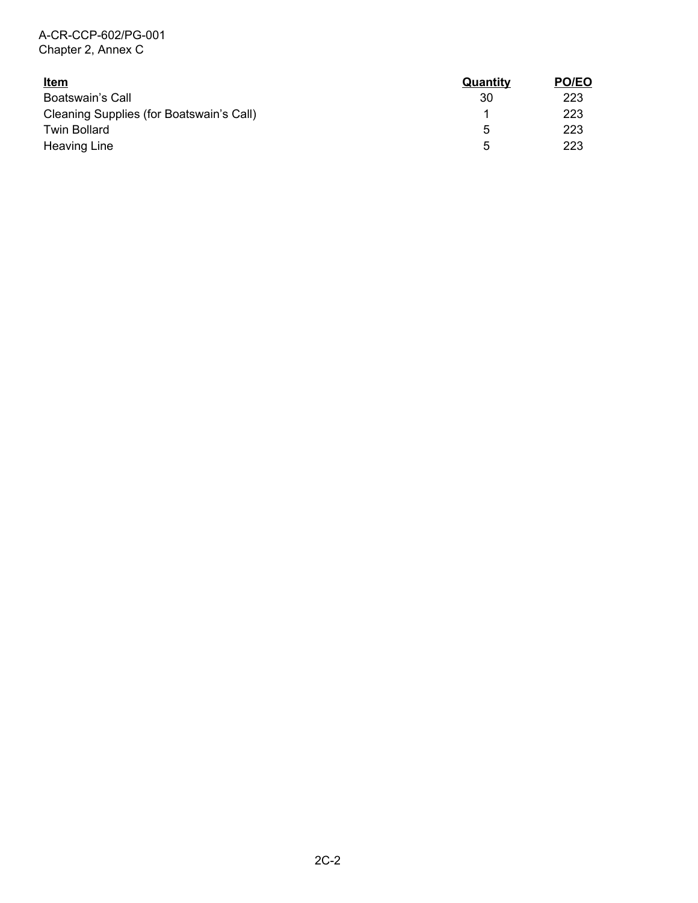| Item | Quantity | PO/EO |
| --- | --- | --- |
| Boatswain’s Call | 30 | 223 |
| Cleaning Supplies (for Boatswain’s Call) | 1 | 223 |
| Twin Bollard | 5 | 223 |
| Heaving Line | 5 | 223 |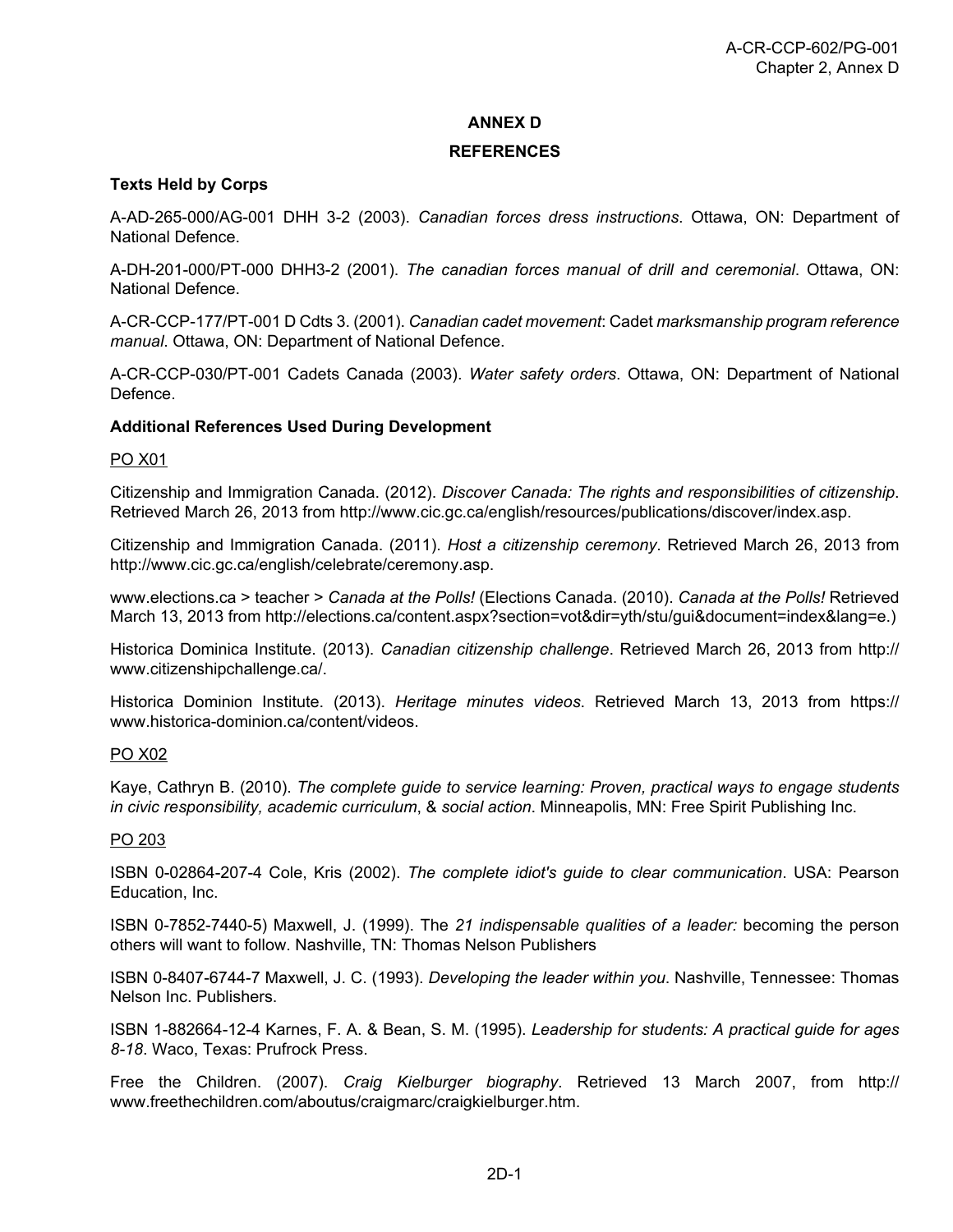# ANNEX D

## REFERENCES

**Texts Held by Corps**

A-AD-265-000/AG-001 DHH 3-2 (2003). *Canadian forces dress instructions*. Ottawa, ON: Department of National Defence.

A-DH-201-000/PT-000 DHH3-2 (2001). *The canadian forces manual of drill and ceremonial*. Ottawa, ON: National Defence.

A-CR-CCP-177/PT-001 D Cdts 3. (2001). *Canadian cadet movement*: Cadet *marksmanship program reference manual*. Ottawa, ON: Department of National Defence.

A-CR-CCP-030/PT-001 Cadets Canada (2003). *Water safety orders*. Ottawa, ON: Department of National Defence.

**Additional References Used During Development**

PO X01

Citizenship and Immigration Canada. (2012). *Discover Canada: The rights and responsibilities of citizenship*. Retrieved March 26, 2013 from http://www.cic.gc.ca/english/resources/publications/discover/index.asp.

Citizenship and Immigration Canada. (2011). *Host a citizenship ceremony*. Retrieved March 26, 2013 from http://www.cic.gc.ca/english/celebrate/ceremony.asp.

www.elections.ca > teacher > *Canada at the Polls!* (Elections Canada. (2010). *Canada at the Polls!* Retrieved March 13, 2013 from http://elections.ca/content.aspx?section=vot&dir=yth/stu/gui&document=index&lang=e.)

Historica Dominica Institute. (2013). *Canadian citizenship challenge*. Retrieved March 26, 2013 from http://www.citizenshipchallenge.ca/.

Historica Dominion Institute. (2013). *Heritage minutes videos*. Retrieved March 13, 2013 from https://www.historica-dominion.ca/content/videos.

PO X02

Kaye, Cathryn B. (2010). *The complete guide to service learning: Proven, practical ways to engage students in civic responsibility, academic curriculum*, & *social action*. Minneapolis, MN: Free Spirit Publishing Inc.

PO 203

ISBN 0-02864-207-4 Cole, Kris (2002). *The complete idiot's guide to clear communication*. USA: Pearson Education, Inc.

ISBN 0-7852-7440-5) Maxwell, J. (1999). The *21 indispensable qualities of a leader:* becoming the person others will want to follow. Nashville, TN: Thomas Nelson Publishers

ISBN 0-8407-6744-7 Maxwell, J. C. (1993). *Developing the leader within you*. Nashville, Tennessee: Thomas Nelson Inc. Publishers.

ISBN 1-882664-12-4 Karnes, F. A. & Bean, S. M. (1995). *Leadership for students: A practical guide for ages 8-18*. Waco, Texas: Prufrock Press.

Free the Children. (2007). *Craig Kielburger biography*. Retrieved 13 March 2007, from http://www.freethechildren.com/aboutus/craigmarc/craigkielburger.htm.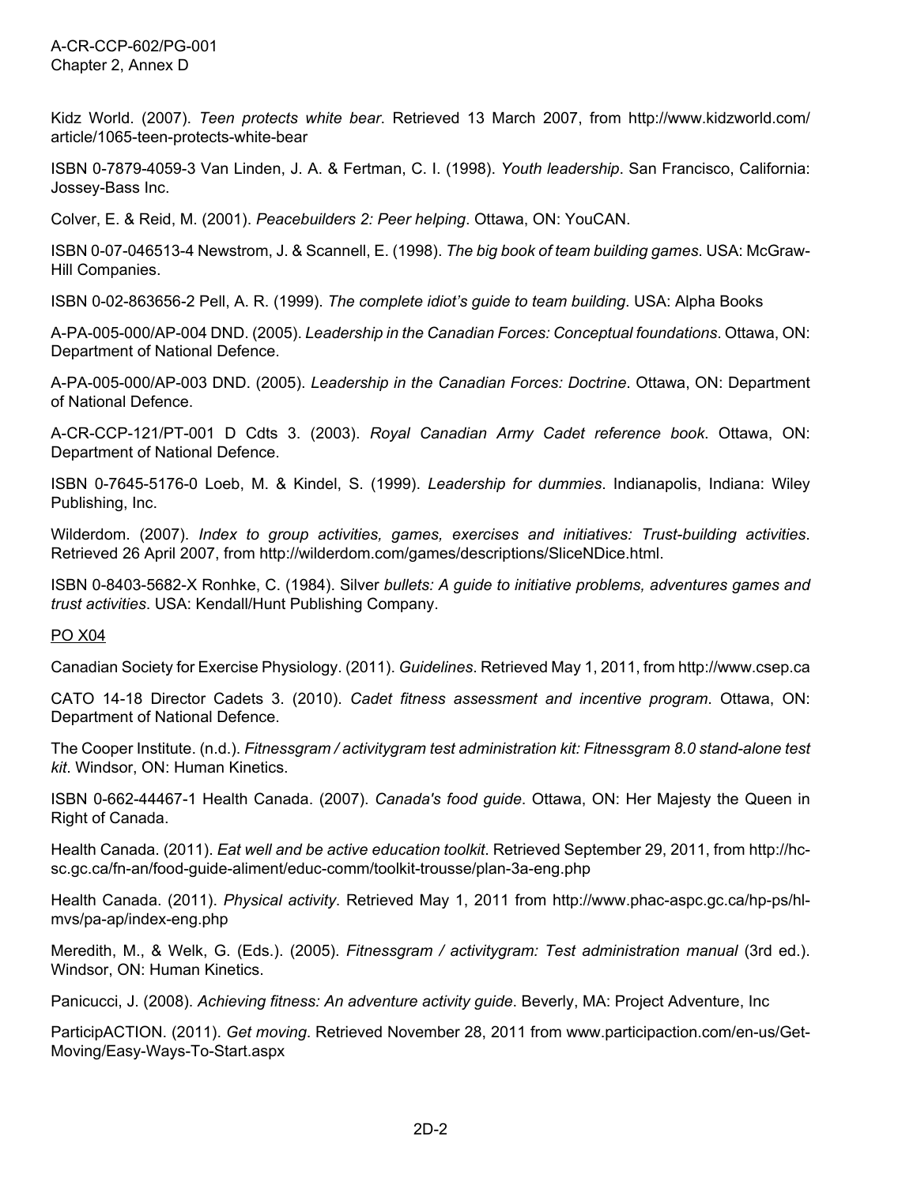Kidz World. (2007). *Teen protects white bear*. Retrieved 13 March 2007, from http://www.kidzworld.com/article/1065-teen-protects-white-bear

ISBN 0-7879-4059-3 Van Linden, J. A. & Fertman, C. I. (1998). *Youth leadership*. San Francisco, California: Jossey-Bass Inc.

Colver, E. & Reid, M. (2001). *Peacebuilders 2: Peer helping*. Ottawa, ON: YouCAN.

ISBN 0-07-046513-4 Newstrom, J. & Scannell, E. (1998). *The big book of team building games*. USA: McGraw-Hill Companies.

ISBN 0-02-863656-2 Pell, A. R. (1999). *The complete idiot's guide to team building*. USA: Alpha Books

A-PA-005-000/AP-004 DND. (2005). *Leadership in the Canadian Forces: Conceptual foundations*. Ottawa, ON: Department of National Defence.

A-PA-005-000/AP-003 DND. (2005). *Leadership in the Canadian Forces: Doctrine*. Ottawa, ON: Department of National Defence.

A-CR-CCP-121/PT-001 D Cdts 3. (2003). *Royal Canadian Army Cadet reference book*. Ottawa, ON: Department of National Defence.

ISBN 0-7645-5176-0 Loeb, M. & Kindel, S. (1999). *Leadership for dummies*. Indianapolis, Indiana: Wiley Publishing, Inc.

Wilderdom. (2007). *Index to group activities, games, exercises and initiatives: Trust-building activities*. Retrieved 26 April 2007, from http://wilderdom.com/games/descriptions/SliceNDice.html.

ISBN 0-8403-5682-X Ronhke, C. (1984). Silver *bullets: A guide to initiative problems, adventures games and trust activities*. USA: Kendall/Hunt Publishing Company.

PO X04

Canadian Society for Exercise Physiology. (2011). *Guidelines*. Retrieved May 1, 2011, from http://www.csep.ca

CATO 14-18 Director Cadets 3. (2010). *Cadet fitness assessment and incentive program*. Ottawa, ON: Department of National Defence.

The Cooper Institute. (n.d.). *Fitnessgram / activitygram test administration kit: Fitnessgram 8.0 stand-alone test kit*. Windsor, ON: Human Kinetics.

ISBN 0-662-44467-1 Health Canada. (2007). *Canada's food guide*. Ottawa, ON: Her Majesty the Queen in Right of Canada.

Health Canada. (2011). *Eat well and be active education toolkit*. Retrieved September 29, 2011, from http://hc-sc.gc.ca/fn-an/food-guide-aliment/educ-comm/toolkit-trousse/plan-3a-eng.php

Health Canada. (2011). *Physical activity*. Retrieved May 1, 2011 from http://www.phac-aspc.gc.ca/hp-ps/hl-mvs/pa-ap/index-eng.php

Meredith, M., & Welk, G. (Eds.). (2005). *Fitnessgram / activitygram: Test administration manual* (3rd ed.). Windsor, ON: Human Kinetics.

Panicucci, J. (2008). *Achieving fitness: An adventure activity guide*. Beverly, MA: Project Adventure, Inc

ParticipACTION. (2011). *Get moving*. Retrieved November 28, 2011 from www.participaction.com/en-us/Get-Moving/Easy-Ways-To-Start.aspx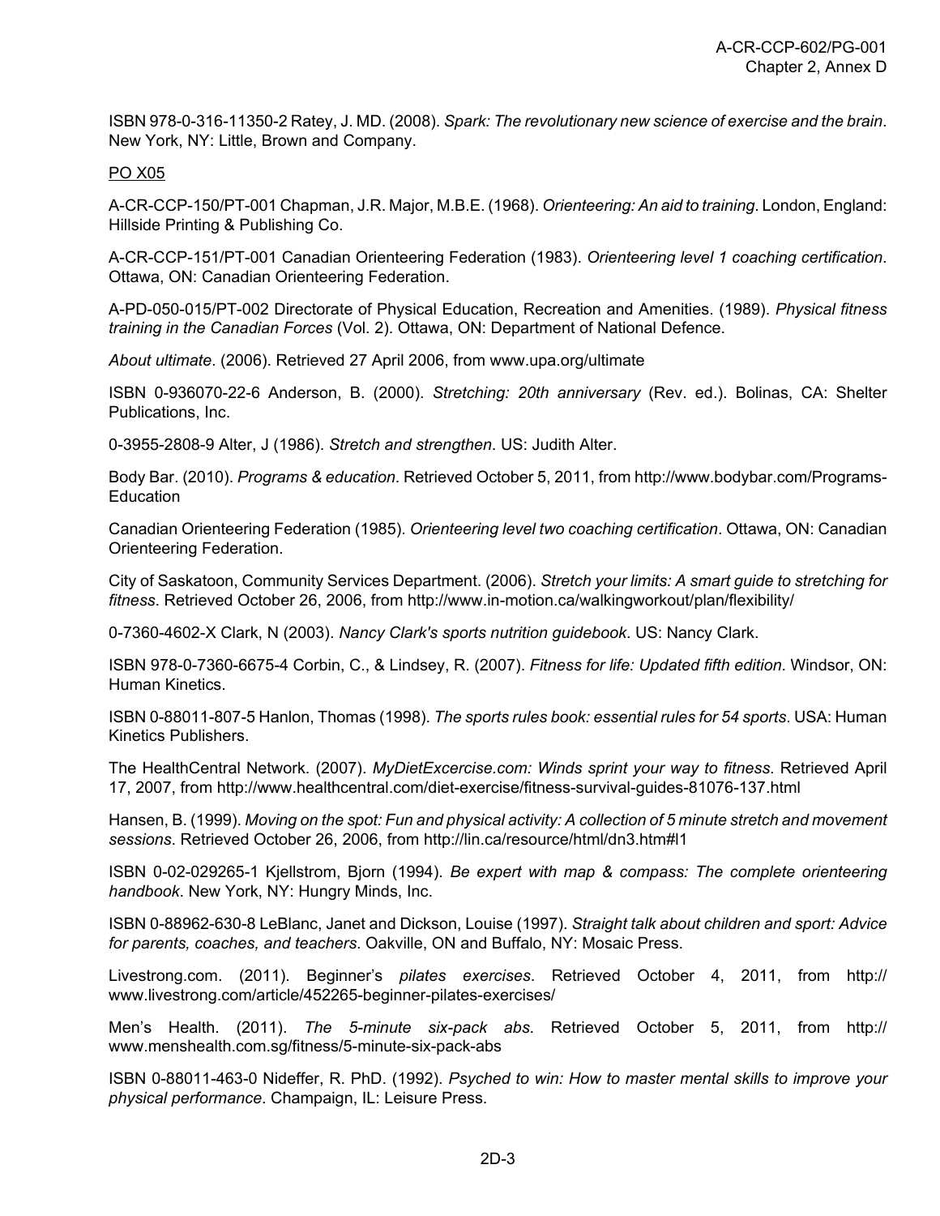ISBN 978-0-316-11350-2 Ratey, J. MD. (2008). *Spark: The revolutionary new science of exercise and the brain*. New York, NY: Little, Brown and Company.

PO X05

A-CR-CCP-150/PT-001 Chapman, J.R. Major, M.B.E. (1968). *Orienteering: An aid to training*. London, England: Hillside Printing & Publishing Co.

A-CR-CCP-151/PT-001 Canadian Orienteering Federation (1983). *Orienteering level 1 coaching certification*. Ottawa, ON: Canadian Orienteering Federation.

A-PD-050-015/PT-002 Directorate of Physical Education, Recreation and Amenities. (1989). *Physical fitness training in the Canadian Forces* (Vol. 2). Ottawa, ON: Department of National Defence.

*About ultimate*. (2006). Retrieved 27 April 2006, from www.upa.org/ultimate

ISBN 0-936070-22-6 Anderson, B. (2000). *Stretching: 20th anniversary* (Rev. ed.). Bolinas, CA: Shelter Publications, Inc.

0-3955-2808-9 Alter, J (1986). *Stretch and strengthen*. US: Judith Alter.

Body Bar. (2010). *Programs & education*. Retrieved October 5, 2011, from http://www.bodybar.com/Programs-Education

Canadian Orienteering Federation (1985). *Orienteering level two coaching certification*. Ottawa, ON: Canadian Orienteering Federation.

City of Saskatoon, Community Services Department. (2006). *Stretch your limits: A smart guide to stretching for fitness*. Retrieved October 26, 2006, from http://www.in-motion.ca/walkingworkout/plan/flexibility/

0-7360-4602-X Clark, N (2003). *Nancy Clark's sports nutrition guidebook*. US: Nancy Clark.

ISBN 978-0-7360-6675-4 Corbin, C., & Lindsey, R. (2007). *Fitness for life: Updated fifth edition*. Windsor, ON: Human Kinetics.

ISBN 0-88011-807-5 Hanlon, Thomas (1998). *The sports rules book: essential rules for 54 sports*. USA: Human Kinetics Publishers.

The HealthCentral Network. (2007). *MyDietExcercise.com: Winds sprint your way to fitness*. Retrieved April 17, 2007, from http://www.healthcentral.com/diet-exercise/fitness-survival-guides-81076-137.html

Hansen, B. (1999). *Moving on the spot: Fun and physical activity: A collection of 5 minute stretch and movement sessions*. Retrieved October 26, 2006, from http://lin.ca/resource/html/dn3.htm#l1

ISBN 0-02-029265-1 Kjellstrom, Bjorn (1994). *Be expert with map & compass: The complete orienteering handbook*. New York, NY: Hungry Minds, Inc.

ISBN 0-88962-630-8 LeBlanc, Janet and Dickson, Louise (1997). *Straight talk about children and sport: Advice for parents, coaches, and teachers*. Oakville, ON and Buffalo, NY: Mosaic Press.

Livestrong.com. (2011). Beginner's *pilates exercises*. Retrieved October 4, 2011, from http://www.livestrong.com/article/452265-beginner-pilates-exercises/

Men's Health. (2011). *The 5-minute six-pack abs*. Retrieved October 5, 2011, from http://www.menshealth.com.sg/fitness/5-minute-six-pack-abs

ISBN 0-88011-463-0 Nideffer, R. PhD. (1992). *Psyched to win: How to master mental skills to improve your physical performance*. Champaign, IL: Leisure Press.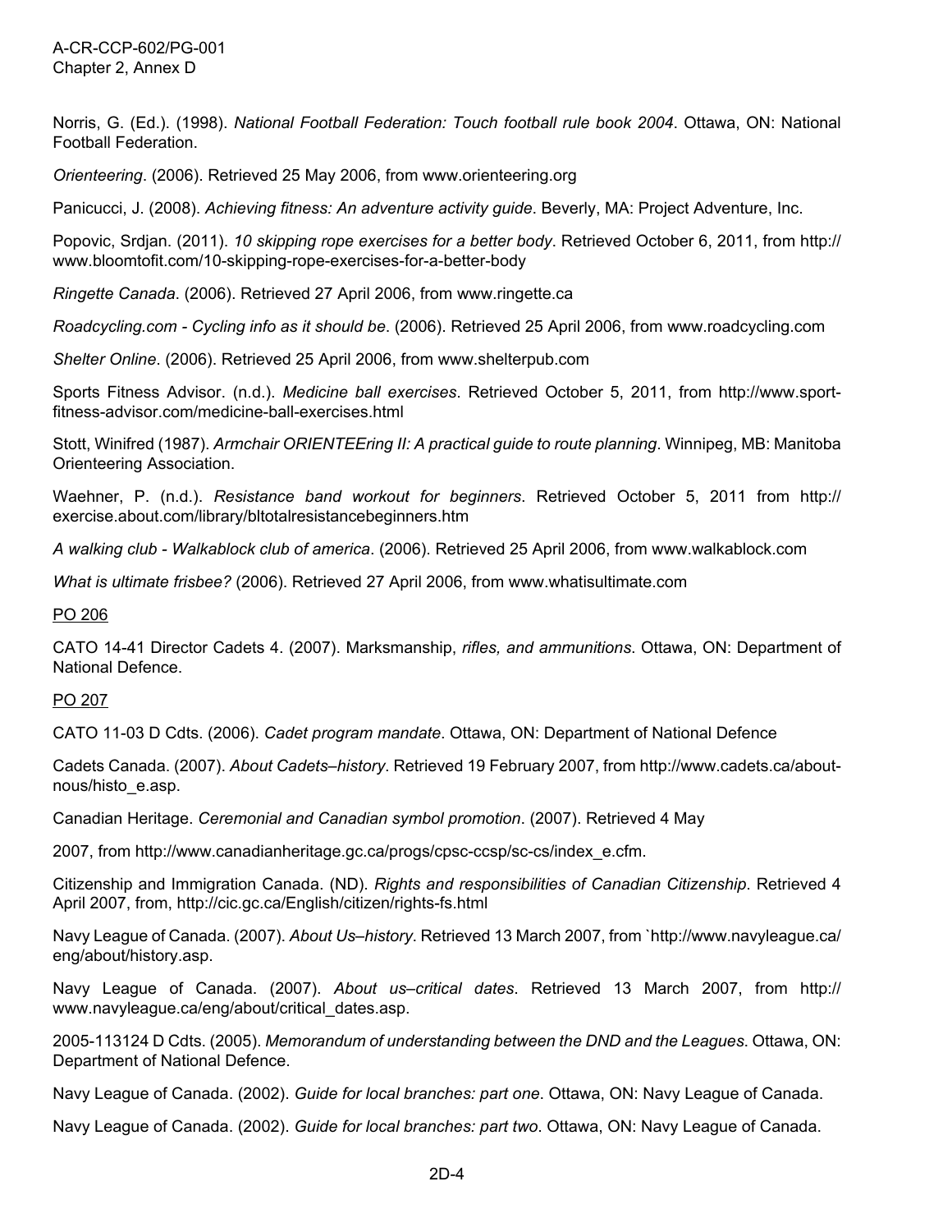Norris, G. (Ed.). (1998). *National Football Federation: Touch football rule book 2004*. Ottawa, ON: National Football Federation.

*Orienteering*. (2006). Retrieved 25 May 2006, from www.orienteering.org

Panicucci, J. (2008). *Achieving fitness: An adventure activity guide*. Beverly, MA: Project Adventure, Inc.

Popovic, Srdjan. (2011). *10 skipping rope exercises for a better body*. Retrieved October 6, 2011, from http://www.bloomtofit.com/10-skipping-rope-exercises-for-a-better-body

*Ringette Canada*. (2006). Retrieved 27 April 2006, from www.ringette.ca

*Roadcycling.com - Cycling info as it should be*. (2006). Retrieved 25 April 2006, from www.roadcycling.com

*Shelter Online*. (2006). Retrieved 25 April 2006, from www.shelterpub.com

Sports Fitness Advisor. (n.d.). *Medicine ball exercises*. Retrieved October 5, 2011, from http://www.sport-fitness-advisor.com/medicine-ball-exercises.html

Stott, Winifred (1987). *Armchair ORIENTEEring II: A practical guide to route planning*. Winnipeg, MB: Manitoba Orienteering Association.

Waehner, P. (n.d.). *Resistance band workout for beginners*. Retrieved October 5, 2011 from http://exercise.about.com/library/bltotalresistancebeginners.htm

*A walking club - Walkablock club of america*. (2006). Retrieved 25 April 2006, from www.walkablock.com

*What is ultimate frisbee?* (2006). Retrieved 27 April 2006, from www.whatisultimate.com

PO 206

CATO 14-41 Director Cadets 4. (2007). Marksmanship, *rifles, and ammunitions*. Ottawa, ON: Department of National Defence.

PO 207

CATO 11-03 D Cdts. (2006). *Cadet program mandate*. Ottawa, ON: Department of National Defence

Cadets Canada. (2007). *About Cadets–history*. Retrieved 19 February 2007, from http://www.cadets.ca/about-nous/histo_e.asp.

Canadian Heritage. *Ceremonial and Canadian symbol promotion*. (2007). Retrieved 4 May

2007, from http://www.canadianheritage.gc.ca/progs/cpsc-ccsp/sc-cs/index_e.cfm.

Citizenship and Immigration Canada. (ND). *Rights and responsibilities of Canadian Citizenship*. Retrieved 4 April 2007, from, http://cic.gc.ca/English/citizen/rights-fs.html

Navy League of Canada. (2007). *About Us–history*. Retrieved 13 March 2007, from `http://www.navyleague.ca/eng/about/history.asp.

Navy League of Canada. (2007). *About us–critical dates*. Retrieved 13 March 2007, from http://www.navyleague.ca/eng/about/critical_dates.asp.

2005-113124 D Cdts. (2005). *Memorandum of understanding between the DND and the Leagues*. Ottawa, ON: Department of National Defence.

Navy League of Canada. (2002). *Guide for local branches: part one*. Ottawa, ON: Navy League of Canada.

Navy League of Canada. (2002). *Guide for local branches: part two*. Ottawa, ON: Navy League of Canada.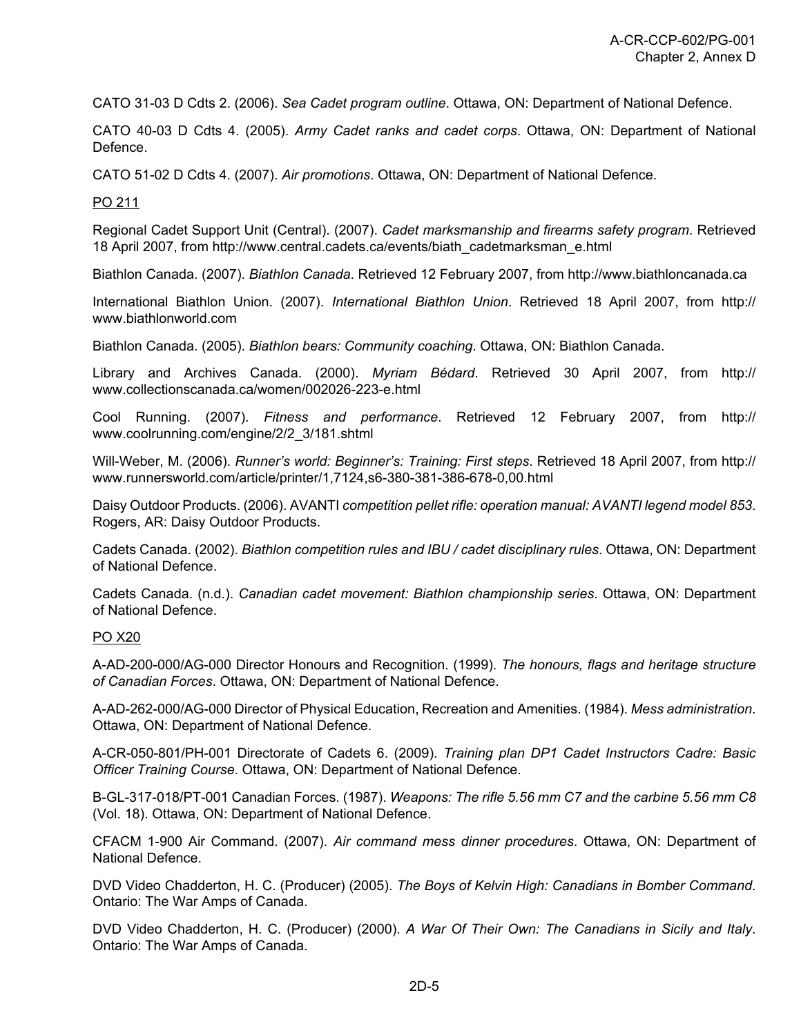CATO 31-03 D Cdts 2. (2006). *Sea Cadet program outline*. Ottawa, ON: Department of National Defence.

CATO 40-03 D Cdts 4. (2005). *Army Cadet ranks and cadet corps*. Ottawa, ON: Department of National Defence.

CATO 51-02 D Cdts 4. (2007). *Air promotions*. Ottawa, ON: Department of National Defence.

PO 211

Regional Cadet Support Unit (Central). (2007). *Cadet marksmanship and firearms safety program*. Retrieved 18 April 2007, from http://www.central.cadets.ca/events/biath_cadetmarksman_e.html

Biathlon Canada. (2007). *Biathlon Canada*. Retrieved 12 February 2007, from http://www.biathloncanada.ca

International Biathlon Union. (2007). *International Biathlon Union*. Retrieved 18 April 2007, from http://www.biathlonworld.com

Biathlon Canada. (2005). *Biathlon bears: Community coaching*. Ottawa, ON: Biathlon Canada.

Library and Archives Canada. (2000). *Myriam Bédard*. Retrieved 30 April 2007, from http://www.collectionscanada.ca/women/002026-223-e.html

Cool Running. (2007). *Fitness and performance*. Retrieved 12 February 2007, from http://www.coolrunning.com/engine/2/2_3/181.shtml

Will-Weber, M. (2006). *Runner's world: Beginner's: Training: First steps*. Retrieved 18 April 2007, from http://www.runnersworld.com/article/printer/1,7124,s6-380-381-386-678-0,00.html

Daisy Outdoor Products. (2006). AVANTI *competition pellet rifle: operation manual: AVANTI legend model 853*. Rogers, AR: Daisy Outdoor Products.

Cadets Canada. (2002). *Biathlon competition rules and IBU / cadet disciplinary rules*. Ottawa, ON: Department of National Defence.

Cadets Canada. (n.d.). *Canadian cadet movement: Biathlon championship series*. Ottawa, ON: Department of National Defence.

PO X20

A-AD-200-000/AG-000 Director Honours and Recognition. (1999). *The honours, flags and heritage structure of Canadian Forces*. Ottawa, ON: Department of National Defence.

A-AD-262-000/AG-000 Director of Physical Education, Recreation and Amenities. (1984). *Mess administration*. Ottawa, ON: Department of National Defence.

A-CR-050-801/PH-001 Directorate of Cadets 6. (2009). *Training plan DP1 Cadet Instructors Cadre: Basic Officer Training Course*. Ottawa, ON: Department of National Defence.

B-GL-317-018/PT-001 Canadian Forces. (1987). *Weapons: The rifle 5.56 mm C7 and the carbine 5.56 mm C8* (Vol. 18). Ottawa, ON: Department of National Defence.

CFACM 1-900 Air Command. (2007). *Air command mess dinner procedures*. Ottawa, ON: Department of National Defence.

DVD Video Chadderton, H. C. (Producer) (2005). *The Boys of Kelvin High: Canadians in Bomber Command*. Ontario: The War Amps of Canada.

DVD Video Chadderton, H. C. (Producer) (2000). *A War Of Their Own: The Canadians in Sicily and Italy*. Ontario: The War Amps of Canada.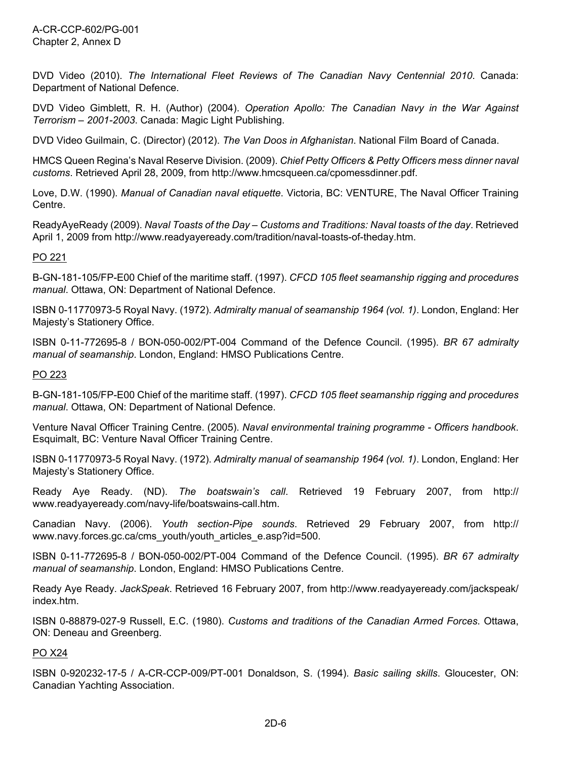DVD Video (2010). *The International Fleet Reviews of The Canadian Navy Centennial 2010*. Canada: Department of National Defence.

DVD Video Gimblett, R. H. (Author) (2004). *Operation Apollo: The Canadian Navy in the War Against Terrorism – 2001-2003*. Canada: Magic Light Publishing.

DVD Video Guilmain, C. (Director) (2012). *The Van Doos in Afghanistan*. National Film Board of Canada.

HMCS Queen Regina's Naval Reserve Division. (2009). *Chief Petty Officers & Petty Officers mess dinner naval customs*. Retrieved April 28, 2009, from http://www.hmcsqueen.ca/cpomessdinner.pdf.

Love, D.W. (1990). *Manual of Canadian naval etiquette*. Victoria, BC: VENTURE, The Naval Officer Training Centre.

ReadyAyeReady (2009). *Naval Toasts of the Day – Customs and Traditions: Naval toasts of the day*. Retrieved April 1, 2009 from http://www.readyayeready.com/tradition/naval-toasts-of-theday.htm.

PO 221

B-GN-181-105/FP-E00 Chief of the maritime staff. (1997). *CFCD 105 fleet seamanship rigging and procedures manual*. Ottawa, ON: Department of National Defence.

ISBN 0-11770973-5 Royal Navy. (1972). *Admiralty manual of seamanship 1964 (vol. 1)*. London, England: Her Majesty's Stationery Office.

ISBN 0-11-772695-8 / BON-050-002/PT-004 Command of the Defence Council. (1995). *BR 67 admiralty manual of seamanship*. London, England: HMSO Publications Centre.

PO 223

B-GN-181-105/FP-E00 Chief of the maritime staff. (1997). *CFCD 105 fleet seamanship rigging and procedures manual*. Ottawa, ON: Department of National Defence.

Venture Naval Officer Training Centre. (2005). *Naval environmental training programme - Officers handbook*. Esquimalt, BC: Venture Naval Officer Training Centre.

ISBN 0-11770973-5 Royal Navy. (1972). *Admiralty manual of seamanship 1964 (vol. 1)*. London, England: Her Majesty's Stationery Office.

Ready Aye Ready. (ND). *The boatswain's call*. Retrieved 19 February 2007, from http://www.readyayeready.com/navy-life/boatswains-call.htm.

Canadian Navy. (2006). *Youth section-Pipe sounds*. Retrieved 29 February 2007, from http://www.navy.forces.gc.ca/cms_youth/youth_articles_e.asp?id=500.

ISBN 0-11-772695-8 / BON-050-002/PT-004 Command of the Defence Council. (1995). *BR 67 admiralty manual of seamanship*. London, England: HMSO Publications Centre.

Ready Aye Ready. *JackSpeak*. Retrieved 16 February 2007, from http://www.readyayeready.com/jackspeak/index.htm.

ISBN 0-88879-027-9 Russell, E.C. (1980). *Customs and traditions of the Canadian Armed Forces*. Ottawa, ON: Deneau and Greenberg.

PO X24

ISBN 0-920232-17-5 / A-CR-CCP-009/PT-001 Donaldson, S. (1994). *Basic sailing skills*. Gloucester, ON: Canadian Yachting Association.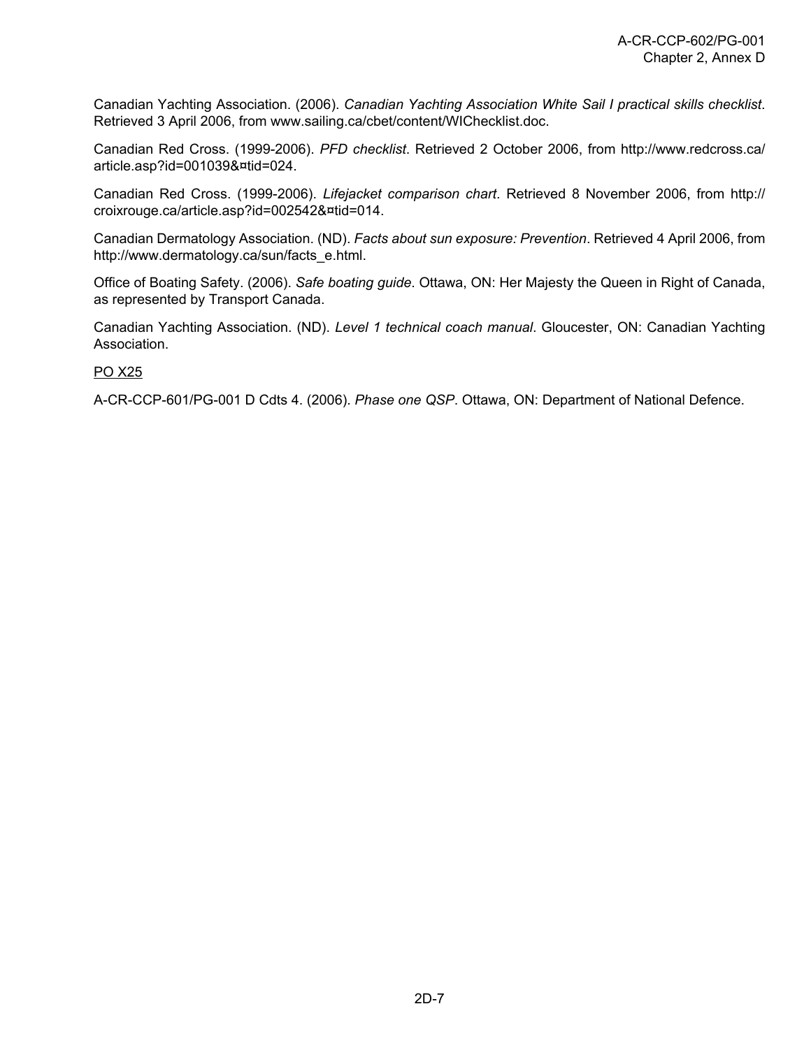Canadian Yachting Association. (2006). *Canadian Yachting Association White Sail I practical skills checklist*. Retrieved 3 April 2006, from www.sailing.ca/cbet/content/WIChecklist.doc.

Canadian Red Cross. (1999-2006). *PFD checklist*. Retrieved 2 October 2006, from http://www.redcross.ca/article.asp?id=001039&¤tid=024.

Canadian Red Cross. (1999-2006). *Lifejacket comparison chart*. Retrieved 8 November 2006, from http://croixrouge.ca/article.asp?id=002542&¤tid=014.

Canadian Dermatology Association. (ND). *Facts about sun exposure: Prevention*. Retrieved 4 April 2006, from http://www.dermatology.ca/sun/facts_e.html.

Office of Boating Safety. (2006). *Safe boating guide*. Ottawa, ON: Her Majesty the Queen in Right of Canada, as represented by Transport Canada.

Canadian Yachting Association. (ND). *Level 1 technical coach manual*. Gloucester, ON: Canadian Yachting Association.

<u>PO X25</u>

A-CR-CCP-601/PG-001 D Cdts 4. (2006). *Phase one QSP*. Ottawa, ON: Department of National Defence.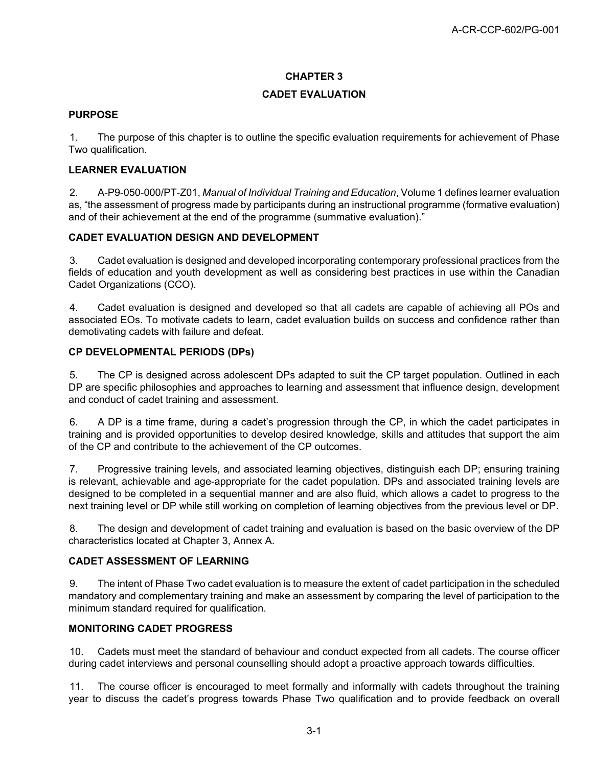# CHAPTER 3

# CADET EVALUATION

## PURPOSE

1. The purpose of this chapter is to outline the specific evaluation requirements for achievement of Phase Two qualification.

## LEARNER EVALUATION

2. A-P9-050-000/PT-Z01, *Manual of Individual Training and Education*, Volume 1 defines learner evaluation as, "the assessment of progress made by participants during an instructional programme (formative evaluation) and of their achievement at the end of the programme (summative evaluation)."

## CADET EVALUATION DESIGN AND DEVELOPMENT

3. Cadet evaluation is designed and developed incorporating contemporary professional practices from the fields of education and youth development as well as considering best practices in use within the Canadian Cadet Organizations (CCO).

4. Cadet evaluation is designed and developed so that all cadets are capable of achieving all POs and associated EOs. To motivate cadets to learn, cadet evaluation builds on success and confidence rather than demotivating cadets with failure and defeat.

## CP DEVELOPMENTAL PERIODS (DPs)

5. The CP is designed across adolescent DPs adapted to suit the CP target population. Outlined in each DP are specific philosophies and approaches to learning and assessment that influence design, development and conduct of cadet training and assessment.

6. A DP is a time frame, during a cadet's progression through the CP, in which the cadet participates in training and is provided opportunities to develop desired knowledge, skills and attitudes that support the aim of the CP and contribute to the achievement of the CP outcomes.

7. Progressive training levels, and associated learning objectives, distinguish each DP; ensuring training is relevant, achievable and age-appropriate for the cadet population. DPs and associated training levels are designed to be completed in a sequential manner and are also fluid, which allows a cadet to progress to the next training level or DP while still working on completion of learning objectives from the previous level or DP.

8. The design and development of cadet training and evaluation is based on the basic overview of the DP characteristics located at Chapter 3, Annex A.

## CADET ASSESSMENT OF LEARNING

9. The intent of Phase Two cadet evaluation is to measure the extent of cadet participation in the scheduled mandatory and complementary training and make an assessment by comparing the level of participation to the minimum standard required for qualification.

## MONITORING CADET PROGRESS

10. Cadets must meet the standard of behaviour and conduct expected from all cadets. The course officer during cadet interviews and personal counselling should adopt a proactive approach towards difficulties.

11. The course officer is encouraged to meet formally and informally with cadets throughout the training year to discuss the cadet's progress towards Phase Two qualification and to provide feedback on overall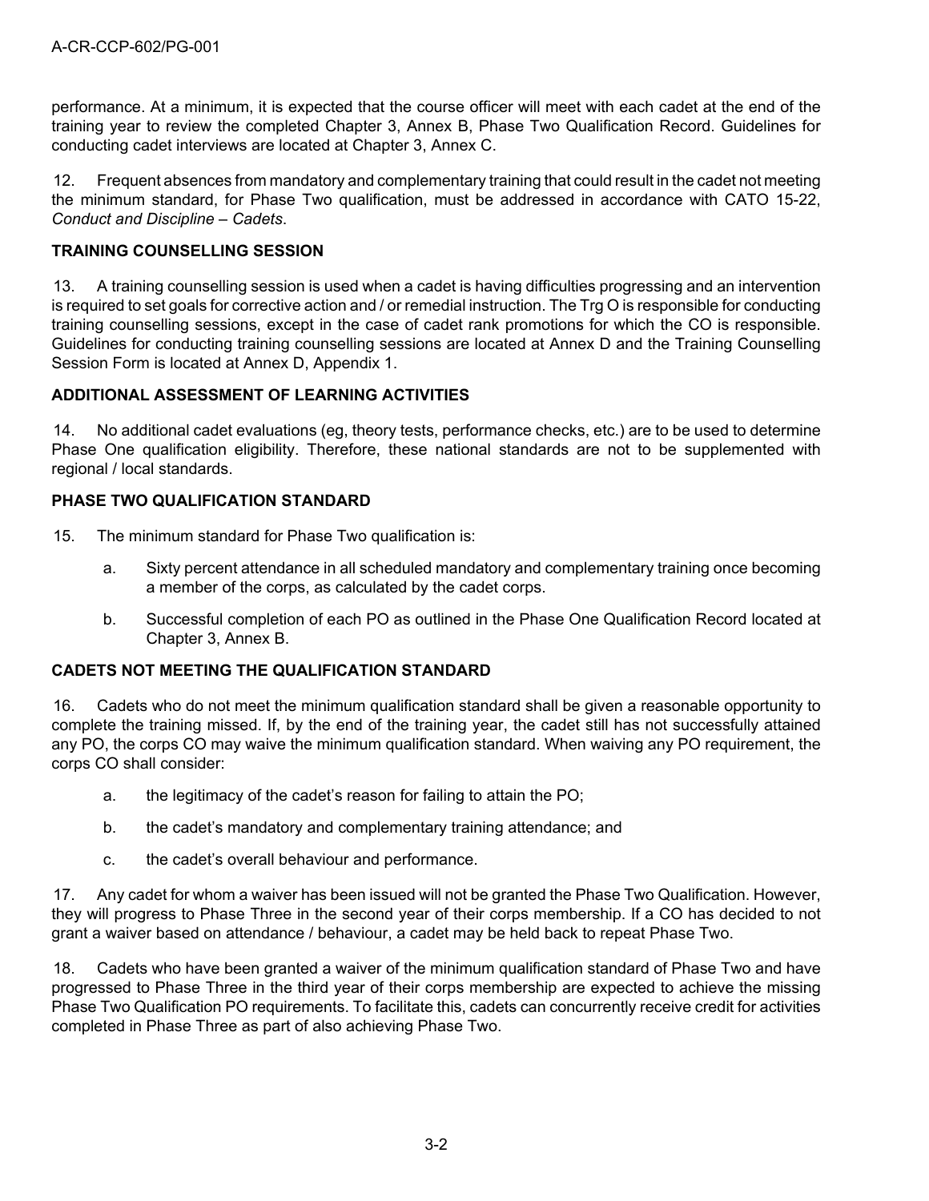performance. At a minimum, it is expected that the course officer will meet with each cadet at the end of the training year to review the completed Chapter 3, Annex B, Phase Two Qualification Record. Guidelines for conducting cadet interviews are located at Chapter 3, Annex C.

12. Frequent absences from mandatory and complementary training that could result in the cadet not meeting the minimum standard, for Phase Two qualification, must be addressed in accordance with CATO 15-22, *Conduct and Discipline – Cadets*.

**TRAINING COUNSELLING SESSION**

13. A training counselling session is used when a cadet is having difficulties progressing and an intervention is required to set goals for corrective action and / or remedial instruction. The Trg O is responsible for conducting training counselling sessions, except in the case of cadet rank promotions for which the CO is responsible. Guidelines for conducting training counselling sessions are located at Annex D and the Training Counselling Session Form is located at Annex D, Appendix 1.

**ADDITIONAL ASSESSMENT OF LEARNING ACTIVITIES**

14. No additional cadet evaluations (eg, theory tests, performance checks, etc.) are to be used to determine Phase One qualification eligibility. Therefore, these national standards are not to be supplemented with regional / local standards.

**PHASE TWO QUALIFICATION STANDARD**

15. The minimum standard for Phase Two qualification is:

a. Sixty percent attendance in all scheduled mandatory and complementary training once becoming a member of the corps, as calculated by the cadet corps.

b. Successful completion of each PO as outlined in the Phase One Qualification Record located at Chapter 3, Annex B.

**CADETS NOT MEETING THE QUALIFICATION STANDARD**

16. Cadets who do not meet the minimum qualification standard shall be given a reasonable opportunity to complete the training missed. If, by the end of the training year, the cadet still has not successfully attained any PO, the corps CO may waive the minimum qualification standard. When waiving any PO requirement, the corps CO shall consider:

a. the legitimacy of the cadet's reason for failing to attain the PO;

b. the cadet's mandatory and complementary training attendance; and

c. the cadet's overall behaviour and performance.

17. Any cadet for whom a waiver has been issued will not be granted the Phase Two Qualification. However, they will progress to Phase Three in the second year of their corps membership. If a CO has decided to not grant a waiver based on attendance / behaviour, a cadet may be held back to repeat Phase Two.

18. Cadets who have been granted a waiver of the minimum qualification standard of Phase Two and have progressed to Phase Three in the third year of their corps membership are expected to achieve the missing Phase Two Qualification PO requirements. To facilitate this, cadets can concurrently receive credit for activities completed in Phase Three as part of also achieving Phase Two.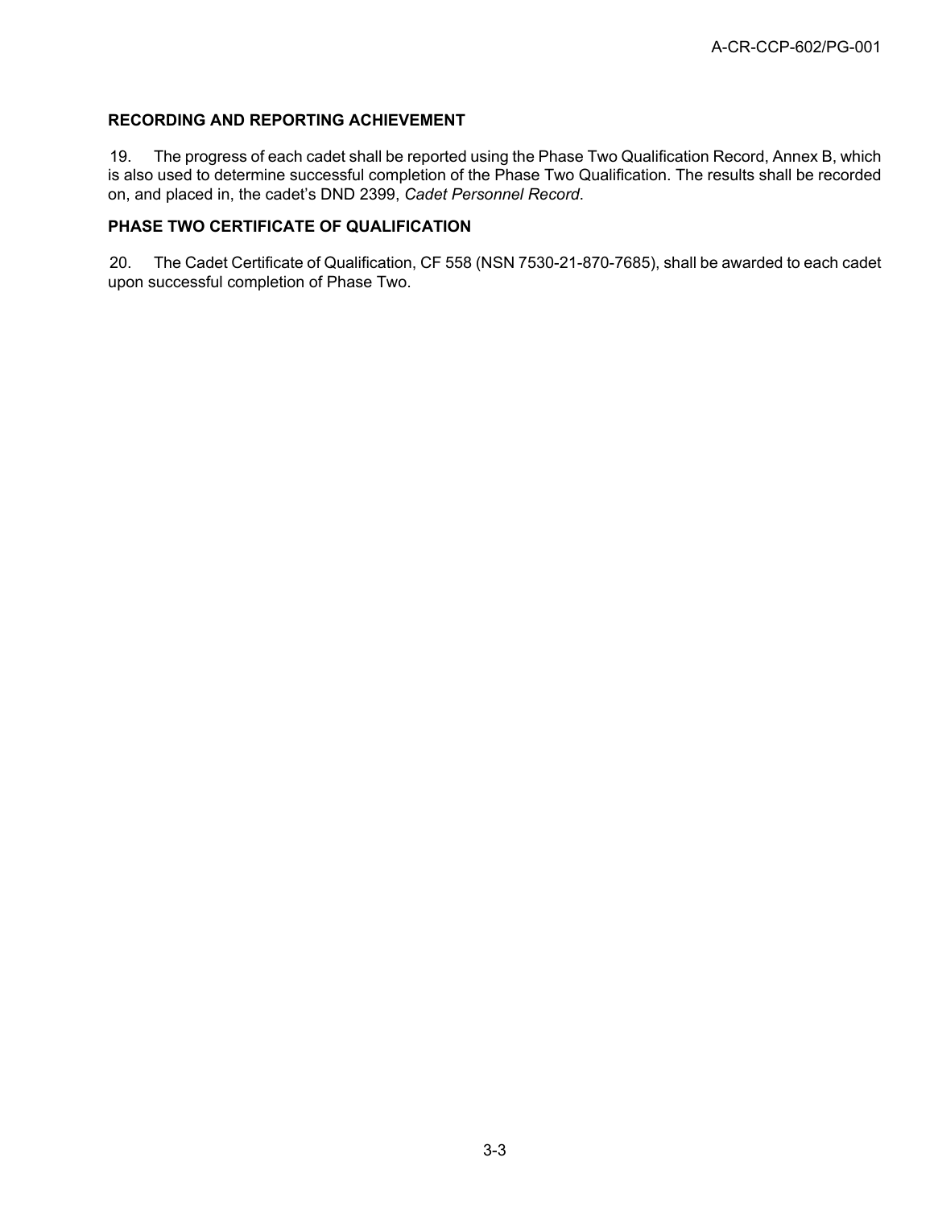### RECORDING AND REPORTING ACHIEVEMENT

19. The progress of each cadet shall be reported using the Phase Two Qualification Record, Annex B, which is also used to determine successful completion of the Phase Two Qualification. The results shall be recorded on, and placed in, the cadet's DND 2399, *Cadet Personnel Record*.

### PHASE TWO CERTIFICATE OF QUALIFICATION

20. The Cadet Certificate of Qualification, CF 558 (NSN 7530-21-870-7685), shall be awarded to each cadet upon successful completion of Phase Two.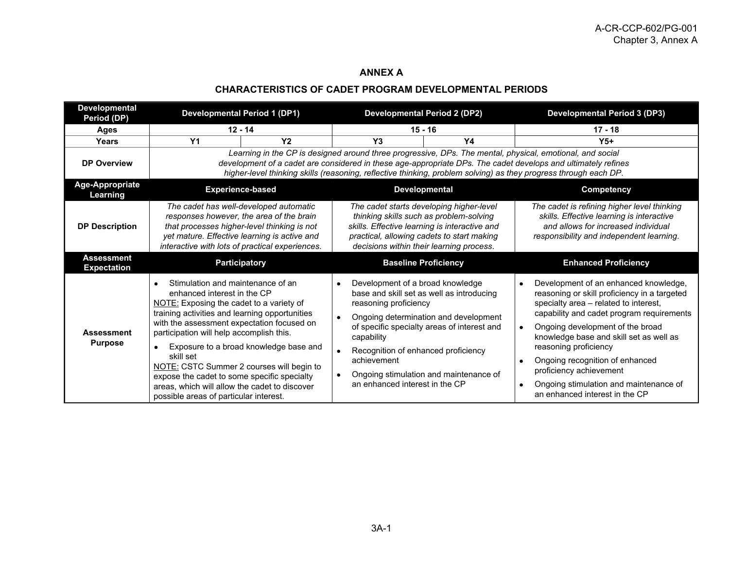# ANNEX A

## CHARACTERISTICS OF CADET PROGRAM DEVELOPMENTAL PERIODS

| **Developmental Period (DP)** | **Developmental Period 1 (DP1)** | | **Developmental Period 2 (DP2)** | | **Developmental Period 3 (DP3)** |
|---|---|---|---|---|---|
| **Ages** | **12 - 14** | | **15 - 16** | | **17 - 18** |
| **Years** | **Y1** | **Y2** | **Y3** | **Y4** | **Y5+** |
| **DP Overview** | *Learning in the CP is designed around three progressive, DPs. The mental, physical, emotional, and social development of a cadet are considered in these age-appropriate DPs. The cadet develops and ultimately refines higher-level thinking skills (reasoning, reflective thinking, problem solving) as they progress through each DP.* | | | | |
| **Age-Appropriate Learning** | **Experience-based** | | **Developmental** | | **Competency** |
| **DP Description** | *The cadet has well-developed automatic responses however, the area of the brain that processes higher-level thinking is not yet mature. Effective learning is active and interactive with lots of practical experiences.* | | *The cadet starts developing higher-level thinking skills such as problem-solving skills. Effective learning is interactive and practical, allowing cadets to start making decisions within their learning process.* | | *The cadet is refining higher level thinking skills. Effective learning is interactive and allows for increased individual responsibility and independent learning.* |
| **Assessment Expectation** | **Participatory** | | **Baseline Proficiency** | | **Enhanced Proficiency** |
| **Assessment Purpose** | • Stimulation and maintenance of an enhanced interest in the CP<br>NOTE: Exposing the cadet to a variety of training activities and learning opportunities with the assessment expectation focused on participation will help accomplish this.<br>• Exposure to a broad knowledge base and skill set<br>NOTE: CSTC Summer 2 courses will begin to expose the cadet to some specific specialty areas, which will allow the cadet to discover possible areas of particular interest. | | • Development of a broad knowledge base and skill set as well as introducing reasoning proficiency<br>• Ongoing determination and development of specific specialty areas of interest and capability<br>• Recognition of enhanced proficiency achievement<br>• Ongoing stimulation and maintenance of an enhanced interest in the CP | | • Development of an enhanced knowledge, reasoning or skill proficiency in a targeted specialty area – related to interest, capability and cadet program requirements<br>• Ongoing development of the broad knowledge base and skill set as well as reasoning proficiency<br>• Ongoing recognition of enhanced proficiency achievement<br>• Ongoing stimulation and maintenance of an enhanced interest in the CP |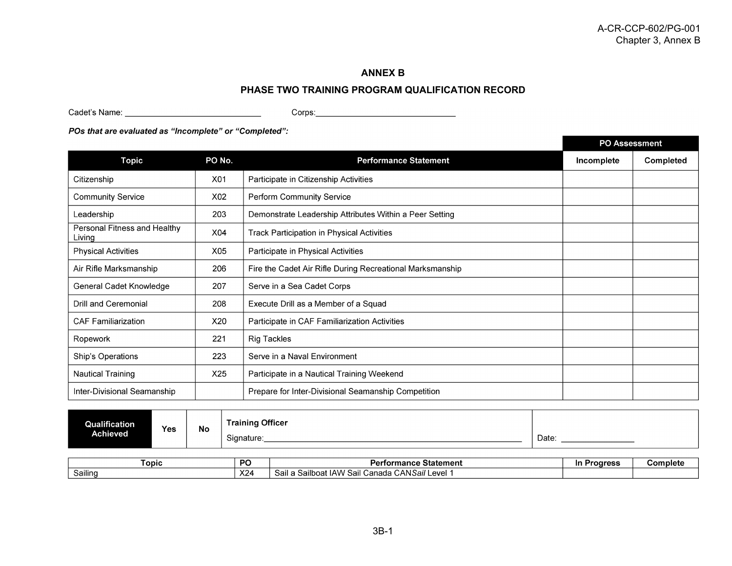# ANNEX B

## PHASE TWO TRAINING PROGRAM QUALIFICATION RECORD

Cadet's Name: ______________________________ Corps:______________________________

***POs that are evaluated as "Incomplete" or "Completed":***

| Topic | PO No. | Performance Statement | PO Assessment | |
|---|---|---|---|---|
| | | | Incomplete | Completed |
| Citizenship | X01 | Participate in Citizenship Activities | | |
| Community Service | X02 | Perform Community Service | | |
| Leadership | 203 | Demonstrate Leadership Attributes Within a Peer Setting | | |
| Personal Fitness and Healthy Living | X04 | Track Participation in Physical Activities | | |
| Physical Activities | X05 | Participate in Physical Activities | | |
| Air Rifle Marksmanship | 206 | Fire the Cadet Air Rifle During Recreational Marksmanship | | |
| General Cadet Knowledge | 207 | Serve in a Sea Cadet Corps | | |
| Drill and Ceremonial | 208 | Execute Drill as a Member of a Squad | | |
| CAF Familiarization | X20 | Participate in CAF Familiarization Activities | | |
| Ropework | 221 | Rig Tackles | | |
| Ship's Operations | 223 | Serve in a Naval Environment | | |
| Nautical Training | X25 | Participate in a Nautical Training Weekend | | |
| Inter-Divisional Seamanship | | Prepare for Inter-Divisional Seamanship Competition | | |

| Qualification Achieved | Yes | No | Training Officer Signature:______________________________ | Date: ________________ |
|---|---|---|---|---|

| Topic | PO | Performance Statement | In Progress | Complete |
|---|---|---|---|---|
| Sailing | X24 | Sail a Sailboat IAW Sail Canada CAN*Sail* Level 1 | | |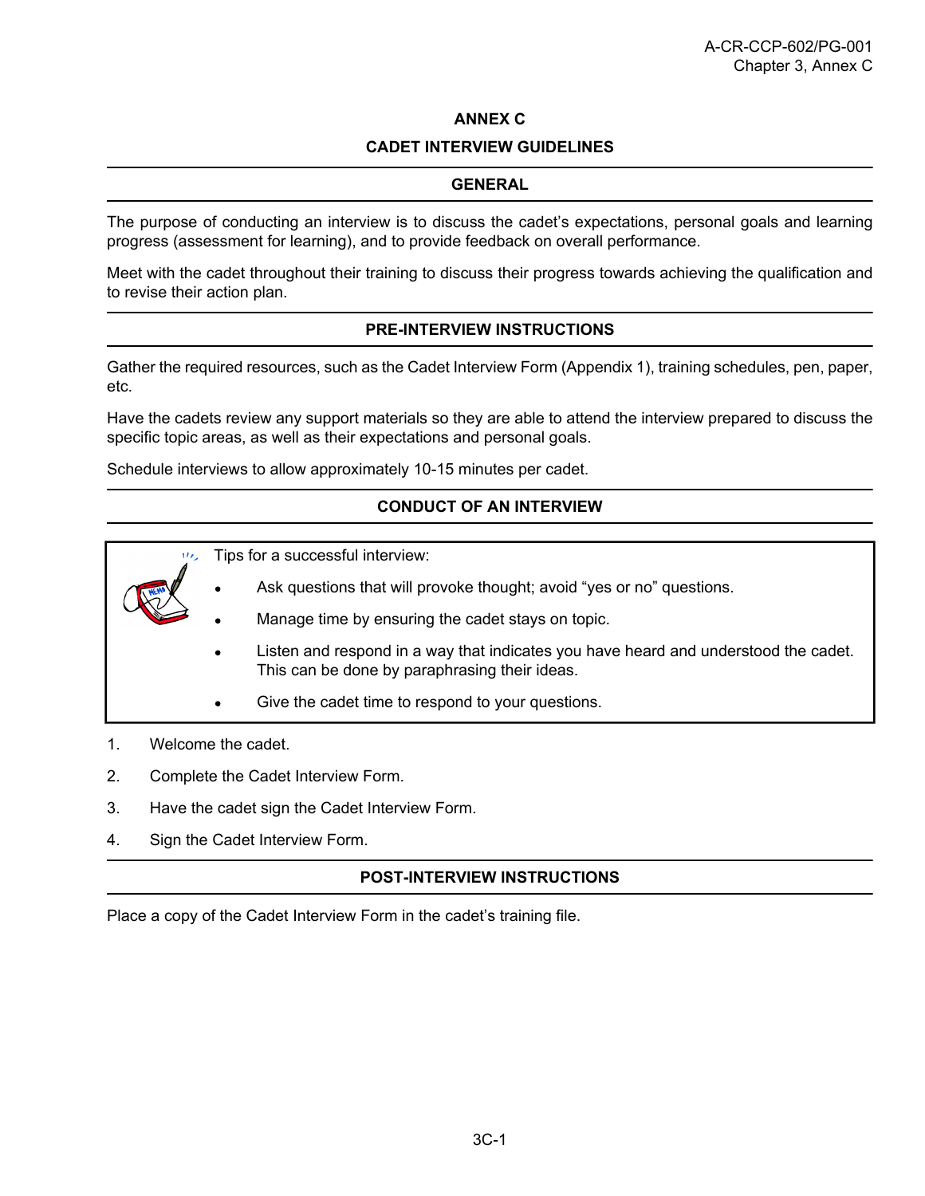# ANNEX C

## CADET INTERVIEW GUIDELINES

### GENERAL

The purpose of conducting an interview is to discuss the cadet's expectations, personal goals and learning progress (assessment for learning), and to provide feedback on overall performance.

Meet with the cadet throughout their training to discuss their progress towards achieving the qualification and to revise their action plan.

### PRE-INTERVIEW INSTRUCTIONS

Gather the required resources, such as the Cadet Interview Form (Appendix 1), training schedules, pen, paper, etc.

Have the cadets review any support materials so they are able to attend the interview prepared to discuss the specific topic areas, as well as their expectations and personal goals.

Schedule interviews to allow approximately 10-15 minutes per cadet.

### CONDUCT OF AN INTERVIEW

Tips for a successful interview:

- Ask questions that will provoke thought; avoid "yes or no" questions.
- Manage time by ensuring the cadet stays on topic.
- Listen and respond in a way that indicates you have heard and understood the cadet. This can be done by paraphrasing their ideas.
- Give the cadet time to respond to your questions.

1. Welcome the cadet.
2. Complete the Cadet Interview Form.
3. Have the cadet sign the Cadet Interview Form.
4. Sign the Cadet Interview Form.

### POST-INTERVIEW INSTRUCTIONS

Place a copy of the Cadet Interview Form in the cadet's training file.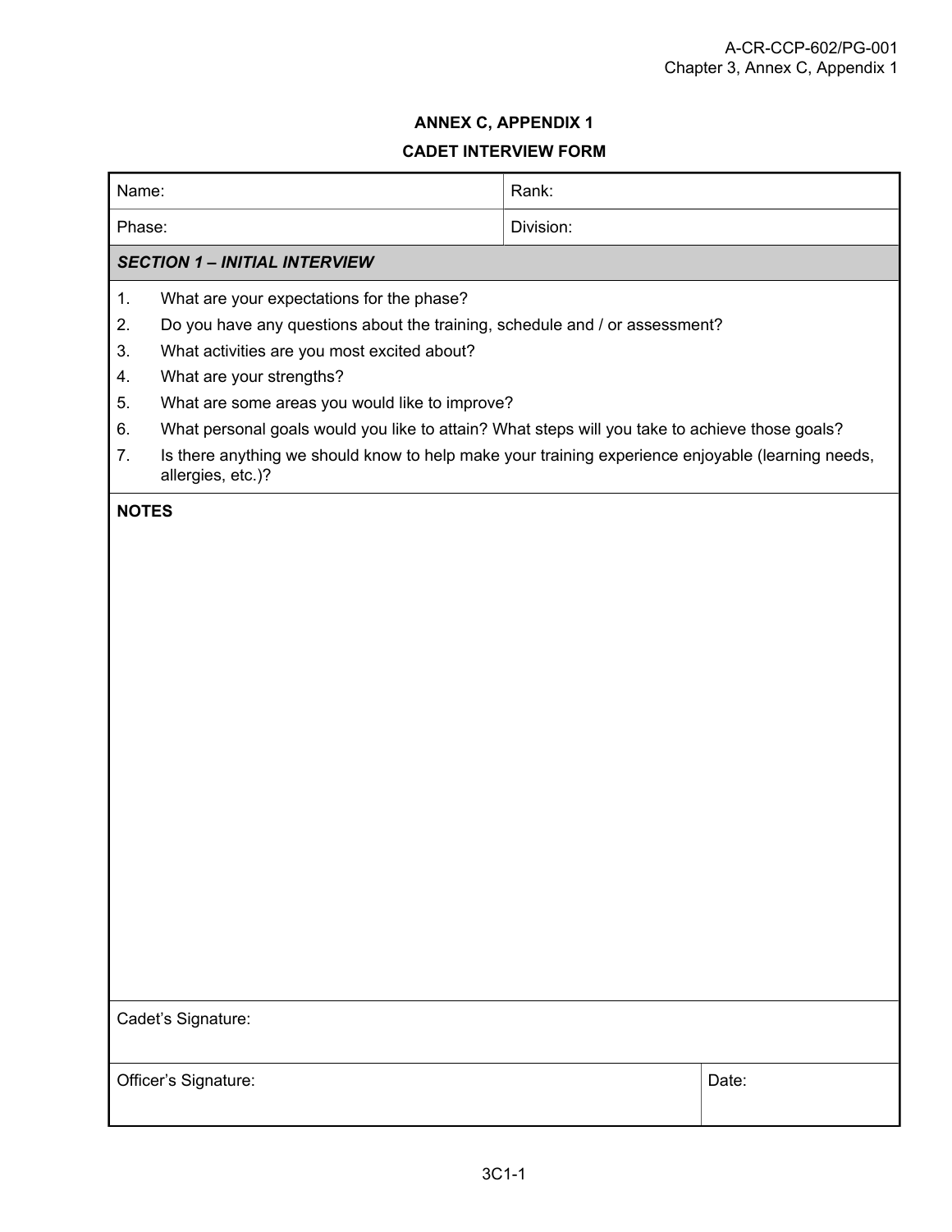## ANNEX C, APPENDIX 1

## CADET INTERVIEW FORM

| Name: | Rank: |
|---|---|
| Phase: | Division: |

***SECTION 1 – INITIAL INTERVIEW***

1. What are your expectations for the phase?
2. Do you have any questions about the training, schedule and / or assessment?
3. What activities are you most excited about?
4. What are your strengths?
5. What are some areas you would like to improve?
6. What personal goals would you like to attain? What steps will you take to achieve those goals?
7. Is there anything we should know to help make your training experience enjoyable (learning needs, allergies, etc.)?

**NOTES**

Cadet's Signature:

| Officer's Signature: | Date: |
|---|---|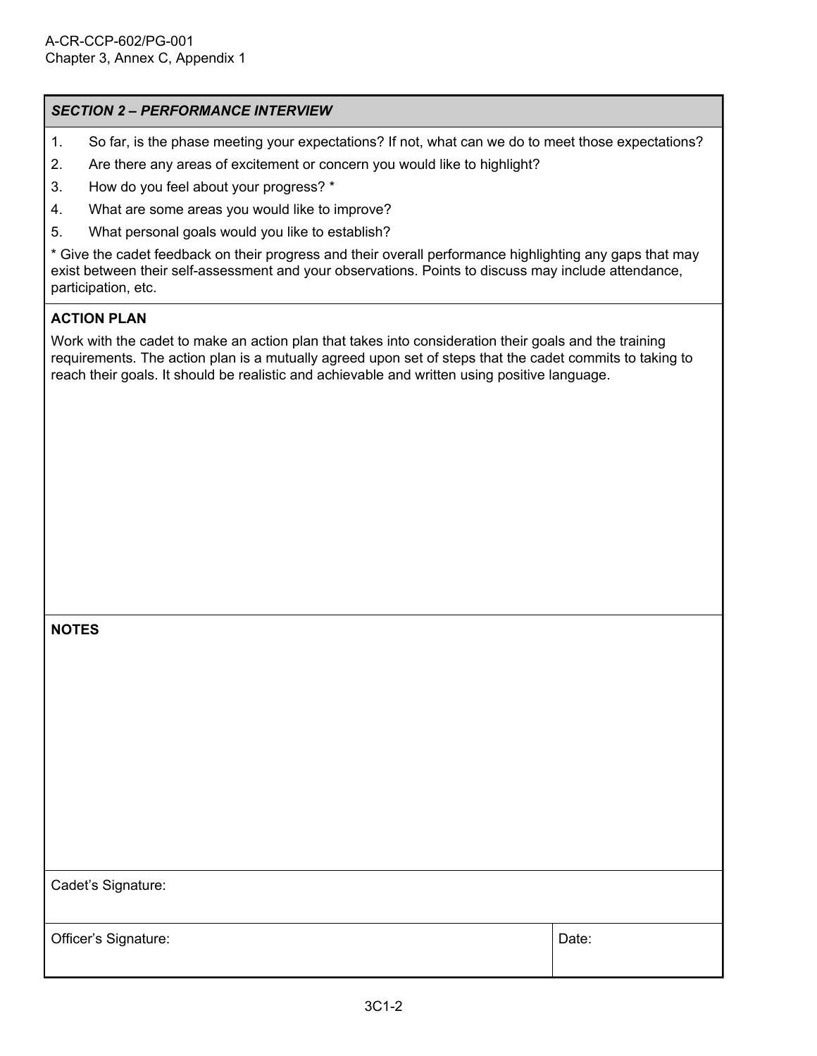## *SECTION 2 – PERFORMANCE INTERVIEW*

1. So far, is the phase meeting your expectations? If not, what can we do to meet those expectations?
2. Are there any areas of excitement or concern you would like to highlight?
3. How do you feel about your progress? *
4. What are some areas you would like to improve?
5. What personal goals would you like to establish?

* Give the cadet feedback on their progress and their overall performance highlighting any gaps that may exist between their self-assessment and your observations. Points to discuss may include attendance, participation, etc.

**ACTION PLAN**

Work with the cadet to make an action plan that takes into consideration their goals and the training requirements. The action plan is a mutually agreed upon set of steps that the cadet commits to taking to reach their goals. It should be realistic and achievable and written using positive language.

**NOTES**

| Cadet's Signature: | |
|---|---|
| Officer's Signature: | Date: |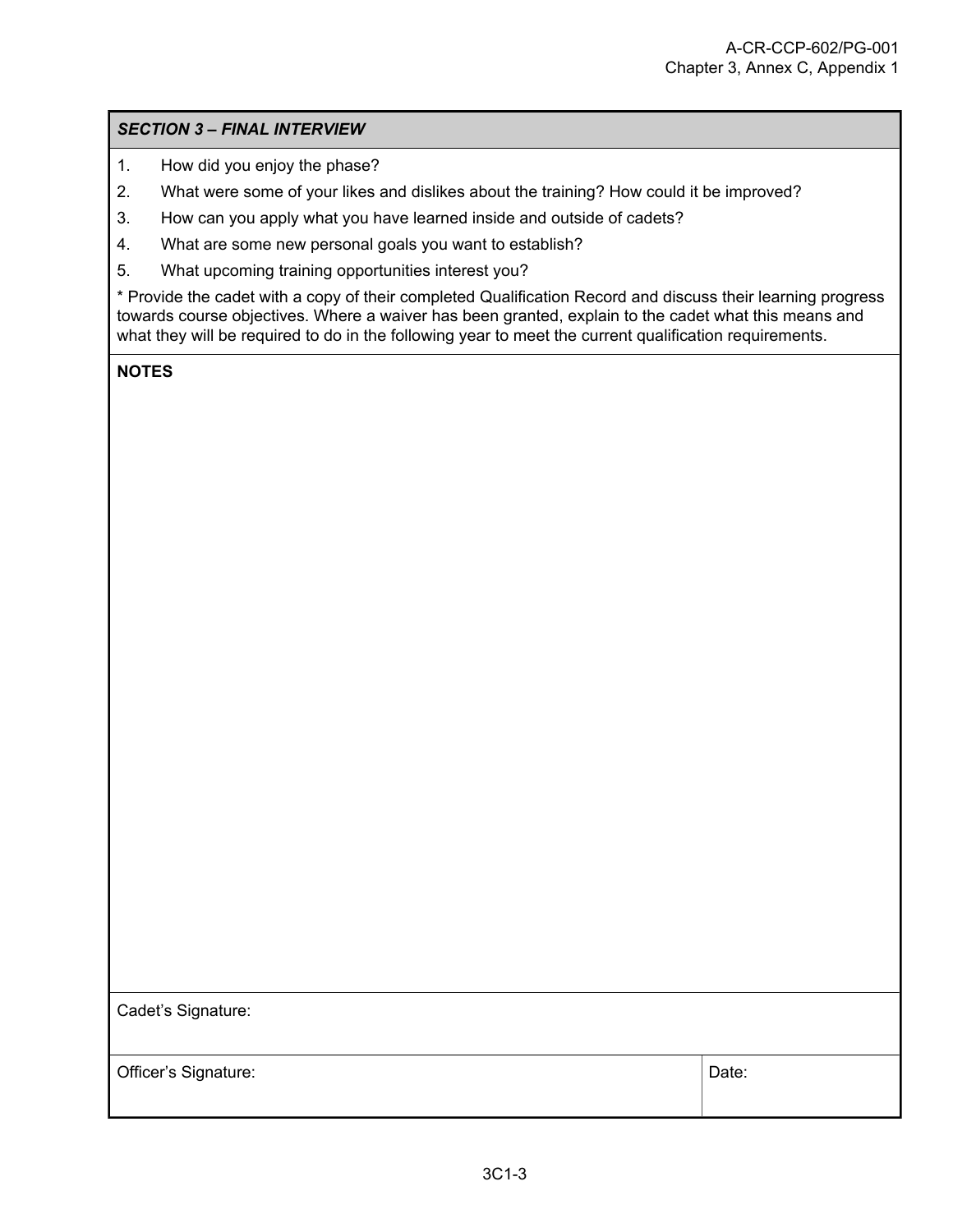### *SECTION 3 – FINAL INTERVIEW*

1. How did you enjoy the phase?
2. What were some of your likes and dislikes about the training? How could it be improved?
3. How can you apply what you have learned inside and outside of cadets?
4. What are some new personal goals you want to establish?
5. What upcoming training opportunities interest you?

* Provide the cadet with a copy of their completed Qualification Record and discuss their learning progress towards course objectives. Where a waiver has been granted, explain to the cadet what this means and what they will be required to do in the following year to meet the current qualification requirements.

**NOTES**

Cadet's Signature:

| Officer's Signature: | Date: |
|---|---|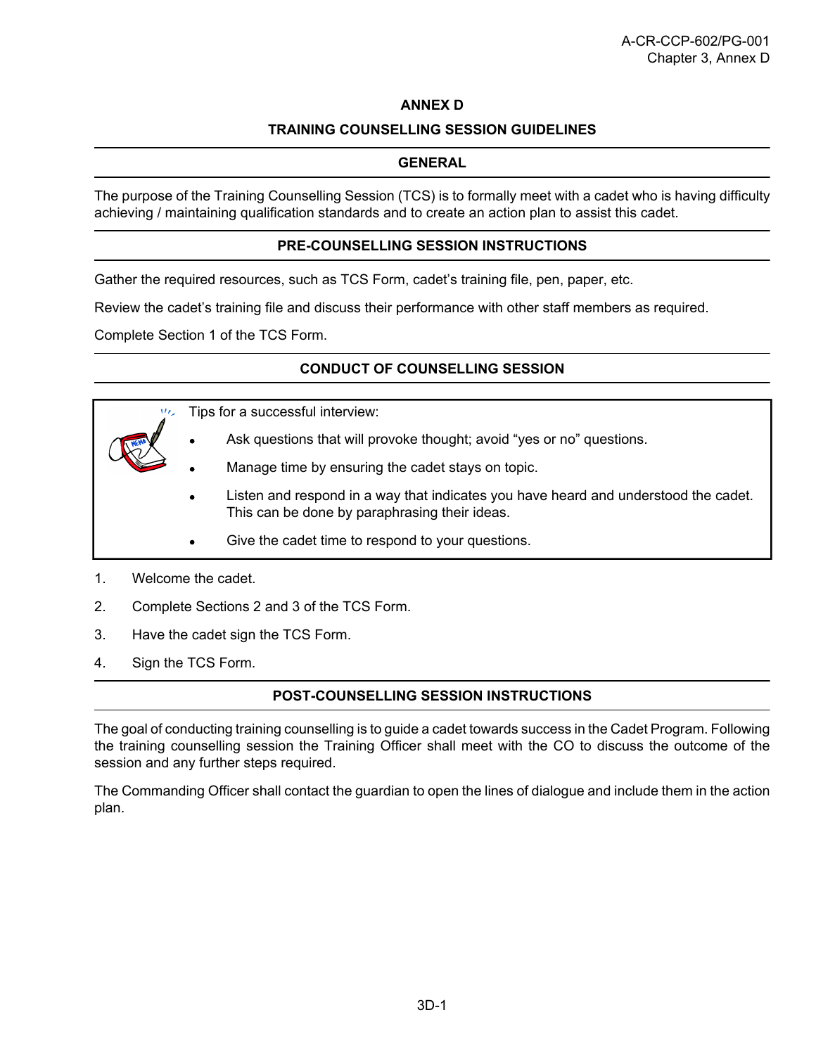# ANNEX D

## TRAINING COUNSELLING SESSION GUIDELINES

### GENERAL

The purpose of the Training Counselling Session (TCS) is to formally meet with a cadet who is having difficulty achieving / maintaining qualification standards and to create an action plan to assist this cadet.

### PRE-COUNSELLING SESSION INSTRUCTIONS

Gather the required resources, such as TCS Form, cadet's training file, pen, paper, etc.

Review the cadet's training file and discuss their performance with other staff members as required.

Complete Section 1 of the TCS Form.

### CONDUCT OF COUNSELLING SESSION

Tips for a successful interview:

- Ask questions that will provoke thought; avoid "yes or no" questions.
- Manage time by ensuring the cadet stays on topic.
- Listen and respond in a way that indicates you have heard and understood the cadet. This can be done by paraphrasing their ideas.
- Give the cadet time to respond to your questions.

1. Welcome the cadet.
2. Complete Sections 2 and 3 of the TCS Form.
3. Have the cadet sign the TCS Form.
4. Sign the TCS Form.

### POST-COUNSELLING SESSION INSTRUCTIONS

The goal of conducting training counselling is to guide a cadet towards success in the Cadet Program. Following the training counselling session the Training Officer shall meet with the CO to discuss the outcome of the session and any further steps required.

The Commanding Officer shall contact the guardian to open the lines of dialogue and include them in the action plan.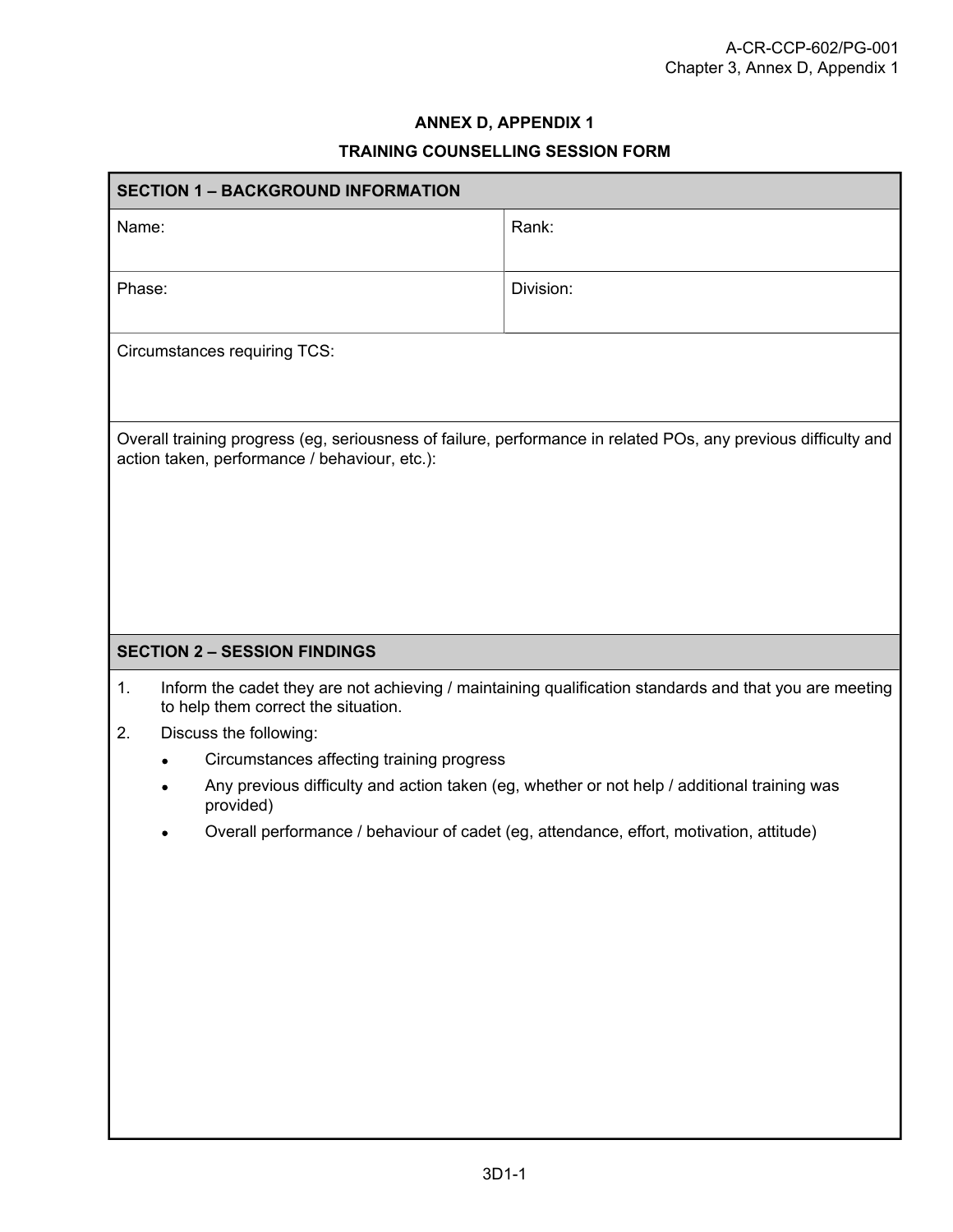## ANNEX D, APPENDIX 1

## TRAINING COUNSELLING SESSION FORM

| **SECTION 1 – BACKGROUND INFORMATION** | |
|---|---|
| Name: | Rank: |
| Phase: | Division: |
| Circumstances requiring TCS: | |
| Overall training progress (eg, seriousness of failure, performance in related POs, any previous difficulty and action taken, performance / behaviour, etc.): | |

| **SECTION 2 – SESSION FINDINGS** |
|---|
| 1. Inform the cadet they are not achieving / maintaining qualification standards and that you are meeting to help them correct the situation.<br>2. Discuss the following:<br>• Circumstances affecting training progress<br>• Any previous difficulty and action taken (eg, whether or not help / additional training was provided)<br>• Overall performance / behaviour of cadet (eg, attendance, effort, motivation, attitude) |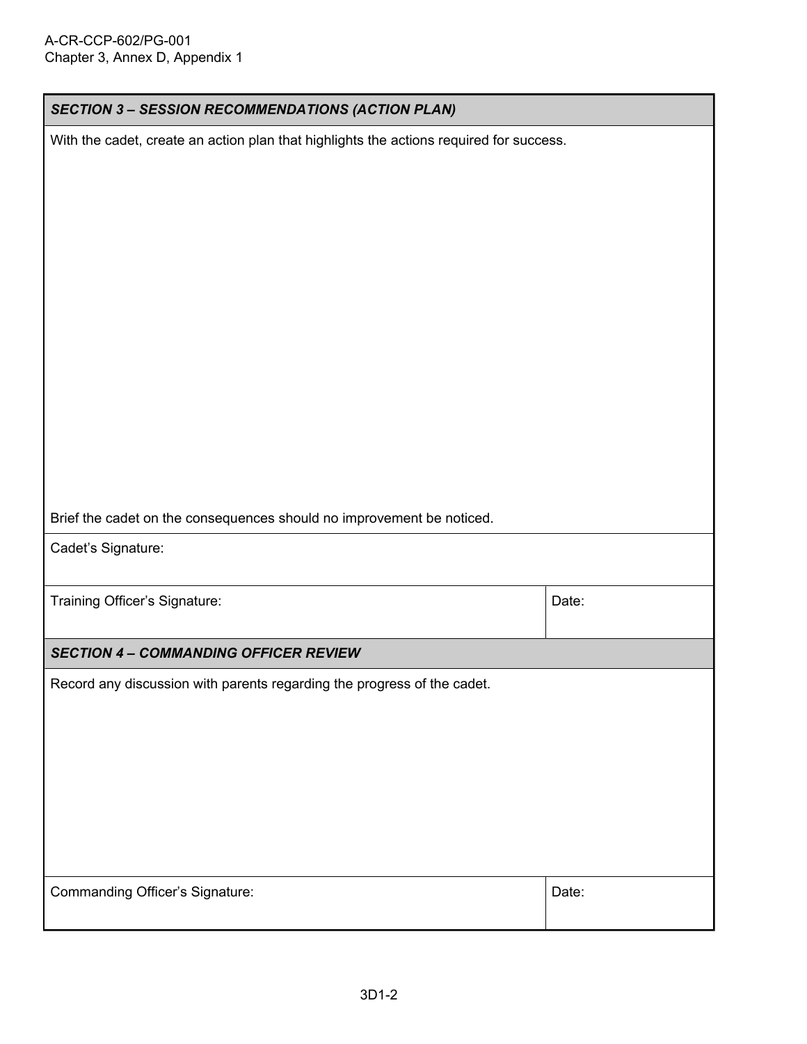| SECTION 3 – SESSION RECOMMENDATIONS (ACTION PLAN) | |
|---|---|
| With the cadet, create an action plan that highlights the actions required for success.<br><br><br><br>Brief the cadet on the consequences should no improvement be noticed. | |
| Cadet's Signature: | |
| Training Officer's Signature: | Date: |
| ***SECTION 4 – COMMANDING OFFICER REVIEW*** | |
| Record any discussion with parents regarding the progress of the cadet. | |
| Commanding Officer's Signature: | Date: |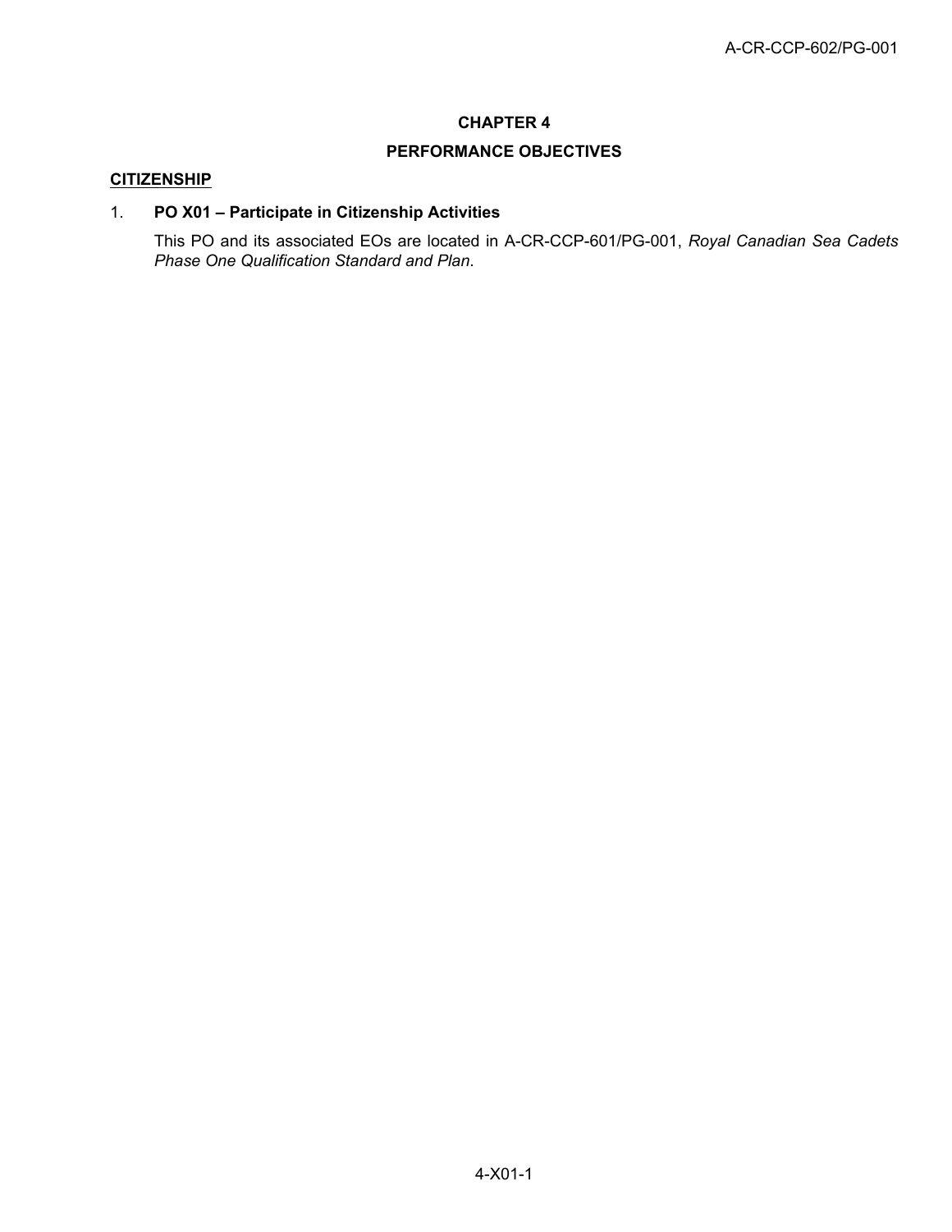# CHAPTER 4

## PERFORMANCE OBJECTIVES

**CITIZENSHIP**

1. **PO X01 – Participate in Citizenship Activities**

   This PO and its associated EOs are located in A-CR-CCP-601/PG-001, *Royal Canadian Sea Cadets Phase One Qualification Standard and Plan*.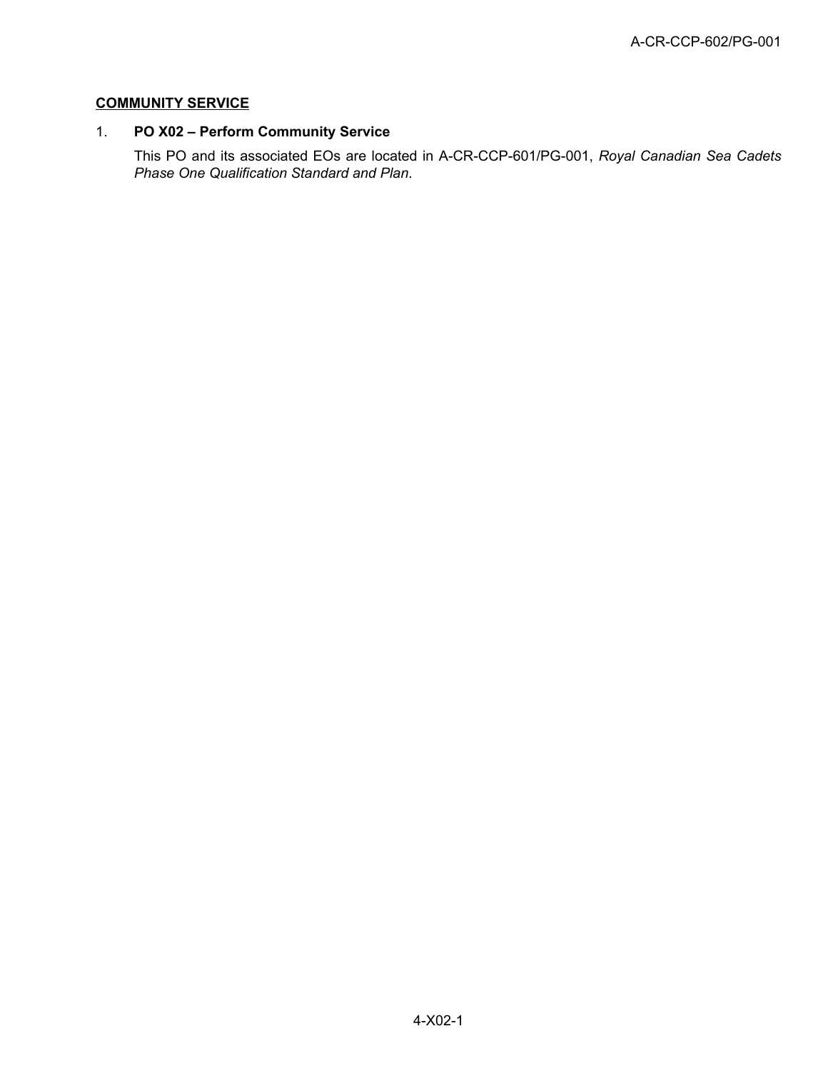**COMMUNITY SERVICE**

1. **PO X02 – Perform Community Service**

   This PO and its associated EOs are located in A-CR-CCP-601/PG-001, *Royal Canadian Sea Cadets Phase One Qualification Standard and Plan*.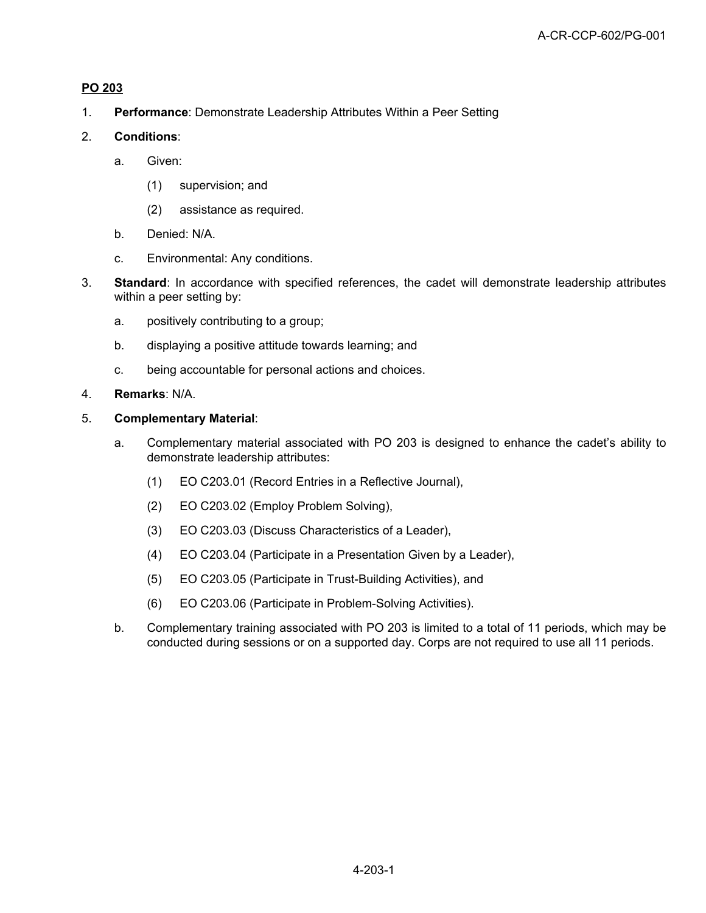## PO 203

1. **Performance**: Demonstrate Leadership Attributes Within a Peer Setting

2. **Conditions**:

   a. Given:

      (1) supervision; and

      (2) assistance as required.

   b. Denied: N/A.

   c. Environmental: Any conditions.

3. **Standard**: In accordance with specified references, the cadet will demonstrate leadership attributes within a peer setting by:

   a. positively contributing to a group;

   b. displaying a positive attitude towards learning; and

   c. being accountable for personal actions and choices.

4. **Remarks**: N/A.

5. **Complementary Material**:

   a. Complementary material associated with PO 203 is designed to enhance the cadet's ability to demonstrate leadership attributes:

      (1) EO C203.01 (Record Entries in a Reflective Journal),

      (2) EO C203.02 (Employ Problem Solving),

      (3) EO C203.03 (Discuss Characteristics of a Leader),

      (4) EO C203.04 (Participate in a Presentation Given by a Leader),

      (5) EO C203.05 (Participate in Trust-Building Activities), and

      (6) EO C203.06 (Participate in Problem-Solving Activities).

   b. Complementary training associated with PO 203 is limited to a total of 11 periods, which may be conducted during sessions or on a supported day. Corps are not required to use all 11 periods.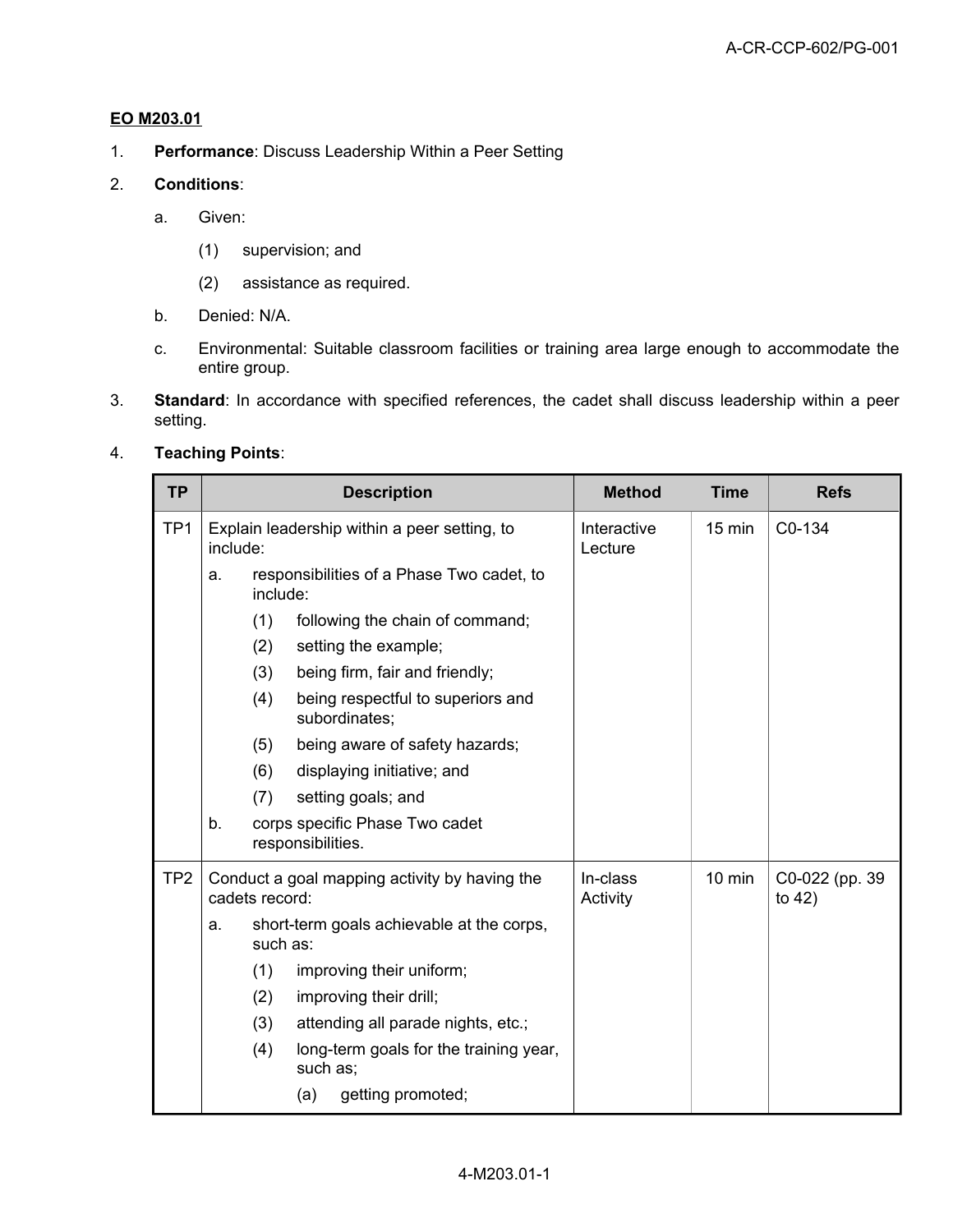**EO M203.01**

1. **Performance**: Discuss Leadership Within a Peer Setting

2. **Conditions**:

   a. Given:

      (1) supervision; and

      (2) assistance as required.

   b. Denied: N/A.

   c. Environmental: Suitable classroom facilities or training area large enough to accommodate the entire group.

3. **Standard**: In accordance with specified references, the cadet shall discuss leadership within a peer setting.

4. **Teaching Points**:

| TP | Description | Method | Time | Refs |
|---|---|---|---|---|
| TP1 | Explain leadership within a peer setting, to include:<br>a. responsibilities of a Phase Two cadet, to include:<br>(1) following the chain of command;<br>(2) setting the example;<br>(3) being firm, fair and friendly;<br>(4) being respectful to superiors and subordinates;<br>(5) being aware of safety hazards;<br>(6) displaying initiative; and<br>(7) setting goals; and<br>b. corps specific Phase Two cadet responsibilities. | Interactive Lecture | 15 min | C0-134 |
| TP2 | Conduct a goal mapping activity by having the cadets record:<br>a. short-term goals achievable at the corps, such as:<br>(1) improving their uniform;<br>(2) improving their drill;<br>(3) attending all parade nights, etc.;<br>(4) long-term goals for the training year, such as;<br>(a) getting promoted; | In-class Activity | 10 min | C0-022 (pp. 39 to 42) |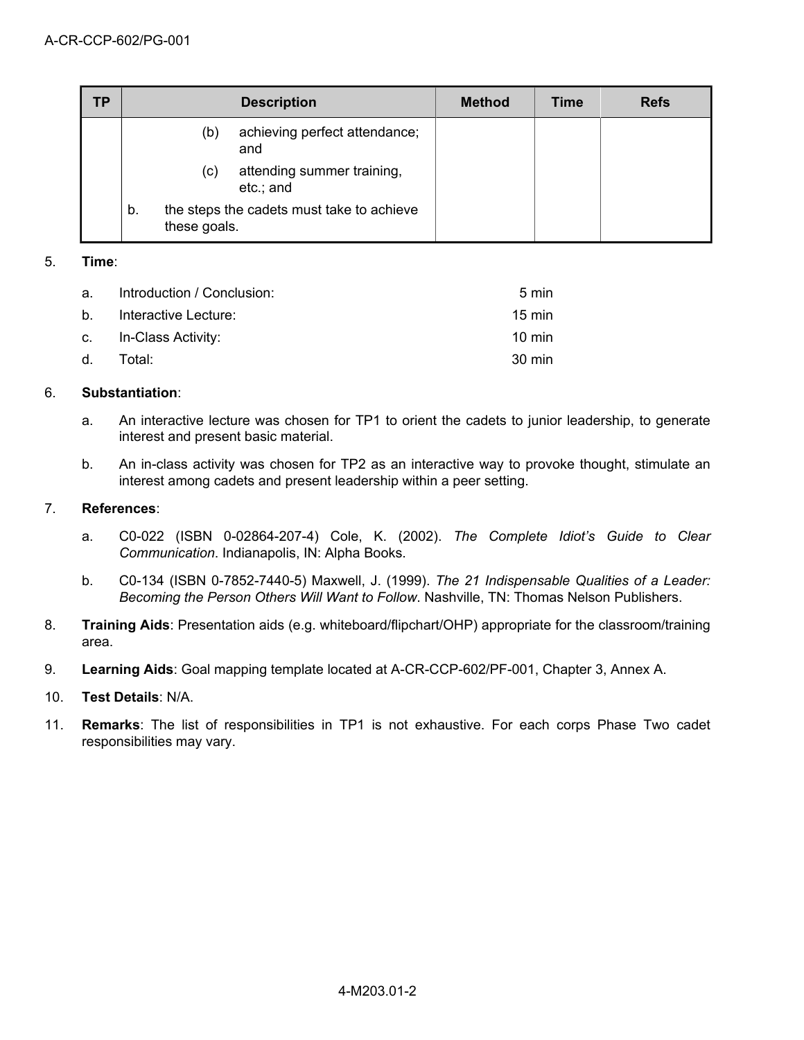| TP | Description | Method | Time | Refs |
|---|---|---|---|---|
| | (b) achieving perfect attendance; and<br>(c) attending summer training, etc.; and<br>b. the steps the cadets must take to achieve these goals. | | | |

5. **Time**:

   a. Introduction / Conclusion: 5 min

   b. Interactive Lecture: 15 min

   c. In-Class Activity: 10 min

   d. Total: 30 min

6. **Substantiation**:

   a. An interactive lecture was chosen for TP1 to orient the cadets to junior leadership, to generate interest and present basic material.

   b. An in-class activity was chosen for TP2 as an interactive way to provoke thought, stimulate an interest among cadets and present leadership within a peer setting.

7. **References**:

   a. C0-022 (ISBN 0-02864-207-4) Cole, K. (2002). *The Complete Idiot's Guide to Clear Communication*. Indianapolis, IN: Alpha Books.

   b. C0-134 (ISBN 0-7852-7440-5) Maxwell, J. (1999). *The 21 Indispensable Qualities of a Leader: Becoming the Person Others Will Want to Follow*. Nashville, TN: Thomas Nelson Publishers.

8. **Training Aids**: Presentation aids (e.g. whiteboard/flipchart/OHP) appropriate for the classroom/training area.

9. **Learning Aids**: Goal mapping template located at A-CR-CCP-602/PF-001, Chapter 3, Annex A.

10. **Test Details**: N/A.

11. **Remarks**: The list of responsibilities in TP1 is not exhaustive. For each corps Phase Two cadet responsibilities may vary.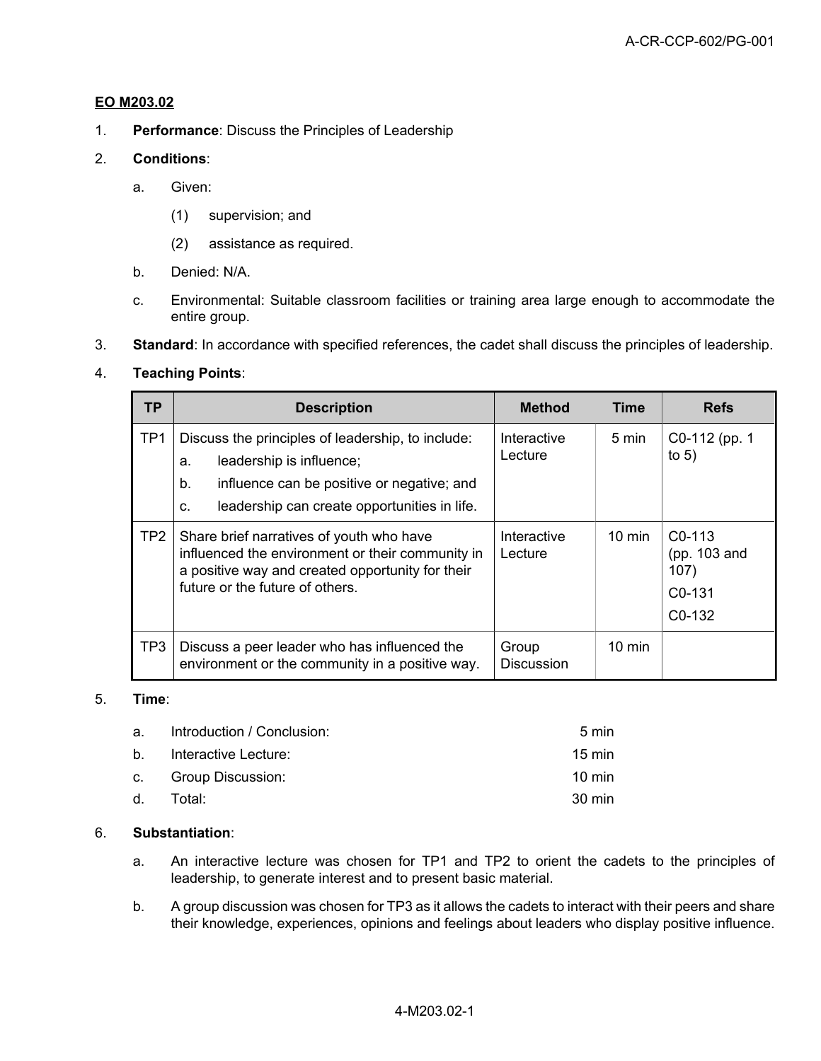## EO M203.02

1. **Performance**: Discuss the Principles of Leadership

2. **Conditions**:

   a. Given:

      (1) supervision; and

      (2) assistance as required.

   b. Denied: N/A.

   c. Environmental: Suitable classroom facilities or training area large enough to accommodate the entire group.

3. **Standard**: In accordance with specified references, the cadet shall discuss the principles of leadership.

4. **Teaching Points**:

| TP | Description | Method | Time | Refs |
|---|---|---|---|---|
| TP1 | Discuss the principles of leadership, to include:<br>a. leadership is influence;<br>b. influence can be positive or negative; and<br>c. leadership can create opportunities in life. | Interactive Lecture | 5 min | C0-112 (pp. 1 to 5) |
| TP2 | Share brief narratives of youth who have influenced the environment or their community in a positive way and created opportunity for their future or the future of others. | Interactive Lecture | 10 min | C0-113 (pp. 103 and 107)<br>C0-131<br>C0-132 |
| TP3 | Discuss a peer leader who has influenced the environment or the community in a positive way. | Group Discussion | 10 min | |

5. **Time**:

| | | |
|---|---|---|
| a. | Introduction / Conclusion: | 5 min |
| b. | Interactive Lecture: | 15 min |
| c. | Group Discussion: | 10 min |
| d. | Total: | 30 min |

6. **Substantiation**:

   a. An interactive lecture was chosen for TP1 and TP2 to orient the cadets to the principles of leadership, to generate interest and to present basic material.

   b. A group discussion was chosen for TP3 as it allows the cadets to interact with their peers and share their knowledge, experiences, opinions and feelings about leaders who display positive influence.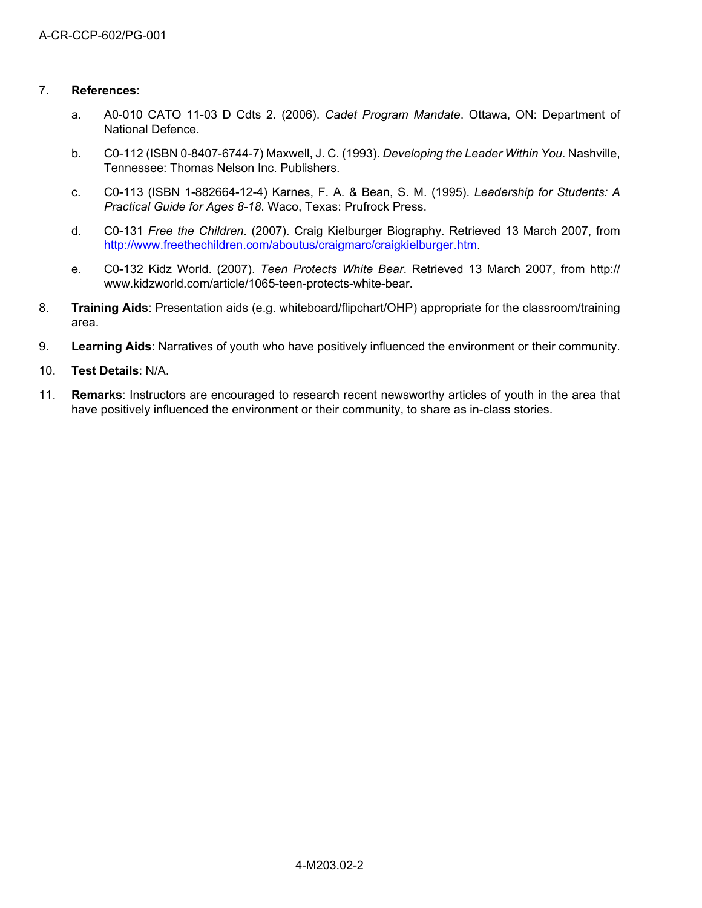7. **References**:

   a. A0-010 CATO 11-03 D Cdts 2. (2006). *Cadet Program Mandate*. Ottawa, ON: Department of National Defence.

   b. C0-112 (ISBN 0-8407-6744-7) Maxwell, J. C. (1993). *Developing the Leader Within You*. Nashville, Tennessee: Thomas Nelson Inc. Publishers.

   c. C0-113 (ISBN 1-882664-12-4) Karnes, F. A. & Bean, S. M. (1995). *Leadership for Students: A Practical Guide for Ages 8-18*. Waco, Texas: Prufrock Press.

   d. C0-131 *Free the Children*. (2007). Craig Kielburger Biography. Retrieved 13 March 2007, from http://www.freethechildren.com/aboutus/craigmarc/craigkielburger.htm.

   e. C0-132 Kidz World. (2007). *Teen Protects White Bear*. Retrieved 13 March 2007, from http://www.kidzworld.com/article/1065-teen-protects-white-bear.

8. **Training Aids**: Presentation aids (e.g. whiteboard/flipchart/OHP) appropriate for the classroom/training area.

9. **Learning Aids**: Narratives of youth who have positively influenced the environment or their community.

10. **Test Details**: N/A.

11. **Remarks**: Instructors are encouraged to research recent newsworthy articles of youth in the area that have positively influenced the environment or their community, to share as in-class stories.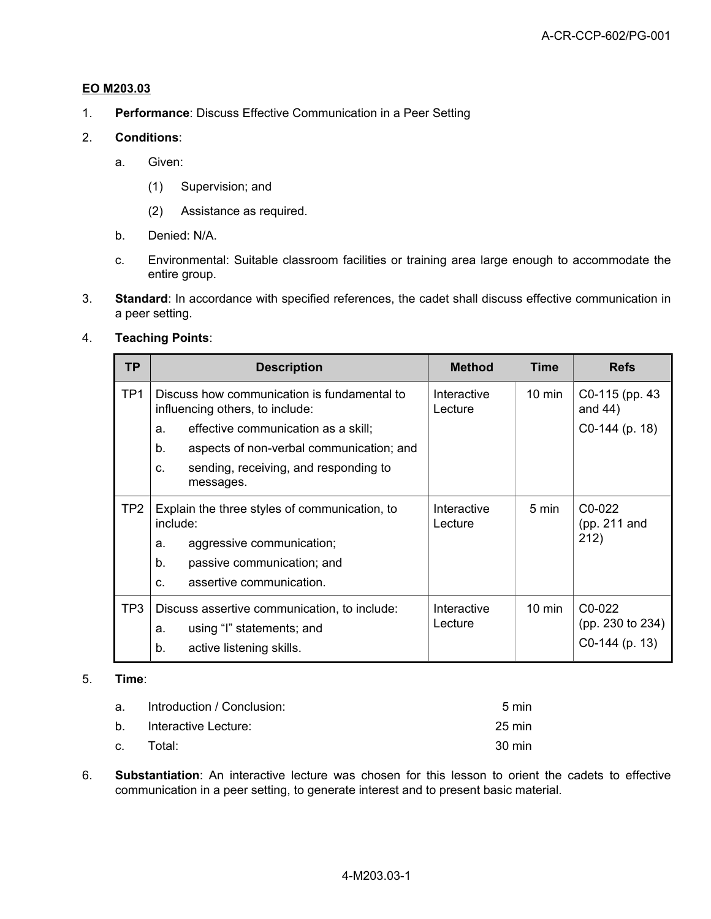**EO M203.03**

1. **Performance**: Discuss Effective Communication in a Peer Setting

2. **Conditions**:

   a. Given:

      (1) Supervision; and

      (2) Assistance as required.

   b. Denied: N/A.

   c. Environmental: Suitable classroom facilities or training area large enough to accommodate the entire group.

3. **Standard**: In accordance with specified references, the cadet shall discuss effective communication in a peer setting.

4. **Teaching Points**:

| TP | Description | Method | Time | Refs |
|---|---|---|---|---|
| TP1 | Discuss how communication is fundamental to influencing others, to include: a. effective communication as a skill; b. aspects of non-verbal communication; and c. sending, receiving, and responding to messages. | Interactive Lecture | 10 min | C0-115 (pp. 43 and 44) C0-144 (p. 18) |
| TP2 | Explain the three styles of communication, to include: a. aggressive communication; b. passive communication; and c. assertive communication. | Interactive Lecture | 5 min | C0-022 (pp. 211 and 212) |
| TP3 | Discuss assertive communication, to include: a. using "I" statements; and b. active listening skills. | Interactive Lecture | 10 min | C0-022 (pp. 230 to 234) C0-144 (p. 13) |

5. **Time**:

   a. Introduction / Conclusion: 5 min

   b. Interactive Lecture: 25 min

   c. Total: 30 min

6. **Substantiation**: An interactive lecture was chosen for this lesson to orient the cadets to effective communication in a peer setting, to generate interest and to present basic material.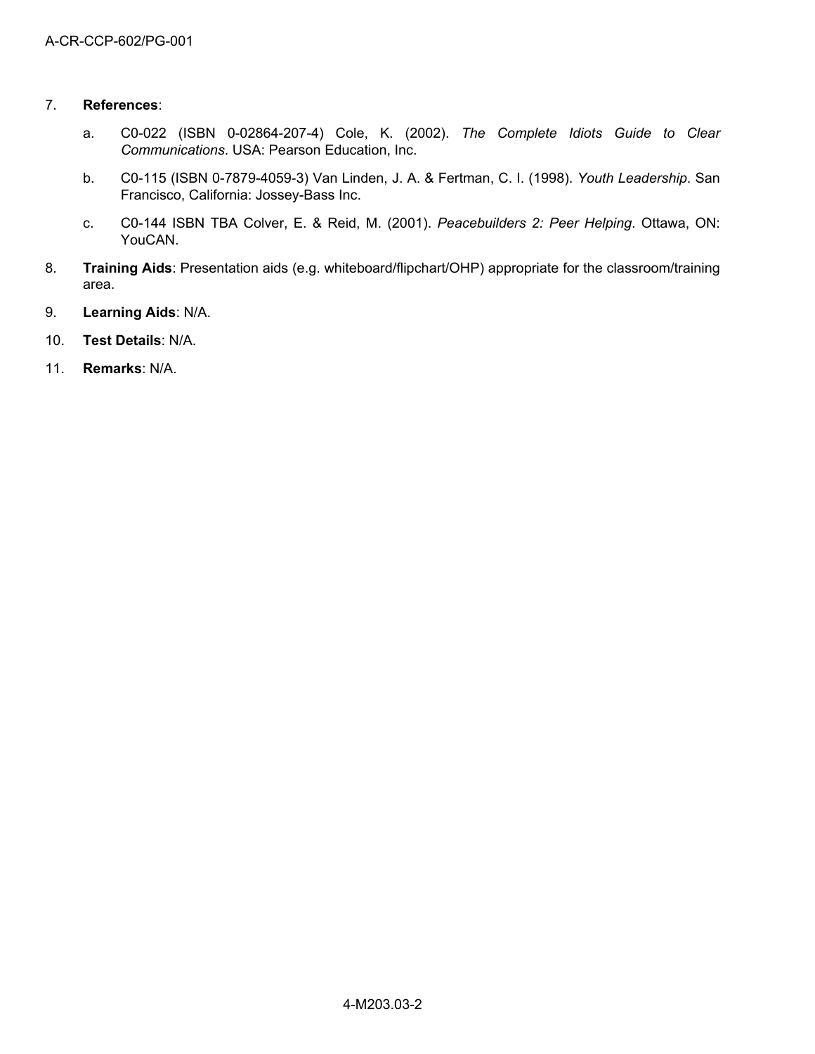7. **References**:

   a. C0-022 (ISBN 0-02864-207-4) Cole, K. (2002). *The Complete Idiots Guide to Clear Communications*. USA: Pearson Education, Inc.

   b. C0-115 (ISBN 0-7879-4059-3) Van Linden, J. A. & Fertman, C. I. (1998). *Youth Leadership*. San Francisco, California: Jossey-Bass Inc.

   c. C0-144 ISBN TBA Colver, E. & Reid, M. (2001). *Peacebuilders 2: Peer Helping*. Ottawa, ON: YouCAN.

8. **Training Aids**: Presentation aids (e.g. whiteboard/flipchart/OHP) appropriate for the classroom/training area.

9. **Learning Aids**: N/A.

10. **Test Details**: N/A.

11. **Remarks**: N/A.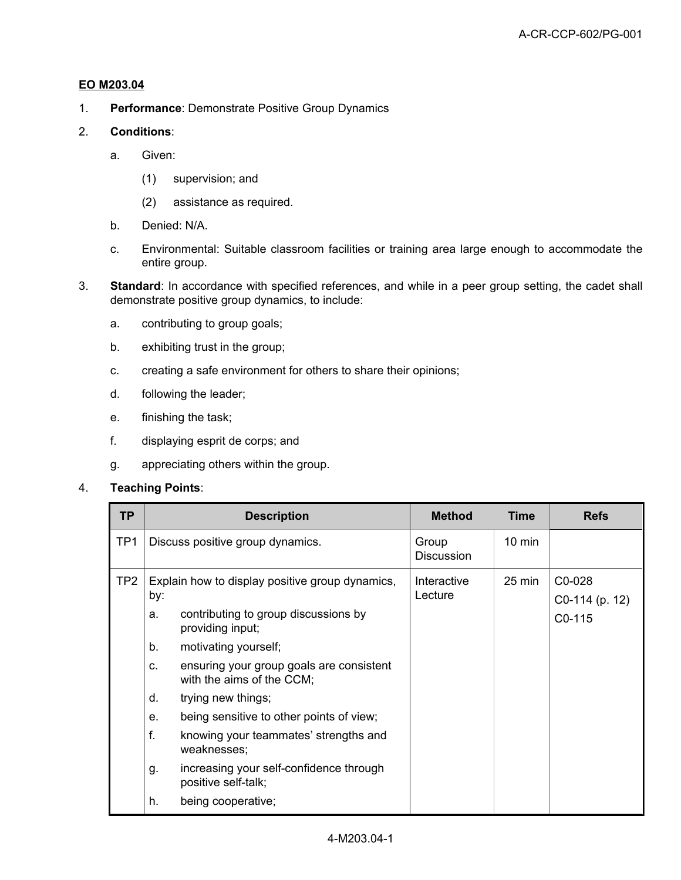**EO M203.04**

1. **Performance**: Demonstrate Positive Group Dynamics

2. **Conditions**:

   a. Given:

      (1) supervision; and

      (2) assistance as required.

   b. Denied: N/A.

   c. Environmental: Suitable classroom facilities or training area large enough to accommodate the entire group.

3. **Standard**: In accordance with specified references, and while in a peer group setting, the cadet shall demonstrate positive group dynamics, to include:

   a. contributing to group goals;

   b. exhibiting trust in the group;

   c. creating a safe environment for others to share their opinions;

   d. following the leader;

   e. finishing the task;

   f. displaying esprit de corps; and

   g. appreciating others within the group.

4. **Teaching Points**:

| TP | Description | Method | Time | Refs |
|---|---|---|---|---|
| TP1 | Discuss positive group dynamics. | Group Discussion | 10 min | |
| TP2 | Explain how to display positive group dynamics, by:<br>a. contributing to group discussions by providing input;<br>b. motivating yourself;<br>c. ensuring your group goals are consistent with the aims of the CCM;<br>d. trying new things;<br>e. being sensitive to other points of view;<br>f. knowing your teammates' strengths and weaknesses;<br>g. increasing your self-confidence through positive self-talk;<br>h. being cooperative; | Interactive Lecture | 25 min | C0-028<br>C0-114 (p. 12)<br>C0-115 |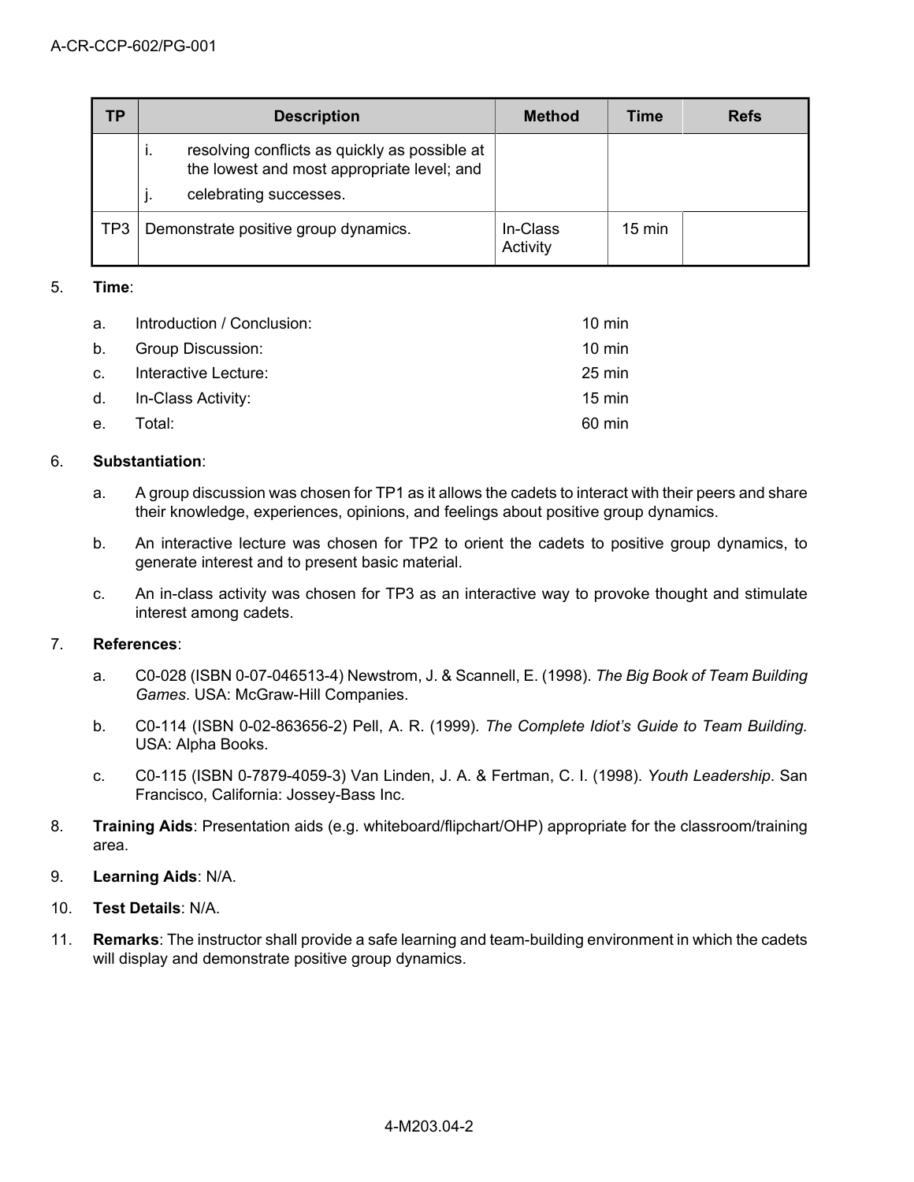| TP | Description | Method | Time | Refs |
|---|---|---|---|---|
| | i. resolving conflicts as quickly as possible at the lowest and most appropriate level; and<br>j. celebrating successes. | | | |
| TP3 | Demonstrate positive group dynamics. | In-Class Activity | 15 min | |

5. **Time**:

   a. Introduction / Conclusion: 10 min
   
   b. Group Discussion: 10 min
   
   c. Interactive Lecture: 25 min
   
   d. In-Class Activity: 15 min
   
   e. Total: 60 min

6. **Substantiation**:

   a. A group discussion was chosen for TP1 as it allows the cadets to interact with their peers and share their knowledge, experiences, opinions, and feelings about positive group dynamics.

   b. An interactive lecture was chosen for TP2 to orient the cadets to positive group dynamics, to generate interest and to present basic material.

   c. An in-class activity was chosen for TP3 as an interactive way to provoke thought and stimulate interest among cadets.

7. **References**:

   a. C0-028 (ISBN 0-07-046513-4) Newstrom, J. & Scannell, E. (1998). *The Big Book of Team Building Games*. USA: McGraw-Hill Companies.

   b. C0-114 (ISBN 0-02-863656-2) Pell, A. R. (1999). *The Complete Idiot's Guide to Team Building.* USA: Alpha Books.

   c. C0-115 (ISBN 0-7879-4059-3) Van Linden, J. A. & Fertman, C. I. (1998). *Youth Leadership*. San Francisco, California: Jossey-Bass Inc.

8. **Training Aids**: Presentation aids (e.g. whiteboard/flipchart/OHP) appropriate for the classroom/training area.

9. **Learning Aids**: N/A.

10. **Test Details**: N/A.

11. **Remarks**: The instructor shall provide a safe learning and team-building environment in which the cadets will display and demonstrate positive group dynamics.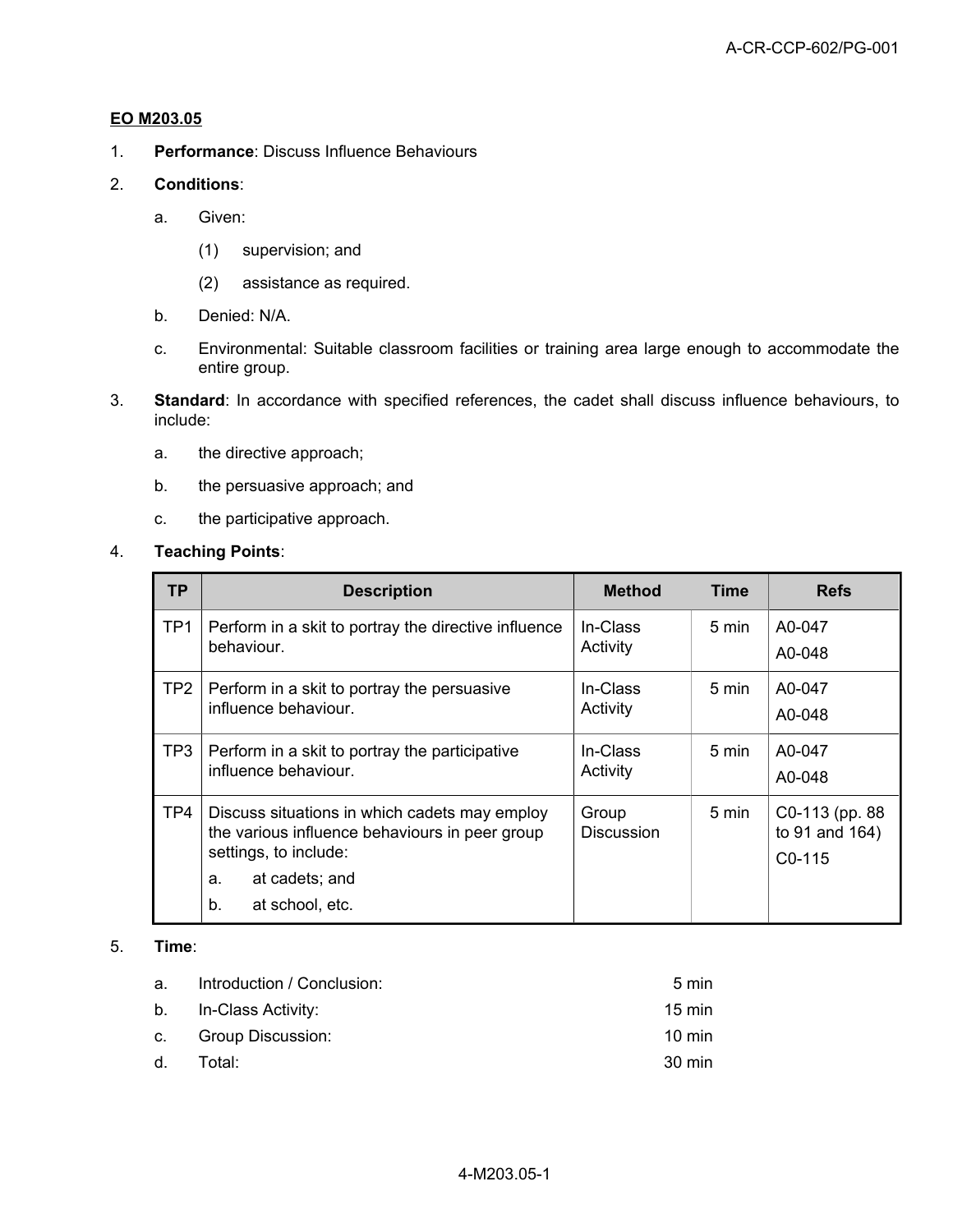**EO M203.05**

1. **Performance**: Discuss Influence Behaviours

2. **Conditions**:

   a. Given:

      (1) supervision; and

      (2) assistance as required.

   b. Denied: N/A.

   c. Environmental: Suitable classroom facilities or training area large enough to accommodate the entire group.

3. **Standard**: In accordance with specified references, the cadet shall discuss influence behaviours, to include:

   a. the directive approach;

   b. the persuasive approach; and

   c. the participative approach.

4. **Teaching Points**:

| TP | Description | Method | Time | Refs |
|---|---|---|---|---|
| TP1 | Perform in a skit to portray the directive influence behaviour. | In-Class Activity | 5 min | A0-047<br>A0-048 |
| TP2 | Perform in a skit to portray the persuasive influence behaviour. | In-Class Activity | 5 min | A0-047<br>A0-048 |
| TP3 | Perform in a skit to portray the participative influence behaviour. | In-Class Activity | 5 min | A0-047<br>A0-048 |
| TP4 | Discuss situations in which cadets may employ the various influence behaviours in peer group settings, to include:<br>a. at cadets; and<br>b. at school, etc. | Group Discussion | 5 min | C0-113 (pp. 88 to 91 and 164)<br>C0-115 |

5. **Time**:

   a. Introduction / Conclusion: 5 min

   b. In-Class Activity: 15 min

   c. Group Discussion: 10 min

   d. Total: 30 min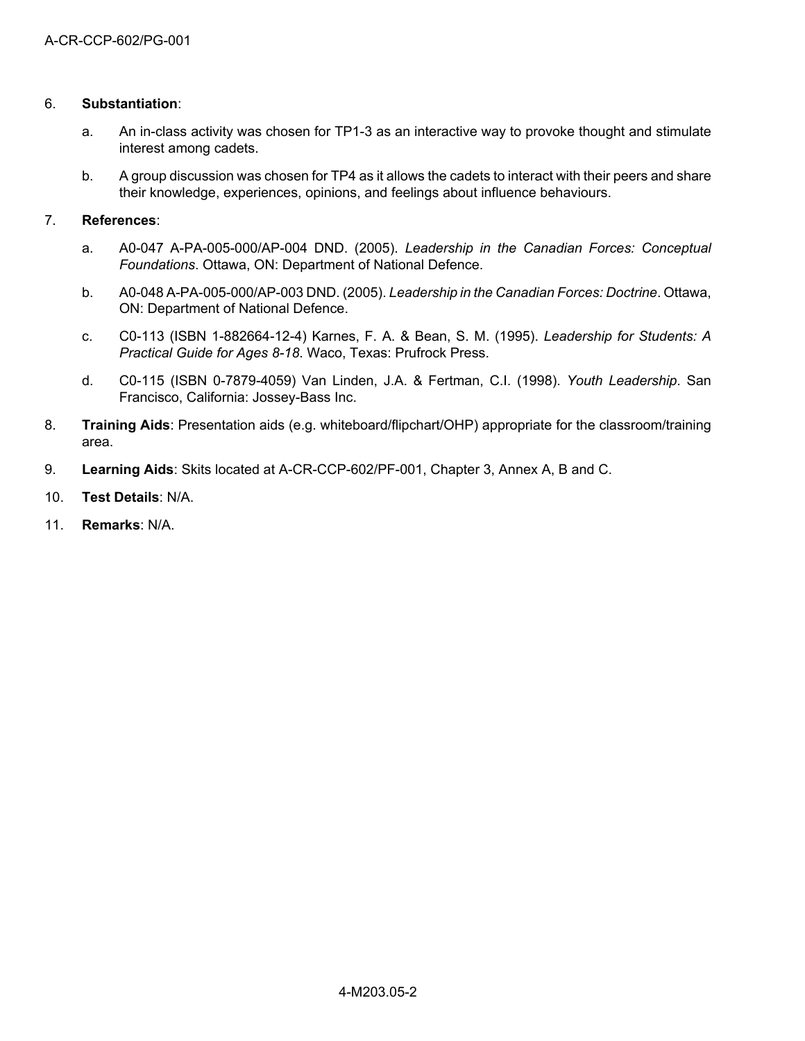6. **Substantiation**:

    a. An in-class activity was chosen for TP1-3 as an interactive way to provoke thought and stimulate interest among cadets.

    b. A group discussion was chosen for TP4 as it allows the cadets to interact with their peers and share their knowledge, experiences, opinions, and feelings about influence behaviours.

7. **References**:

    a. A0-047 A-PA-005-000/AP-004 DND. (2005). *Leadership in the Canadian Forces: Conceptual Foundations*. Ottawa, ON: Department of National Defence.

    b. A0-048 A-PA-005-000/AP-003 DND. (2005). *Leadership in the Canadian Forces: Doctrine*. Ottawa, ON: Department of National Defence.

    c. C0-113 (ISBN 1-882664-12-4) Karnes, F. A. & Bean, S. M. (1995). *Leadership for Students: A Practical Guide for Ages 8-18*. Waco, Texas: Prufrock Press.

    d. C0-115 (ISBN 0-7879-4059) Van Linden, J.A. & Fertman, C.I. (1998). *Youth Leadership*. San Francisco, California: Jossey-Bass Inc.

8. **Training Aids**: Presentation aids (e.g. whiteboard/flipchart/OHP) appropriate for the classroom/training area.

9. **Learning Aids**: Skits located at A-CR-CCP-602/PF-001, Chapter 3, Annex A, B and C.

10. **Test Details**: N/A.

11. **Remarks**: N/A.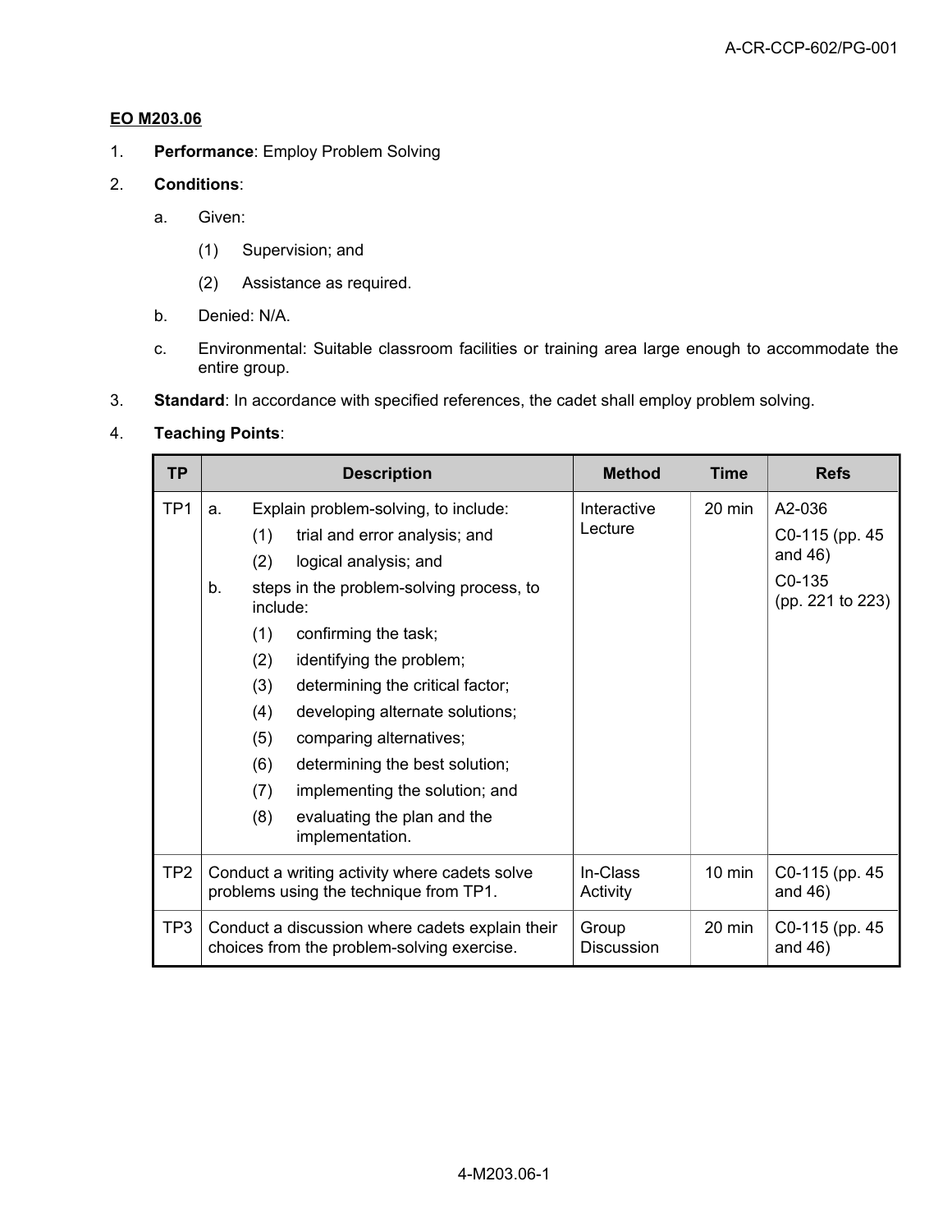**EO M203.06**

1. **Performance**: Employ Problem Solving

2. **Conditions**:

   a. Given:

      (1) Supervision; and

      (2) Assistance as required.

   b. Denied: N/A.

   c. Environmental: Suitable classroom facilities or training area large enough to accommodate the entire group.

3. **Standard**: In accordance with specified references, the cadet shall employ problem solving.

4. **Teaching Points**:

| TP | Description | Method | Time | Refs |
|---|---|---|---|---|
| TP1 | a. Explain problem-solving, to include:<br>(1) trial and error analysis; and<br>(2) logical analysis; and<br>b. steps in the problem-solving process, to include:<br>(1) confirming the task;<br>(2) identifying the problem;<br>(3) determining the critical factor;<br>(4) developing alternate solutions;<br>(5) comparing alternatives;<br>(6) determining the best solution;<br>(7) implementing the solution; and<br>(8) evaluating the plan and the implementation. | Interactive Lecture | 20 min | A2-036<br>C0-115 (pp. 45 and 46)<br>C0-135 (pp. 221 to 223) |
| TP2 | Conduct a writing activity where cadets solve problems using the technique from TP1. | In-Class Activity | 10 min | C0-115 (pp. 45 and 46) |
| TP3 | Conduct a discussion where cadets explain their choices from the problem-solving exercise. | Group Discussion | 20 min | C0-115 (pp. 45 and 46) |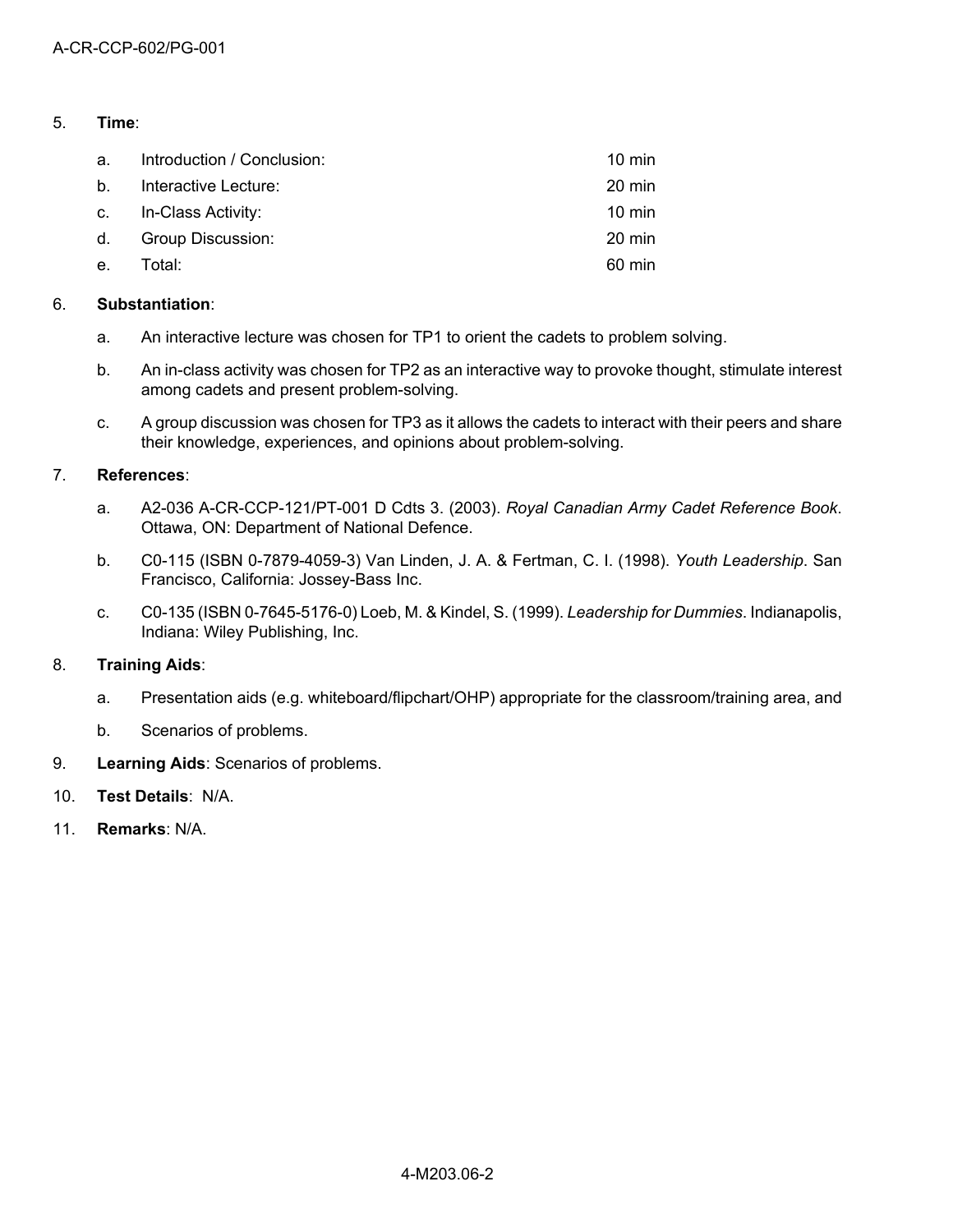5. **Time**:

| | | |
|---|---|---|
| a. | Introduction / Conclusion: | 10 min |
| b. | Interactive Lecture: | 20 min |
| c. | In-Class Activity: | 10 min |
| d. | Group Discussion: | 20 min |
| e. | Total: | 60 min |

6. **Substantiation**:

   a. An interactive lecture was chosen for TP1 to orient the cadets to problem solving.

   b. An in-class activity was chosen for TP2 as an interactive way to provoke thought, stimulate interest among cadets and present problem-solving.

   c. A group discussion was chosen for TP3 as it allows the cadets to interact with their peers and share their knowledge, experiences, and opinions about problem-solving.

7. **References**:

   a. A2-036 A-CR-CCP-121/PT-001 D Cdts 3. (2003). *Royal Canadian Army Cadet Reference Book*. Ottawa, ON: Department of National Defence.

   b. C0-115 (ISBN 0-7879-4059-3) Van Linden, J. A. & Fertman, C. I. (1998). *Youth Leadership*. San Francisco, California: Jossey-Bass Inc.

   c. C0-135 (ISBN 0-7645-5176-0) Loeb, M. & Kindel, S. (1999). *Leadership for Dummies*. Indianapolis, Indiana: Wiley Publishing, Inc.

8. **Training Aids**:

   a. Presentation aids (e.g. whiteboard/flipchart/OHP) appropriate for the classroom/training area, and

   b. Scenarios of problems.

9. **Learning Aids**: Scenarios of problems.

10. **Test Details**: N/A.

11. **Remarks**: N/A.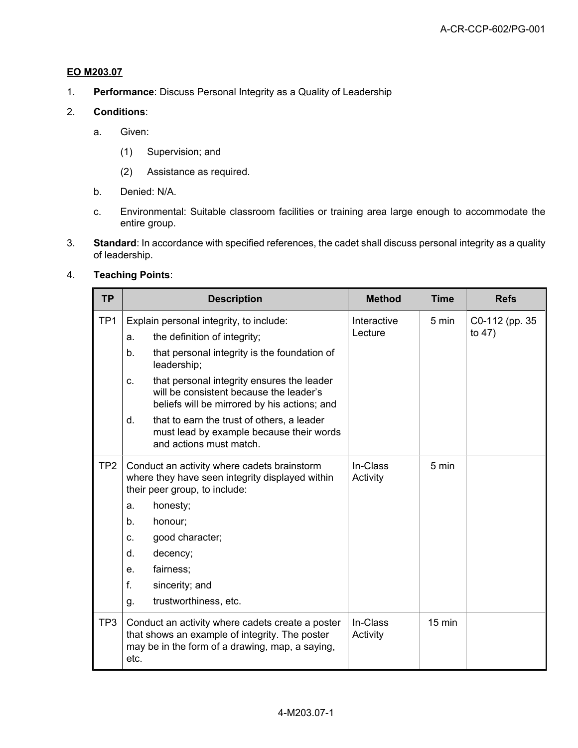**EO M203.07**

1. **Performance**: Discuss Personal Integrity as a Quality of Leadership

2. **Conditions**:

   a. Given:

      (1) Supervision; and

      (2) Assistance as required.

   b. Denied: N/A.

   c. Environmental: Suitable classroom facilities or training area large enough to accommodate the entire group.

3. **Standard**: In accordance with specified references, the cadet shall discuss personal integrity as a quality of leadership.

4. **Teaching Points**:

| TP | Description | Method | Time | Refs |
|---|---|---|---|---|
| TP1 | Explain personal integrity, to include:<br>a. the definition of integrity;<br>b. that personal integrity is the foundation of leadership;<br>c. that personal integrity ensures the leader will be consistent because the leader's beliefs will be mirrored by his actions; and<br>d. that to earn the trust of others, a leader must lead by example because their words and actions must match. | Interactive Lecture | 5 min | C0-112 (pp. 35 to 47) |
| TP2 | Conduct an activity where cadets brainstorm where they have seen integrity displayed within their peer group, to include:<br>a. honesty;<br>b. honour;<br>c. good character;<br>d. decency;<br>e. fairness;<br>f. sincerity; and<br>g. trustworthiness, etc. | In-Class Activity | 5 min | |
| TP3 | Conduct an activity where cadets create a poster that shows an example of integrity. The poster may be in the form of a drawing, map, a saying, etc. | In-Class Activity | 15 min | |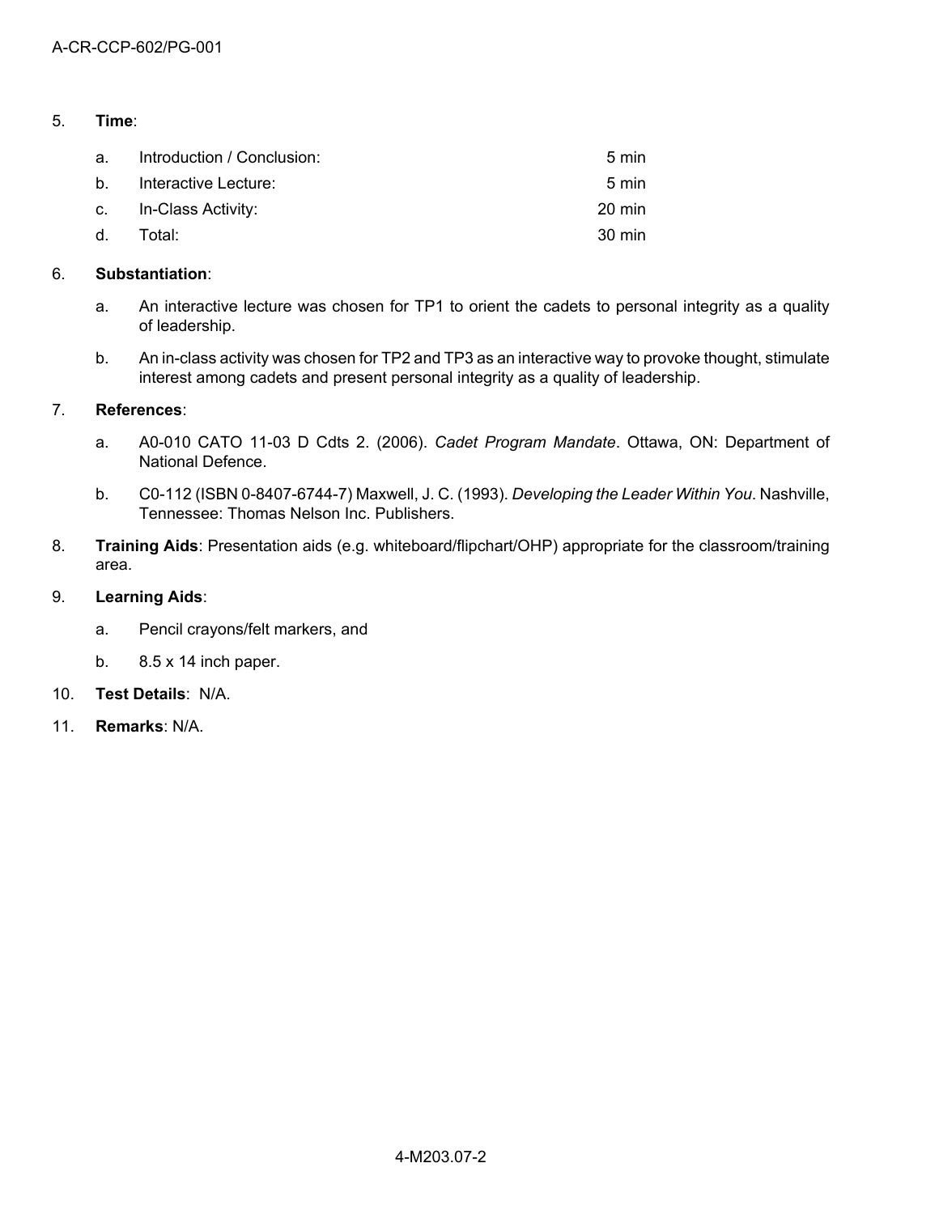5. **Time**:

| | | |
|---|---|---|
| a. | Introduction / Conclusion: | 5 min |
| b. | Interactive Lecture: | 5 min |
| c. | In-Class Activity: | 20 min |
| d. | Total: | 30 min |

6. **Substantiation**:

   a. An interactive lecture was chosen for TP1 to orient the cadets to personal integrity as a quality of leadership.

   b. An in-class activity was chosen for TP2 and TP3 as an interactive way to provoke thought, stimulate interest among cadets and present personal integrity as a quality of leadership.

7. **References**:

   a. A0-010 CATO 11-03 D Cdts 2. (2006). *Cadet Program Mandate*. Ottawa, ON: Department of National Defence.

   b. C0-112 (ISBN 0-8407-6744-7) Maxwell, J. C. (1993). *Developing the Leader Within You*. Nashville, Tennessee: Thomas Nelson Inc. Publishers.

8. **Training Aids**: Presentation aids (e.g. whiteboard/flipchart/OHP) appropriate for the classroom/training area.

9. **Learning Aids**:

   a. Pencil crayons/felt markers, and

   b. 8.5 x 14 inch paper.

10. **Test Details**: N/A.

11. **Remarks**: N/A.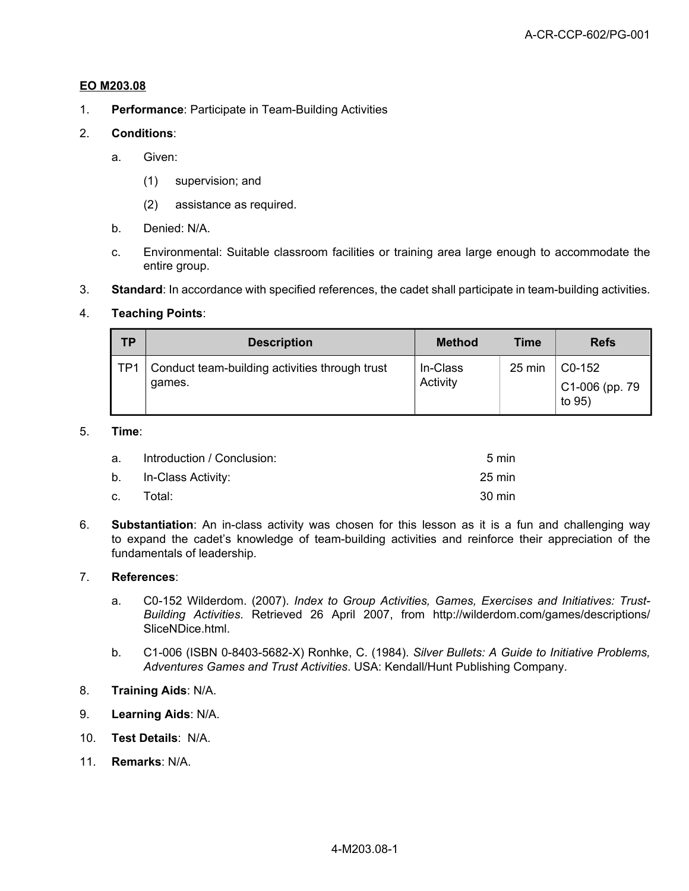**EO M203.08**

1. **Performance**: Participate in Team-Building Activities

2. **Conditions**:

   a. Given:

      (1) supervision; and

      (2) assistance as required.

   b. Denied: N/A.

   c. Environmental: Suitable classroom facilities or training area large enough to accommodate the entire group.

3. **Standard**: In accordance with specified references, the cadet shall participate in team-building activities.

4. **Teaching Points**:

| TP | Description | Method | Time | Refs |
|---|---|---|---|---|
| TP1 | Conduct team-building activities through trust games. | In-Class Activity | 25 min | C0-152<br>C1-006 (pp. 79 to 95) |

5. **Time**:

   a. Introduction / Conclusion: 5 min

   b. In-Class Activity: 25 min

   c. Total: 30 min

6. **Substantiation**: An in-class activity was chosen for this lesson as it is a fun and challenging way to expand the cadet's knowledge of team-building activities and reinforce their appreciation of the fundamentals of leadership.

7. **References**:

   a. C0-152 Wilderdom. (2007). *Index to Group Activities, Games, Exercises and Initiatives: Trust-Building Activities*. Retrieved 26 April 2007, from http://wilderdom.com/games/descriptions/SliceNDice.html.

   b. C1-006 (ISBN 0-8403-5682-X) Ronhke, C. (1984). *Silver Bullets: A Guide to Initiative Problems, Adventures Games and Trust Activities*. USA: Kendall/Hunt Publishing Company.

8. **Training Aids**: N/A.

9. **Learning Aids**: N/A.

10. **Test Details**: N/A.

11. **Remarks**: N/A.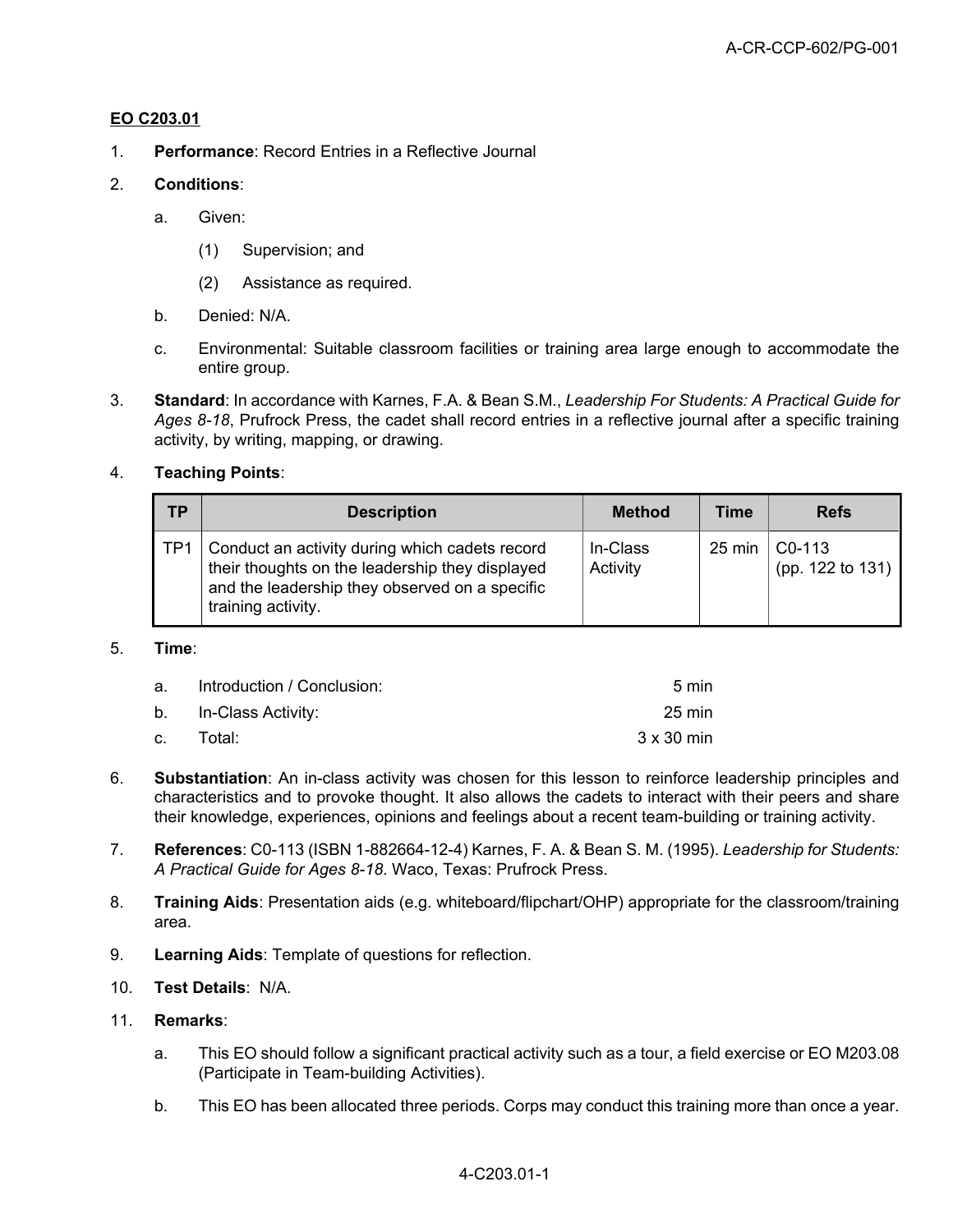**EO C203.01**

1. **Performance**: Record Entries in a Reflective Journal

2. **Conditions**:

   a. Given:

      (1) Supervision; and

      (2) Assistance as required.

   b. Denied: N/A.

   c. Environmental: Suitable classroom facilities or training area large enough to accommodate the entire group.

3. **Standard**: In accordance with Karnes, F.A. & Bean S.M., *Leadership For Students: A Practical Guide for Ages 8-18*, Prufrock Press, the cadet shall record entries in a reflective journal after a specific training activity, by writing, mapping, or drawing.

4. **Teaching Points**:

| TP | Description | Method | Time | Refs |
|---|---|---|---|---|
| TP1 | Conduct an activity during which cadets record their thoughts on the leadership they displayed and the leadership they observed on a specific training activity. | In-Class Activity | 25 min | C0-113 (pp. 122 to 131) |

5. **Time**:

   a. Introduction / Conclusion: 5 min

   b. In-Class Activity: 25 min

   c. Total: 3 x 30 min

6. **Substantiation**: An in-class activity was chosen for this lesson to reinforce leadership principles and characteristics and to provoke thought. It also allows the cadets to interact with their peers and share their knowledge, experiences, opinions and feelings about a recent team-building or training activity.

7. **References**: C0-113 (ISBN 1-882664-12-4) Karnes, F. A. & Bean S. M. (1995). *Leadership for Students: A Practical Guide for Ages 8-18*. Waco, Texas: Prufrock Press.

8. **Training Aids**: Presentation aids (e.g. whiteboard/flipchart/OHP) appropriate for the classroom/training area.

9. **Learning Aids**: Template of questions for reflection.

10. **Test Details**: N/A.

11. **Remarks**:

    a. This EO should follow a significant practical activity such as a tour, a field exercise or EO M203.08 (Participate in Team-building Activities).

    b. This EO has been allocated three periods. Corps may conduct this training more than once a year.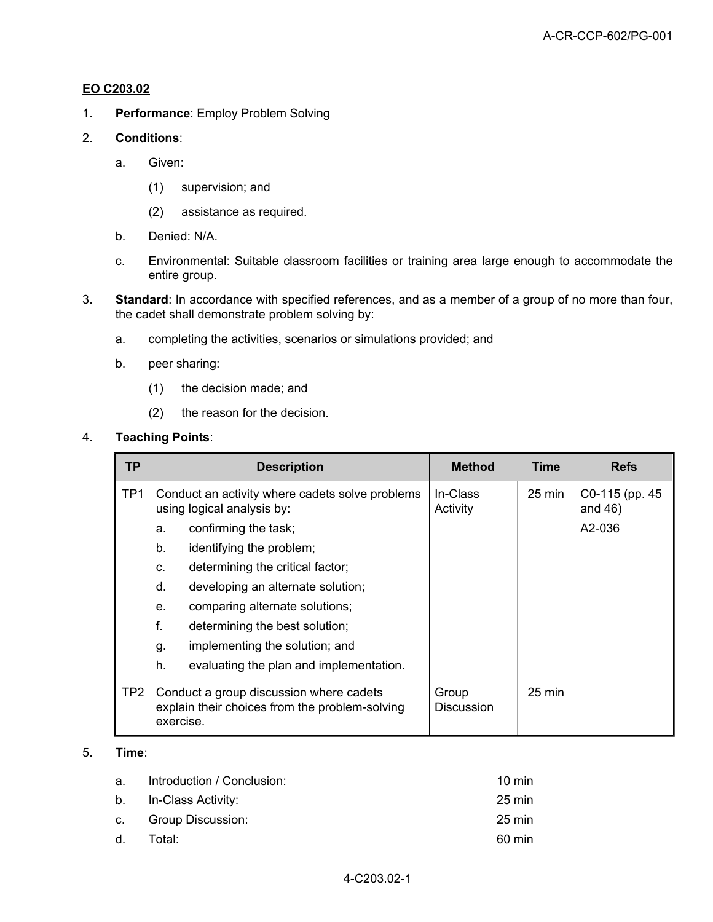**EO C203.02**

1. **Performance**: Employ Problem Solving

2. **Conditions**:

   a. Given:

      (1) supervision; and

      (2) assistance as required.

   b. Denied: N/A.

   c. Environmental: Suitable classroom facilities or training area large enough to accommodate the entire group.

3. **Standard**: In accordance with specified references, and as a member of a group of no more than four, the cadet shall demonstrate problem solving by:

   a. completing the activities, scenarios or simulations provided; and

   b. peer sharing:

      (1) the decision made; and

      (2) the reason for the decision.

4. **Teaching Points**:

| TP | Description | Method | Time | Refs |
|---|---|---|---|---|
| TP1 | Conduct an activity where cadets solve problems using logical analysis by:<br>a. confirming the task;<br>b. identifying the problem;<br>c. determining the critical factor;<br>d. developing an alternate solution;<br>e. comparing alternate solutions;<br>f. determining the best solution;<br>g. implementing the solution; and<br>h. evaluating the plan and implementation. | In-Class Activity | 25 min | C0-115 (pp. 45 and 46)<br>A2-036 |
| TP2 | Conduct a group discussion where cadets explain their choices from the problem-solving exercise. | Group Discussion | 25 min | |

5. **Time**:

   a. Introduction / Conclusion: 10 min

   b. In-Class Activity: 25 min

   c. Group Discussion: 25 min

   d. Total: 60 min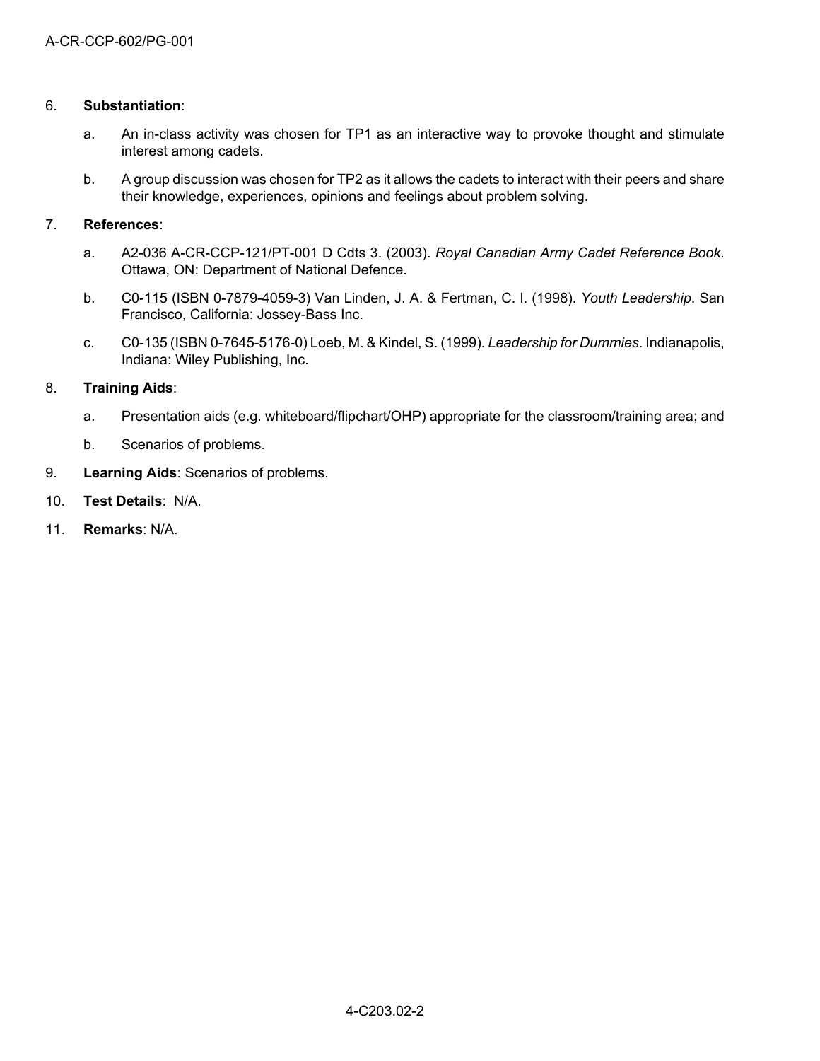6. **Substantiation**:

   a. An in-class activity was chosen for TP1 as an interactive way to provoke thought and stimulate interest among cadets.

   b. A group discussion was chosen for TP2 as it allows the cadets to interact with their peers and share their knowledge, experiences, opinions and feelings about problem solving.

7. **References**:

   a. A2-036 A-CR-CCP-121/PT-001 D Cdts 3. (2003). *Royal Canadian Army Cadet Reference Book*. Ottawa, ON: Department of National Defence.

   b. C0-115 (ISBN 0-7879-4059-3) Van Linden, J. A. & Fertman, C. I. (1998). *Youth Leadership*. San Francisco, California: Jossey-Bass Inc.

   c. C0-135 (ISBN 0-7645-5176-0) Loeb, M. & Kindel, S. (1999). *Leadership for Dummies*. Indianapolis, Indiana: Wiley Publishing, Inc.

8. **Training Aids**:

   a. Presentation aids (e.g. whiteboard/flipchart/OHP) appropriate for the classroom/training area; and

   b. Scenarios of problems.

9. **Learning Aids**: Scenarios of problems.

10. **Test Details**: N/A.

11. **Remarks**: N/A.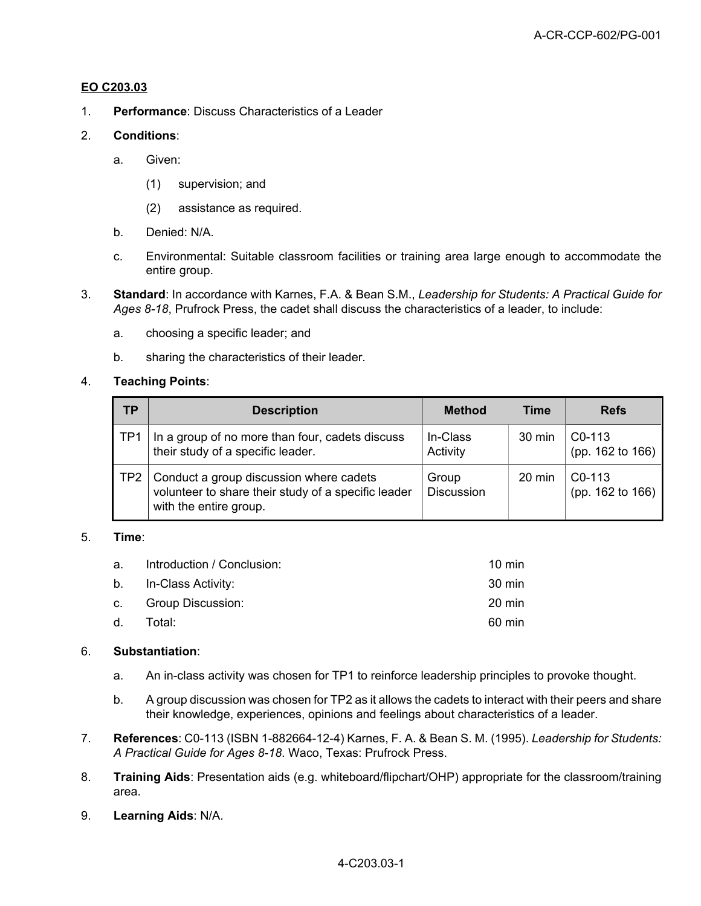## EO C203.03

1. **Performance**: Discuss Characteristics of a Leader

2. **Conditions**:

   a. Given:

      (1) supervision; and

      (2) assistance as required.

   b. Denied: N/A.

   c. Environmental: Suitable classroom facilities or training area large enough to accommodate the entire group.

3. **Standard**: In accordance with Karnes, F.A. & Bean S.M., *Leadership for Students: A Practical Guide for Ages 8-18*, Prufrock Press, the cadet shall discuss the characteristics of a leader, to include:

   a. choosing a specific leader; and

   b. sharing the characteristics of their leader.

4. **Teaching Points**:

| TP | Description | Method | Time | Refs |
|---|---|---|---|---|
| TP1 | In a group of no more than four, cadets discuss their study of a specific leader. | In-Class Activity | 30 min | C0-113 (pp. 162 to 166) |
| TP2 | Conduct a group discussion where cadets volunteer to share their study of a specific leader with the entire group. | Group Discussion | 20 min | C0-113 (pp. 162 to 166) |

5. **Time**:

| | | |
|---|---|---|
| a. | Introduction / Conclusion: | 10 min |
| b. | In-Class Activity: | 30 min |
| c. | Group Discussion: | 20 min |
| d. | Total: | 60 min |

6. **Substantiation**:

   a. An in-class activity was chosen for TP1 to reinforce leadership principles to provoke thought.

   b. A group discussion was chosen for TP2 as it allows the cadets to interact with their peers and share their knowledge, experiences, opinions and feelings about characteristics of a leader.

7. **References**: C0-113 (ISBN 1-882664-12-4) Karnes, F. A. & Bean S. M. (1995). *Leadership for Students: A Practical Guide for Ages 8-18*. Waco, Texas: Prufrock Press.

8. **Training Aids**: Presentation aids (e.g. whiteboard/flipchart/OHP) appropriate for the classroom/training area.

9. **Learning Aids**: N/A.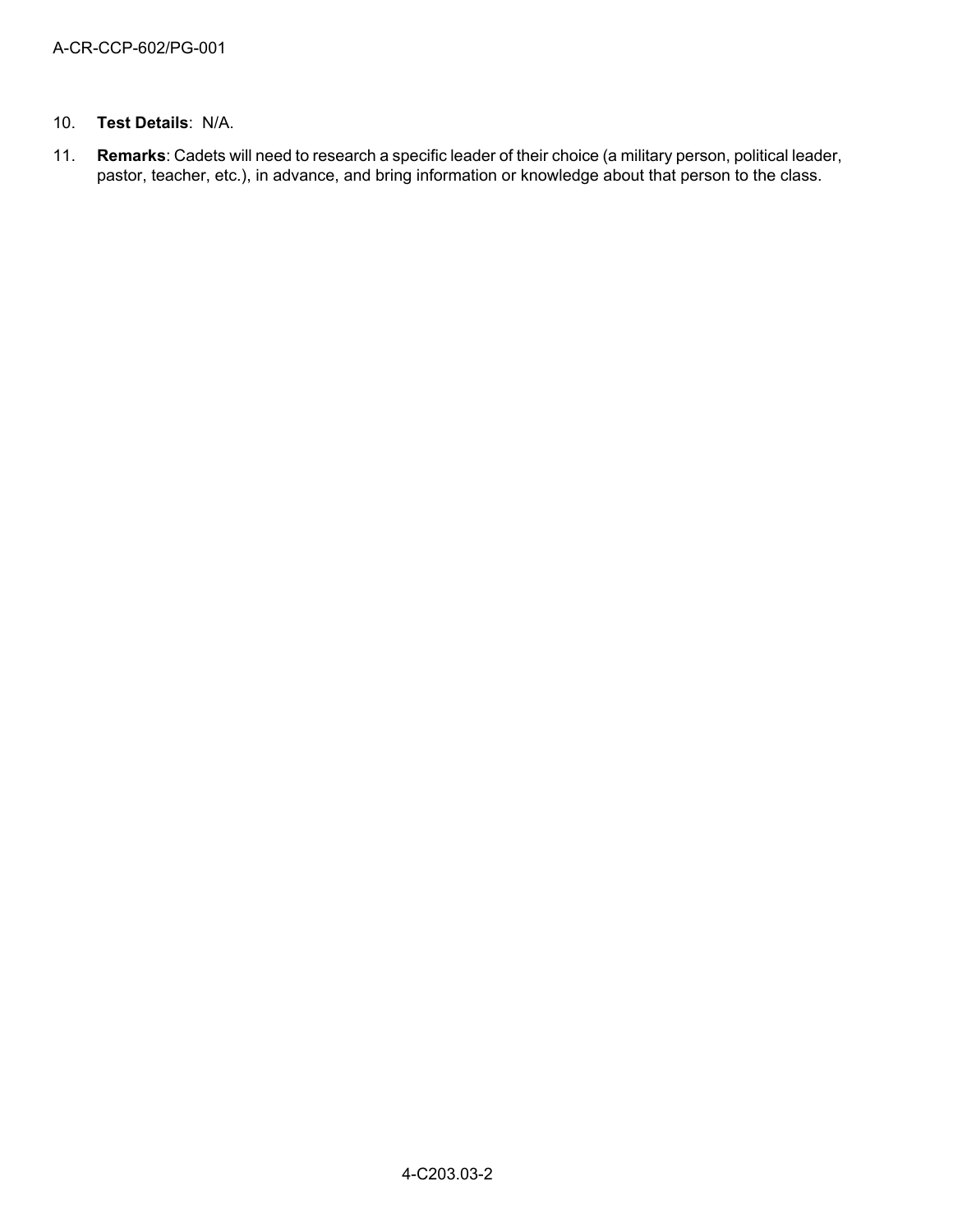10. **Test Details**: N/A.

11. **Remarks**: Cadets will need to research a specific leader of their choice (a military person, political leader, pastor, teacher, etc.), in advance, and bring information or knowledge about that person to the class.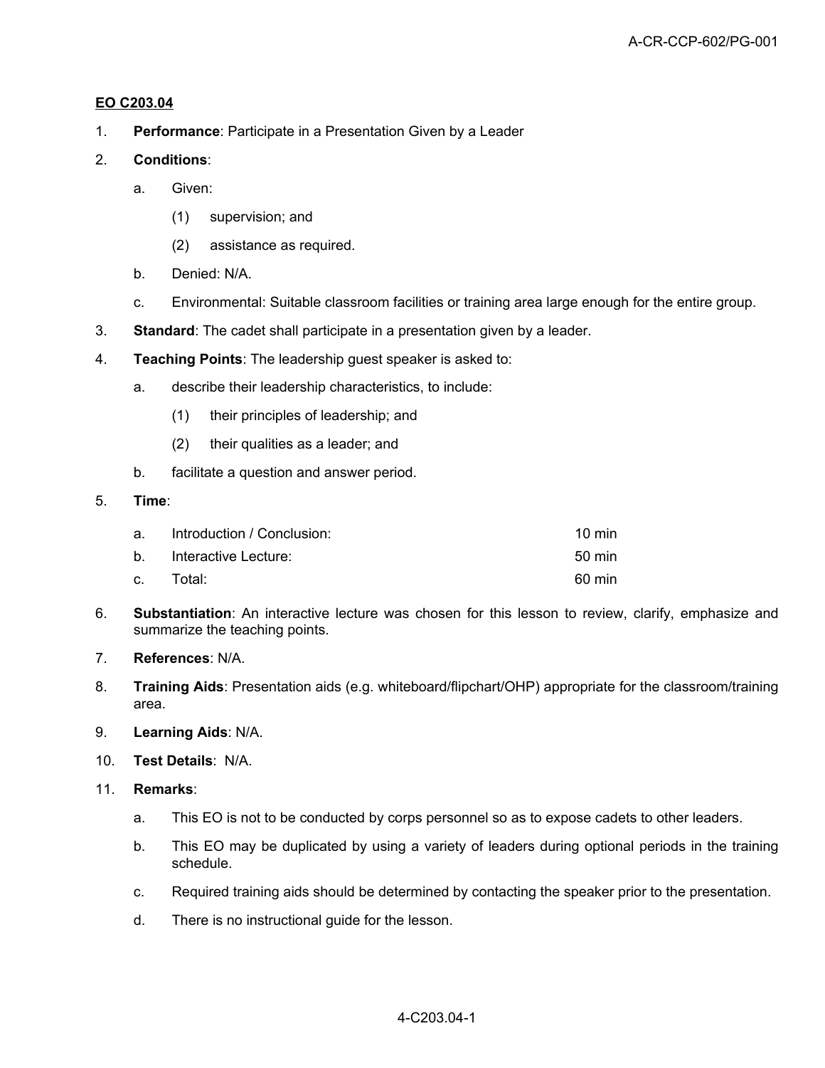**EO C203.04**

1. **Performance**: Participate in a Presentation Given by a Leader

2. **Conditions**:

   a. Given:

      (1) supervision; and

      (2) assistance as required.

   b. Denied: N/A.

   c. Environmental: Suitable classroom facilities or training area large enough for the entire group.

3. **Standard**: The cadet shall participate in a presentation given by a leader.

4. **Teaching Points**: The leadership guest speaker is asked to:

   a. describe their leadership characteristics, to include:

      (1) their principles of leadership; and

      (2) their qualities as a leader; and

   b. facilitate a question and answer period.

5. **Time**:

| | | |
|---|---|---|
| a. | Introduction / Conclusion: | 10 min |
| b. | Interactive Lecture: | 50 min |
| c. | Total: | 60 min |

6. **Substantiation**: An interactive lecture was chosen for this lesson to review, clarify, emphasize and summarize the teaching points.

7. **References**: N/A.

8. **Training Aids**: Presentation aids (e.g. whiteboard/flipchart/OHP) appropriate for the classroom/training area.

9. **Learning Aids**: N/A.

10. **Test Details**: N/A.

11. **Remarks**:

    a. This EO is not to be conducted by corps personnel so as to expose cadets to other leaders.

    b. This EO may be duplicated by using a variety of leaders during optional periods in the training schedule.

    c. Required training aids should be determined by contacting the speaker prior to the presentation.

    d. There is no instructional guide for the lesson.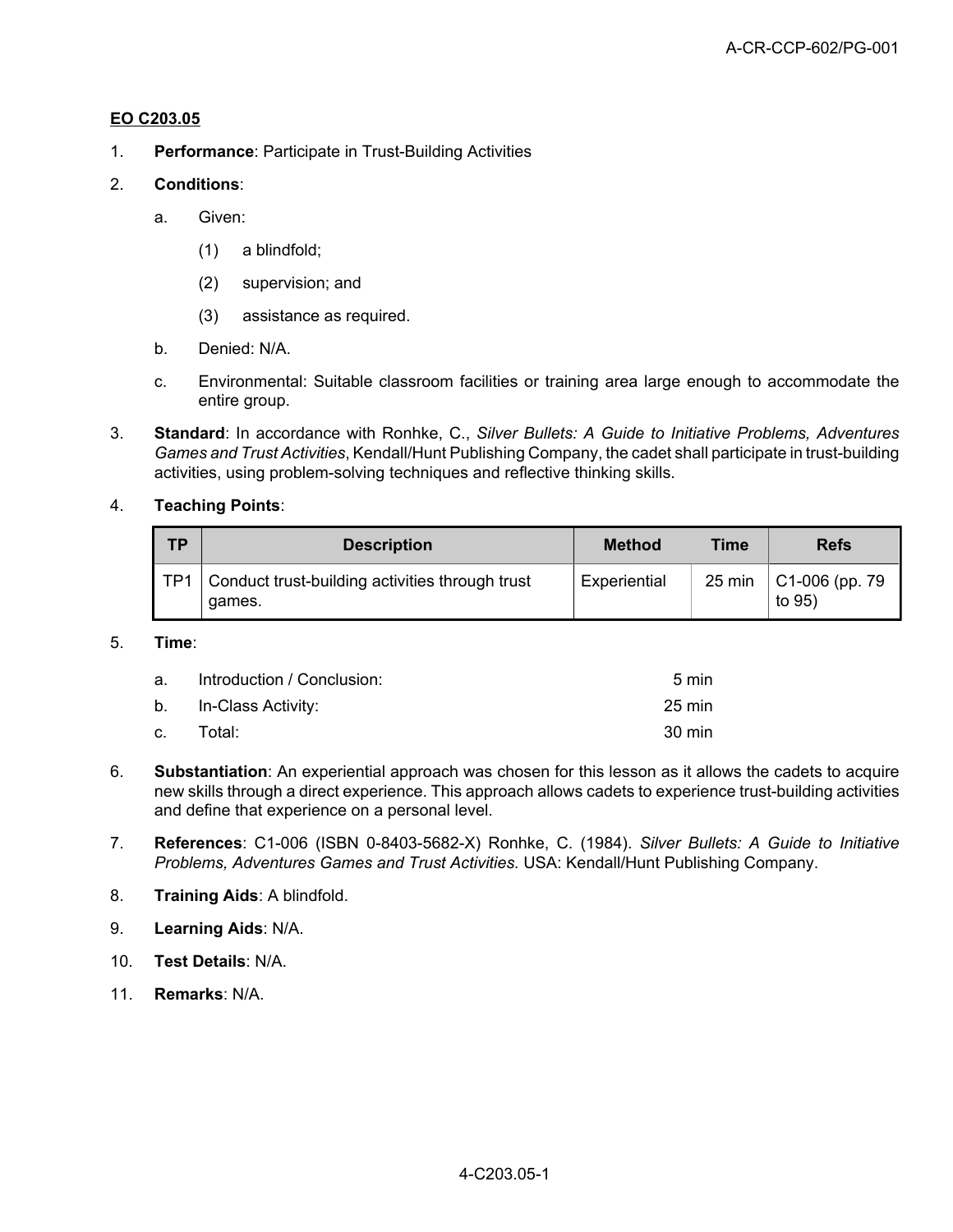**EO C203.05**

1. **Performance**: Participate in Trust-Building Activities

2. **Conditions**:

   a. Given:

      (1) a blindfold;

      (2) supervision; and

      (3) assistance as required.

   b. Denied: N/A.

   c. Environmental: Suitable classroom facilities or training area large enough to accommodate the entire group.

3. **Standard**: In accordance with Ronhke, C., *Silver Bullets: A Guide to Initiative Problems, Adventures Games and Trust Activities*, Kendall/Hunt Publishing Company, the cadet shall participate in trust-building activities, using problem-solving techniques and reflective thinking skills.

4. **Teaching Points**:

| TP | Description | Method | Time | Refs |
|---|---|---|---|---|
| TP1 | Conduct trust-building activities through trust games. | Experiential | 25 min | C1-006 (pp. 79 to 95) |

5. **Time**:

   a. Introduction / Conclusion: 5 min

   b. In-Class Activity: 25 min

   c. Total: 30 min

6. **Substantiation**: An experiential approach was chosen for this lesson as it allows the cadets to acquire new skills through a direct experience. This approach allows cadets to experience trust-building activities and define that experience on a personal level.

7. **References**: C1-006 (ISBN 0-8403-5682-X) Ronhke, C. (1984). *Silver Bullets: A Guide to Initiative Problems, Adventures Games and Trust Activities.* USA: Kendall/Hunt Publishing Company.

8. **Training Aids**: A blindfold.

9. **Learning Aids**: N/A.

10. **Test Details**: N/A.

11. **Remarks**: N/A.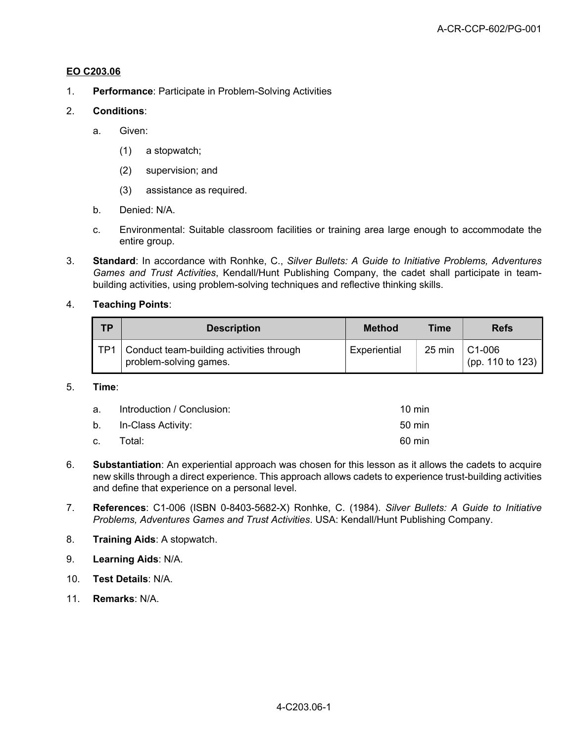**EO C203.06**

1. **Performance**: Participate in Problem-Solving Activities

2. **Conditions**:

   a. Given:

      (1) a stopwatch;

      (2) supervision; and

      (3) assistance as required.

   b. Denied: N/A.

   c. Environmental: Suitable classroom facilities or training area large enough to accommodate the entire group.

3. **Standard**: In accordance with Ronhke, C., *Silver Bullets: A Guide to Initiative Problems, Adventures Games and Trust Activities*, Kendall/Hunt Publishing Company, the cadet shall participate in team-building activities, using problem-solving techniques and reflective thinking skills.

4. **Teaching Points**:

| TP | Description | Method | Time | Refs |
|---|---|---|---|---|
| TP1 | Conduct team-building activities through problem-solving games. | Experiential | 25 min | C1-006 (pp. 110 to 123) |

5. **Time**:

   a. Introduction / Conclusion: 10 min

   b. In-Class Activity: 50 min

   c. Total: 60 min

6. **Substantiation**: An experiential approach was chosen for this lesson as it allows the cadets to acquire new skills through a direct experience. This approach allows cadets to experience trust-building activities and define that experience on a personal level.

7. **References**: C1-006 (ISBN 0-8403-5682-X) Ronhke, C. (1984). *Silver Bullets: A Guide to Initiative Problems, Adventures Games and Trust Activities*. USA: Kendall/Hunt Publishing Company.

8. **Training Aids**: A stopwatch.

9. **Learning Aids**: N/A.

10. **Test Details**: N/A.

11. **Remarks**: N/A.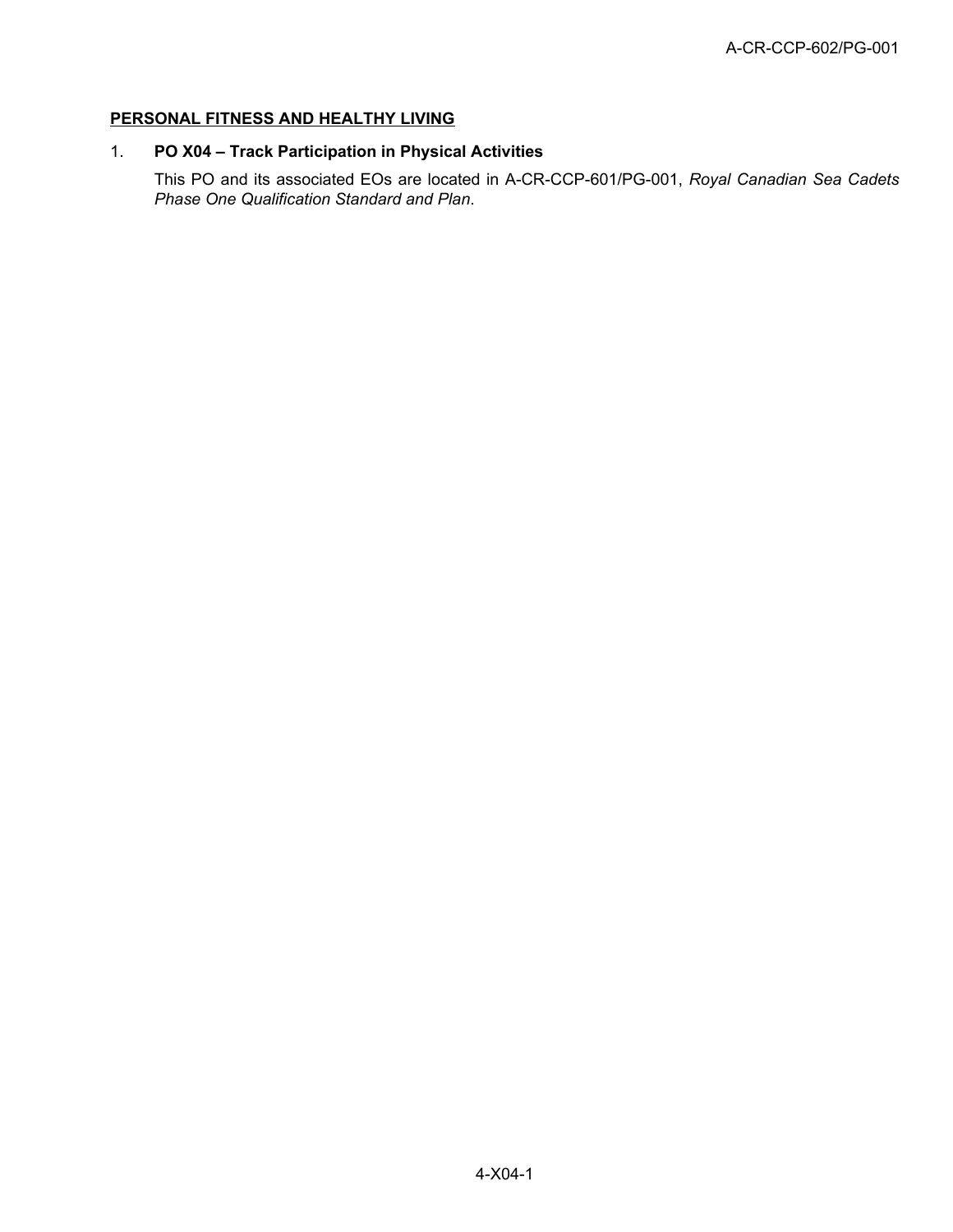## PERSONAL FITNESS AND HEALTHY LIVING

1. **PO X04 – Track Participation in Physical Activities**

   This PO and its associated EOs are located in A-CR-CCP-601/PG-001, *Royal Canadian Sea Cadets Phase One Qualification Standard and Plan*.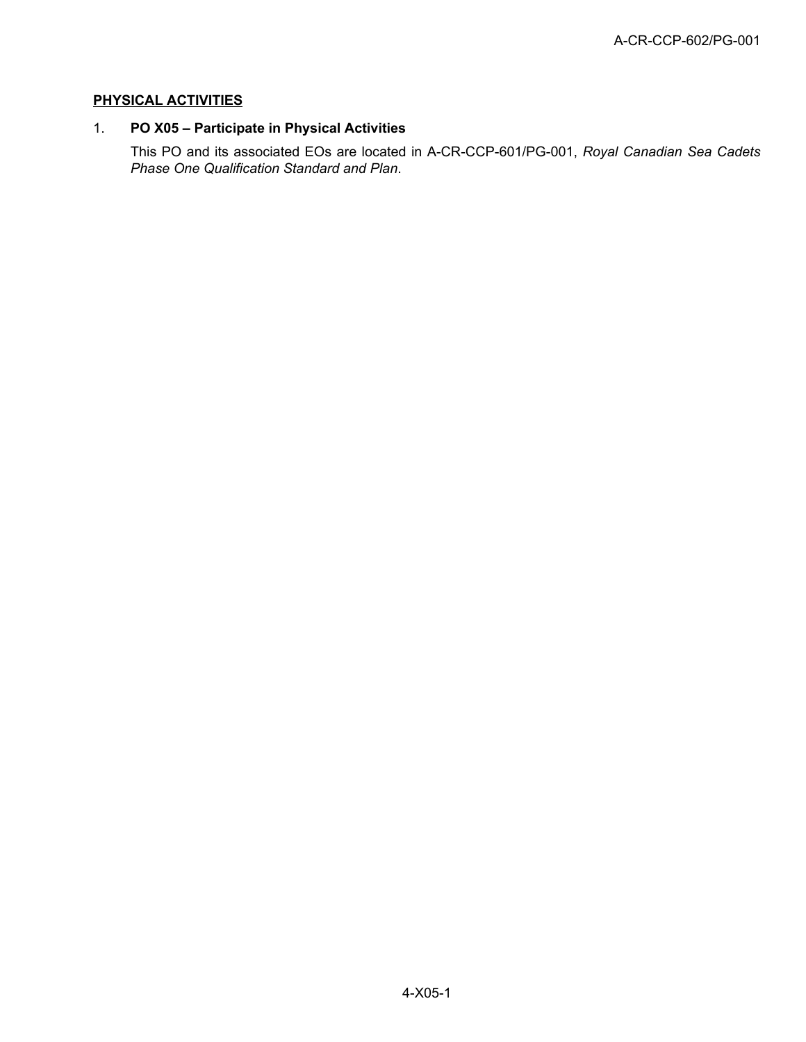## PHYSICAL ACTIVITIES

1. **PO X05 – Participate in Physical Activities**

   This PO and its associated EOs are located in A-CR-CCP-601/PG-001, *Royal Canadian Sea Cadets Phase One Qualification Standard and Plan*.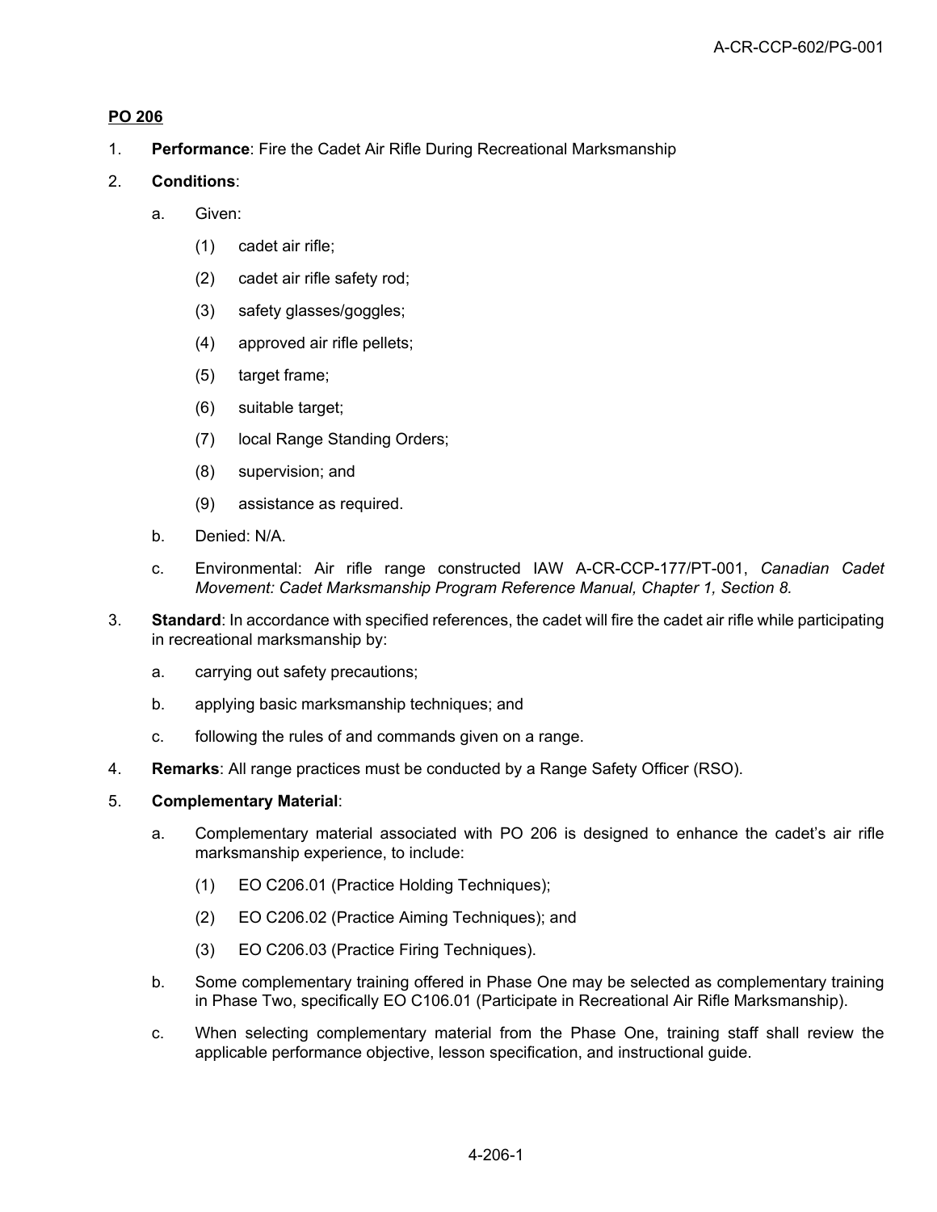**PO 206**

1. **Performance**: Fire the Cadet Air Rifle During Recreational Marksmanship

2. **Conditions**:

   a. Given:

      (1) cadet air rifle;

      (2) cadet air rifle safety rod;

      (3) safety glasses/goggles;

      (4) approved air rifle pellets;

      (5) target frame;

      (6) suitable target;

      (7) local Range Standing Orders;

      (8) supervision; and

      (9) assistance as required.

   b. Denied: N/A.

   c. Environmental: Air rifle range constructed IAW A-CR-CCP-177/PT-001, *Canadian Cadet Movement: Cadet Marksmanship Program Reference Manual, Chapter 1, Section 8.*

3. **Standard**: In accordance with specified references, the cadet will fire the cadet air rifle while participating in recreational marksmanship by:

   a. carrying out safety precautions;

   b. applying basic marksmanship techniques; and

   c. following the rules of and commands given on a range.

4. **Remarks**: All range practices must be conducted by a Range Safety Officer (RSO).

5. **Complementary Material**:

   a. Complementary material associated with PO 206 is designed to enhance the cadet's air rifle marksmanship experience, to include:

      (1) EO C206.01 (Practice Holding Techniques);

      (2) EO C206.02 (Practice Aiming Techniques); and

      (3) EO C206.03 (Practice Firing Techniques).

   b. Some complementary training offered in Phase One may be selected as complementary training in Phase Two, specifically EO C106.01 (Participate in Recreational Air Rifle Marksmanship).

   c. When selecting complementary material from the Phase One, training staff shall review the applicable performance objective, lesson specification, and instructional guide.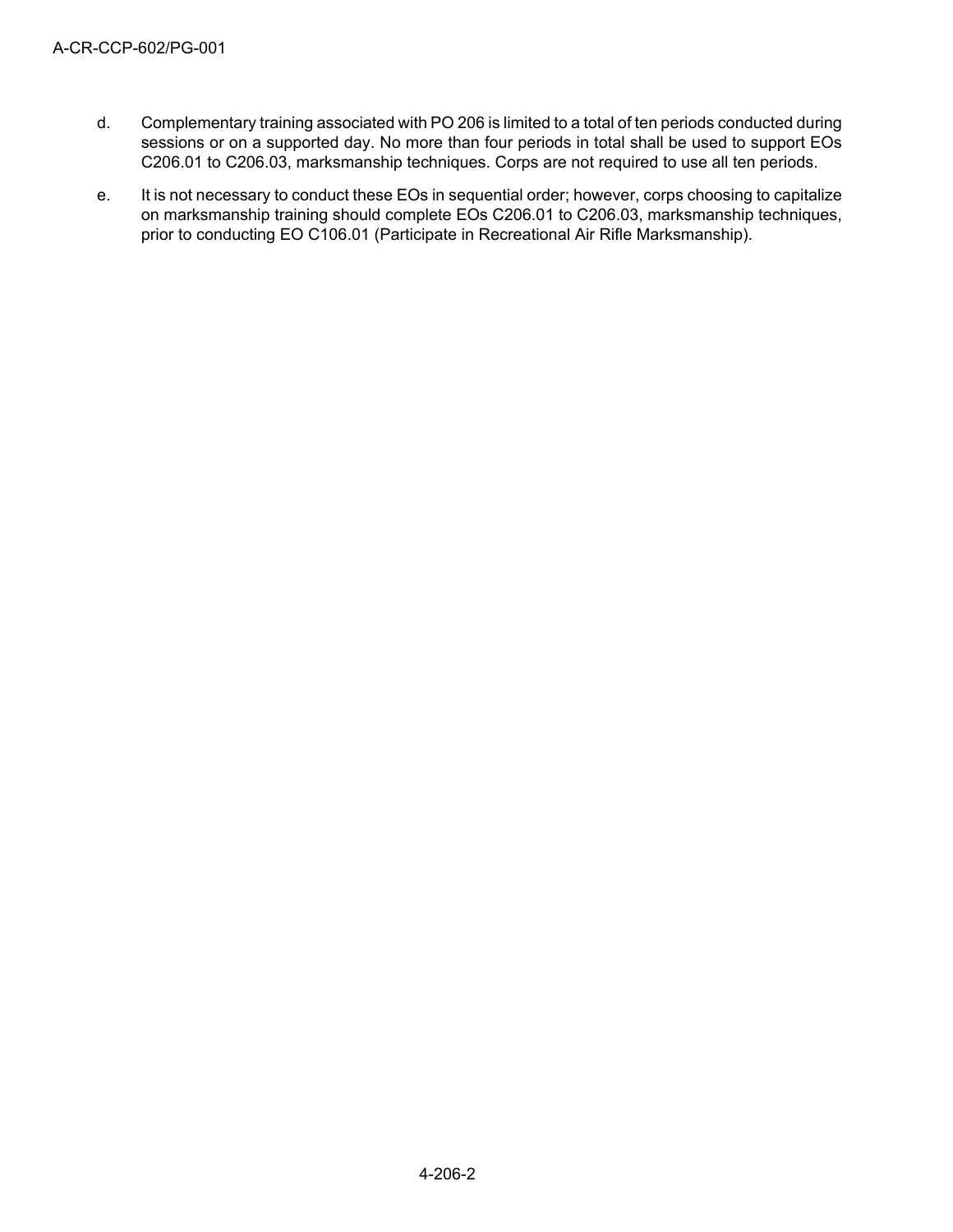d. Complementary training associated with PO 206 is limited to a total of ten periods conducted during sessions or on a supported day. No more than four periods in total shall be used to support EOs C206.01 to C206.03, marksmanship techniques. Corps are not required to use all ten periods.

e. It is not necessary to conduct these EOs in sequential order; however, corps choosing to capitalize on marksmanship training should complete EOs C206.01 to C206.03, marksmanship techniques, prior to conducting EO C106.01 (Participate in Recreational Air Rifle Marksmanship).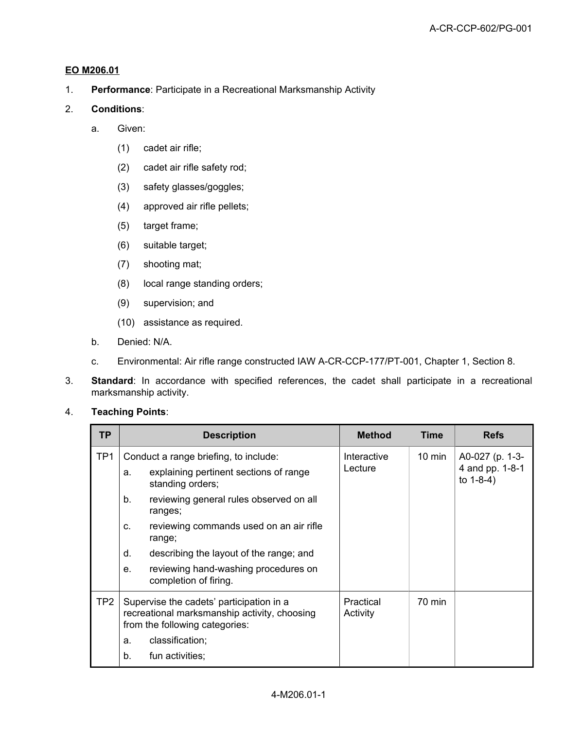**EO M206.01**

1. **Performance**: Participate in a Recreational Marksmanship Activity

2. **Conditions**:

   a. Given:

      (1) cadet air rifle;

      (2) cadet air rifle safety rod;

      (3) safety glasses/goggles;

      (4) approved air rifle pellets;

      (5) target frame;

      (6) suitable target;

      (7) shooting mat;

      (8) local range standing orders;

      (9) supervision; and

      (10) assistance as required.

   b. Denied: N/A.

   c. Environmental: Air rifle range constructed IAW A-CR-CCP-177/PT-001, Chapter 1, Section 8.

3. **Standard**: In accordance with specified references, the cadet shall participate in a recreational marksmanship activity.

4. **Teaching Points**:

| TP | Description | Method | Time | Refs |
|---|---|---|---|---|
| TP1 | Conduct a range briefing, to include:<br>a. explaining pertinent sections of range standing orders;<br>b. reviewing general rules observed on all ranges;<br>c. reviewing commands used on an air rifle range;<br>d. describing the layout of the range; and<br>e. reviewing hand-washing procedures on completion of firing. | Interactive Lecture | 10 min | A0-027 (p. 1-3-4 and pp. 1-8-1 to 1-8-4) |
| TP2 | Supervise the cadets' participation in a recreational marksmanship activity, choosing from the following categories:<br>a. classification;<br>b. fun activities; | Practical Activity | 70 min | |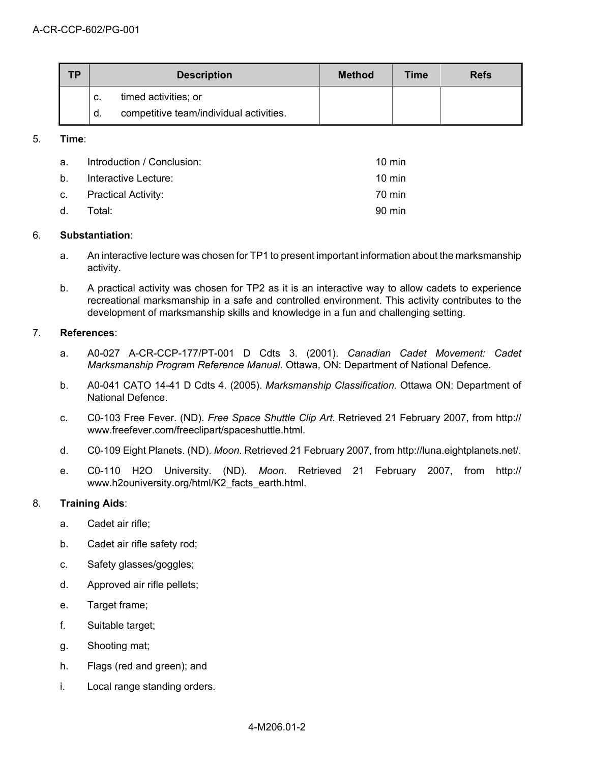| TP | Description | Method | Time | Refs |
|---|---|---|---|---|
| | c. timed activities; or<br>d. competitive team/individual activities. | | | |

5. **Time**:

   a. Introduction / Conclusion: 10 min
   
   b. Interactive Lecture: 10 min
   
   c. Practical Activity: 70 min
   
   d. Total: 90 min

6. **Substantiation**:

   a. An interactive lecture was chosen for TP1 to present important information about the marksmanship activity.
   
   b. A practical activity was chosen for TP2 as it is an interactive way to allow cadets to experience recreational marksmanship in a safe and controlled environment. This activity contributes to the development of marksmanship skills and knowledge in a fun and challenging setting.

7. **References**:

   a. A0-027 A-CR-CCP-177/PT-001 D Cdts 3. (2001). *Canadian Cadet Movement: Cadet Marksmanship Program Reference Manual.* Ottawa, ON: Department of National Defence.
   
   b. A0-041 CATO 14-41 D Cdts 4. (2005). *Marksmanship Classification.* Ottawa ON: Department of National Defence.
   
   c. C0-103 Free Fever. (ND). *Free Space Shuttle Clip Art.* Retrieved 21 February 2007, from http://www.freefever.com/freeclipart/spaceshuttle.html.
   
   d. C0-109 Eight Planets. (ND). *Moon*. Retrieved 21 February 2007, from http://luna.eightplanets.net/.
   
   e. C0-110 H2O University. (ND). *Moon*. Retrieved 21 February 2007, from http://www.h2ouniversity.org/html/K2_facts_earth.html.

8. **Training Aids**:

   a. Cadet air rifle;
   
   b. Cadet air rifle safety rod;
   
   c. Safety glasses/goggles;
   
   d. Approved air rifle pellets;
   
   e. Target frame;
   
   f. Suitable target;
   
   g. Shooting mat;
   
   h. Flags (red and green); and
   
   i. Local range standing orders.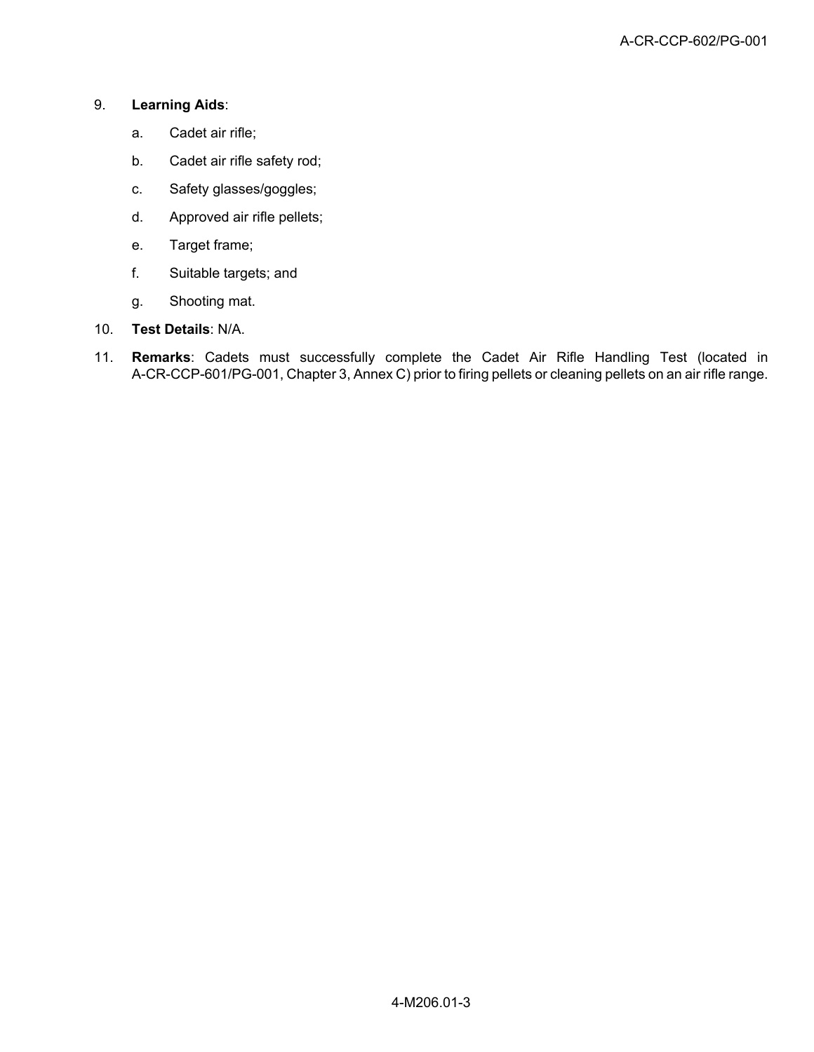9. **Learning Aids**:

   a. Cadet air rifle;

   b. Cadet air rifle safety rod;

   c. Safety glasses/goggles;

   d. Approved air rifle pellets;

   e. Target frame;

   f. Suitable targets; and

   g. Shooting mat.

10. **Test Details**: N/A.

11. **Remarks**: Cadets must successfully complete the Cadet Air Rifle Handling Test (located in A-CR-CCP-601/PG-001, Chapter 3, Annex C) prior to firing pellets or cleaning pellets on an air rifle range.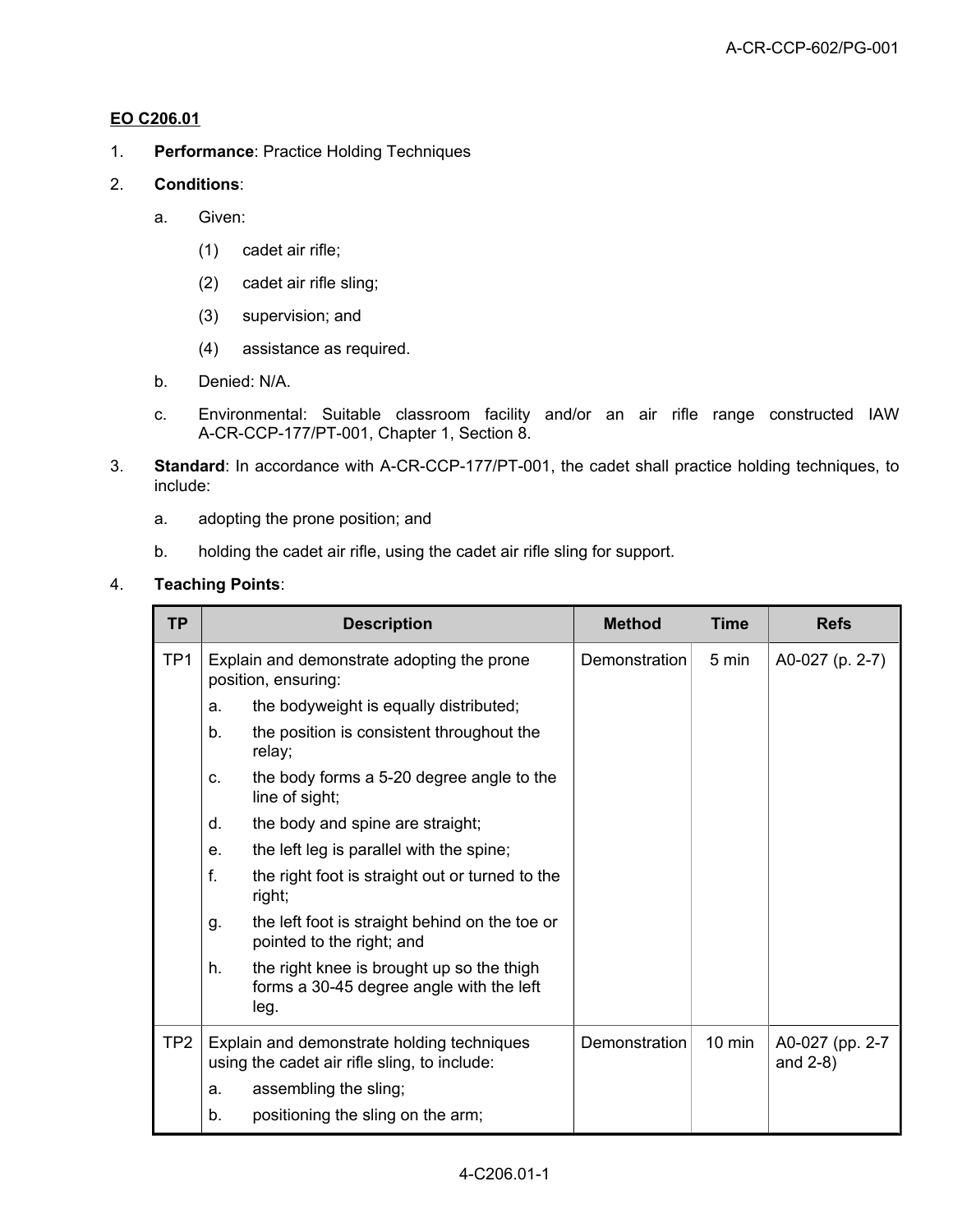**EO C206.01**

1. **Performance**: Practice Holding Techniques

2. **Conditions**:

   a. Given:

      (1) cadet air rifle;

      (2) cadet air rifle sling;

      (3) supervision; and

      (4) assistance as required.

   b. Denied: N/A.

   c. Environmental: Suitable classroom facility and/or an air rifle range constructed IAW A-CR-CCP-177/PT-001, Chapter 1, Section 8.

3. **Standard**: In accordance with A-CR-CCP-177/PT-001, the cadet shall practice holding techniques, to include:

   a. adopting the prone position; and

   b. holding the cadet air rifle, using the cadet air rifle sling for support.

4. **Teaching Points**:

| TP | Description | Method | Time | Refs |
|---|---|---|---|---|
| TP1 | Explain and demonstrate adopting the prone position, ensuring:<br>a. the bodyweight is equally distributed;<br>b. the position is consistent throughout the relay;<br>c. the body forms a 5-20 degree angle to the line of sight;<br>d. the body and spine are straight;<br>e. the left leg is parallel with the spine;<br>f. the right foot is straight out or turned to the right;<br>g. the left foot is straight behind on the toe or pointed to the right; and<br>h. the right knee is brought up so the thigh forms a 30-45 degree angle with the left leg. | Demonstration | 5 min | A0-027 (p. 2-7) |
| TP2 | Explain and demonstrate holding techniques using the cadet air rifle sling, to include:<br>a. assembling the sling;<br>b. positioning the sling on the arm; | Demonstration | 10 min | A0-027 (pp. 2-7 and 2-8) |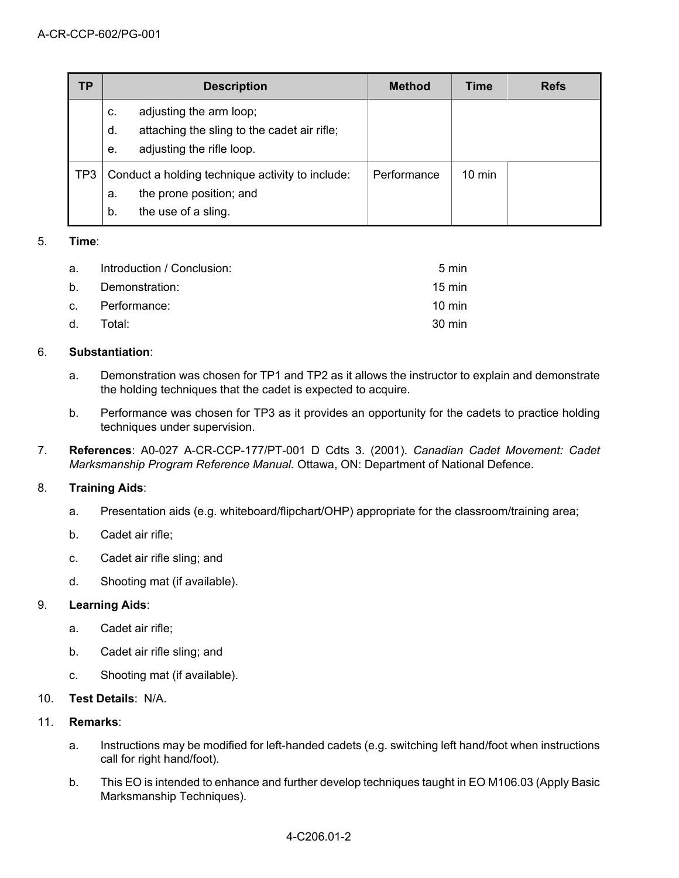| TP | Description | Method | Time | Refs |
|---|---|---|---|---|
| | c. adjusting the arm loop;<br>d. attaching the sling to the cadet air rifle;<br>e. adjusting the rifle loop. | | | |
| TP3 | Conduct a holding technique activity to include:<br>a. the prone position; and<br>b. the use of a sling. | Performance | 10 min | |

5. **Time**:

   a. Introduction / Conclusion: 5 min

   b. Demonstration: 15 min

   c. Performance: 10 min

   d. Total: 30 min

6. **Substantiation**:

   a. Demonstration was chosen for TP1 and TP2 as it allows the instructor to explain and demonstrate the holding techniques that the cadet is expected to acquire.

   b. Performance was chosen for TP3 as it provides an opportunity for the cadets to practice holding techniques under supervision.

7. **References**: A0-027 A-CR-CCP-177/PT-001 D Cdts 3. (2001). *Canadian Cadet Movement: Cadet Marksmanship Program Reference Manual.* Ottawa, ON: Department of National Defence.

8. **Training Aids**:

   a. Presentation aids (e.g. whiteboard/flipchart/OHP) appropriate for the classroom/training area;

   b. Cadet air rifle;

   c. Cadet air rifle sling; and

   d. Shooting mat (if available).

9. **Learning Aids**:

   a. Cadet air rifle;

   b. Cadet air rifle sling; and

   c. Shooting mat (if available).

10. **Test Details**: N/A.

11. **Remarks**:

    a. Instructions may be modified for left-handed cadets (e.g. switching left hand/foot when instructions call for right hand/foot).

    b. This EO is intended to enhance and further develop techniques taught in EO M106.03 (Apply Basic Marksmanship Techniques).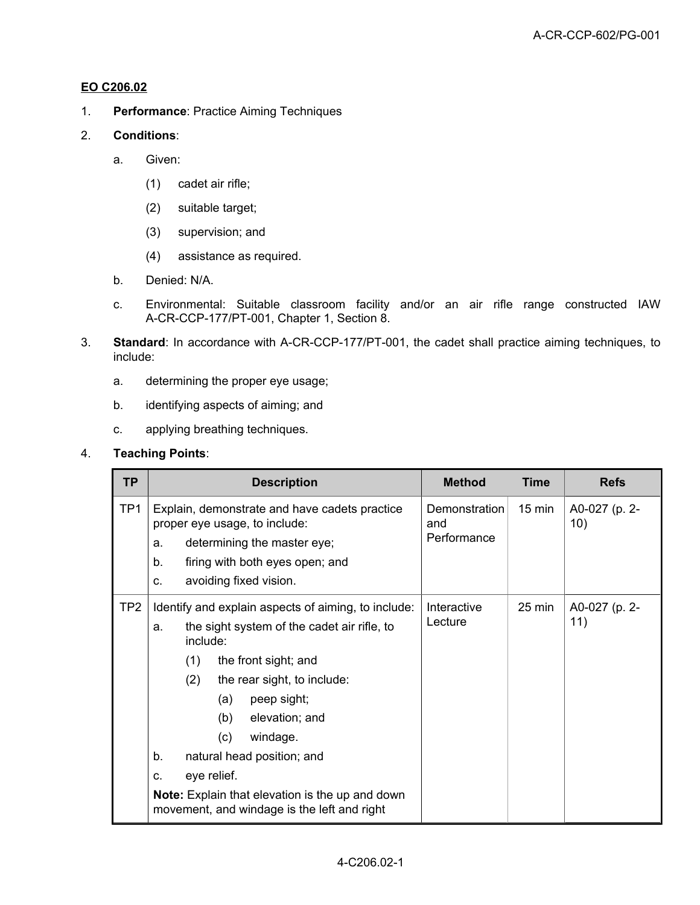**EO C206.02**

1. **Performance**: Practice Aiming Techniques

2. **Conditions**:

   a. Given:

      (1) cadet air rifle;

      (2) suitable target;

      (3) supervision; and

      (4) assistance as required.

   b. Denied: N/A.

   c. Environmental: Suitable classroom facility and/or an air rifle range constructed IAW A-CR-CCP-177/PT-001, Chapter 1, Section 8.

3. **Standard**: In accordance with A-CR-CCP-177/PT-001, the cadet shall practice aiming techniques, to include:

   a. determining the proper eye usage;

   b. identifying aspects of aiming; and

   c. applying breathing techniques.

4. **Teaching Points**:

| TP | Description | Method | Time | Refs |
|---|---|---|---|---|
| TP1 | Explain, demonstrate and have cadets practice proper eye usage, to include:<br>a. determining the master eye;<br>b. firing with both eyes open; and<br>c. avoiding fixed vision. | Demonstration and Performance | 15 min | A0-027 (p. 2-10) |
| TP2 | Identify and explain aspects of aiming, to include:<br>a. the sight system of the cadet air rifle, to include:<br>(1) the front sight; and<br>(2) the rear sight, to include:<br>(a) peep sight;<br>(b) elevation; and<br>(c) windage.<br>b. natural head position; and<br>c. eye relief.<br>**Note:** Explain that elevation is the up and down movement, and windage is the left and right | Interactive Lecture | 25 min | A0-027 (p. 2-11) |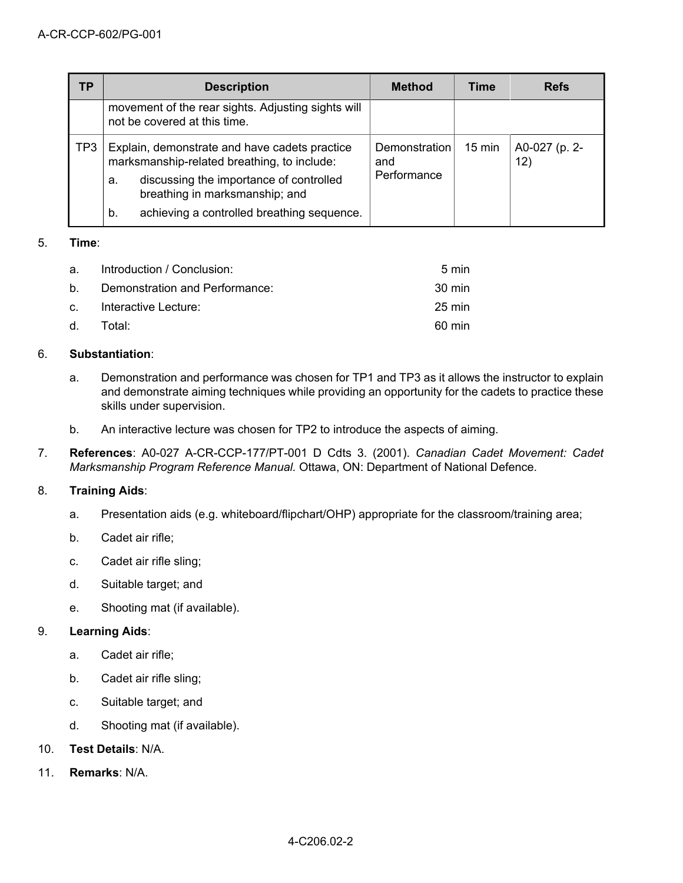| TP | Description | Method | Time | Refs |
|---|---|---|---|---|
| | movement of the rear sights. Adjusting sights will not be covered at this time. | | | |
| TP3 | Explain, demonstrate and have cadets practice marksmanship-related breathing, to include: a. discussing the importance of controlled breathing in marksmanship; and b. achieving a controlled breathing sequence. | Demonstration and Performance | 15 min | A0-027 (p. 2-12) |

5. **Time**:

   a. Introduction / Conclusion: 5 min

   b. Demonstration and Performance: 30 min

   c. Interactive Lecture: 25 min

   d. Total: 60 min

6. **Substantiation**:

   a. Demonstration and performance was chosen for TP1 and TP3 as it allows the instructor to explain and demonstrate aiming techniques while providing an opportunity for the cadets to practice these skills under supervision.

   b. An interactive lecture was chosen for TP2 to introduce the aspects of aiming.

7. **References**: A0-027 A-CR-CCP-177/PT-001 D Cdts 3. (2001). *Canadian Cadet Movement: Cadet Marksmanship Program Reference Manual.* Ottawa, ON: Department of National Defence.

8. **Training Aids**:

   a. Presentation aids (e.g. whiteboard/flipchart/OHP) appropriate for the classroom/training area;

   b. Cadet air rifle;

   c. Cadet air rifle sling;

   d. Suitable target; and

   e. Shooting mat (if available).

9. **Learning Aids**:

   a. Cadet air rifle;

   b. Cadet air rifle sling;

   c. Suitable target; and

   d. Shooting mat (if available).

10. **Test Details**: N/A.

11. **Remarks**: N/A.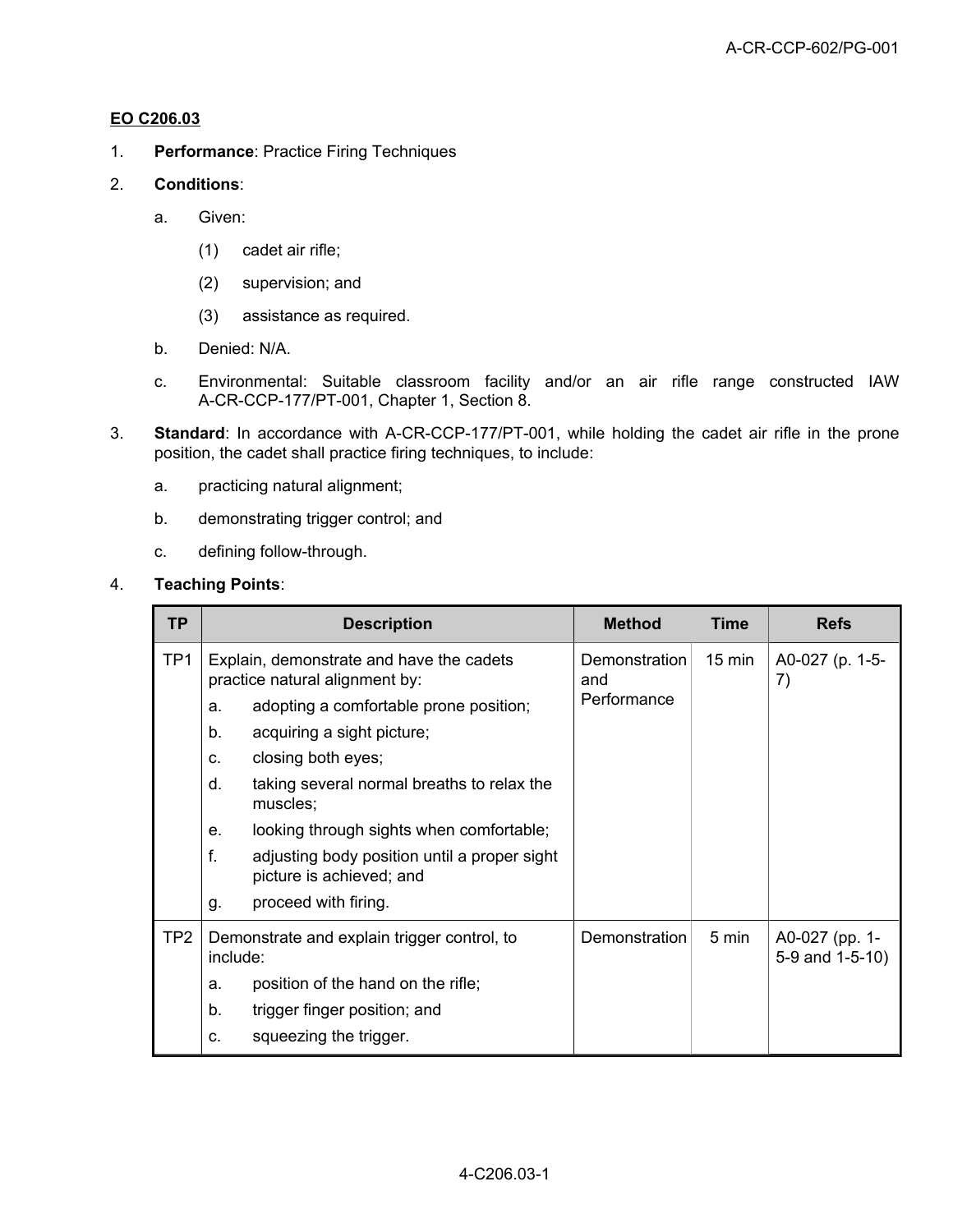**EO C206.03**

1. **Performance**: Practice Firing Techniques

2. **Conditions**:

   a. Given:

      (1) cadet air rifle;

      (2) supervision; and

      (3) assistance as required.

   b. Denied: N/A.

   c. Environmental: Suitable classroom facility and/or an air rifle range constructed IAW A-CR-CCP-177/PT-001, Chapter 1, Section 8.

3. **Standard**: In accordance with A-CR-CCP-177/PT-001, while holding the cadet air rifle in the prone position, the cadet shall practice firing techniques, to include:

   a. practicing natural alignment;

   b. demonstrating trigger control; and

   c. defining follow-through.

4. **Teaching Points**:

| TP | Description | Method | Time | Refs |
|---|---|---|---|---|
| TP1 | Explain, demonstrate and have the cadets practice natural alignment by:<br>a. adopting a comfortable prone position;<br>b. acquiring a sight picture;<br>c. closing both eyes;<br>d. taking several normal breaths to relax the muscles;<br>e. looking through sights when comfortable;<br>f. adjusting body position until a proper sight picture is achieved; and<br>g. proceed with firing. | Demonstration and Performance | 15 min | A0-027 (p. 1-5-7) |
| TP2 | Demonstrate and explain trigger control, to include:<br>a. position of the hand on the rifle;<br>b. trigger finger position; and<br>c. squeezing the trigger. | Demonstration | 5 min | A0-027 (pp. 1-5-9 and 1-5-10) |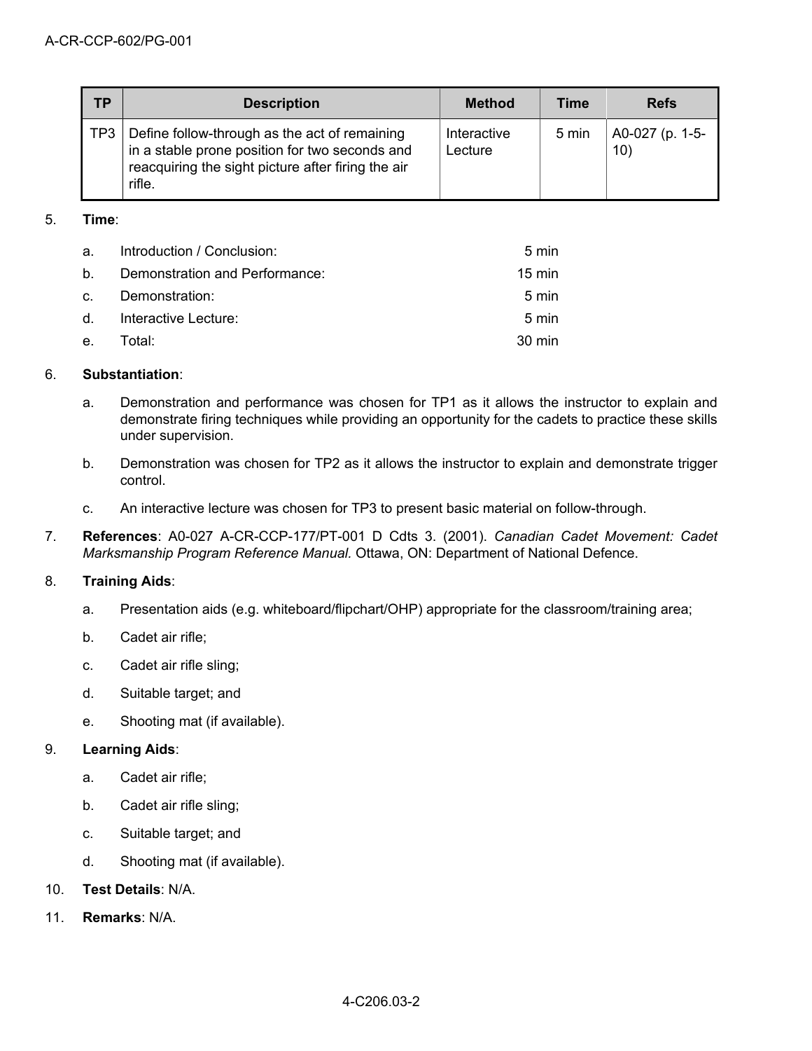| TP | Description | Method | Time | Refs |
|---|---|---|---|---|
| TP3 | Define follow-through as the act of remaining in a stable prone position for two seconds and reacquiring the sight picture after firing the air rifle. | Interactive Lecture | 5 min | A0-027 (p. 1-5-10) |

5. **Time**:

   a. Introduction / Conclusion: 5 min

   b. Demonstration and Performance: 15 min

   c. Demonstration: 5 min

   d. Interactive Lecture: 5 min

   e. Total: 30 min

6. **Substantiation**:

   a. Demonstration and performance was chosen for TP1 as it allows the instructor to explain and demonstrate firing techniques while providing an opportunity for the cadets to practice these skills under supervision.

   b. Demonstration was chosen for TP2 as it allows the instructor to explain and demonstrate trigger control.

   c. An interactive lecture was chosen for TP3 to present basic material on follow-through.

7. **References**: A0-027 A-CR-CCP-177/PT-001 D Cdts 3. (2001). *Canadian Cadet Movement: Cadet Marksmanship Program Reference Manual.* Ottawa, ON: Department of National Defence.

8. **Training Aids**:

   a. Presentation aids (e.g. whiteboard/flipchart/OHP) appropriate for the classroom/training area;

   b. Cadet air rifle;

   c. Cadet air rifle sling;

   d. Suitable target; and

   e. Shooting mat (if available).

9. **Learning Aids**:

   a. Cadet air rifle;

   b. Cadet air rifle sling;

   c. Suitable target; and

   d. Shooting mat (if available).

10. **Test Details**: N/A.

11. **Remarks**: N/A.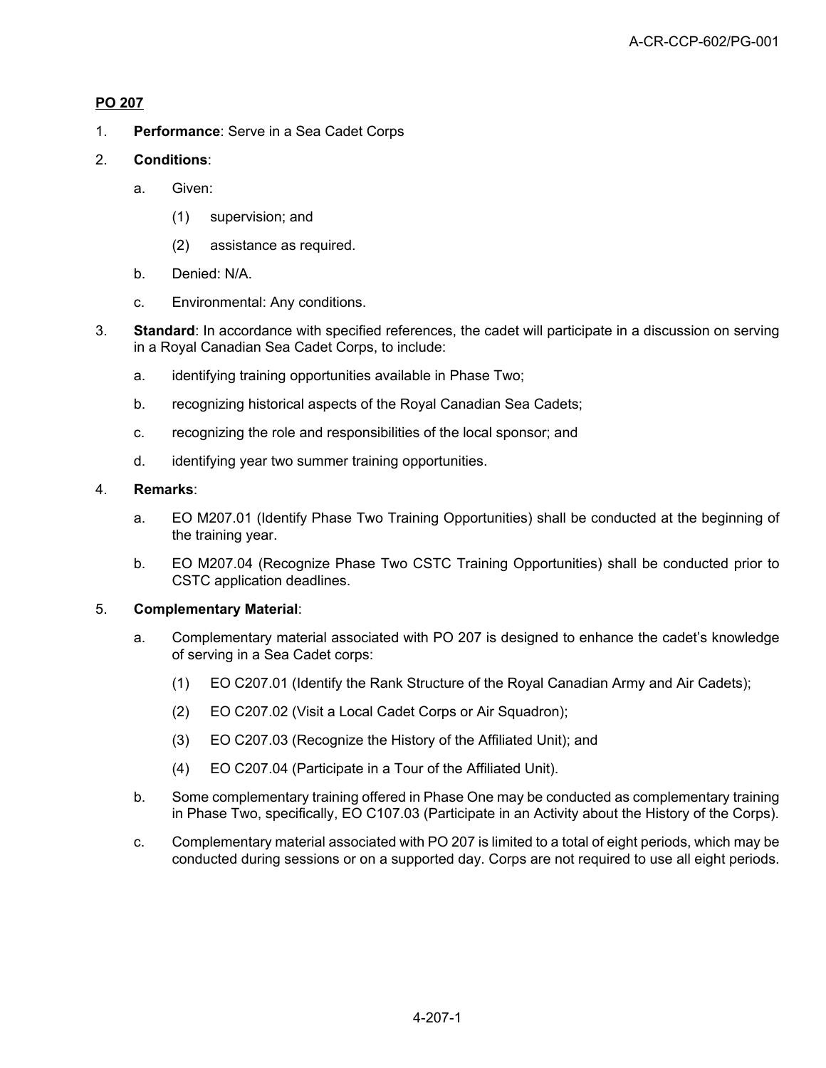## PO 207

1. **Performance**: Serve in a Sea Cadet Corps

2. **Conditions**:

   a. Given:

      (1) supervision; and

      (2) assistance as required.

   b. Denied: N/A.

   c. Environmental: Any conditions.

3. **Standard**: In accordance with specified references, the cadet will participate in a discussion on serving in a Royal Canadian Sea Cadet Corps, to include:

   a. identifying training opportunities available in Phase Two;

   b. recognizing historical aspects of the Royal Canadian Sea Cadets;

   c. recognizing the role and responsibilities of the local sponsor; and

   d. identifying year two summer training opportunities.

4. **Remarks**:

   a. EO M207.01 (Identify Phase Two Training Opportunities) shall be conducted at the beginning of the training year.

   b. EO M207.04 (Recognize Phase Two CSTC Training Opportunities) shall be conducted prior to CSTC application deadlines.

5. **Complementary Material**:

   a. Complementary material associated with PO 207 is designed to enhance the cadet's knowledge of serving in a Sea Cadet corps:

      (1) EO C207.01 (Identify the Rank Structure of the Royal Canadian Army and Air Cadets);

      (2) EO C207.02 (Visit a Local Cadet Corps or Air Squadron);

      (3) EO C207.03 (Recognize the History of the Affiliated Unit); and

      (4) EO C207.04 (Participate in a Tour of the Affiliated Unit).

   b. Some complementary training offered in Phase One may be conducted as complementary training in Phase Two, specifically, EO C107.03 (Participate in an Activity about the History of the Corps).

   c. Complementary material associated with PO 207 is limited to a total of eight periods, which may be conducted during sessions or on a supported day. Corps are not required to use all eight periods.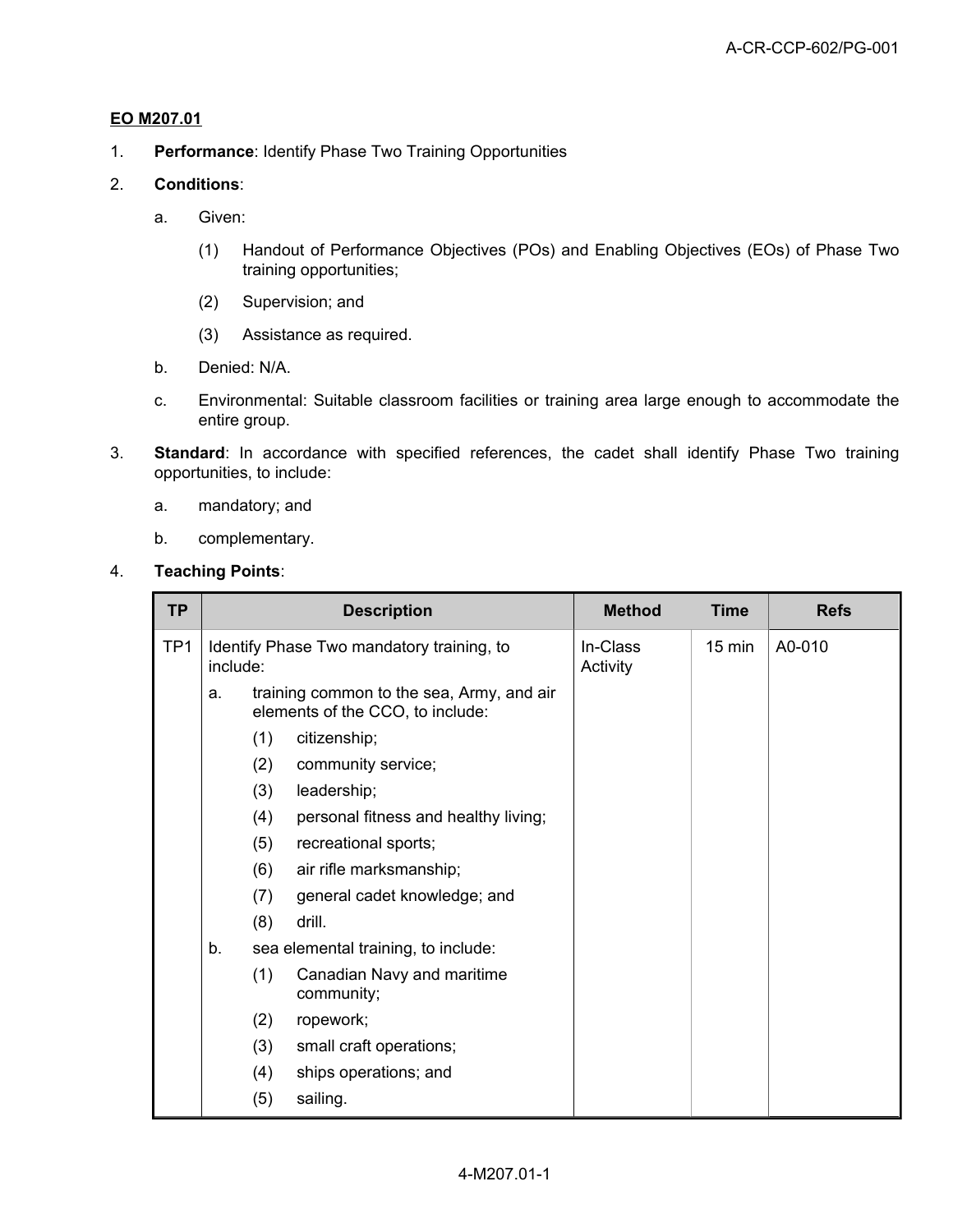**EO M207.01**

1. **Performance**: Identify Phase Two Training Opportunities

2. **Conditions**:

   a. Given:

      (1) Handout of Performance Objectives (POs) and Enabling Objectives (EOs) of Phase Two training opportunities;

      (2) Supervision; and

      (3) Assistance as required.

   b. Denied: N/A.

   c. Environmental: Suitable classroom facilities or training area large enough to accommodate the entire group.

3. **Standard**: In accordance with specified references, the cadet shall identify Phase Two training opportunities, to include:

   a. mandatory; and

   b. complementary.

4. **Teaching Points**:

| TP | Description | Method | Time | Refs |
|---|---|---|---|---|
| TP1 | Identify Phase Two mandatory training, to include:<br>a. training common to the sea, Army, and air elements of the CCO, to include:<br>(1) citizenship;<br>(2) community service;<br>(3) leadership;<br>(4) personal fitness and healthy living;<br>(5) recreational sports;<br>(6) air rifle marksmanship;<br>(7) general cadet knowledge; and<br>(8) drill.<br>b. sea elemental training, to include:<br>(1) Canadian Navy and maritime community;<br>(2) ropework;<br>(3) small craft operations;<br>(4) ships operations; and<br>(5) sailing. | In-Class Activity | 15 min | A0-010 |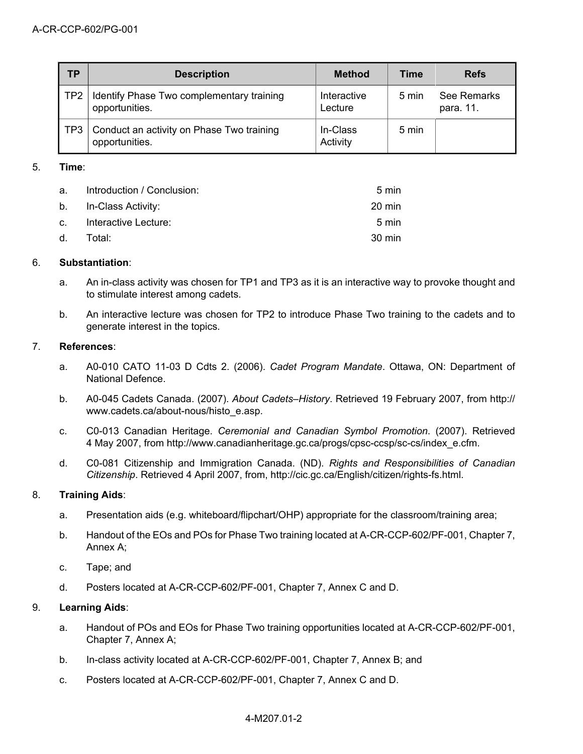| TP | Description | Method | Time | Refs |
|---|---|---|---|---|
| TP2 | Identify Phase Two complementary training opportunities. | Interactive Lecture | 5 min | See Remarks para. 11. |
| TP3 | Conduct an activity on Phase Two training opportunities. | In-Class Activity | 5 min | |

5. **Time**:

   a. Introduction / Conclusion: 5 min
   
   b. In-Class Activity: 20 min
   
   c. Interactive Lecture: 5 min
   
   d. Total: 30 min

6. **Substantiation**:

   a. An in-class activity was chosen for TP1 and TP3 as it is an interactive way to provoke thought and to stimulate interest among cadets.

   b. An interactive lecture was chosen for TP2 to introduce Phase Two training to the cadets and to generate interest in the topics.

7. **References**:

   a. A0-010 CATO 11-03 D Cdts 2. (2006). *Cadet Program Mandate*. Ottawa, ON: Department of National Defence.

   b. A0-045 Cadets Canada. (2007). *About Cadets–History*. Retrieved 19 February 2007, from http://www.cadets.ca/about-nous/histo_e.asp.

   c. C0-013 Canadian Heritage. *Ceremonial and Canadian Symbol Promotion*. (2007). Retrieved 4 May 2007, from http://www.canadianheritage.gc.ca/progs/cpsc-ccsp/sc-cs/index_e.cfm.

   d. C0-081 Citizenship and Immigration Canada. (ND). *Rights and Responsibilities of Canadian Citizenship*. Retrieved 4 April 2007, from, http://cic.gc.ca/English/citizen/rights-fs.html.

8. **Training Aids**:

   a. Presentation aids (e.g. whiteboard/flipchart/OHP) appropriate for the classroom/training area;

   b. Handout of the EOs and POs for Phase Two training located at A-CR-CCP-602/PF-001, Chapter 7, Annex A;

   c. Tape; and

   d. Posters located at A-CR-CCP-602/PF-001, Chapter 7, Annex C and D.

9. **Learning Aids**:

   a. Handout of POs and EOs for Phase Two training opportunities located at A-CR-CCP-602/PF-001, Chapter 7, Annex A;

   b. In-class activity located at A-CR-CCP-602/PF-001, Chapter 7, Annex B; and

   c. Posters located at A-CR-CCP-602/PF-001, Chapter 7, Annex C and D.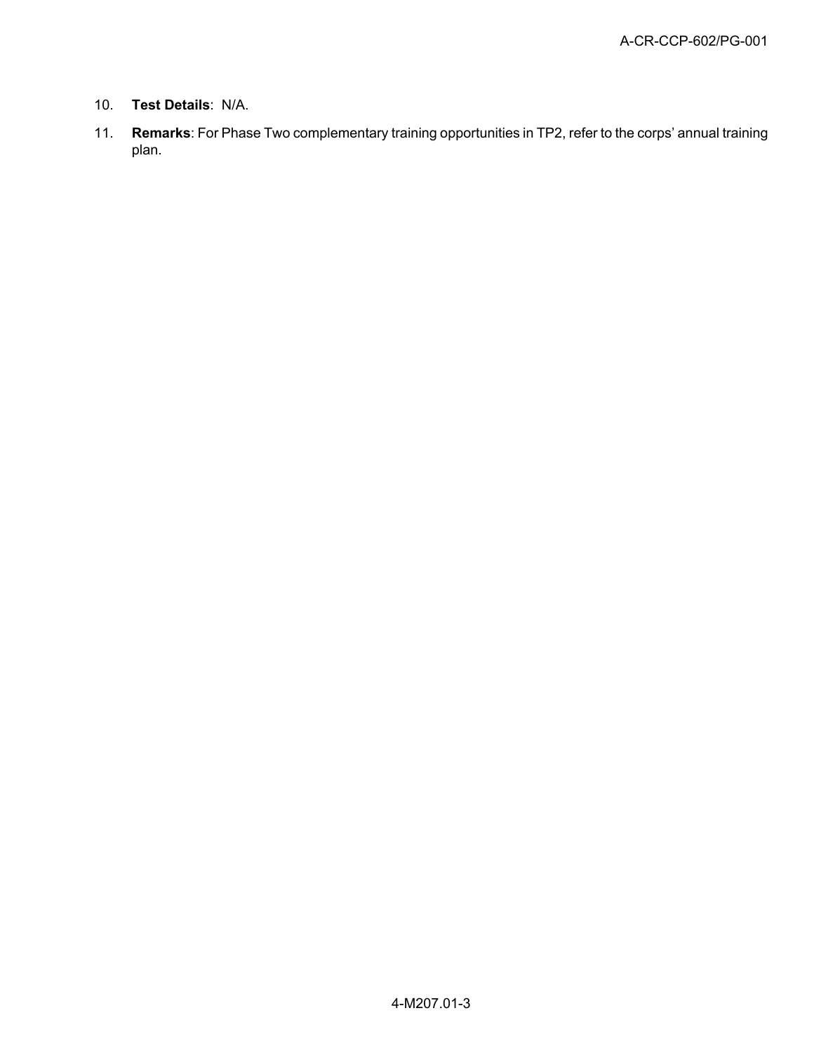10. **Test Details**: N/A.

11. **Remarks**: For Phase Two complementary training opportunities in TP2, refer to the corps' annual training plan.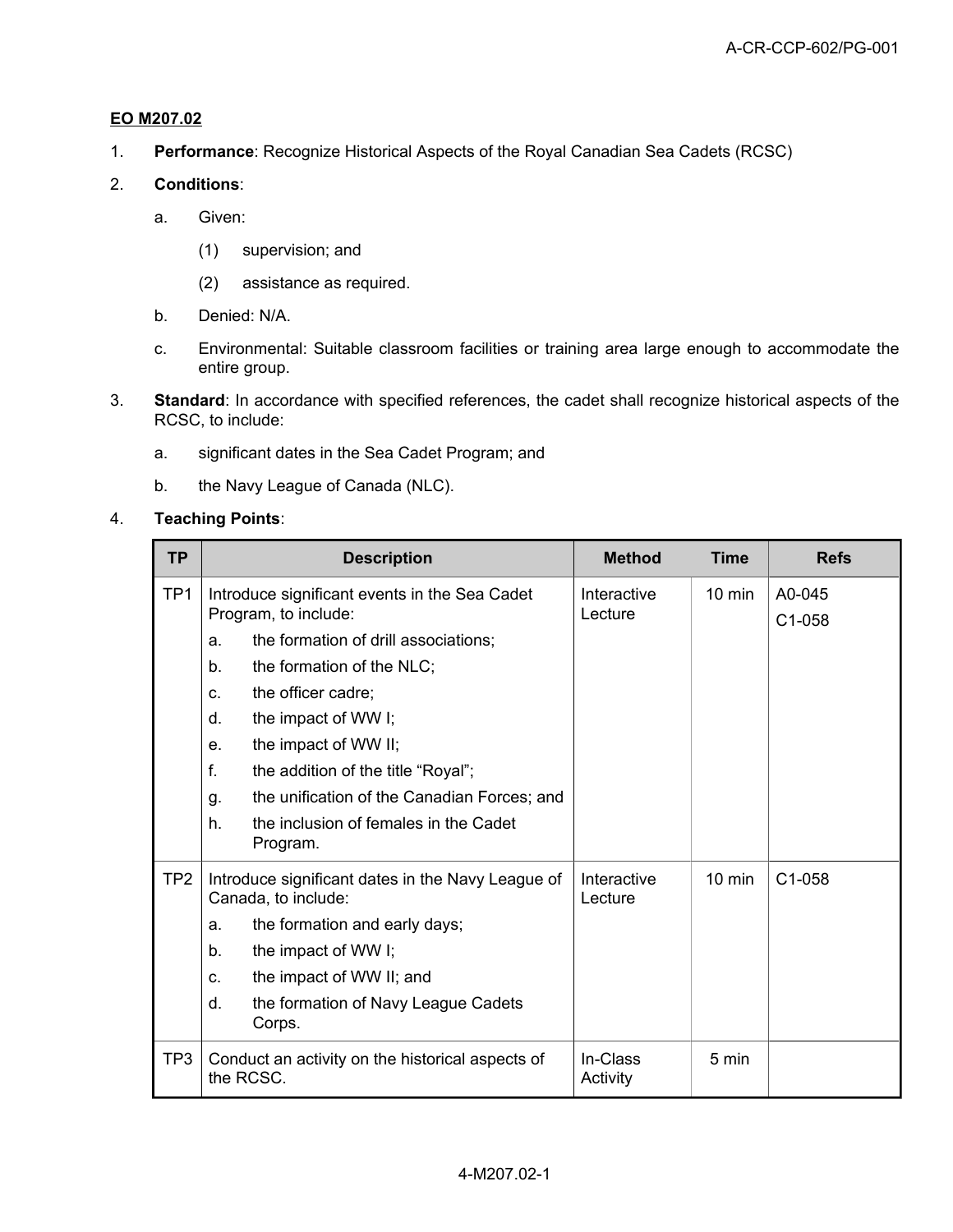**EO M207.02**

1. **Performance**: Recognize Historical Aspects of the Royal Canadian Sea Cadets (RCSC)

2. **Conditions**:

   a. Given:

      (1) supervision; and

      (2) assistance as required.

   b. Denied: N/A.

   c. Environmental: Suitable classroom facilities or training area large enough to accommodate the entire group.

3. **Standard**: In accordance with specified references, the cadet shall recognize historical aspects of the RCSC, to include:

   a. significant dates in the Sea Cadet Program; and

   b. the Navy League of Canada (NLC).

4. **Teaching Points**:

| TP | Description | Method | Time | Refs |
|---|---|---|---|---|
| TP1 | Introduce significant events in the Sea Cadet Program, to include:<br>a. the formation of drill associations;<br>b. the formation of the NLC;<br>c. the officer cadre;<br>d. the impact of WW I;<br>e. the impact of WW II;<br>f. the addition of the title "Royal";<br>g. the unification of the Canadian Forces; and<br>h. the inclusion of females in the Cadet Program. | Interactive Lecture | 10 min | A0-045<br>C1-058 |
| TP2 | Introduce significant dates in the Navy League of Canada, to include:<br>a. the formation and early days;<br>b. the impact of WW I;<br>c. the impact of WW II; and<br>d. the formation of Navy League Cadets Corps. | Interactive Lecture | 10 min | C1-058 |
| TP3 | Conduct an activity on the historical aspects of the RCSC. | In-Class Activity | 5 min | |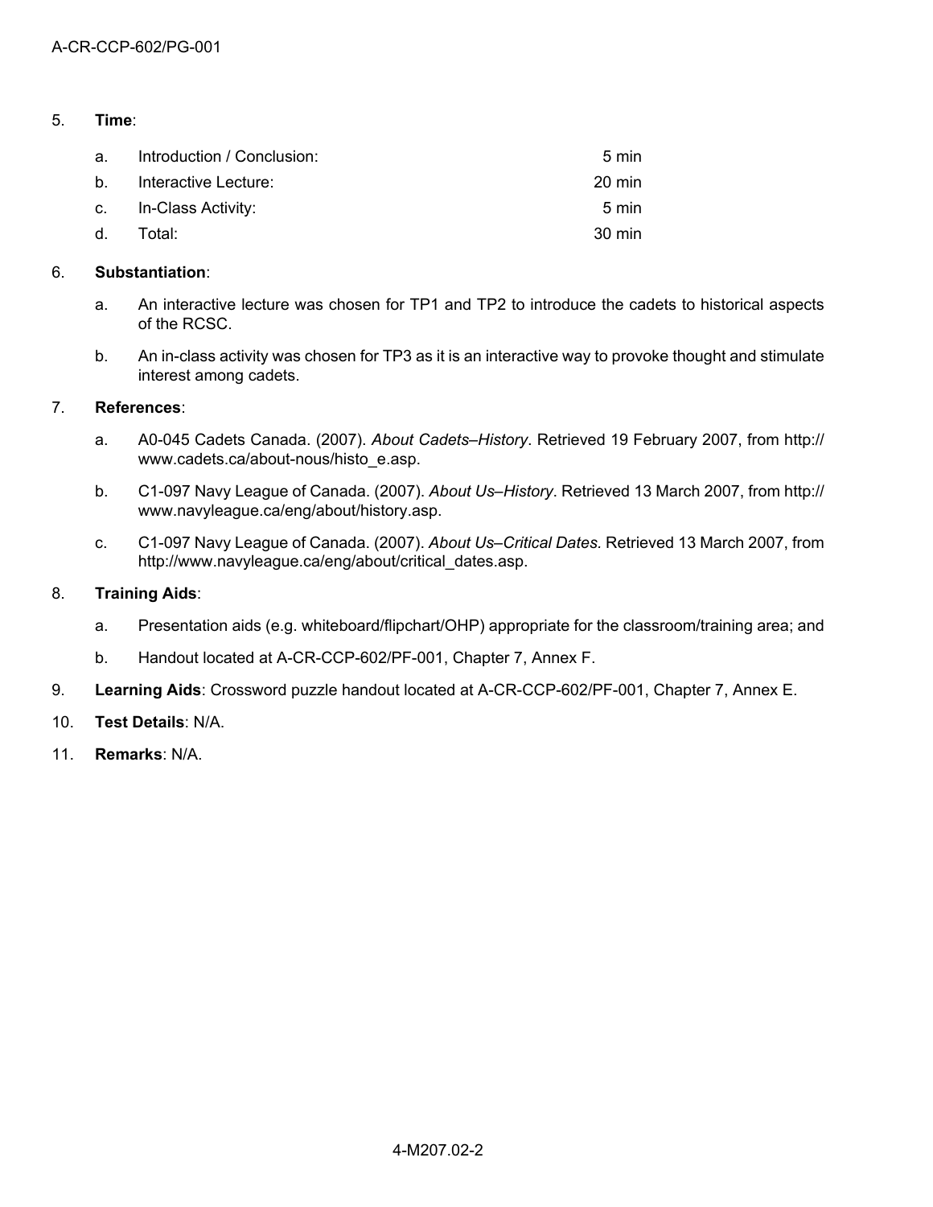5. **Time**:

   a. Introduction / Conclusion: 5 min

   b. Interactive Lecture: 20 min

   c. In-Class Activity: 5 min

   d. Total: 30 min

6. **Substantiation**:

   a. An interactive lecture was chosen for TP1 and TP2 to introduce the cadets to historical aspects of the RCSC.

   b. An in-class activity was chosen for TP3 as it is an interactive way to provoke thought and stimulate interest among cadets.

7. **References**:

   a. A0-045 Cadets Canada. (2007). *About Cadets–History*. Retrieved 19 February 2007, from http://www.cadets.ca/about-nous/histo_e.asp.

   b. C1-097 Navy League of Canada. (2007). *About Us–History*. Retrieved 13 March 2007, from http://www.navyleague.ca/eng/about/history.asp.

   c. C1-097 Navy League of Canada. (2007). *About Us–Critical Dates.* Retrieved 13 March 2007, from http://www.navyleague.ca/eng/about/critical_dates.asp.

8. **Training Aids**:

   a. Presentation aids (e.g. whiteboard/flipchart/OHP) appropriate for the classroom/training area; and

   b. Handout located at A-CR-CCP-602/PF-001, Chapter 7, Annex F.

9. **Learning Aids**: Crossword puzzle handout located at A-CR-CCP-602/PF-001, Chapter 7, Annex E.

10. **Test Details**: N/A.

11. **Remarks**: N/A.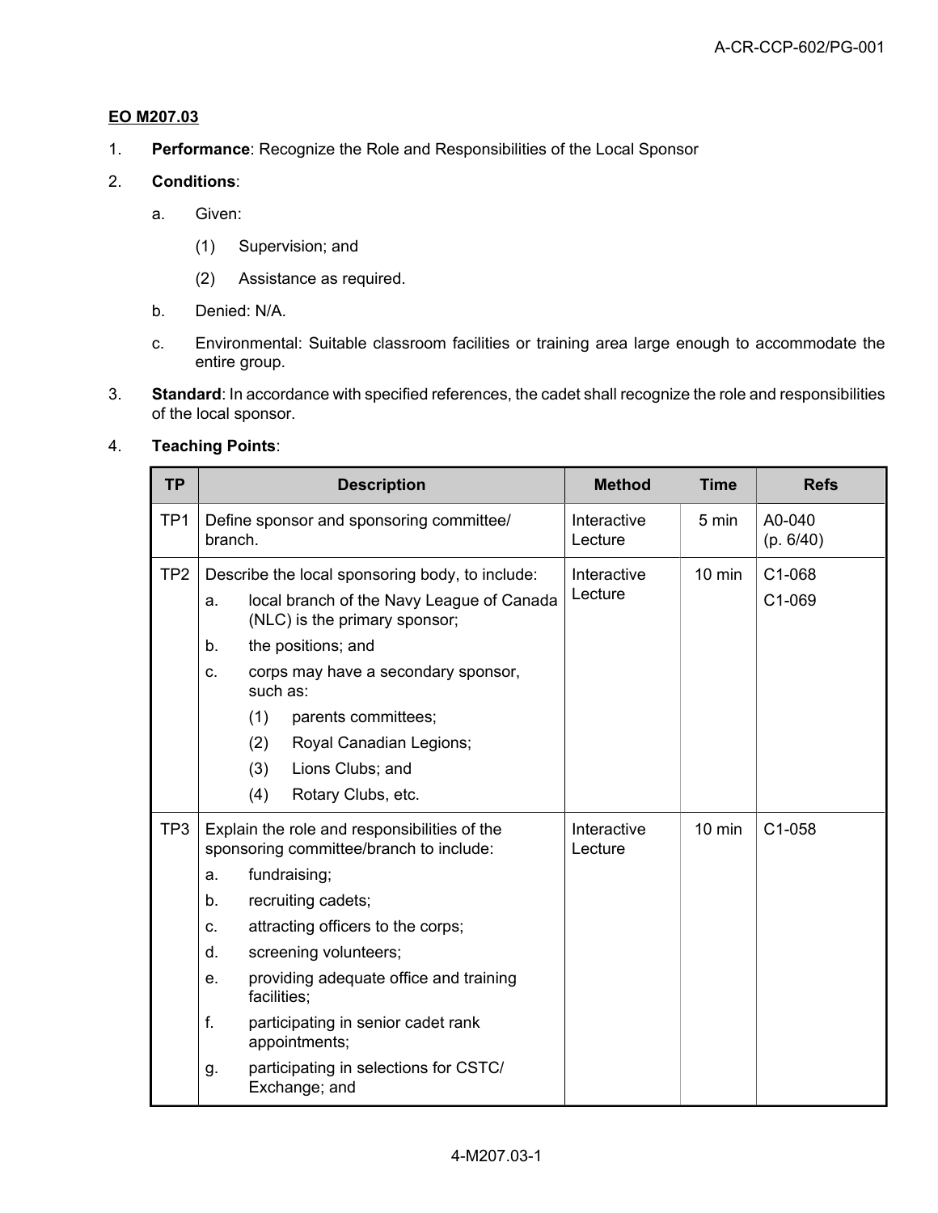**EO M207.03**

1. **Performance**: Recognize the Role and Responsibilities of the Local Sponsor

2. **Conditions**:

   a. Given:

      (1) Supervision; and

      (2) Assistance as required.

   b. Denied: N/A.

   c. Environmental: Suitable classroom facilities or training area large enough to accommodate the entire group.

3. **Standard**: In accordance with specified references, the cadet shall recognize the role and responsibilities of the local sponsor.

4. **Teaching Points**:

| TP | Description | Method | Time | Refs |
|---|---|---|---|---|
| TP1 | Define sponsor and sponsoring committee/ branch. | Interactive Lecture | 5 min | A0-040 (p. 6/40) |
| TP2 | Describe the local sponsoring body, to include:<br>a. local branch of the Navy League of Canada (NLC) is the primary sponsor;<br>b. the positions; and<br>c. corps may have a secondary sponsor, such as:<br>(1) parents committees;<br>(2) Royal Canadian Legions;<br>(3) Lions Clubs; and<br>(4) Rotary Clubs, etc. | Interactive Lecture | 10 min | C1-068<br>C1-069 |
| TP3 | Explain the role and responsibilities of the sponsoring committee/branch to include:<br>a. fundraising;<br>b. recruiting cadets;<br>c. attracting officers to the corps;<br>d. screening volunteers;<br>e. providing adequate office and training facilities;<br>f. participating in senior cadet rank appointments;<br>g. participating in selections for CSTC/ Exchange; and | Interactive Lecture | 10 min | C1-058 |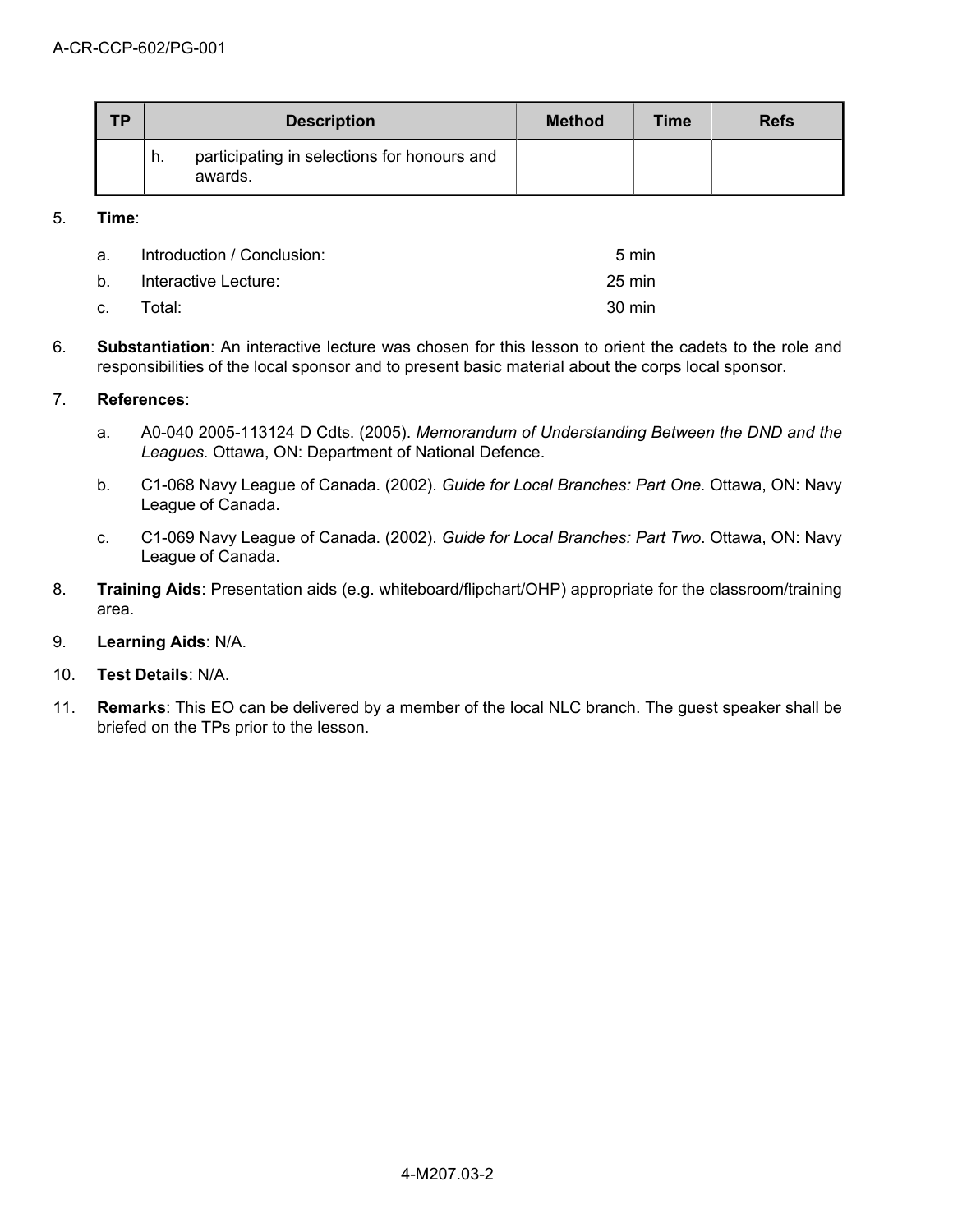| TP | Description | Method | Time | Refs |
|---|---|---|---|---|
| | h. participating in selections for honours and awards. | | | |

5. **Time**:

   a. Introduction / Conclusion: 5 min

   b. Interactive Lecture: 25 min

   c. Total: 30 min

6. **Substantiation**: An interactive lecture was chosen for this lesson to orient the cadets to the role and responsibilities of the local sponsor and to present basic material about the corps local sponsor.

7. **References**:

   a. A0-040 2005-113124 D Cdts. (2005). *Memorandum of Understanding Between the DND and the Leagues.* Ottawa, ON: Department of National Defence.

   b. C1-068 Navy League of Canada. (2002). *Guide for Local Branches: Part One.* Ottawa, ON: Navy League of Canada.

   c. C1-069 Navy League of Canada. (2002). *Guide for Local Branches: Part Two.* Ottawa, ON: Navy League of Canada.

8. **Training Aids**: Presentation aids (e.g. whiteboard/flipchart/OHP) appropriate for the classroom/training area.

9. **Learning Aids**: N/A.

10. **Test Details**: N/A.

11. **Remarks**: This EO can be delivered by a member of the local NLC branch. The guest speaker shall be briefed on the TPs prior to the lesson.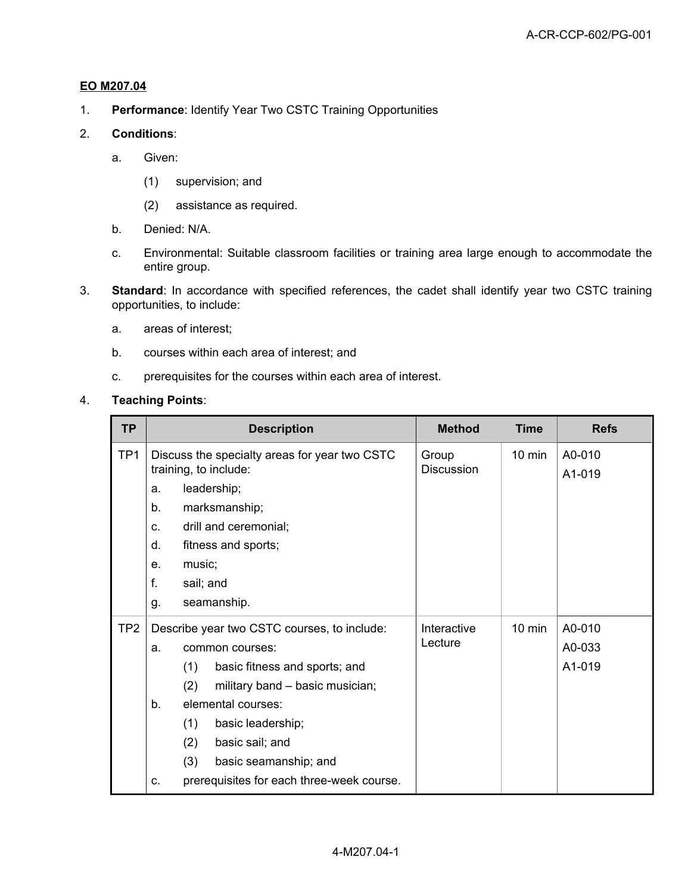**EO M207.04**

1. **Performance**: Identify Year Two CSTC Training Opportunities

2. **Conditions**:

   a. Given:

      (1) supervision; and

      (2) assistance as required.

   b. Denied: N/A.

   c. Environmental: Suitable classroom facilities or training area large enough to accommodate the entire group.

3. **Standard**: In accordance with specified references, the cadet shall identify year two CSTC training opportunities, to include:

   a. areas of interest;

   b. courses within each area of interest; and

   c. prerequisites for the courses within each area of interest.

4. **Teaching Points**:

| TP | Description | Method | Time | Refs |
|---|---|---|---|---|
| TP1 | Discuss the specialty areas for year two CSTC training, to include:<br>a. leadership;<br>b. marksmanship;<br>c. drill and ceremonial;<br>d. fitness and sports;<br>e. music;<br>f. sail; and<br>g. seamanship. | Group Discussion | 10 min | A0-010<br>A1-019 |
| TP2 | Describe year two CSTC courses, to include:<br>a. common courses:<br>(1) basic fitness and sports; and<br>(2) military band – basic musician;<br>b. elemental courses:<br>(1) basic leadership;<br>(2) basic sail; and<br>(3) basic seamanship; and<br>c. prerequisites for each three-week course. | Interactive Lecture | 10 min | A0-010<br>A0-033<br>A1-019 |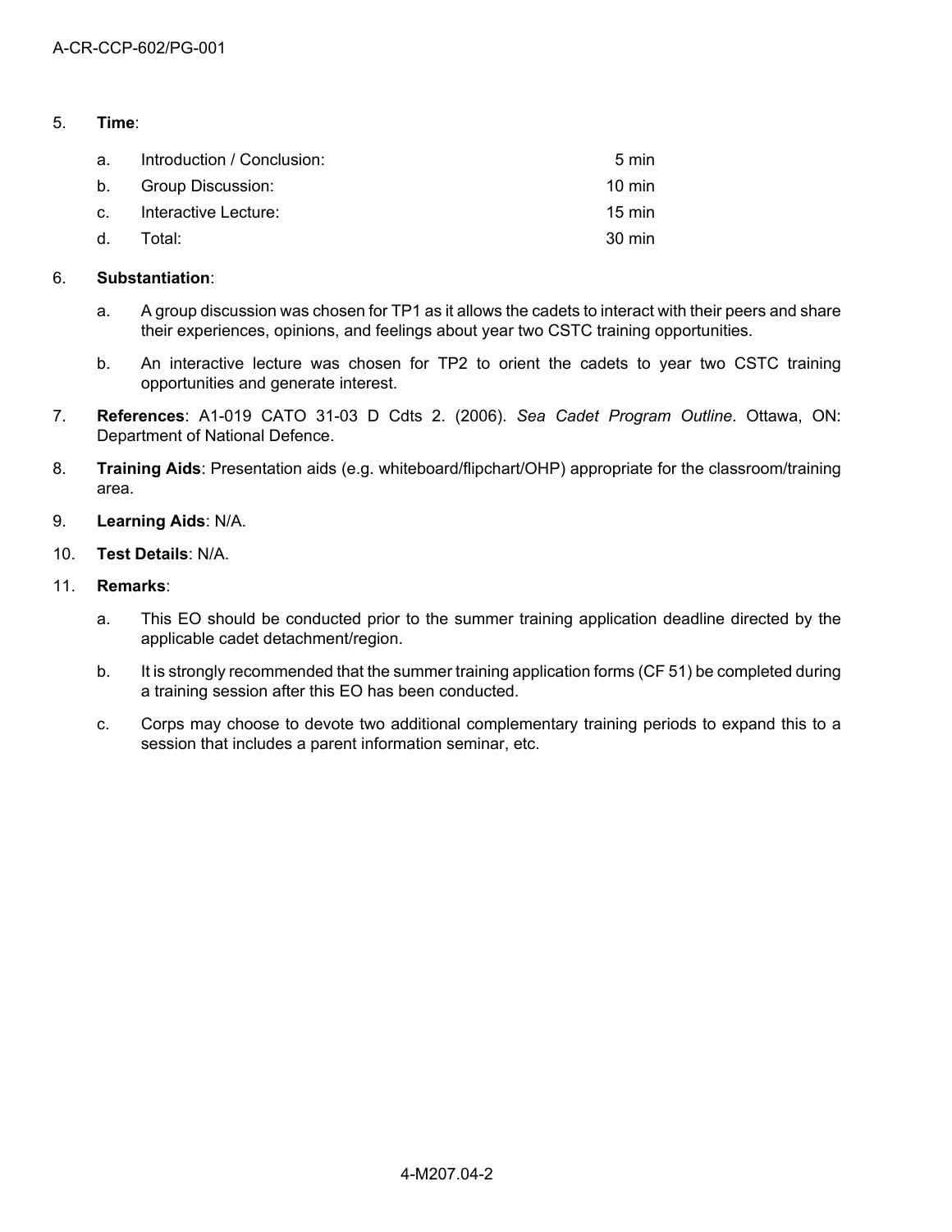5. **Time**:

   a. Introduction / Conclusion: 5 min

   b. Group Discussion: 10 min

   c. Interactive Lecture: 15 min

   d. Total: 30 min

6. **Substantiation**:

   a. A group discussion was chosen for TP1 as it allows the cadets to interact with their peers and share their experiences, opinions, and feelings about year two CSTC training opportunities.

   b. An interactive lecture was chosen for TP2 to orient the cadets to year two CSTC training opportunities and generate interest.

7. **References**: A1-019 CATO 31-03 D Cdts 2. (2006). *Sea Cadet Program Outline*. Ottawa, ON: Department of National Defence.

8. **Training Aids**: Presentation aids (e.g. whiteboard/flipchart/OHP) appropriate for the classroom/training area.

9. **Learning Aids**: N/A.

10. **Test Details**: N/A.

11. **Remarks**:

    a. This EO should be conducted prior to the summer training application deadline directed by the applicable cadet detachment/region.

    b. It is strongly recommended that the summer training application forms (CF 51) be completed during a training session after this EO has been conducted.

    c. Corps may choose to devote two additional complementary training periods to expand this to a session that includes a parent information seminar, etc.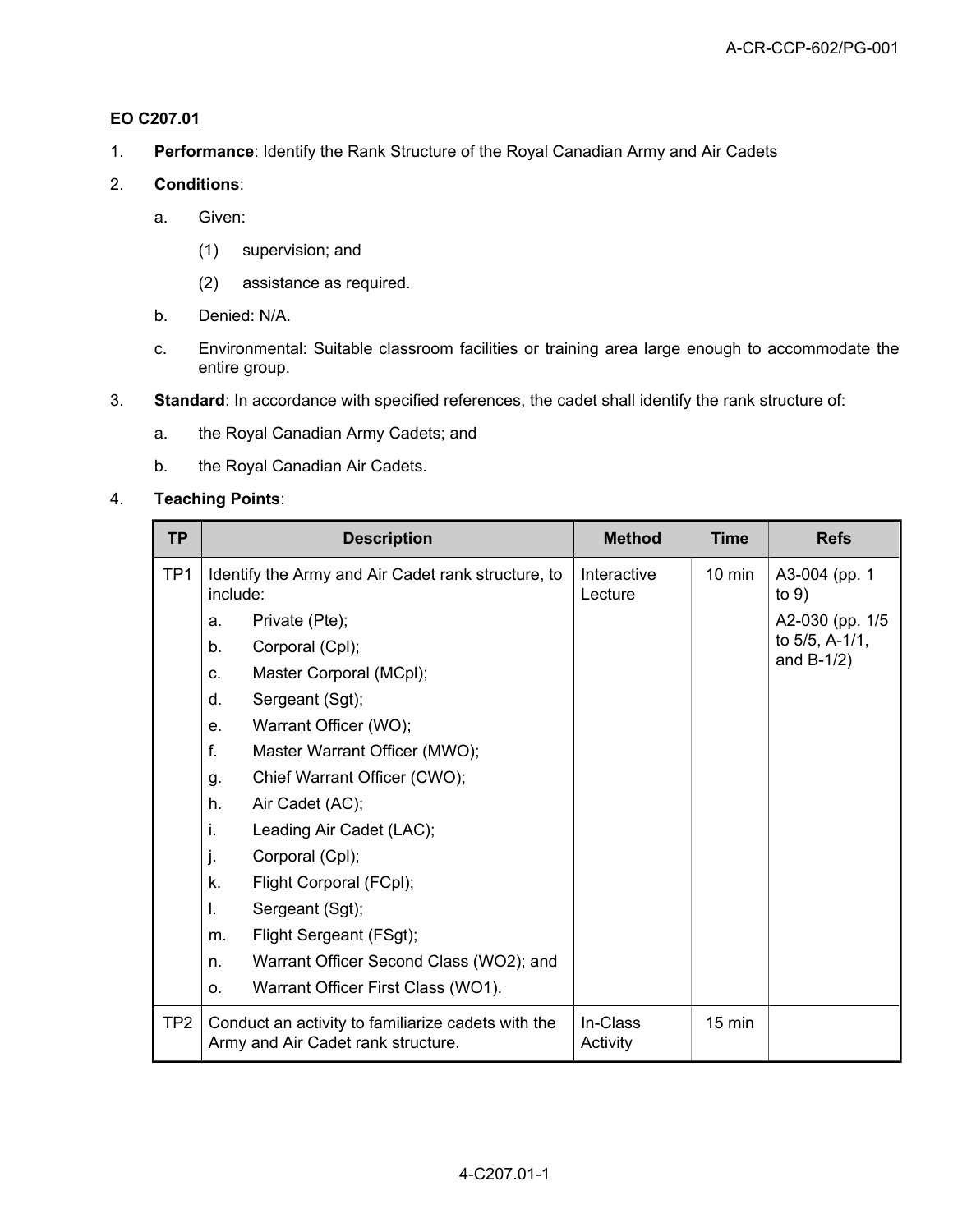**EO C207.01**

1. **Performance**: Identify the Rank Structure of the Royal Canadian Army and Air Cadets

2. **Conditions**:

   a. Given:

      (1) supervision; and

      (2) assistance as required.

   b. Denied: N/A.

   c. Environmental: Suitable classroom facilities or training area large enough to accommodate the entire group.

3. **Standard**: In accordance with specified references, the cadet shall identify the rank structure of:

   a. the Royal Canadian Army Cadets; and

   b. the Royal Canadian Air Cadets.

4. **Teaching Points**:

| TP | Description | Method | Time | Refs |
|---|---|---|---|---|
| TP1 | Identify the Army and Air Cadet rank structure, to include:<br>a. Private (Pte);<br>b. Corporal (Cpl);<br>c. Master Corporal (MCpl);<br>d. Sergeant (Sgt);<br>e. Warrant Officer (WO);<br>f. Master Warrant Officer (MWO);<br>g. Chief Warrant Officer (CWO);<br>h. Air Cadet (AC);<br>i. Leading Air Cadet (LAC);<br>j. Corporal (Cpl);<br>k. Flight Corporal (FCpl);<br>l. Sergeant (Sgt);<br>m. Flight Sergeant (FSgt);<br>n. Warrant Officer Second Class (WO2); and<br>o. Warrant Officer First Class (WO1). | Interactive Lecture | 10 min | A3-004 (pp. 1 to 9)<br>A2-030 (pp. 1/5 to 5/5, A-1/1, and B-1/2) |
| TP2 | Conduct an activity to familiarize cadets with the Army and Air Cadet rank structure. | In-Class Activity | 15 min | |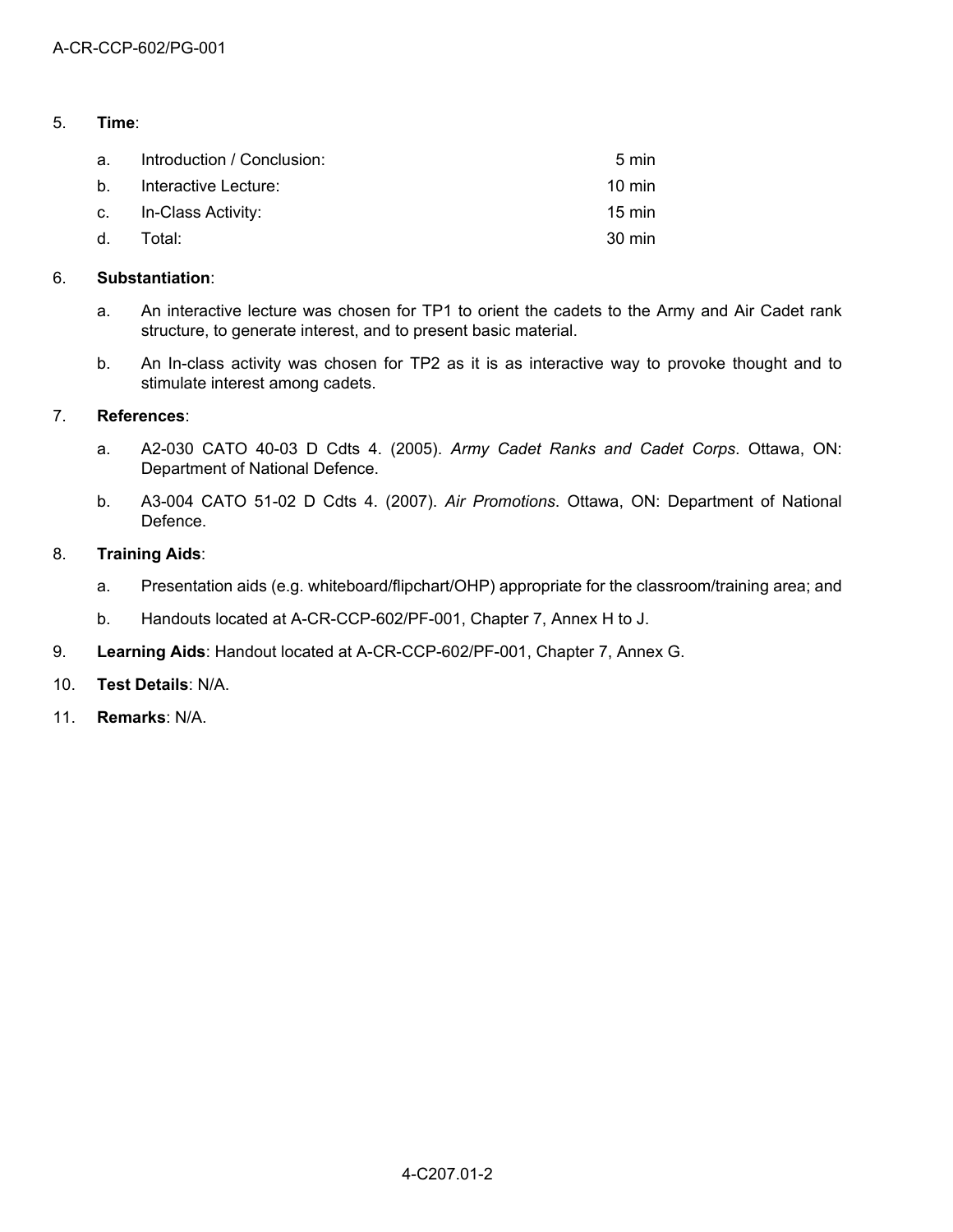5. **Time**:

   a. Introduction / Conclusion: 5 min

   b. Interactive Lecture: 10 min

   c. In-Class Activity: 15 min

   d. Total: 30 min

6. **Substantiation**:

   a. An interactive lecture was chosen for TP1 to orient the cadets to the Army and Air Cadet rank structure, to generate interest, and to present basic material.

   b. An In-class activity was chosen for TP2 as it is as interactive way to provoke thought and to stimulate interest among cadets.

7. **References**:

   a. A2-030 CATO 40-03 D Cdts 4. (2005). *Army Cadet Ranks and Cadet Corps*. Ottawa, ON: Department of National Defence.

   b. A3-004 CATO 51-02 D Cdts 4. (2007). *Air Promotions*. Ottawa, ON: Department of National Defence.

8. **Training Aids**:

   a. Presentation aids (e.g. whiteboard/flipchart/OHP) appropriate for the classroom/training area; and

   b. Handouts located at A-CR-CCP-602/PF-001, Chapter 7, Annex H to J.

9. **Learning Aids**: Handout located at A-CR-CCP-602/PF-001, Chapter 7, Annex G.

10. **Test Details**: N/A.

11. **Remarks**: N/A.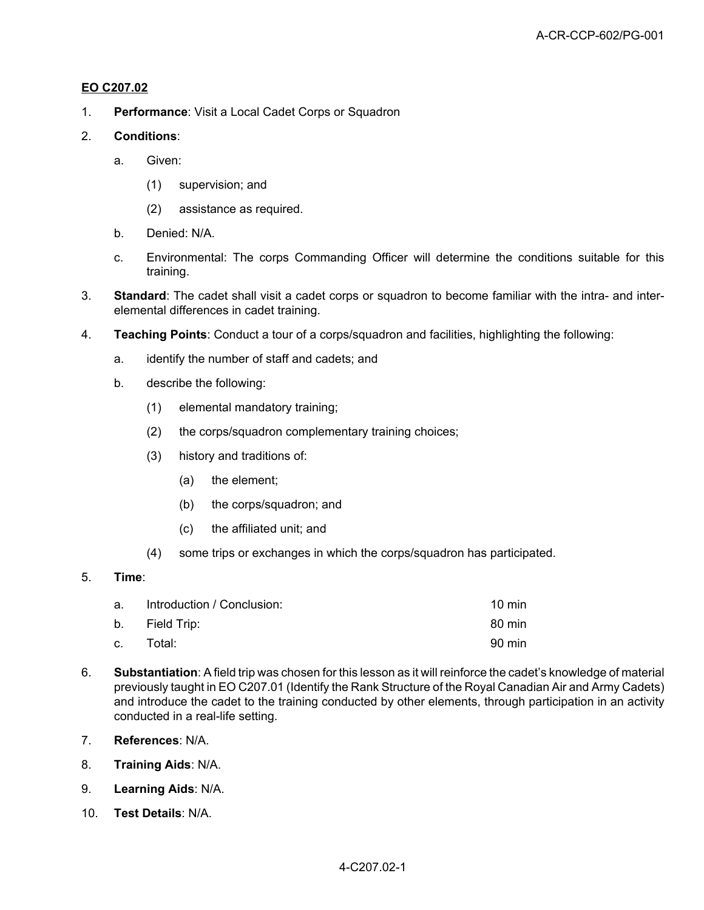**EO C207.02**

1. **Performance**: Visit a Local Cadet Corps or Squadron

2. **Conditions**:

   a. Given:

      (1) supervision; and

      (2) assistance as required.

   b. Denied: N/A.

   c. Environmental: The corps Commanding Officer will determine the conditions suitable for this training.

3. **Standard**: The cadet shall visit a cadet corps or squadron to become familiar with the intra- and inter-elemental differences in cadet training.

4. **Teaching Points**: Conduct a tour of a corps/squadron and facilities, highlighting the following:

   a. identify the number of staff and cadets; and

   b. describe the following:

      (1) elemental mandatory training;

      (2) the corps/squadron complementary training choices;

      (3) history and traditions of:

         (a) the element;

         (b) the corps/squadron; and

         (c) the affiliated unit; and

      (4) some trips or exchanges in which the corps/squadron has participated.

5. **Time**:

| | | |
|---|---|---|
| a. | Introduction / Conclusion: | 10 min |
| b. | Field Trip: | 80 min |
| c. | Total: | 90 min |

6. **Substantiation**: A field trip was chosen for this lesson as it will reinforce the cadet's knowledge of material previously taught in EO C207.01 (Identify the Rank Structure of the Royal Canadian Air and Army Cadets) and introduce the cadet to the training conducted by other elements, through participation in an activity conducted in a real-life setting.

7. **References**: N/A.

8. **Training Aids**: N/A.

9. **Learning Aids**: N/A.

10. **Test Details**: N/A.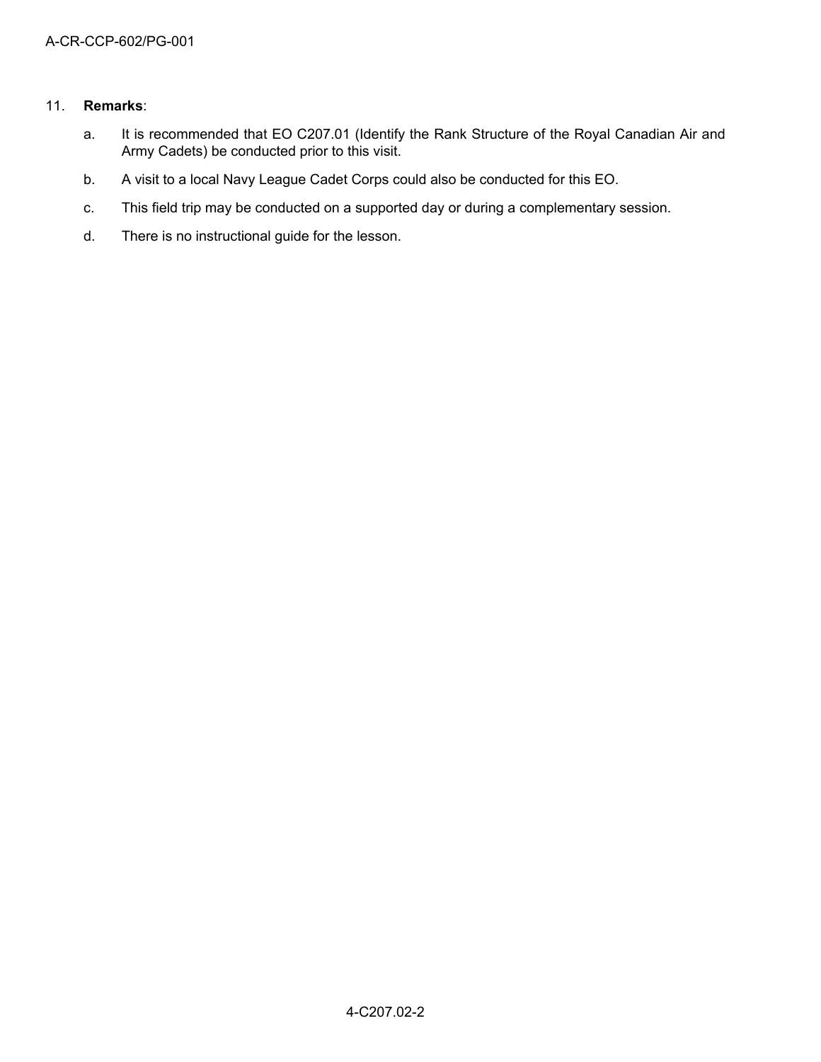11. **Remarks**:

    a. It is recommended that EO C207.01 (Identify the Rank Structure of the Royal Canadian Air and Army Cadets) be conducted prior to this visit.

    b. A visit to a local Navy League Cadet Corps could also be conducted for this EO.

    c. This field trip may be conducted on a supported day or during a complementary session.

    d. There is no instructional guide for the lesson.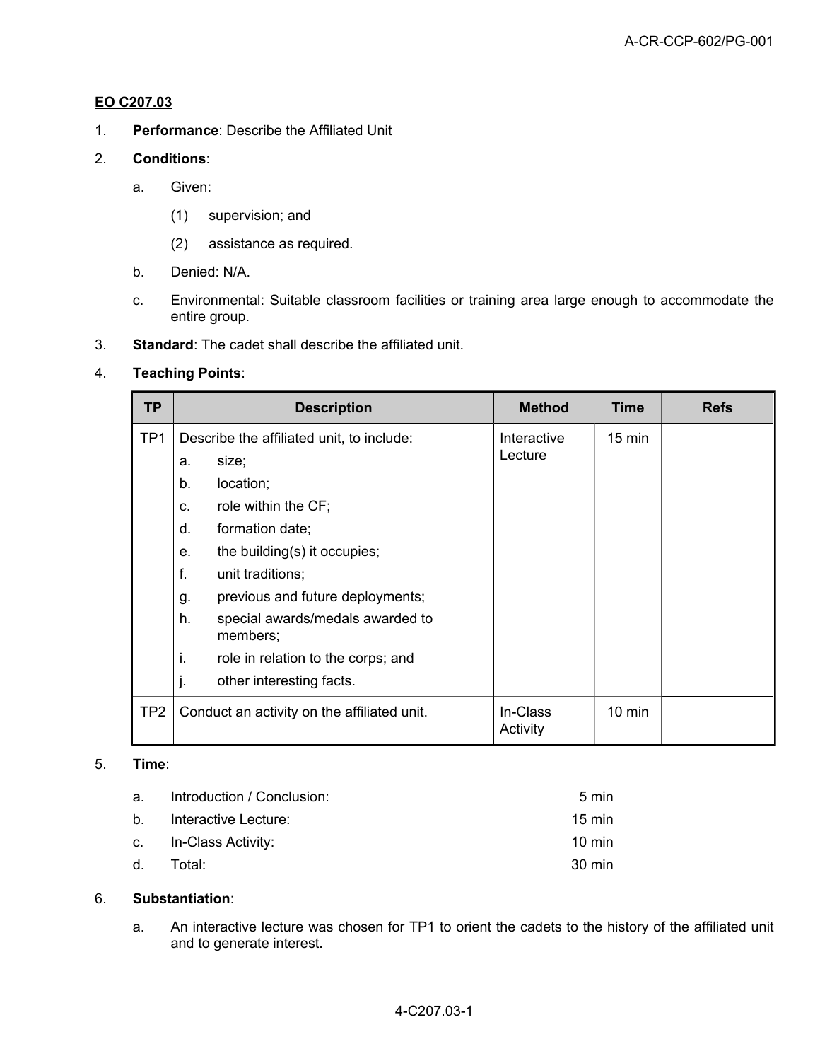**EO C207.03**

1. **Performance**: Describe the Affiliated Unit

2. **Conditions**:

   a. Given:

      (1) supervision; and

      (2) assistance as required.

   b. Denied: N/A.

   c. Environmental: Suitable classroom facilities or training area large enough to accommodate the entire group.

3. **Standard**: The cadet shall describe the affiliated unit.

4. **Teaching Points**:

| TP | Description | Method | Time | Refs |
|---|---|---|---|---|
| TP1 | Describe the affiliated unit, to include:<br>a. size;<br>b. location;<br>c. role within the CF;<br>d. formation date;<br>e. the building(s) it occupies;<br>f. unit traditions;<br>g. previous and future deployments;<br>h. special awards/medals awarded to members;<br>i. role in relation to the corps; and<br>j. other interesting facts. | Interactive Lecture | 15 min | |
| TP2 | Conduct an activity on the affiliated unit. | In-Class Activity | 10 min | |

5. **Time**:

   a. Introduction / Conclusion: 5 min

   b. Interactive Lecture: 15 min

   c. In-Class Activity: 10 min

   d. Total: 30 min

6. **Substantiation**:

   a. An interactive lecture was chosen for TP1 to orient the cadets to the history of the affiliated unit and to generate interest.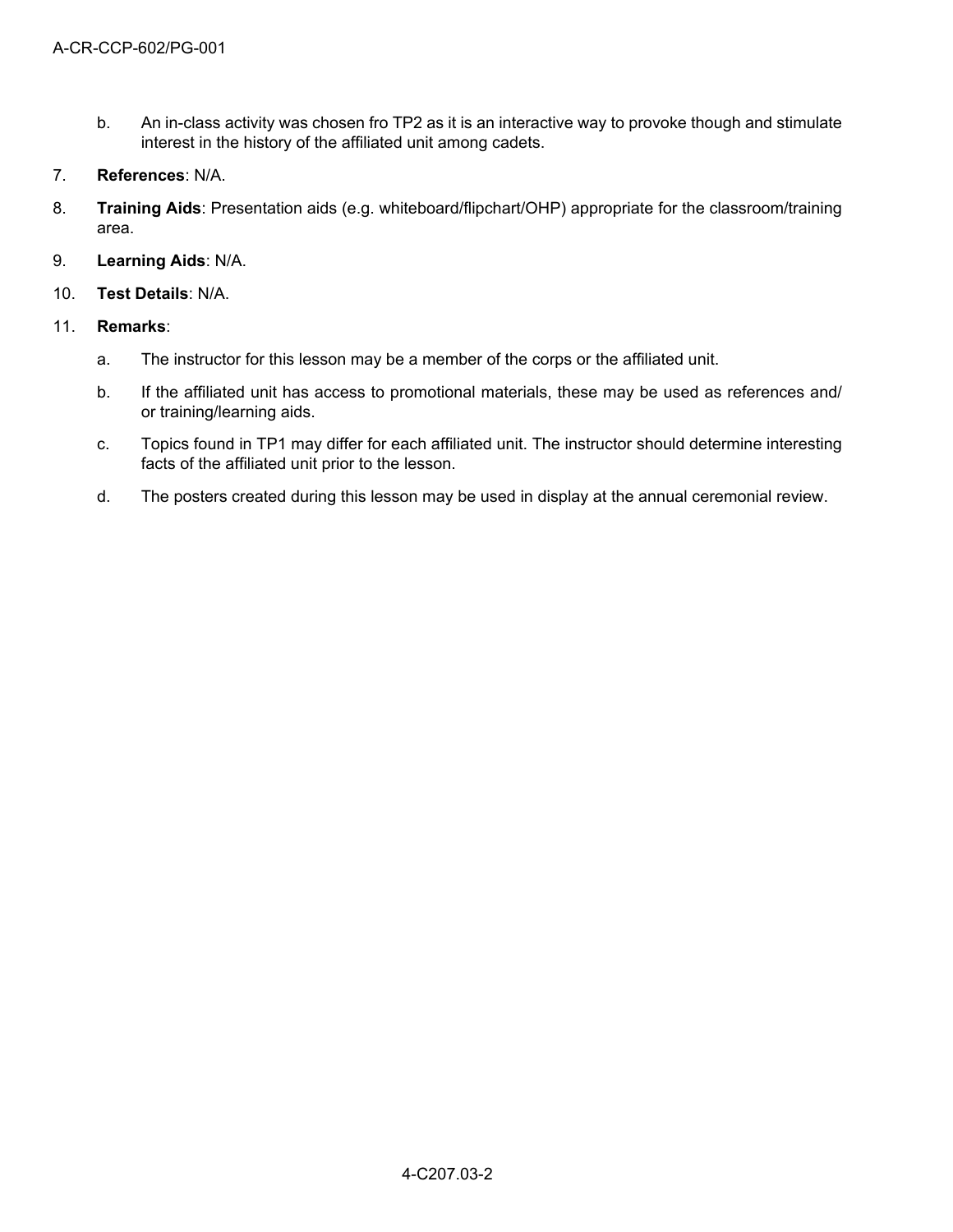b. An in-class activity was chosen fro TP2 as it is an interactive way to provoke though and stimulate interest in the history of the affiliated unit among cadets.

7. **References**: N/A.

8. **Training Aids**: Presentation aids (e.g. whiteboard/flipchart/OHP) appropriate for the classroom/training area.

9. **Learning Aids**: N/A.

10. **Test Details**: N/A.

11. **Remarks**:

    a. The instructor for this lesson may be a member of the corps or the affiliated unit.

    b. If the affiliated unit has access to promotional materials, these may be used as references and/ or training/learning aids.

    c. Topics found in TP1 may differ for each affiliated unit. The instructor should determine interesting facts of the affiliated unit prior to the lesson.

    d. The posters created during this lesson may be used in display at the annual ceremonial review.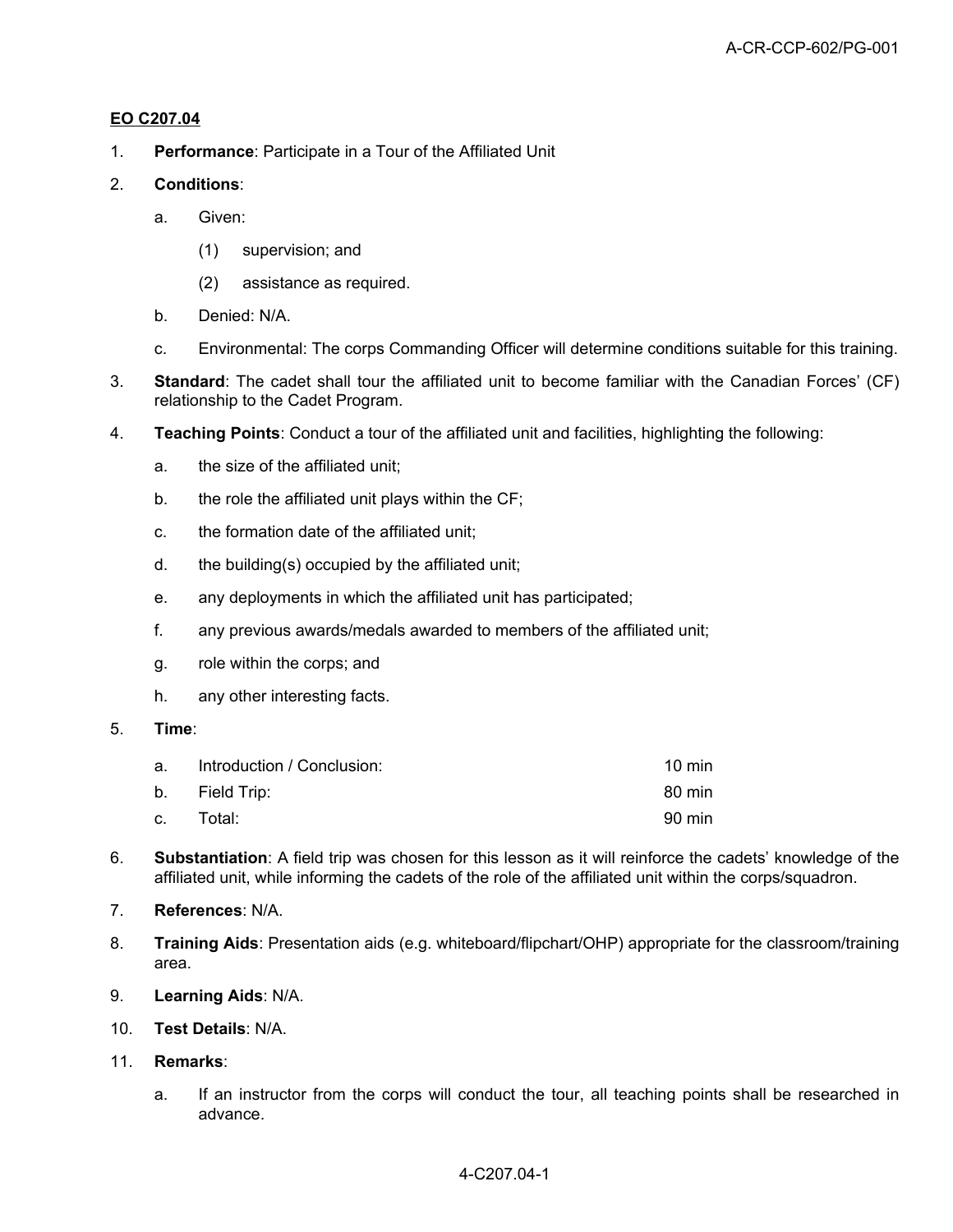**EO C207.04**

1. **Performance**: Participate in a Tour of the Affiliated Unit

2. **Conditions**:

   a. Given:

      (1) supervision; and

      (2) assistance as required.

   b. Denied: N/A.

   c. Environmental: The corps Commanding Officer will determine conditions suitable for this training.

3. **Standard**: The cadet shall tour the affiliated unit to become familiar with the Canadian Forces' (CF) relationship to the Cadet Program.

4. **Teaching Points**: Conduct a tour of the affiliated unit and facilities, highlighting the following:

   a. the size of the affiliated unit;

   b. the role the affiliated unit plays within the CF;

   c. the formation date of the affiliated unit;

   d. the building(s) occupied by the affiliated unit;

   e. any deployments in which the affiliated unit has participated;

   f. any previous awards/medals awarded to members of the affiliated unit;

   g. role within the corps; and

   h. any other interesting facts.

5. **Time**:

| | | |
|---|---|---|
| a. | Introduction / Conclusion: | 10 min |
| b. | Field Trip: | 80 min |
| c. | Total: | 90 min |

6. **Substantiation**: A field trip was chosen for this lesson as it will reinforce the cadets' knowledge of the affiliated unit, while informing the cadets of the role of the affiliated unit within the corps/squadron.

7. **References**: N/A.

8. **Training Aids**: Presentation aids (e.g. whiteboard/flipchart/OHP) appropriate for the classroom/training area.

9. **Learning Aids**: N/A.

10. **Test Details**: N/A.

11. **Remarks**:

    a. If an instructor from the corps will conduct the tour, all teaching points shall be researched in advance.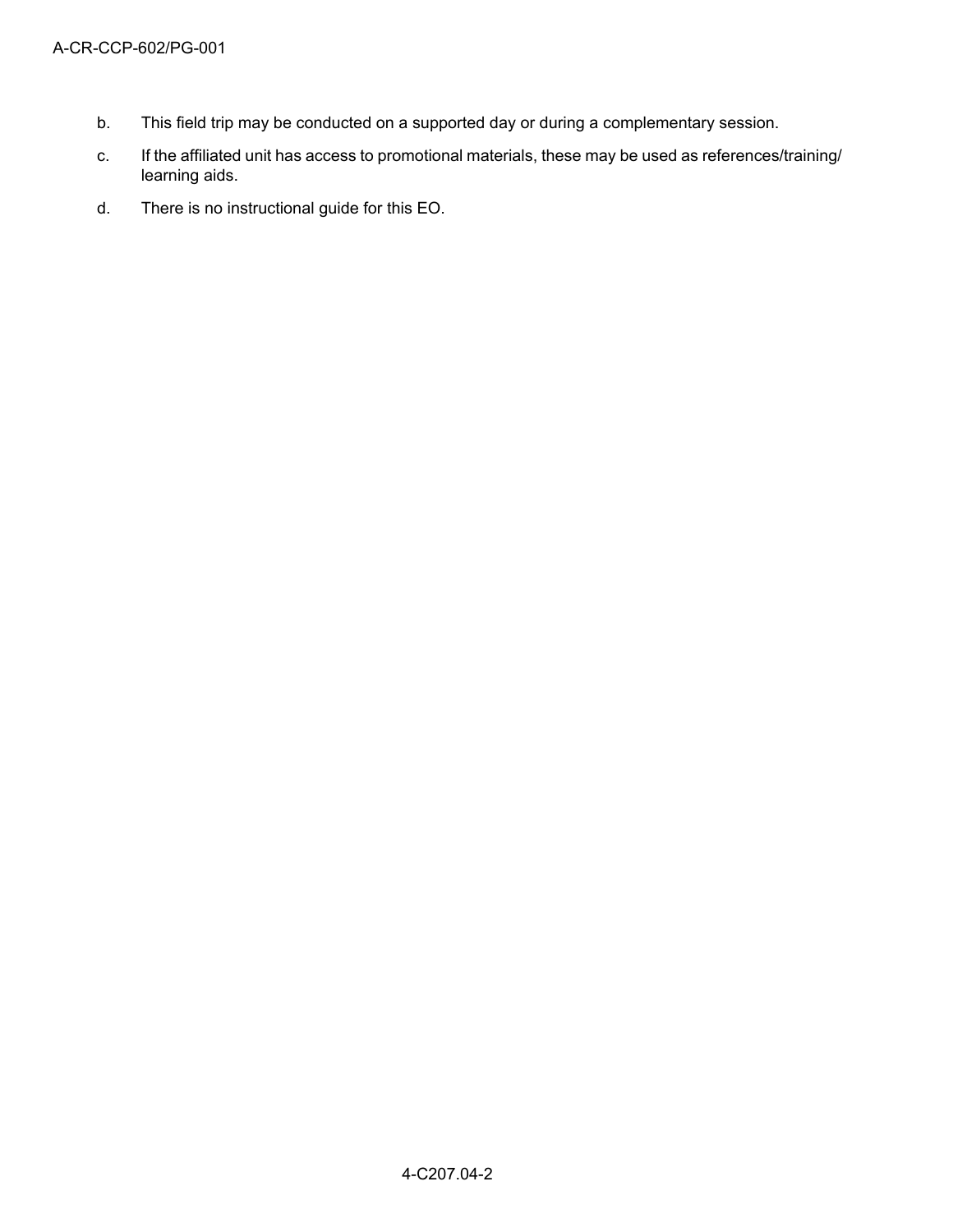b. This field trip may be conducted on a supported day or during a complementary session.

c. If the affiliated unit has access to promotional materials, these may be used as references/training/learning aids.

d. There is no instructional guide for this EO.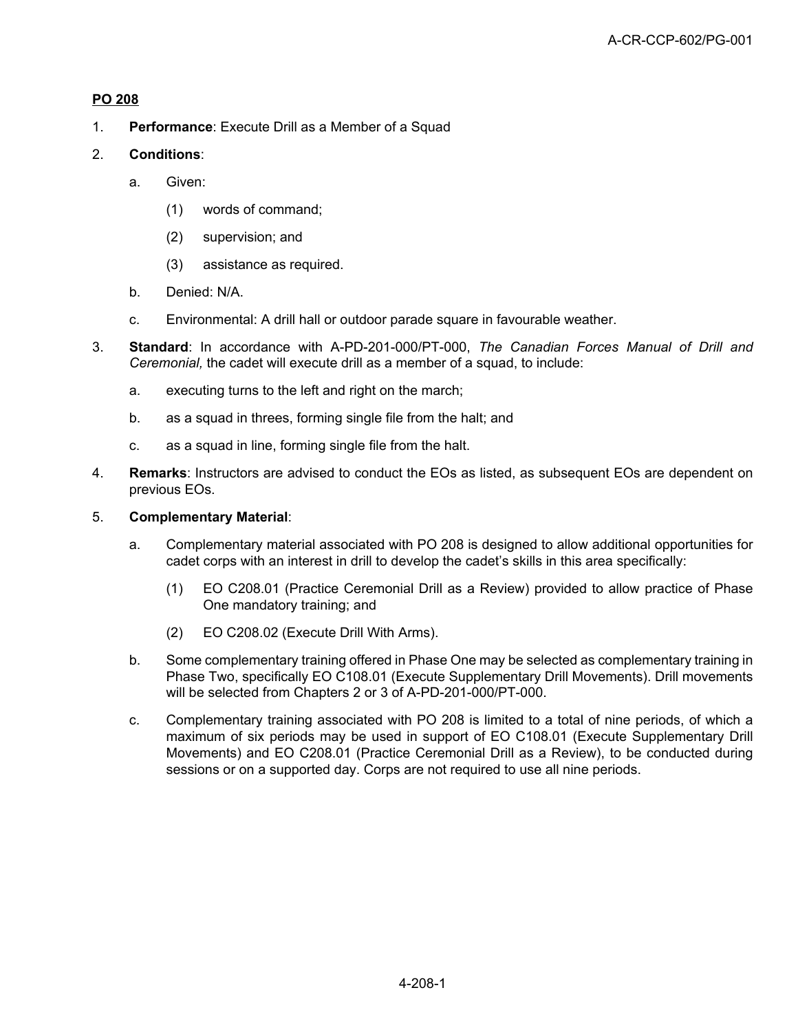**PO 208**

1. **Performance**: Execute Drill as a Member of a Squad

2. **Conditions**:

   a. Given:

      (1) words of command;

      (2) supervision; and

      (3) assistance as required.

   b. Denied: N/A.

   c. Environmental: A drill hall or outdoor parade square in favourable weather.

3. **Standard**: In accordance with A-PD-201-000/PT-000, *The Canadian Forces Manual of Drill and Ceremonial,* the cadet will execute drill as a member of a squad, to include:

   a. executing turns to the left and right on the march;

   b. as a squad in threes, forming single file from the halt; and

   c. as a squad in line, forming single file from the halt.

4. **Remarks**: Instructors are advised to conduct the EOs as listed, as subsequent EOs are dependent on previous EOs.

5. **Complementary Material**:

   a. Complementary material associated with PO 208 is designed to allow additional opportunities for cadet corps with an interest in drill to develop the cadet's skills in this area specifically:

      (1) EO C208.01 (Practice Ceremonial Drill as a Review) provided to allow practice of Phase One mandatory training; and

      (2) EO C208.02 (Execute Drill With Arms).

   b. Some complementary training offered in Phase One may be selected as complementary training in Phase Two, specifically EO C108.01 (Execute Supplementary Drill Movements). Drill movements will be selected from Chapters 2 or 3 of A-PD-201-000/PT-000.

   c. Complementary training associated with PO 208 is limited to a total of nine periods, of which a maximum of six periods may be used in support of EO C108.01 (Execute Supplementary Drill Movements) and EO C208.01 (Practice Ceremonial Drill as a Review), to be conducted during sessions or on a supported day. Corps are not required to use all nine periods.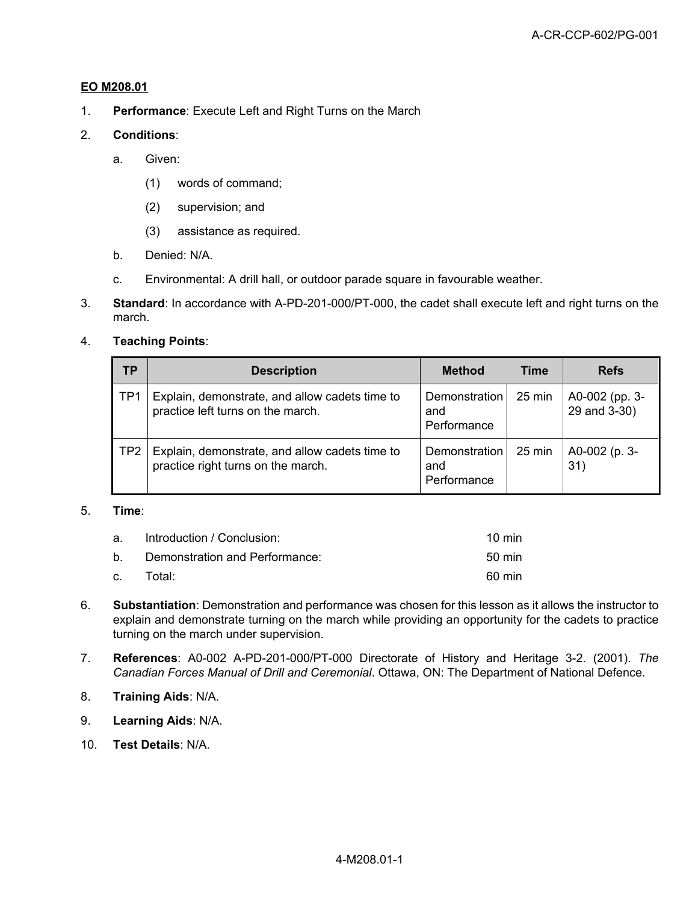**EO M208.01**

1. **Performance**: Execute Left and Right Turns on the March

2. **Conditions**:

   a. Given:

      (1) words of command;

      (2) supervision; and

      (3) assistance as required.

   b. Denied: N/A.

   c. Environmental: A drill hall, or outdoor parade square in favourable weather.

3. **Standard**: In accordance with A-PD-201-000/PT-000, the cadet shall execute left and right turns on the march.

4. **Teaching Points**:

| TP | Description | Method | Time | Refs |
|---|---|---|---|---|
| TP1 | Explain, demonstrate, and allow cadets time to practice left turns on the march. | Demonstration and Performance | 25 min | A0-002 (pp. 3-29 and 3-30) |
| TP2 | Explain, demonstrate, and allow cadets time to practice right turns on the march. | Demonstration and Performance | 25 min | A0-002 (p. 3-31) |

5. **Time**:

   a. Introduction / Conclusion: 10 min

   b. Demonstration and Performance: 50 min

   c. Total: 60 min

6. **Substantiation**: Demonstration and performance was chosen for this lesson as it allows the instructor to explain and demonstrate turning on the march while providing an opportunity for the cadets to practice turning on the march under supervision.

7. **References**: A0-002 A-PD-201-000/PT-000 Directorate of History and Heritage 3-2. (2001). *The Canadian Forces Manual of Drill and Ceremonial*. Ottawa, ON: The Department of National Defence.

8. **Training Aids**: N/A.

9. **Learning Aids**: N/A.

10. **Test Details**: N/A.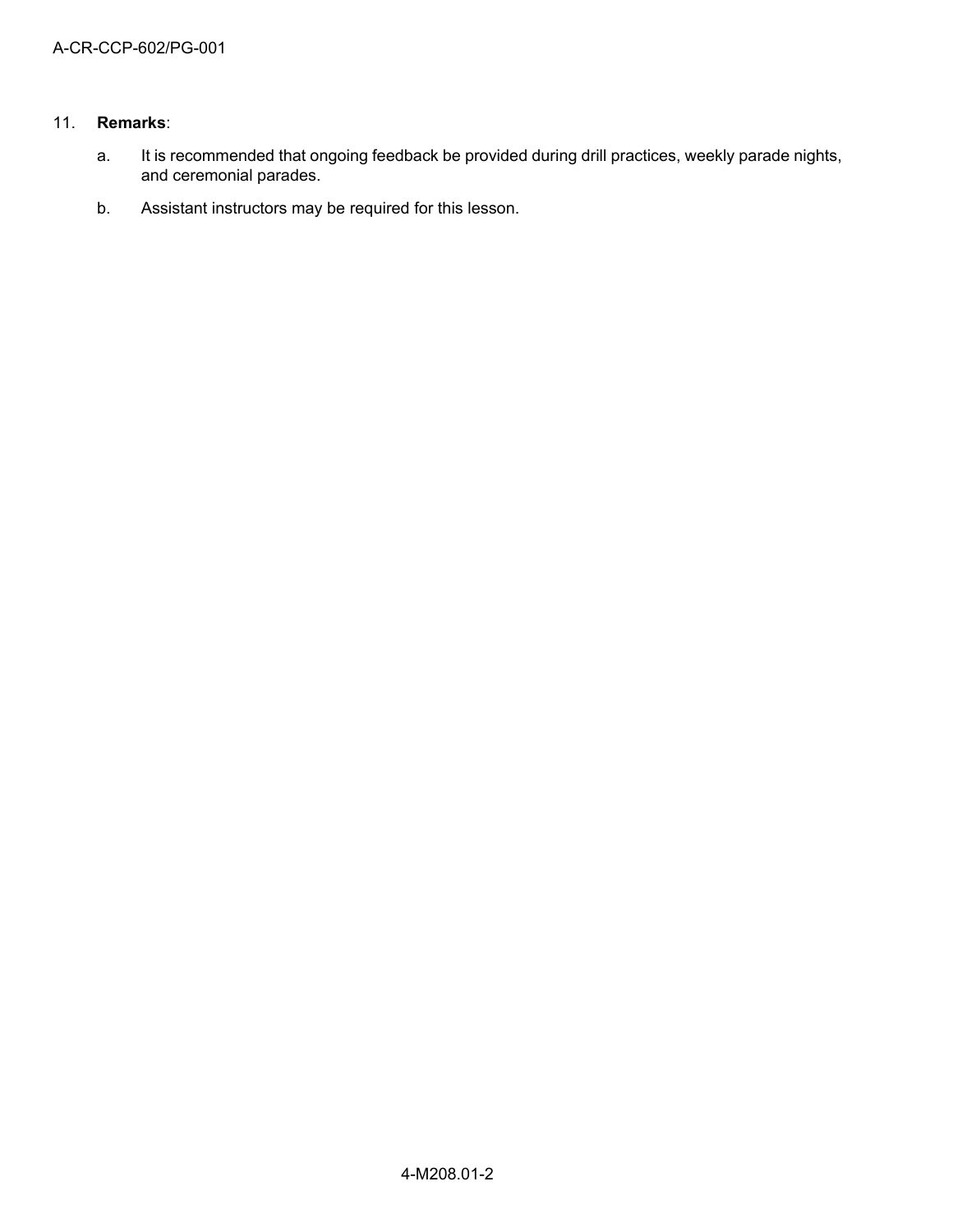11. **Remarks**:

    a. It is recommended that ongoing feedback be provided during drill practices, weekly parade nights, and ceremonial parades.

    b. Assistant instructors may be required for this lesson.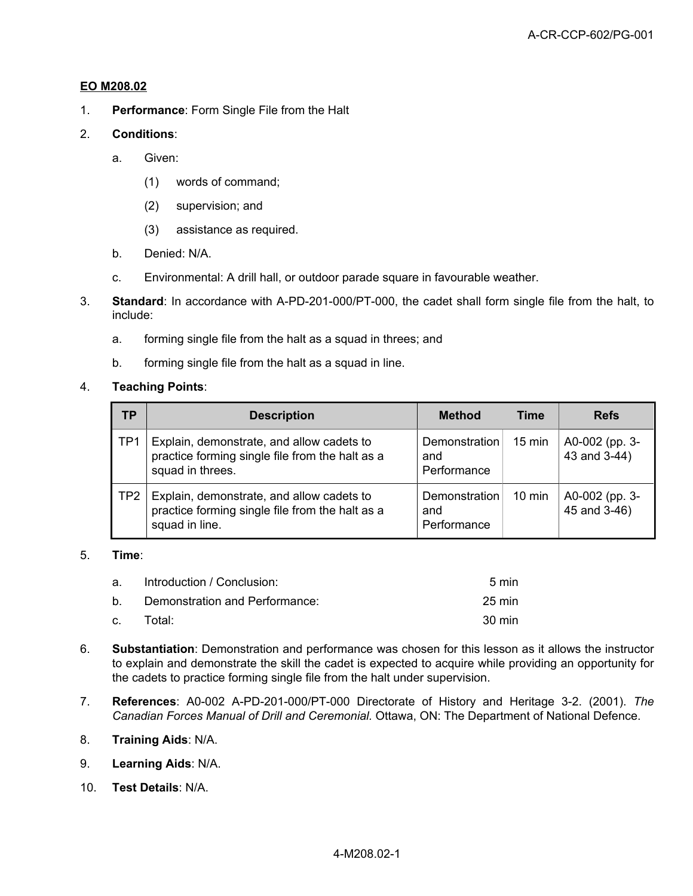**EO M208.02**

1. **Performance**: Form Single File from the Halt

2. **Conditions**:

   a. Given:

      (1) words of command;

      (2) supervision; and

      (3) assistance as required.

   b. Denied: N/A.

   c. Environmental: A drill hall, or outdoor parade square in favourable weather.

3. **Standard**: In accordance with A-PD-201-000/PT-000, the cadet shall form single file from the halt, to include:

   a. forming single file from the halt as a squad in threes; and

   b. forming single file from the halt as a squad in line.

4. **Teaching Points**:

| TP | Description | Method | Time | Refs |
|---|---|---|---|---|
| TP1 | Explain, demonstrate, and allow cadets to practice forming single file from the halt as a squad in threes. | Demonstration and Performance | 15 min | A0-002 (pp. 3-43 and 3-44) |
| TP2 | Explain, demonstrate, and allow cadets to practice forming single file from the halt as a squad in line. | Demonstration and Performance | 10 min | A0-002 (pp. 3-45 and 3-46) |

5. **Time**:

   a. Introduction / Conclusion: 5 min

   b. Demonstration and Performance: 25 min

   c. Total: 30 min

6. **Substantiation**: Demonstration and performance was chosen for this lesson as it allows the instructor to explain and demonstrate the skill the cadet is expected to acquire while providing an opportunity for the cadets to practice forming single file from the halt under supervision.

7. **References**: A0-002 A-PD-201-000/PT-000 Directorate of History and Heritage 3-2. (2001). *The Canadian Forces Manual of Drill and Ceremonial*. Ottawa, ON: The Department of National Defence.

8. **Training Aids**: N/A.

9. **Learning Aids**: N/A.

10. **Test Details**: N/A.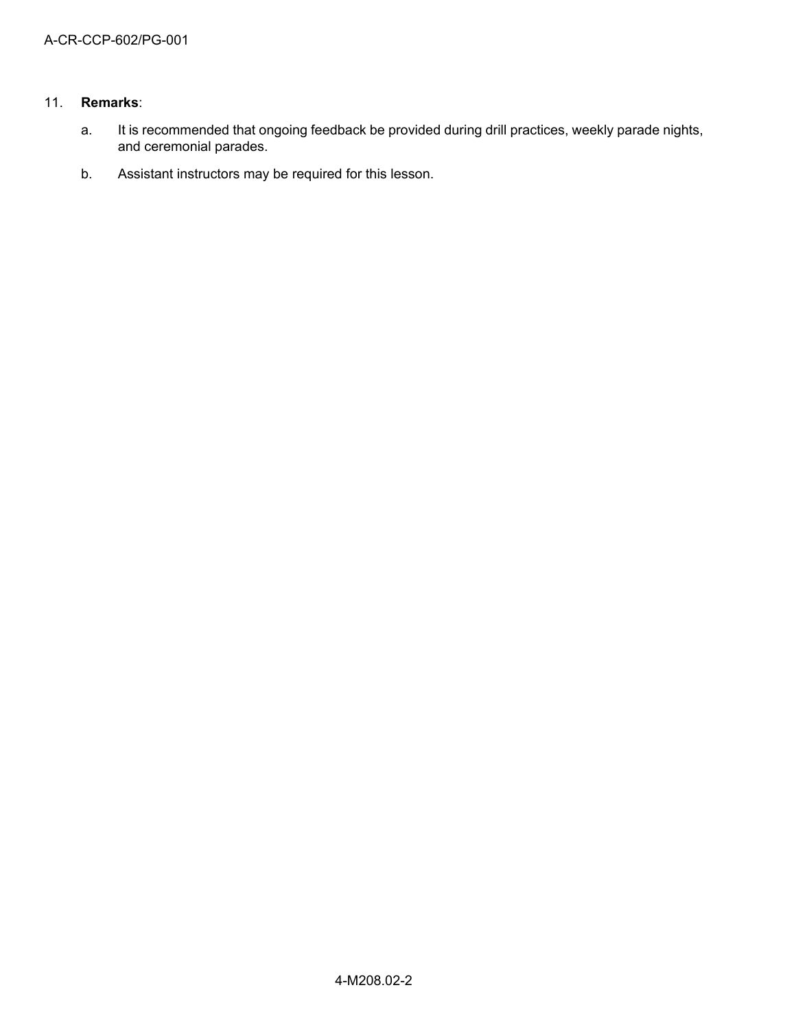11. **Remarks**:

    a. It is recommended that ongoing feedback be provided during drill practices, weekly parade nights, and ceremonial parades.

    b. Assistant instructors may be required for this lesson.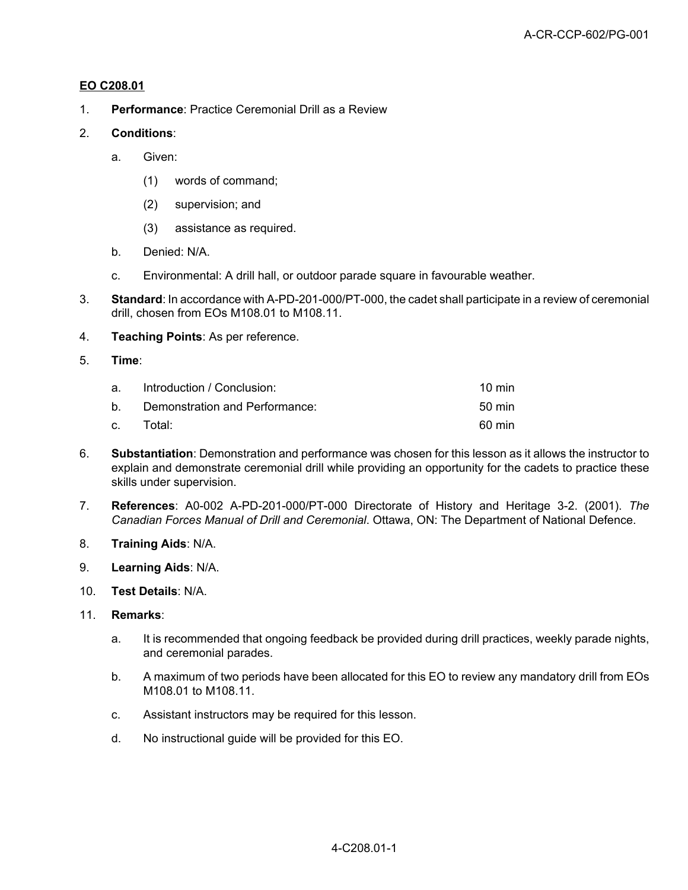**EO C208.01**

1. **Performance**: Practice Ceremonial Drill as a Review

2. **Conditions**:

   a. Given:

      (1) words of command;

      (2) supervision; and

      (3) assistance as required.

   b. Denied: N/A.

   c. Environmental: A drill hall, or outdoor parade square in favourable weather.

3. **Standard**: In accordance with A-PD-201-000/PT-000, the cadet shall participate in a review of ceremonial drill, chosen from EOs M108.01 to M108.11.

4. **Teaching Points**: As per reference.

5. **Time**:

| | | |
|---|---|---|
| a. | Introduction / Conclusion: | 10 min |
| b. | Demonstration and Performance: | 50 min |
| c. | Total: | 60 min |

6. **Substantiation**: Demonstration and performance was chosen for this lesson as it allows the instructor to explain and demonstrate ceremonial drill while providing an opportunity for the cadets to practice these skills under supervision.

7. **References**: A0-002 A-PD-201-000/PT-000 Directorate of History and Heritage 3-2. (2001). *The Canadian Forces Manual of Drill and Ceremonial*. Ottawa, ON: The Department of National Defence.

8. **Training Aids**: N/A.

9. **Learning Aids**: N/A.

10. **Test Details**: N/A.

11. **Remarks**:

    a. It is recommended that ongoing feedback be provided during drill practices, weekly parade nights, and ceremonial parades.

    b. A maximum of two periods have been allocated for this EO to review any mandatory drill from EOs M108.01 to M108.11.

    c. Assistant instructors may be required for this lesson.

    d. No instructional guide will be provided for this EO.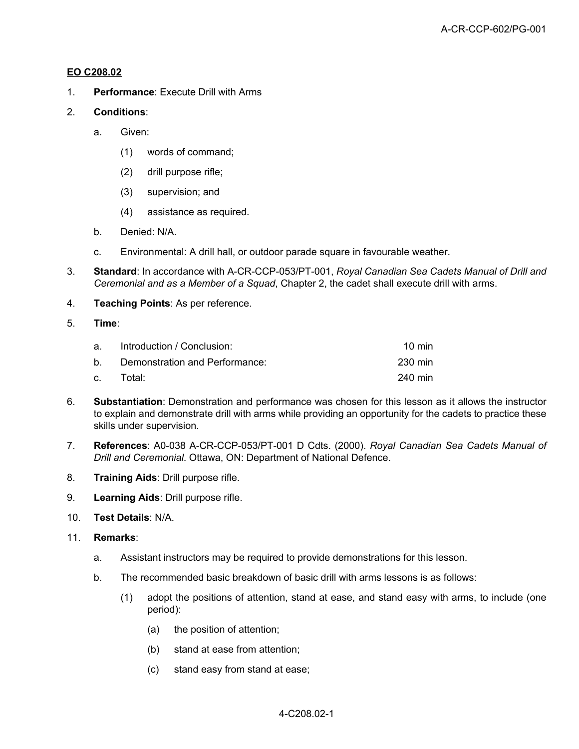**EO C208.02**

1. **Performance**: Execute Drill with Arms

2. **Conditions**:

   a. Given:

      (1) words of command;

      (2) drill purpose rifle;

      (3) supervision; and

      (4) assistance as required.

   b. Denied: N/A.

   c. Environmental: A drill hall, or outdoor parade square in favourable weather.

3. **Standard**: In accordance with A-CR-CCP-053/PT-001, *Royal Canadian Sea Cadets Manual of Drill and Ceremonial and as a Member of a Squad*, Chapter 2, the cadet shall execute drill with arms.

4. **Teaching Points**: As per reference.

5. **Time**:

| | | |
|---|---|---|
| a. | Introduction / Conclusion: | 10 min |
| b. | Demonstration and Performance: | 230 min |
| c. | Total: | 240 min |

6. **Substantiation**: Demonstration and performance was chosen for this lesson as it allows the instructor to explain and demonstrate drill with arms while providing an opportunity for the cadets to practice these skills under supervision.

7. **References**: A0-038 A-CR-CCP-053/PT-001 D Cdts. (2000). *Royal Canadian Sea Cadets Manual of Drill and Ceremonial*. Ottawa, ON: Department of National Defence.

8. **Training Aids**: Drill purpose rifle.

9. **Learning Aids**: Drill purpose rifle.

10. **Test Details**: N/A.

11. **Remarks**:

    a. Assistant instructors may be required to provide demonstrations for this lesson.

    b. The recommended basic breakdown of basic drill with arms lessons is as follows:

       (1) adopt the positions of attention, stand at ease, and stand easy with arms, to include (one period):

          (a) the position of attention;

          (b) stand at ease from attention;

          (c) stand easy from stand at ease;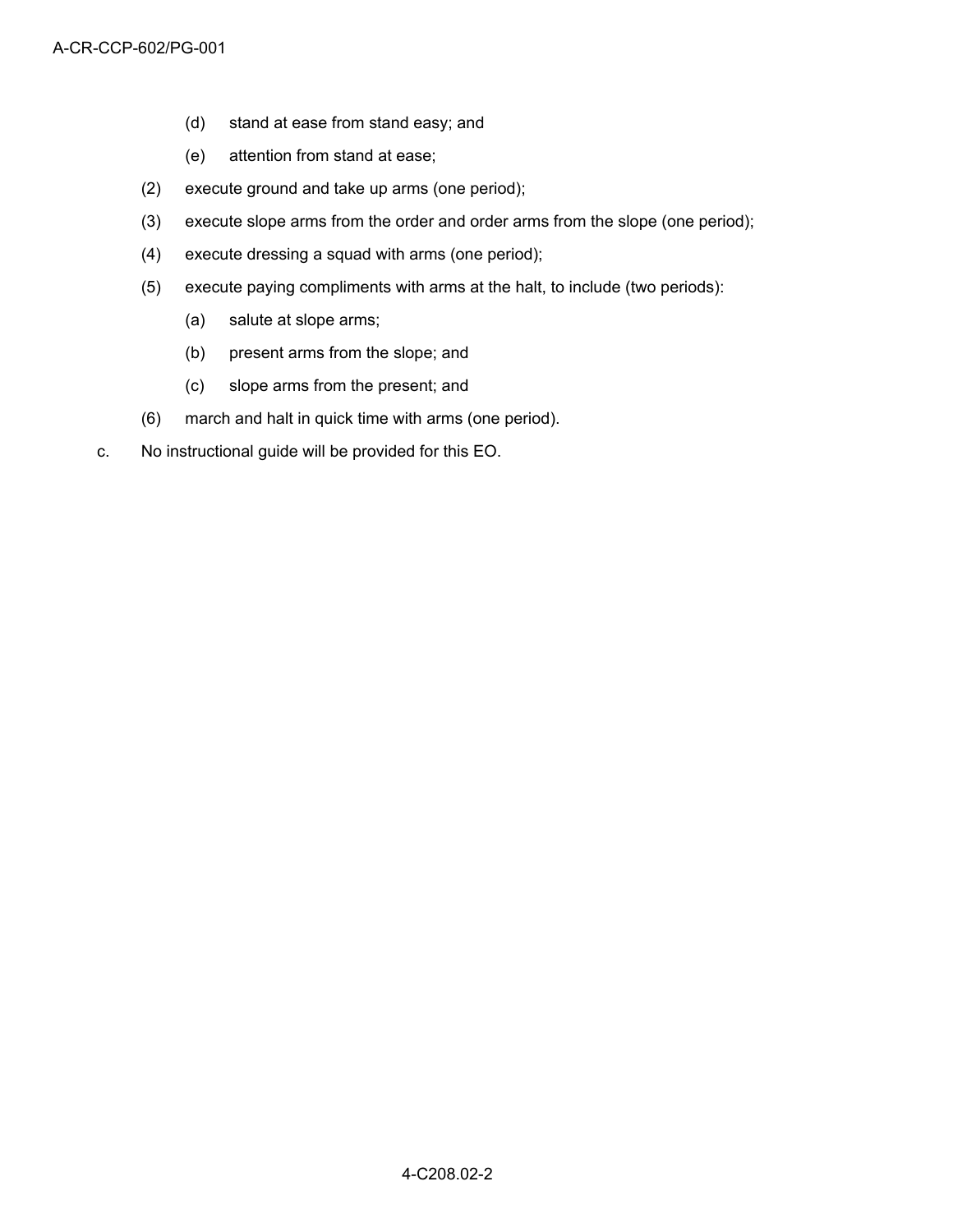(d) stand at ease from stand easy; and

(e) attention from stand at ease;

(2) execute ground and take up arms (one period);

(3) execute slope arms from the order and order arms from the slope (one period);

(4) execute dressing a squad with arms (one period);

(5) execute paying compliments with arms at the halt, to include (two periods):

(a) salute at slope arms;

(b) present arms from the slope; and

(c) slope arms from the present; and

(6) march and halt in quick time with arms (one period).

c. No instructional guide will be provided for this EO.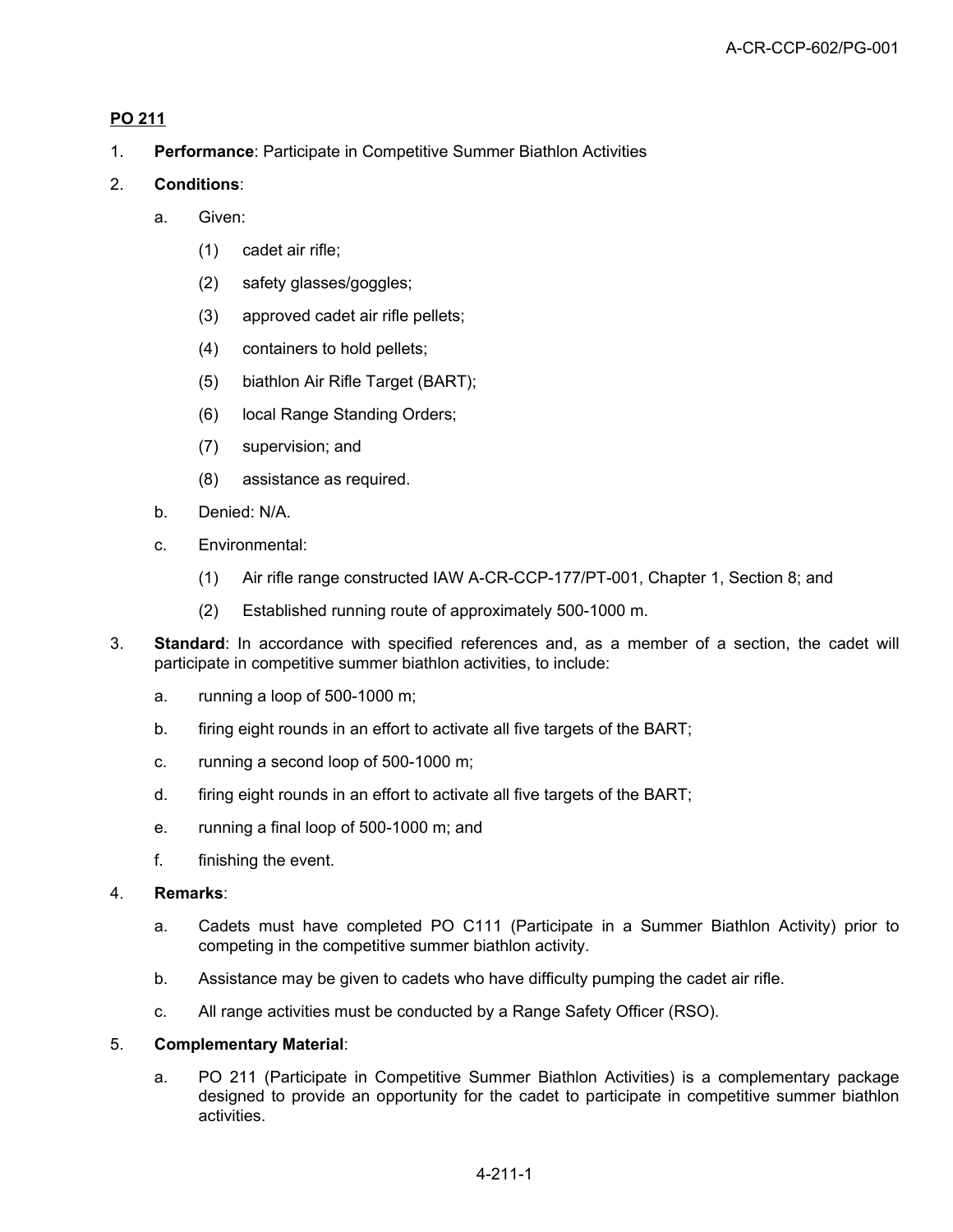## PO 211

1. **Performance**: Participate in Competitive Summer Biathlon Activities

2. **Conditions**:

   a. Given:

      (1) cadet air rifle;

      (2) safety glasses/goggles;

      (3) approved cadet air rifle pellets;

      (4) containers to hold pellets;

      (5) biathlon Air Rifle Target (BART);

      (6) local Range Standing Orders;

      (7) supervision; and

      (8) assistance as required.

   b. Denied: N/A.

   c. Environmental:

      (1) Air rifle range constructed IAW A-CR-CCP-177/PT-001, Chapter 1, Section 8; and

      (2) Established running route of approximately 500-1000 m.

3. **Standard**: In accordance with specified references and, as a member of a section, the cadet will participate in competitive summer biathlon activities, to include:

   a. running a loop of 500-1000 m;

   b. firing eight rounds in an effort to activate all five targets of the BART;

   c. running a second loop of 500-1000 m;

   d. firing eight rounds in an effort to activate all five targets of the BART;

   e. running a final loop of 500-1000 m; and

   f. finishing the event.

4. **Remarks**:

   a. Cadets must have completed PO C111 (Participate in a Summer Biathlon Activity) prior to competing in the competitive summer biathlon activity.

   b. Assistance may be given to cadets who have difficulty pumping the cadet air rifle.

   c. All range activities must be conducted by a Range Safety Officer (RSO).

5. **Complementary Material**:

   a. PO 211 (Participate in Competitive Summer Biathlon Activities) is a complementary package designed to provide an opportunity for the cadet to participate in competitive summer biathlon activities.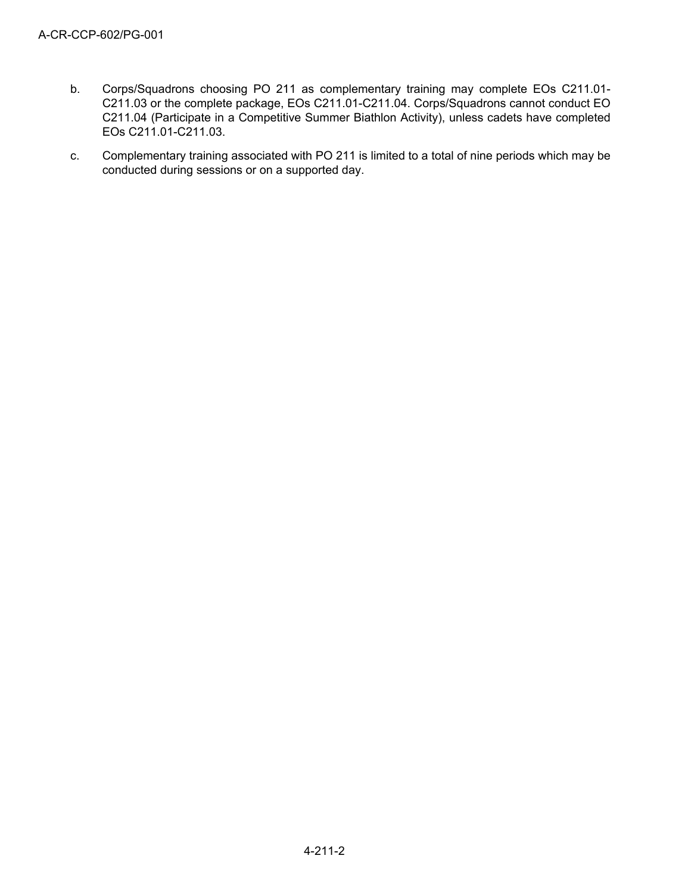b. Corps/Squadrons choosing PO 211 as complementary training may complete EOs C211.01-C211.03 or the complete package, EOs C211.01-C211.04. Corps/Squadrons cannot conduct EO C211.04 (Participate in a Competitive Summer Biathlon Activity), unless cadets have completed EOs C211.01-C211.03.

c. Complementary training associated with PO 211 is limited to a total of nine periods which may be conducted during sessions or on a supported day.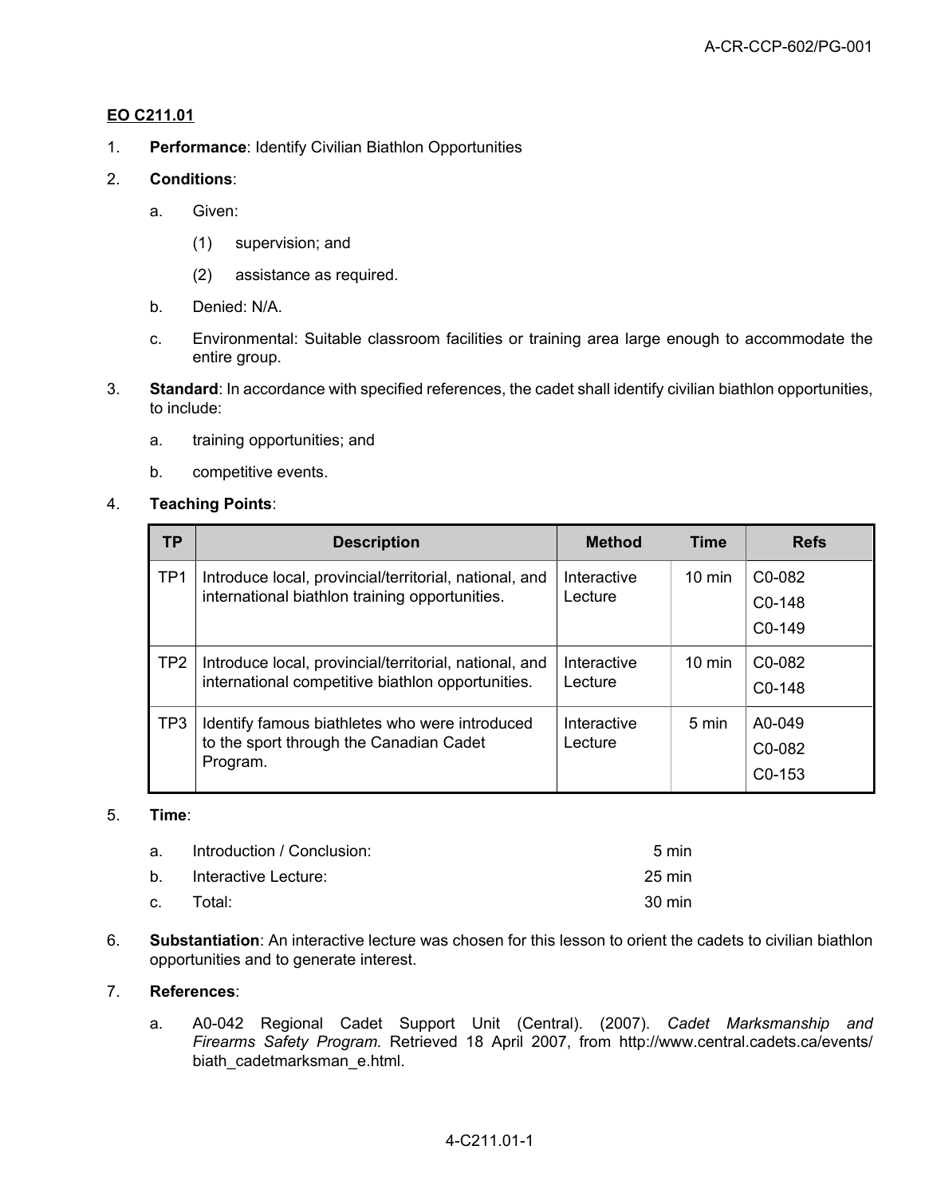**EO C211.01**

1. **Performance**: Identify Civilian Biathlon Opportunities

2. **Conditions**:

   a. Given:

      (1) supervision; and

      (2) assistance as required.

   b. Denied: N/A.

   c. Environmental: Suitable classroom facilities or training area large enough to accommodate the entire group.

3. **Standard**: In accordance with specified references, the cadet shall identify civilian biathlon opportunities, to include:

   a. training opportunities; and

   b. competitive events.

4. **Teaching Points**:

| TP | Description | Method | Time | Refs |
|---|---|---|---|---|
| TP1 | Introduce local, provincial/territorial, national, and international biathlon training opportunities. | Interactive Lecture | 10 min | C0-082<br>C0-148<br>C0-149 |
| TP2 | Introduce local, provincial/territorial, national, and international competitive biathlon opportunities. | Interactive Lecture | 10 min | C0-082<br>C0-148 |
| TP3 | Identify famous biathletes who were introduced to the sport through the Canadian Cadet Program. | Interactive Lecture | 5 min | A0-049<br>C0-082<br>C0-153 |

5. **Time**:

   a. Introduction / Conclusion: 5 min

   b. Interactive Lecture: 25 min

   c. Total: 30 min

6. **Substantiation**: An interactive lecture was chosen for this lesson to orient the cadets to civilian biathlon opportunities and to generate interest.

7. **References**:

   a. A0-042 Regional Cadet Support Unit (Central). (2007). *Cadet Marksmanship and Firearms Safety Program.* Retrieved 18 April 2007, from http://www.central.cadets.ca/events/biath_cadetmarksman_e.html.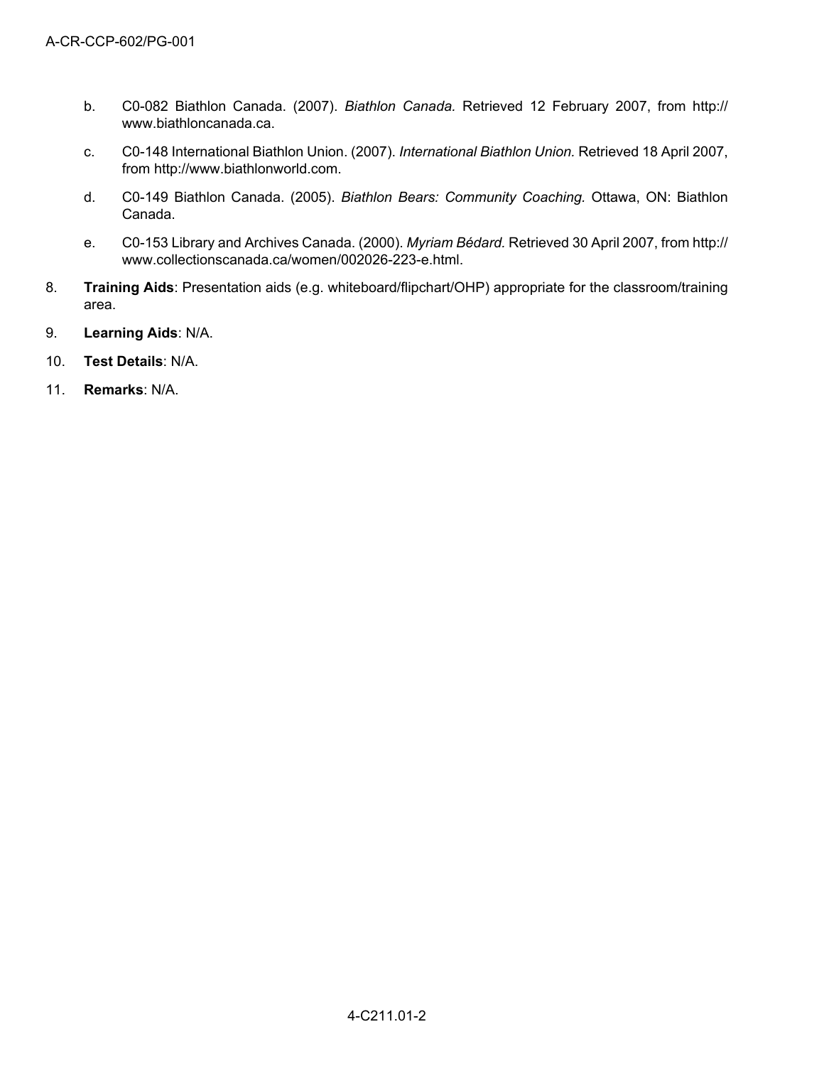b. C0-082 Biathlon Canada. (2007). *Biathlon Canada.* Retrieved 12 February 2007, from http://www.biathloncanada.ca.

c. C0-148 International Biathlon Union. (2007). *International Biathlon Union.* Retrieved 18 April 2007, from http://www.biathlonworld.com.

d. C0-149 Biathlon Canada. (2005). *Biathlon Bears: Community Coaching.* Ottawa, ON: Biathlon Canada.

e. C0-153 Library and Archives Canada. (2000). *Myriam Bédard.* Retrieved 30 April 2007, from http://www.collectionscanada.ca/women/002026-223-e.html.

8. **Training Aids**: Presentation aids (e.g. whiteboard/flipchart/OHP) appropriate for the classroom/training area.

9. **Learning Aids**: N/A.

10. **Test Details**: N/A.

11. **Remarks**: N/A.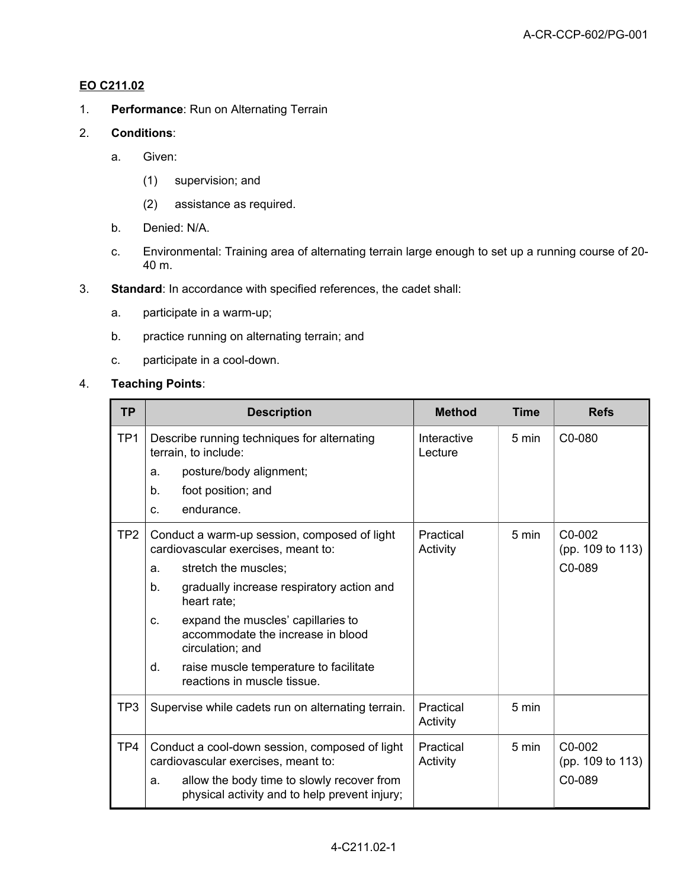**EO C211.02**

1. **Performance**: Run on Alternating Terrain

2. **Conditions**:

   a. Given:

      (1) supervision; and

      (2) assistance as required.

   b. Denied: N/A.

   c. Environmental: Training area of alternating terrain large enough to set up a running course of 20-40 m.

3. **Standard**: In accordance with specified references, the cadet shall:

   a. participate in a warm-up;

   b. practice running on alternating terrain; and

   c. participate in a cool-down.

4. **Teaching Points**:

| TP | Description | Method | Time | Refs |
|---|---|---|---|---|
| TP1 | Describe running techniques for alternating terrain, to include:<br>a. posture/body alignment;<br>b. foot position; and<br>c. endurance. | Interactive Lecture | 5 min | C0-080 |
| TP2 | Conduct a warm-up session, composed of light cardiovascular exercises, meant to:<br>a. stretch the muscles;<br>b. gradually increase respiratory action and heart rate;<br>c. expand the muscles' capillaries to accommodate the increase in blood circulation; and<br>d. raise muscle temperature to facilitate reactions in muscle tissue. | Practical Activity | 5 min | C0-002 (pp. 109 to 113)<br>C0-089 |
| TP3 | Supervise while cadets run on alternating terrain. | Practical Activity | 5 min | |
| TP4 | Conduct a cool-down session, composed of light cardiovascular exercises, meant to:<br>a. allow the body time to slowly recover from physical activity and to help prevent injury; | Practical Activity | 5 min | C0-002 (pp. 109 to 113)<br>C0-089 |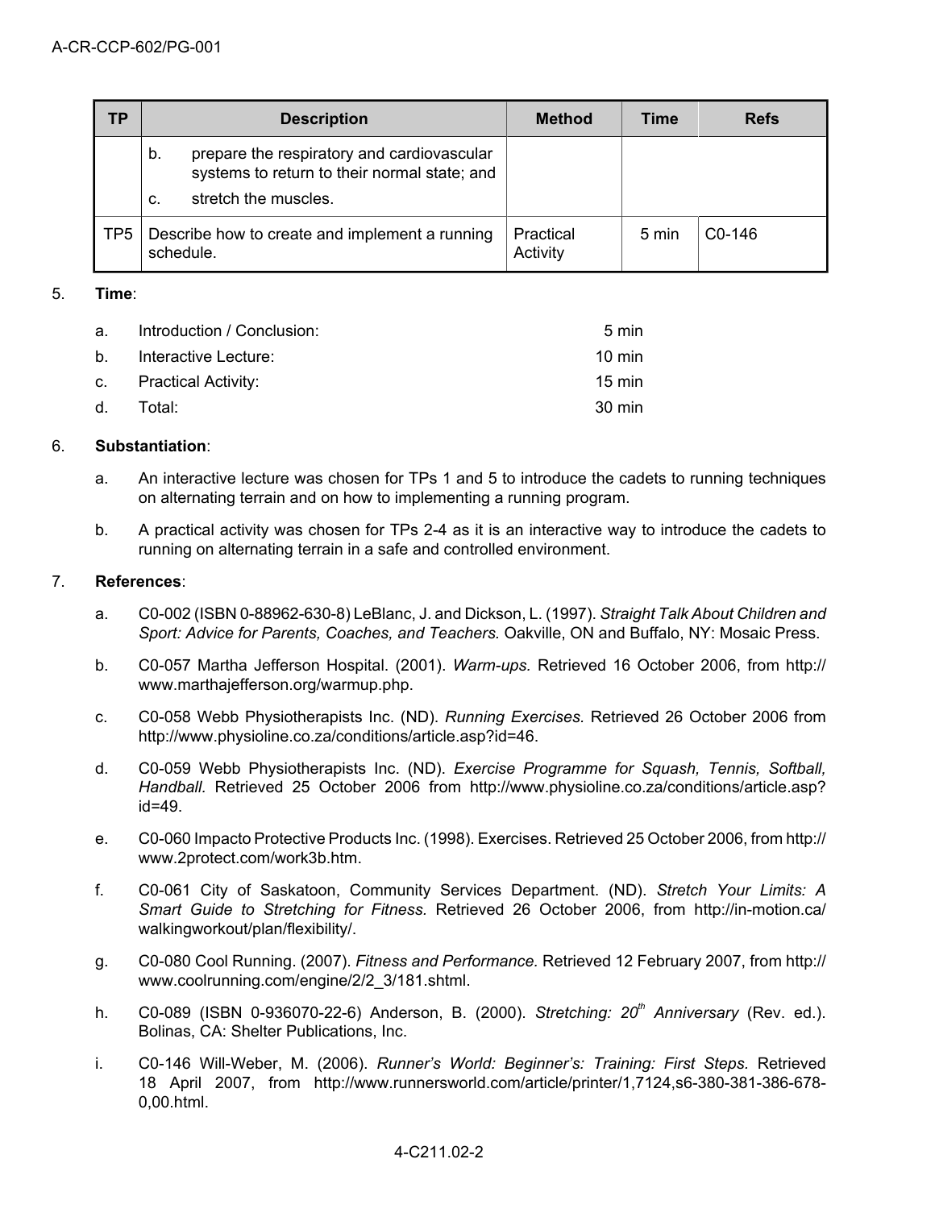| TP | Description | Method | Time | Refs |
|---|---|---|---|---|
| | b. prepare the respiratory and cardiovascular systems to return to their normal state; and<br>c. stretch the muscles. | | | |
| TP5 | Describe how to create and implement a running schedule. | Practical Activity | 5 min | C0-146 |

5. **Time**:

   a. Introduction / Conclusion: 5 min

   b. Interactive Lecture: 10 min

   c. Practical Activity: 15 min

   d. Total: 30 min

6. **Substantiation**:

   a. An interactive lecture was chosen for TPs 1 and 5 to introduce the cadets to running techniques on alternating terrain and on how to implementing a running program.

   b. A practical activity was chosen for TPs 2-4 as it is an interactive way to introduce the cadets to running on alternating terrain in a safe and controlled environment.

7. **References**:

   a. C0-002 (ISBN 0-88962-630-8) LeBlanc, J. and Dickson, L. (1997). *Straight Talk About Children and Sport: Advice for Parents, Coaches, and Teachers.* Oakville, ON and Buffalo, NY: Mosaic Press.

   b. C0-057 Martha Jefferson Hospital. (2001). *Warm-ups.* Retrieved 16 October 2006, from http://www.marthajefferson.org/warmup.php.

   c. C0-058 Webb Physiotherapists Inc. (ND). *Running Exercises.* Retrieved 26 October 2006 from http://www.physioline.co.za/conditions/article.asp?id=46.

   d. C0-059 Webb Physiotherapists Inc. (ND). *Exercise Programme for Squash, Tennis, Softball, Handball.* Retrieved 25 October 2006 from http://www.physioline.co.za/conditions/article.asp?id=49.

   e. C0-060 Impacto Protective Products Inc. (1998). Exercises. Retrieved 25 October 2006, from http://www.2protect.com/work3b.htm.

   f. C0-061 City of Saskatoon, Community Services Department. (ND). *Stretch Your Limits: A Smart Guide to Stretching for Fitness.* Retrieved 26 October 2006, from http://in-motion.ca/walkingworkout/plan/flexibility/.

   g. C0-080 Cool Running. (2007). *Fitness and Performance.* Retrieved 12 February 2007, from http://www.coolrunning.com/engine/2/2_3/181.shtml.

   h. C0-089 (ISBN 0-936070-22-6) Anderson, B. (2000). *Stretching: 20th Anniversary* (Rev. ed.). Bolinas, CA: Shelter Publications, Inc.

   i. C0-146 Will-Weber, M. (2006). *Runner's World: Beginner's: Training: First Steps.* Retrieved 18 April 2007, from http://www.runnersworld.com/article/printer/1,7124,s6-380-381-386-678-0,00.html.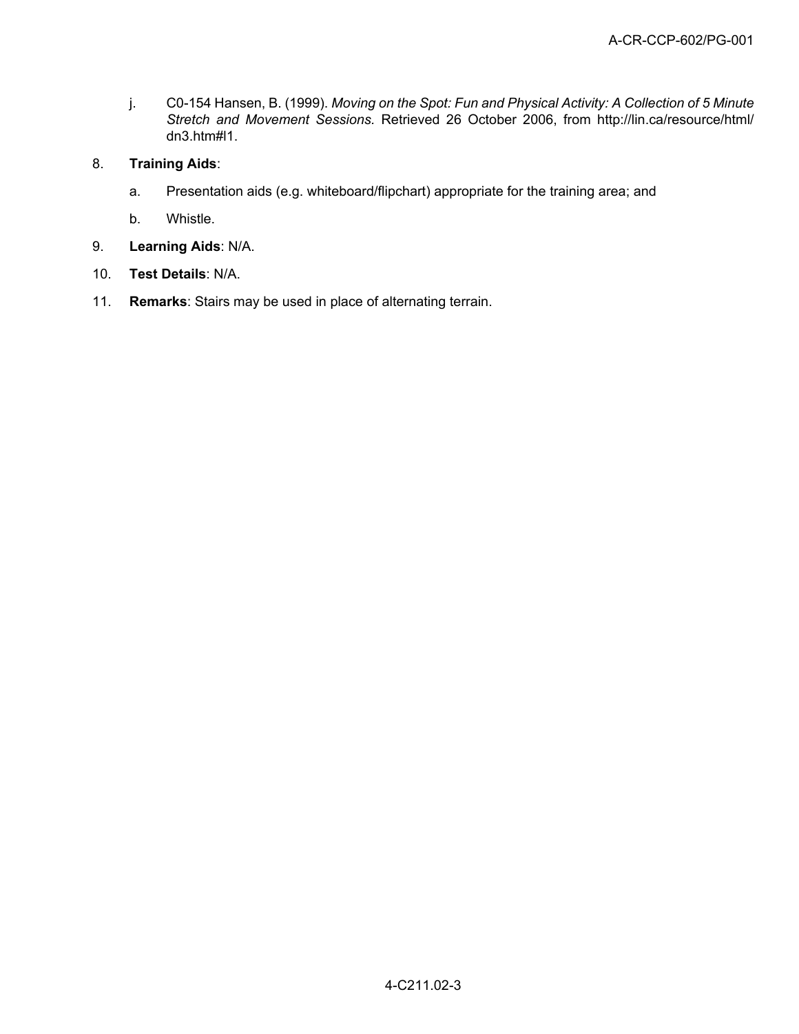j. C0-154 Hansen, B. (1999). *Moving on the Spot: Fun and Physical Activity: A Collection of 5 Minute Stretch and Movement Sessions.* Retrieved 26 October 2006, from http://lin.ca/resource/html/dn3.htm#l1.

8. **Training Aids**:

   a. Presentation aids (e.g. whiteboard/flipchart) appropriate for the training area; and

   b. Whistle.

9. **Learning Aids**: N/A.

10. **Test Details**: N/A.

11. **Remarks**: Stairs may be used in place of alternating terrain.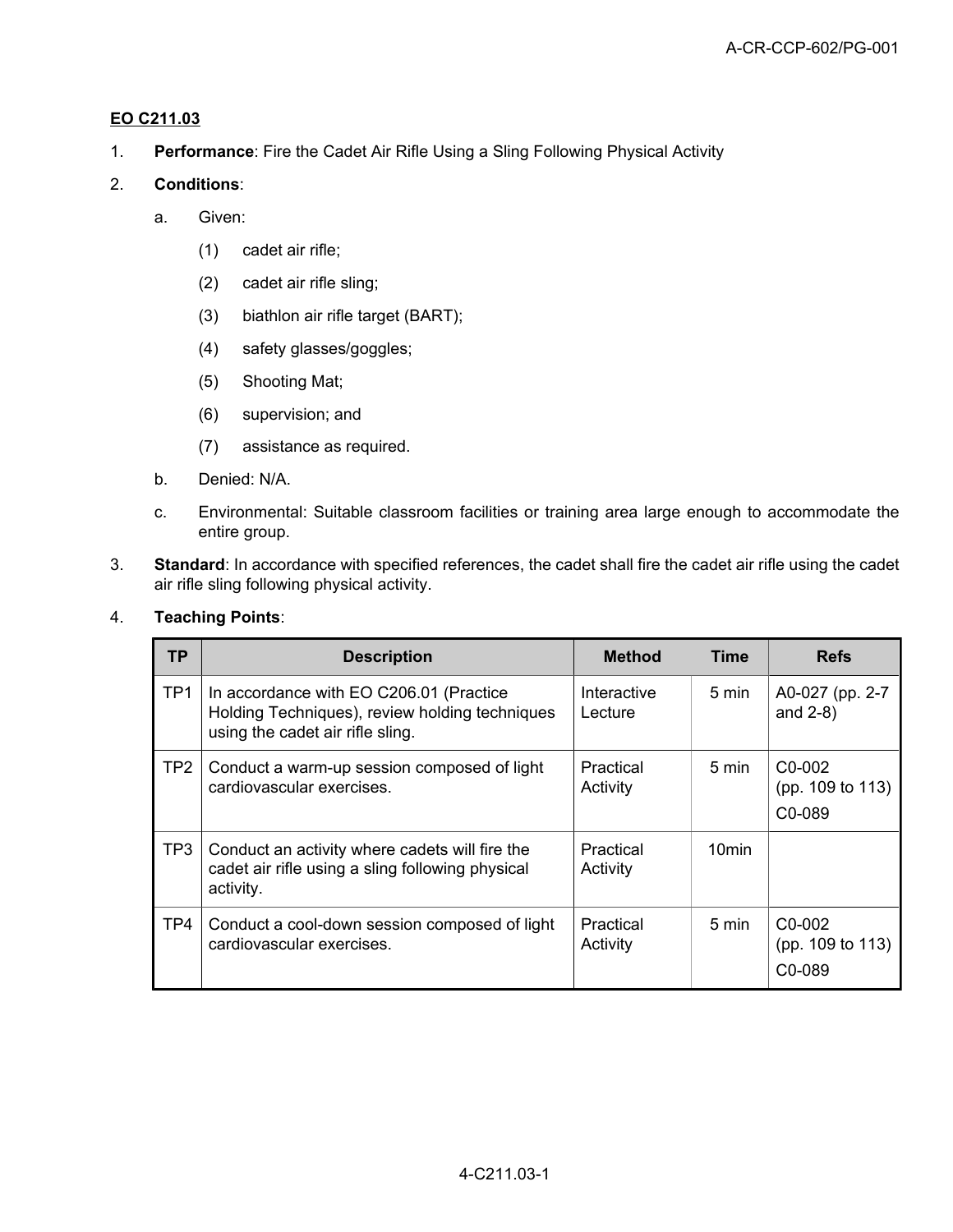**EO C211.03**

1. **Performance**: Fire the Cadet Air Rifle Using a Sling Following Physical Activity

2. **Conditions**:

   a. Given:

      (1) cadet air rifle;

      (2) cadet air rifle sling;

      (3) biathlon air rifle target (BART);

      (4) safety glasses/goggles;

      (5) Shooting Mat;

      (6) supervision; and

      (7) assistance as required.

   b. Denied: N/A.

   c. Environmental: Suitable classroom facilities or training area large enough to accommodate the entire group.

3. **Standard**: In accordance with specified references, the cadet shall fire the cadet air rifle using the cadet air rifle sling following physical activity.

4. **Teaching Points**:

| TP | Description | Method | Time | Refs |
|---|---|---|---|---|
| TP1 | In accordance with EO C206.01 (Practice Holding Techniques), review holding techniques using the cadet air rifle sling. | Interactive Lecture | 5 min | A0-027 (pp. 2-7 and 2-8) |
| TP2 | Conduct a warm-up session composed of light cardiovascular exercises. | Practical Activity | 5 min | C0-002 (pp. 109 to 113) C0-089 |
| TP3 | Conduct an activity where cadets will fire the cadet air rifle using a sling following physical activity. | Practical Activity | 10min | |
| TP4 | Conduct a cool-down session composed of light cardiovascular exercises. | Practical Activity | 5 min | C0-002 (pp. 109 to 113) C0-089 |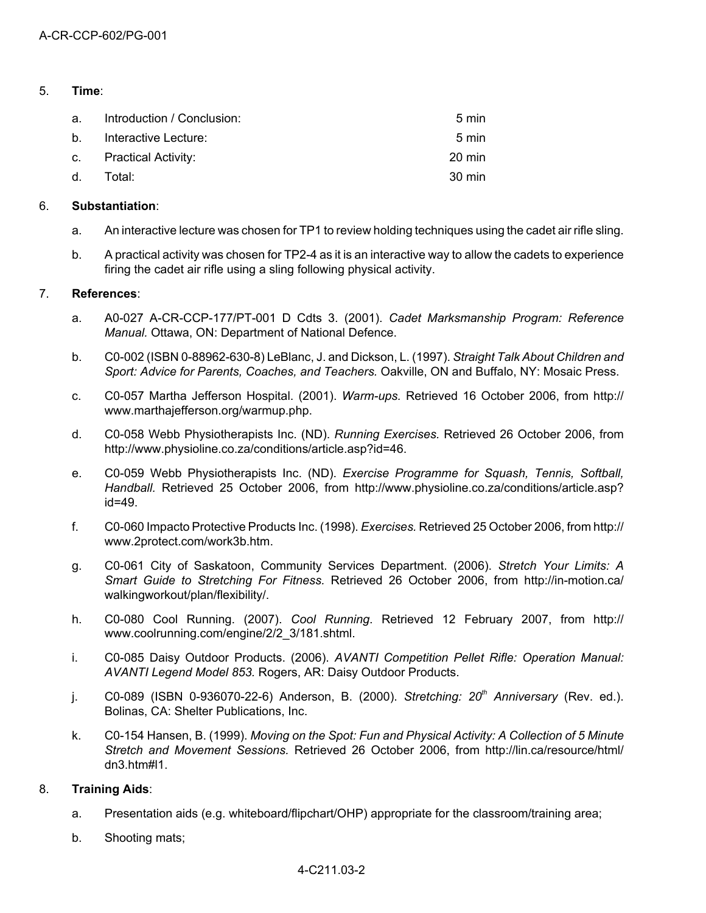5. **Time**:

| | | |
|---|---|---|
| a. | Introduction / Conclusion: | 5 min |
| b. | Interactive Lecture: | 5 min |
| c. | Practical Activity: | 20 min |
| d. | Total: | 30 min |

6. **Substantiation**:

   a. An interactive lecture was chosen for TP1 to review holding techniques using the cadet air rifle sling.

   b. A practical activity was chosen for TP2-4 as it is an interactive way to allow the cadets to experience firing the cadet air rifle using a sling following physical activity.

7. **References**:

   a. A0-027 A-CR-CCP-177/PT-001 D Cdts 3. (2001). *Cadet Marksmanship Program: Reference Manual.* Ottawa, ON: Department of National Defence.

   b. C0-002 (ISBN 0-88962-630-8) LeBlanc, J. and Dickson, L. (1997). *Straight Talk About Children and Sport: Advice for Parents, Coaches, and Teachers.* Oakville, ON and Buffalo, NY: Mosaic Press.

   c. C0-057 Martha Jefferson Hospital. (2001). *Warm-ups.* Retrieved 16 October 2006, from http://www.marthajefferson.org/warmup.php.

   d. C0-058 Webb Physiotherapists Inc. (ND). *Running Exercises.* Retrieved 26 October 2006, from http://www.physioline.co.za/conditions/article.asp?id=46.

   e. C0-059 Webb Physiotherapists Inc. (ND). *Exercise Programme for Squash, Tennis, Softball, Handball.* Retrieved 25 October 2006, from http://www.physioline.co.za/conditions/article.asp?id=49.

   f. C0-060 Impacto Protective Products Inc. (1998). *Exercises.* Retrieved 25 October 2006, from http://www.2protect.com/work3b.htm.

   g. C0-061 City of Saskatoon, Community Services Department. (2006). *Stretch Your Limits: A Smart Guide to Stretching For Fitness.* Retrieved 26 October 2006, from http://in-motion.ca/walkingworkout/plan/flexibility/.

   h. C0-080 Cool Running. (2007). *Cool Running*. Retrieved 12 February 2007, from http://www.coolrunning.com/engine/2/2_3/181.shtml.

   i. C0-085 Daisy Outdoor Products. (2006). *AVANTI Competition Pellet Rifle: Operation Manual: AVANTI Legend Model 853.* Rogers, AR: Daisy Outdoor Products.

   j. C0-089 (ISBN 0-936070-22-6) Anderson, B. (2000). *Stretching: 20th Anniversary* (Rev. ed.). Bolinas, CA: Shelter Publications, Inc.

   k. C0-154 Hansen, B. (1999). *Moving on the Spot: Fun and Physical Activity: A Collection of 5 Minute Stretch and Movement Sessions.* Retrieved 26 October 2006, from http://lin.ca/resource/html/dn3.htm#l1.

8. **Training Aids**:

   a. Presentation aids (e.g. whiteboard/flipchart/OHP) appropriate for the classroom/training area;

   b. Shooting mats;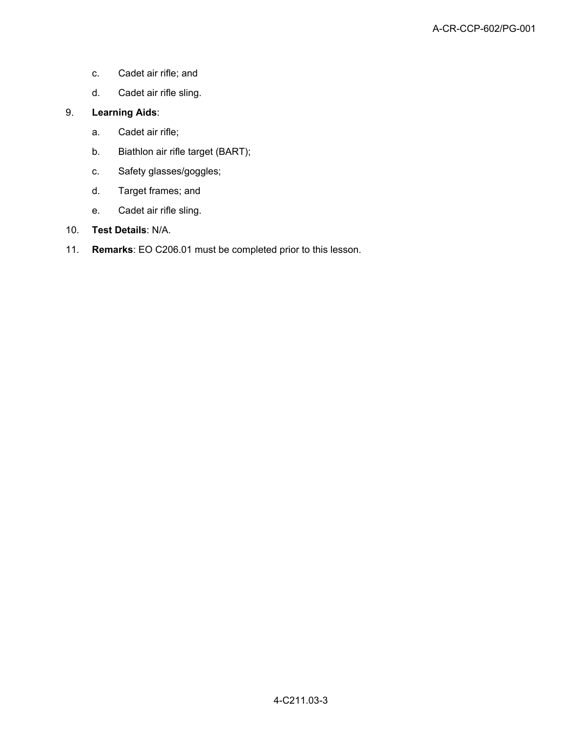c. Cadet air rifle; and

d. Cadet air rifle sling.

9. **Learning Aids**:

   a. Cadet air rifle;

   b. Biathlon air rifle target (BART);

   c. Safety glasses/goggles;

   d. Target frames; and

   e. Cadet air rifle sling.

10. **Test Details**: N/A.

11. **Remarks**: EO C206.01 must be completed prior to this lesson.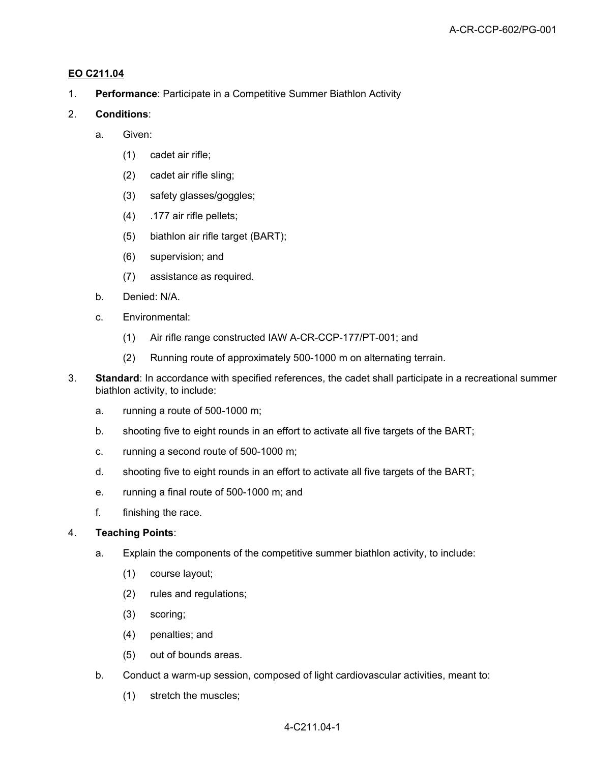**EO C211.04**

1. **Performance**: Participate in a Competitive Summer Biathlon Activity

2. **Conditions**:

   a. Given:

      (1) cadet air rifle;

      (2) cadet air rifle sling;

      (3) safety glasses/goggles;

      (4) .177 air rifle pellets;

      (5) biathlon air rifle target (BART);

      (6) supervision; and

      (7) assistance as required.

   b. Denied: N/A.

   c. Environmental:

      (1) Air rifle range constructed IAW A-CR-CCP-177/PT-001; and

      (2) Running route of approximately 500-1000 m on alternating terrain.

3. **Standard**: In accordance with specified references, the cadet shall participate in a recreational summer biathlon activity, to include:

   a. running a route of 500-1000 m;

   b. shooting five to eight rounds in an effort to activate all five targets of the BART;

   c. running a second route of 500-1000 m;

   d. shooting five to eight rounds in an effort to activate all five targets of the BART;

   e. running a final route of 500-1000 m; and

   f. finishing the race.

4. **Teaching Points**:

   a. Explain the components of the competitive summer biathlon activity, to include:

      (1) course layout;

      (2) rules and regulations;

      (3) scoring;

      (4) penalties; and

      (5) out of bounds areas.

   b. Conduct a warm-up session, composed of light cardiovascular activities, meant to:

      (1) stretch the muscles;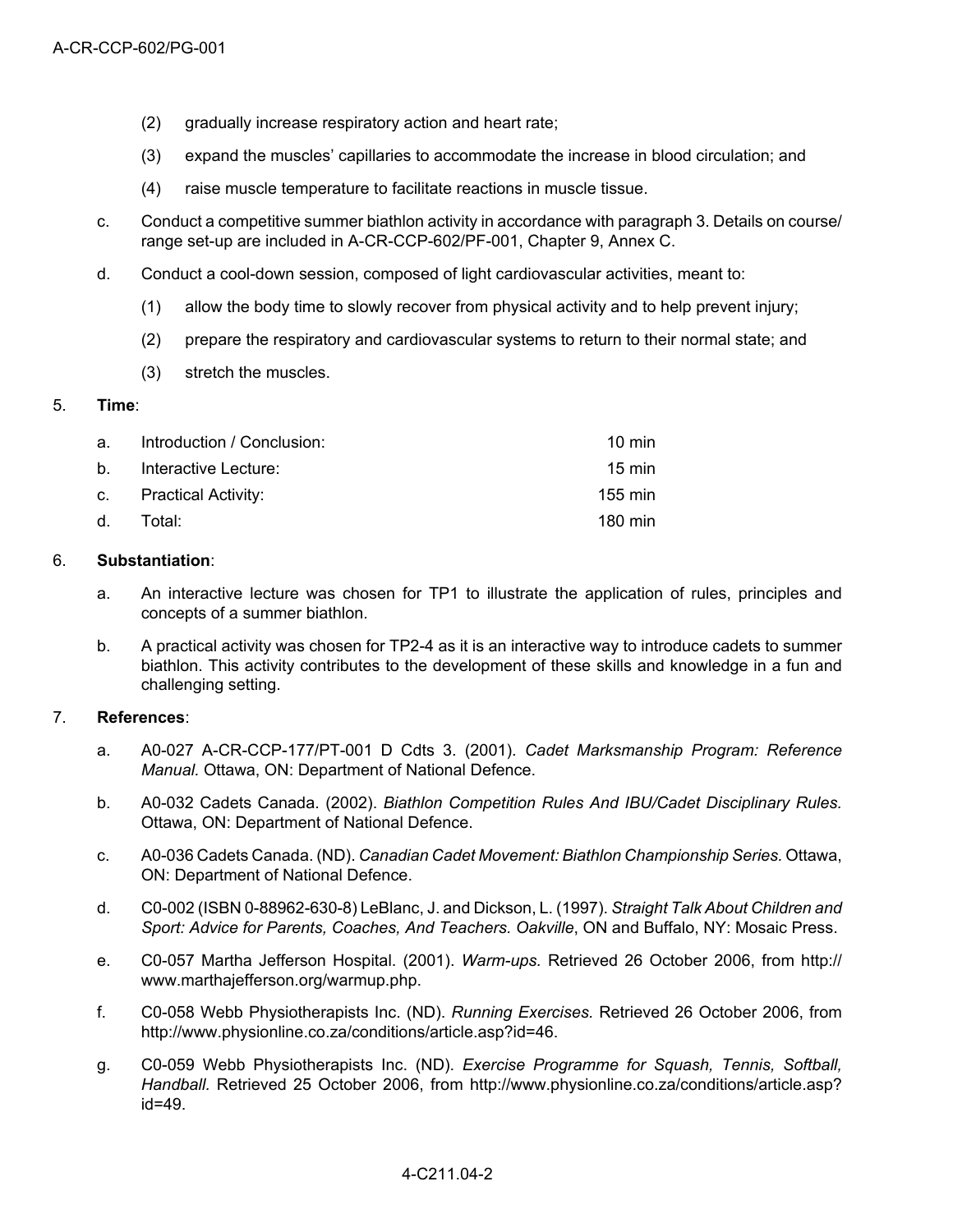(2) gradually increase respiratory action and heart rate;

(3) expand the muscles' capillaries to accommodate the increase in blood circulation; and

(4) raise muscle temperature to facilitate reactions in muscle tissue.

c. Conduct a competitive summer biathlon activity in accordance with paragraph 3. Details on course/range set-up are included in A-CR-CCP-602/PF-001, Chapter 9, Annex C.

d. Conduct a cool-down session, composed of light cardiovascular activities, meant to:

(1) allow the body time to slowly recover from physical activity and to help prevent injury;

(2) prepare the respiratory and cardiovascular systems to return to their normal state; and

(3) stretch the muscles.

5. **Time**:

| | | |
|---|---|---|
| a. | Introduction / Conclusion: | 10 min |
| b. | Interactive Lecture: | 15 min |
| c. | Practical Activity: | 155 min |
| d. | Total: | 180 min |

6. **Substantiation**:

a. An interactive lecture was chosen for TP1 to illustrate the application of rules, principles and concepts of a summer biathlon.

b. A practical activity was chosen for TP2-4 as it is an interactive way to introduce cadets to summer biathlon. This activity contributes to the development of these skills and knowledge in a fun and challenging setting.

7. **References**:

a. A0-027 A-CR-CCP-177/PT-001 D Cdts 3. (2001). *Cadet Marksmanship Program: Reference Manual.* Ottawa, ON: Department of National Defence.

b. A0-032 Cadets Canada. (2002). *Biathlon Competition Rules And IBU/Cadet Disciplinary Rules.* Ottawa, ON: Department of National Defence.

c. A0-036 Cadets Canada. (ND). *Canadian Cadet Movement: Biathlon Championship Series.* Ottawa, ON: Department of National Defence.

d. C0-002 (ISBN 0-88962-630-8) LeBlanc, J. and Dickson, L. (1997). *Straight Talk About Children and Sport: Advice for Parents, Coaches, And Teachers. Oakville*, ON and Buffalo, NY: Mosaic Press.

e. C0-057 Martha Jefferson Hospital. (2001). *Warm-ups.* Retrieved 26 October 2006, from http://www.marthajefferson.org/warmup.php.

f. C0-058 Webb Physiotherapists Inc. (ND). *Running Exercises.* Retrieved 26 October 2006, from http://www.physionline.co.za/conditions/article.asp?id=46.

g. C0-059 Webb Physiotherapists Inc. (ND). *Exercise Programme for Squash, Tennis, Softball, Handball.* Retrieved 25 October 2006, from http://www.physionline.co.za/conditions/article.asp?id=49.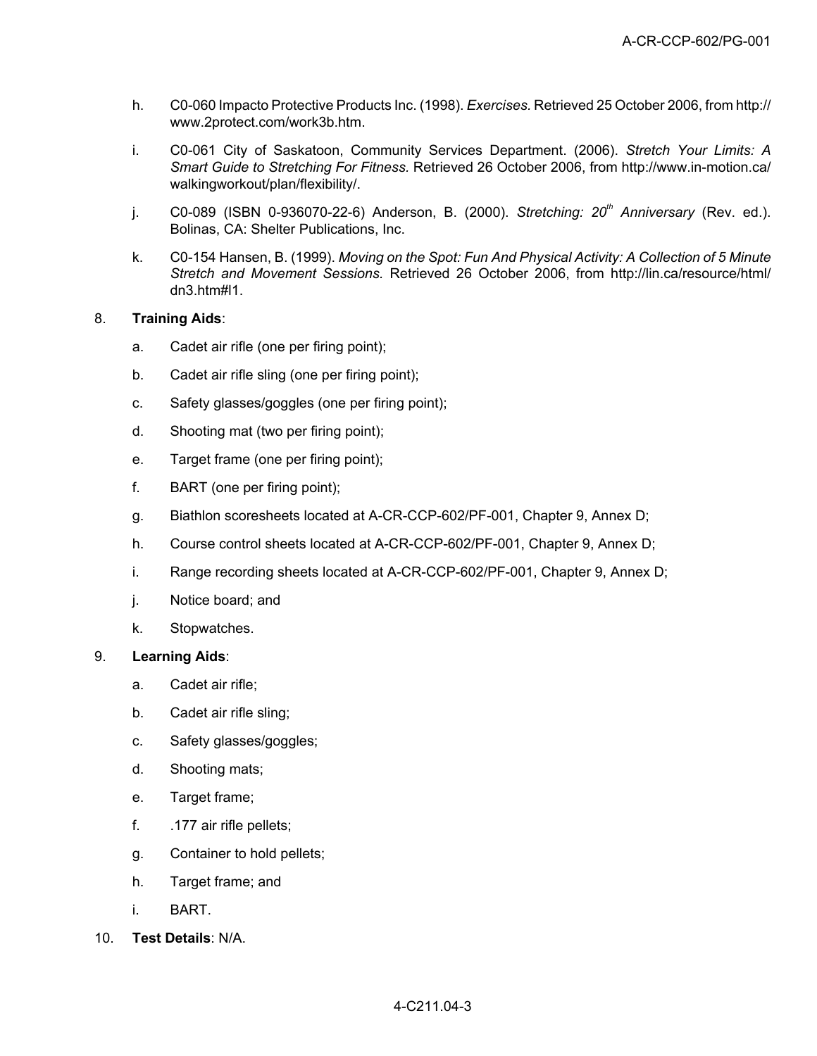h. C0-060 Impacto Protective Products Inc. (1998). *Exercises.* Retrieved 25 October 2006, from http://www.2protect.com/work3b.htm.

i. C0-061 City of Saskatoon, Community Services Department. (2006). *Stretch Your Limits: A Smart Guide to Stretching For Fitness.* Retrieved 26 October 2006, from http://www.in-motion.ca/walkingworkout/plan/flexibility/.

j. C0-089 (ISBN 0-936070-22-6) Anderson, B. (2000). *Stretching: 20th Anniversary* (Rev. ed.). Bolinas, CA: Shelter Publications, Inc.

k. C0-154 Hansen, B. (1999). *Moving on the Spot: Fun And Physical Activity: A Collection of 5 Minute Stretch and Movement Sessions.* Retrieved 26 October 2006, from http://lin.ca/resource/html/dn3.htm#l1.

8. **Training Aids**:

   a. Cadet air rifle (one per firing point);

   b. Cadet air rifle sling (one per firing point);

   c. Safety glasses/goggles (one per firing point);

   d. Shooting mat (two per firing point);

   e. Target frame (one per firing point);

   f. BART (one per firing point);

   g. Biathlon scoresheets located at A-CR-CCP-602/PF-001, Chapter 9, Annex D;

   h. Course control sheets located at A-CR-CCP-602/PF-001, Chapter 9, Annex D;

   i. Range recording sheets located at A-CR-CCP-602/PF-001, Chapter 9, Annex D;

   j. Notice board; and

   k. Stopwatches.

9. **Learning Aids**:

   a. Cadet air rifle;

   b. Cadet air rifle sling;

   c. Safety glasses/goggles;

   d. Shooting mats;

   e. Target frame;

   f. .177 air rifle pellets;

   g. Container to hold pellets;

   h. Target frame; and

   i. BART.

10. **Test Details**: N/A.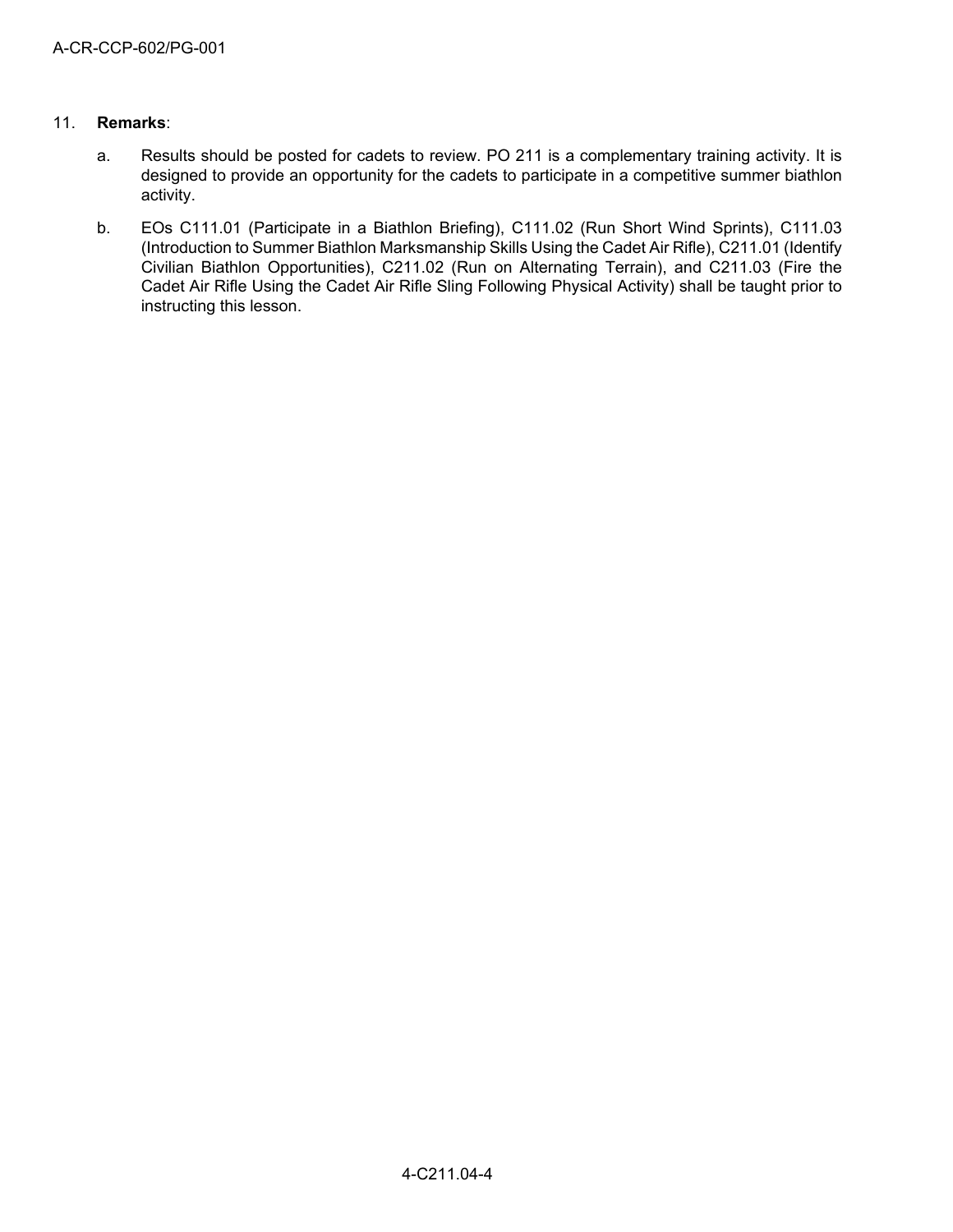11. **Remarks**:

    a. Results should be posted for cadets to review. PO 211 is a complementary training activity. It is designed to provide an opportunity for the cadets to participate in a competitive summer biathlon activity.

    b. EOs C111.01 (Participate in a Biathlon Briefing), C111.02 (Run Short Wind Sprints), C111.03 (Introduction to Summer Biathlon Marksmanship Skills Using the Cadet Air Rifle), C211.01 (Identify Civilian Biathlon Opportunities), C211.02 (Run on Alternating Terrain), and C211.03 (Fire the Cadet Air Rifle Using the Cadet Air Rifle Sling Following Physical Activity) shall be taught prior to instructing this lesson.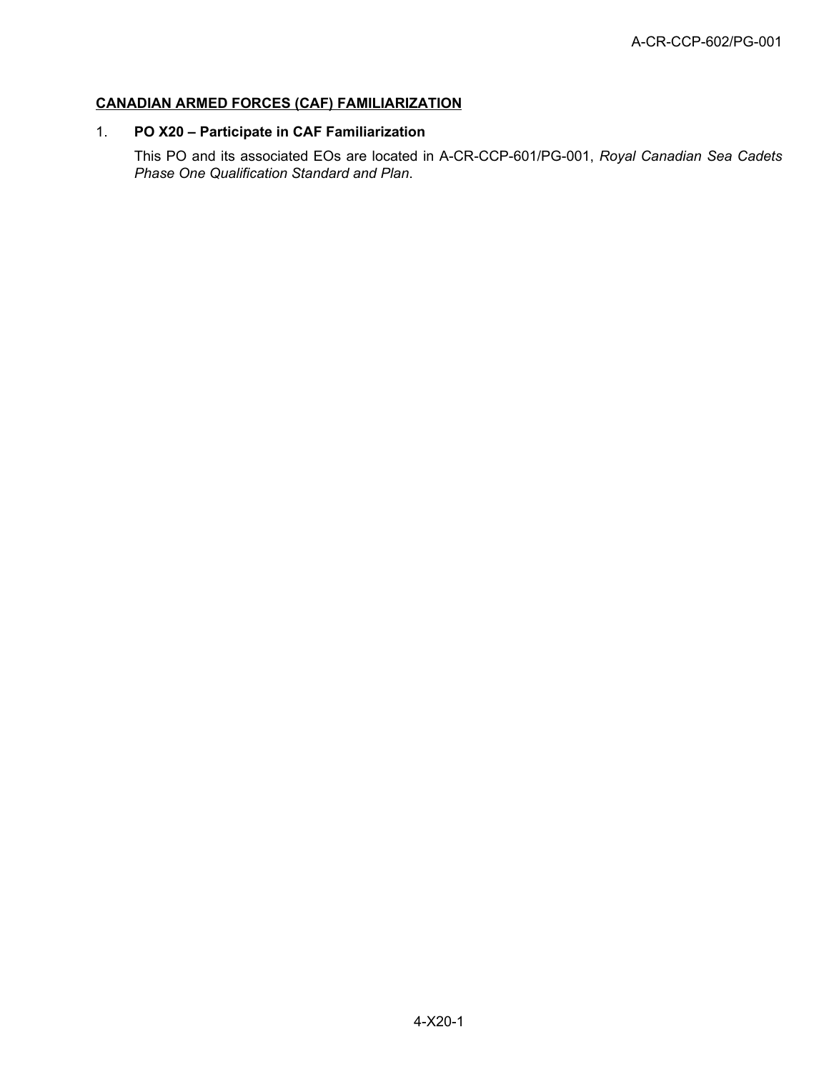## CANADIAN ARMED FORCES (CAF) FAMILIARIZATION

1. **PO X20 – Participate in CAF Familiarization**

   This PO and its associated EOs are located in A-CR-CCP-601/PG-001, *Royal Canadian Sea Cadets Phase One Qualification Standard and Plan*.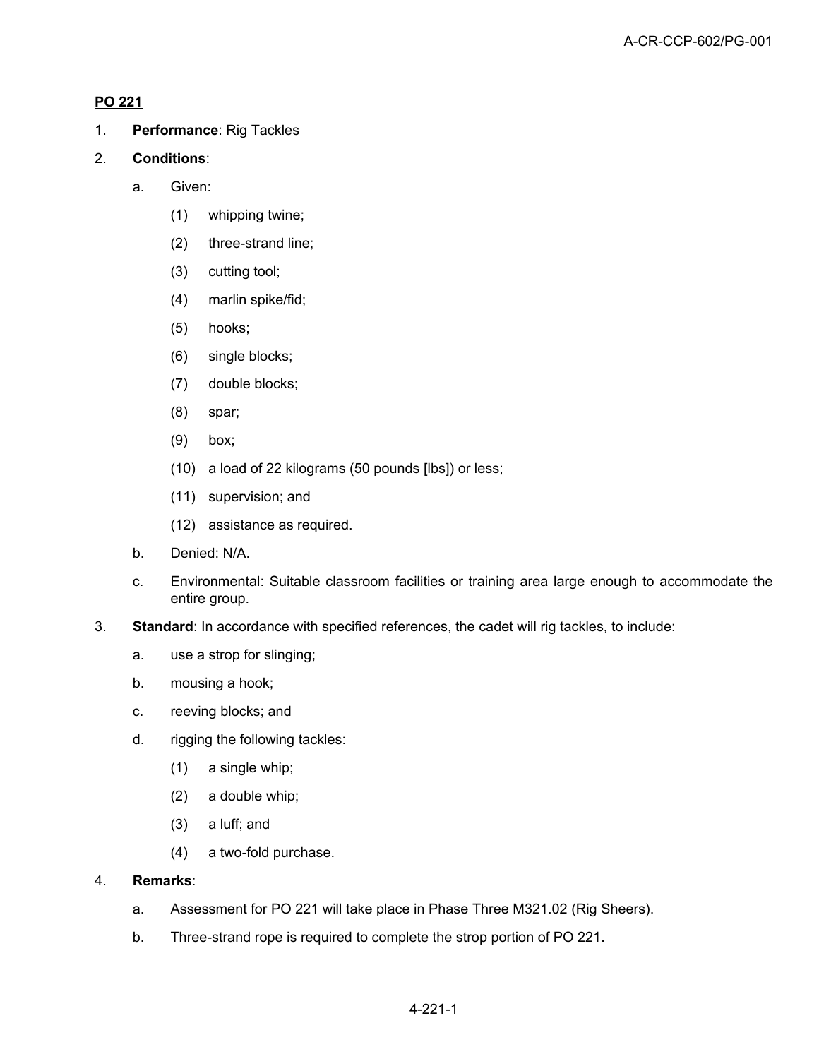**PO 221**

1. **Performance**: Rig Tackles

2. **Conditions**:

   a. Given:

      (1) whipping twine;

      (2) three-strand line;

      (3) cutting tool;

      (4) marlin spike/fid;

      (5) hooks;

      (6) single blocks;

      (7) double blocks;

      (8) spar;

      (9) box;

      (10) a load of 22 kilograms (50 pounds [lbs]) or less;

      (11) supervision; and

      (12) assistance as required.

   b. Denied: N/A.

   c. Environmental: Suitable classroom facilities or training area large enough to accommodate the entire group.

3. **Standard**: In accordance with specified references, the cadet will rig tackles, to include:

   a. use a strop for slinging;

   b. mousing a hook;

   c. reeving blocks; and

   d. rigging the following tackles:

      (1) a single whip;

      (2) a double whip;

      (3) a luff; and

      (4) a two-fold purchase.

4. **Remarks**:

   a. Assessment for PO 221 will take place in Phase Three M321.02 (Rig Sheers).

   b. Three-strand rope is required to complete the strop portion of PO 221.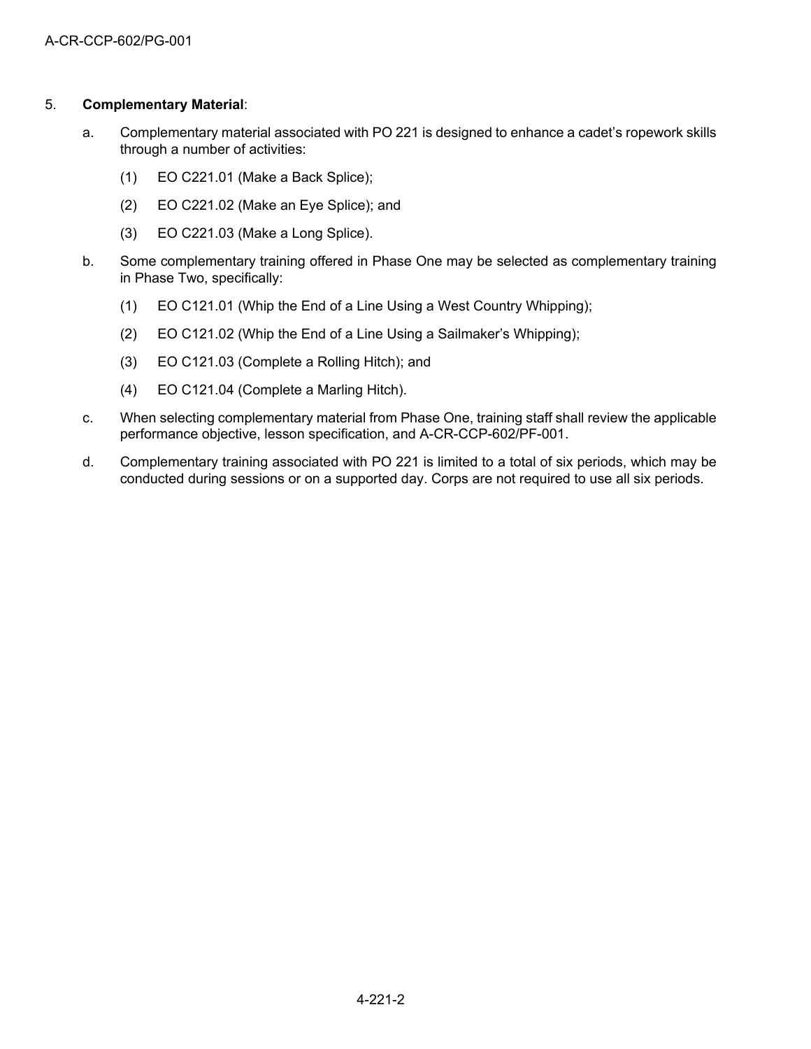5. **Complementary Material**:

   a. Complementary material associated with PO 221 is designed to enhance a cadet's ropework skills through a number of activities:

      (1) EO C221.01 (Make a Back Splice);

      (2) EO C221.02 (Make an Eye Splice); and

      (3) EO C221.03 (Make a Long Splice).

   b. Some complementary training offered in Phase One may be selected as complementary training in Phase Two, specifically:

      (1) EO C121.01 (Whip the End of a Line Using a West Country Whipping);

      (2) EO C121.02 (Whip the End of a Line Using a Sailmaker's Whipping);

      (3) EO C121.03 (Complete a Rolling Hitch); and

      (4) EO C121.04 (Complete a Marling Hitch).

   c. When selecting complementary material from Phase One, training staff shall review the applicable performance objective, lesson specification, and A-CR-CCP-602/PF-001.

   d. Complementary training associated with PO 221 is limited to a total of six periods, which may be conducted during sessions or on a supported day. Corps are not required to use all six periods.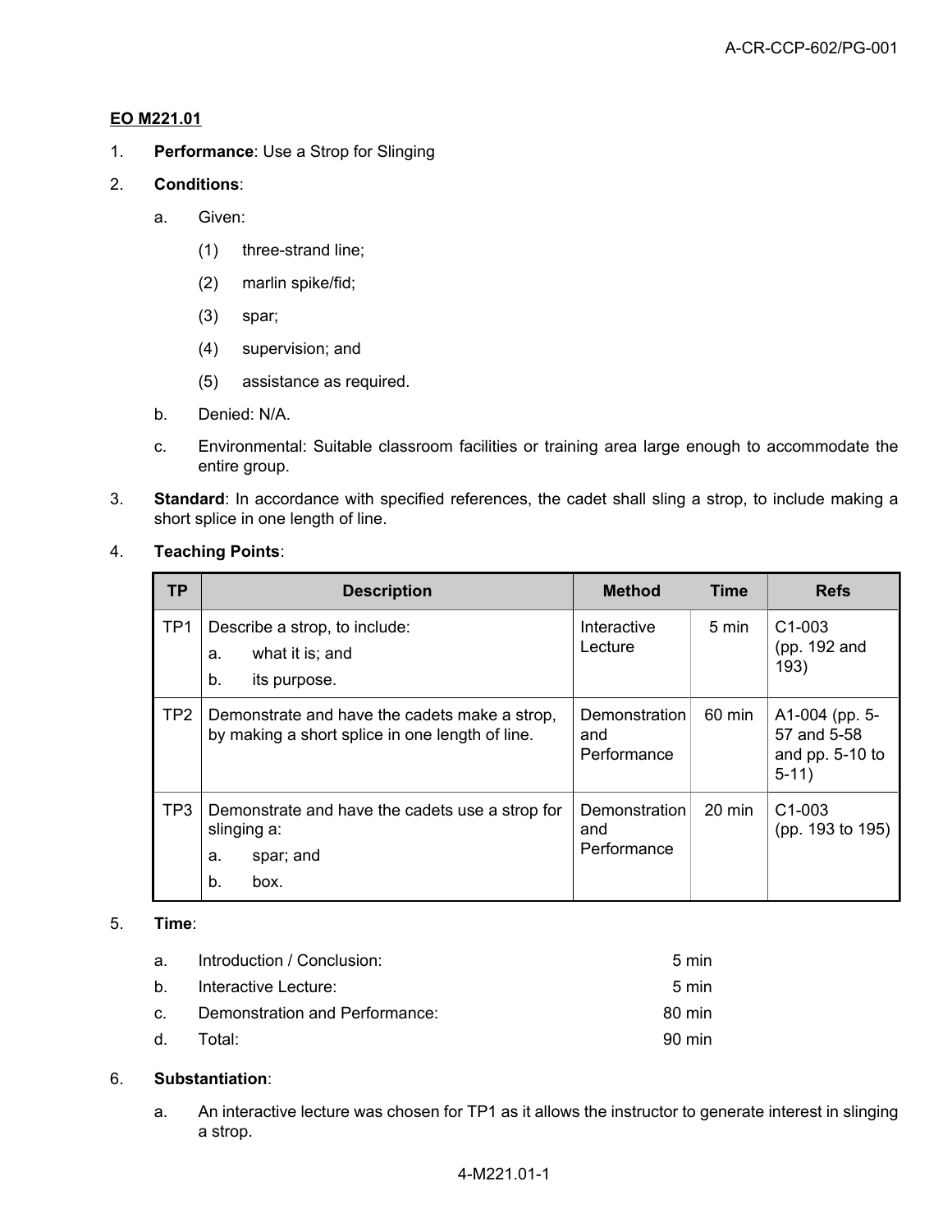**EO M221.01**

1. **Performance**: Use a Strop for Slinging

2. **Conditions**:

   a. Given:

      (1) three-strand line;

      (2) marlin spike/fid;

      (3) spar;

      (4) supervision; and

      (5) assistance as required.

   b. Denied: N/A.

   c. Environmental: Suitable classroom facilities or training area large enough to accommodate the entire group.

3. **Standard**: In accordance with specified references, the cadet shall sling a strop, to include making a short splice in one length of line.

4. **Teaching Points**:

| TP | Description | Method | Time | Refs |
|---|---|---|---|---|
| TP1 | Describe a strop, to include: a. what it is; and b. its purpose. | Interactive Lecture | 5 min | C1-003 (pp. 192 and 193) |
| TP2 | Demonstrate and have the cadets make a strop, by making a short splice in one length of line. | Demonstration and Performance | 60 min | A1-004 (pp. 5-57 and 5-58 and pp. 5-10 to 5-11) |
| TP3 | Demonstrate and have the cadets use a strop for slinging a: a. spar; and b. box. | Demonstration and Performance | 20 min | C1-003 (pp. 193 to 195) |

5. **Time**:

| | | |
|---|---|---|
| a. | Introduction / Conclusion: | 5 min |
| b. | Interactive Lecture: | 5 min |
| c. | Demonstration and Performance: | 80 min |
| d. | Total: | 90 min |

6. **Substantiation**:

   a. An interactive lecture was chosen for TP1 as it allows the instructor to generate interest in slinging a strop.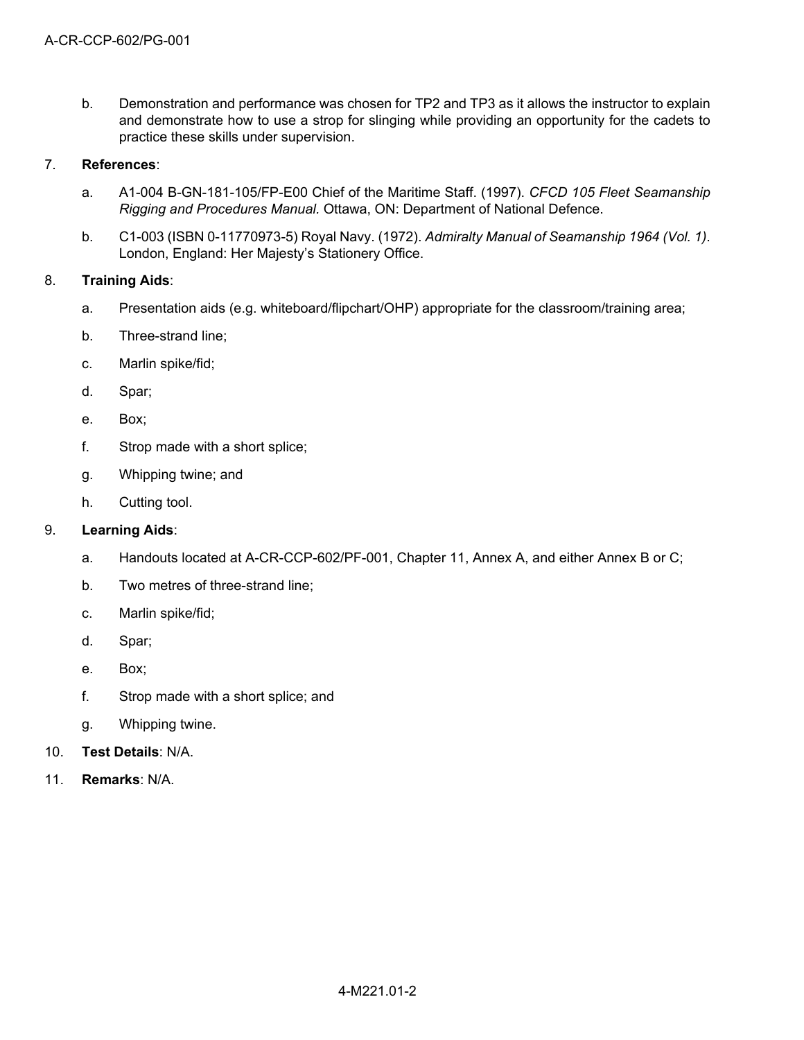b. Demonstration and performance was chosen for TP2 and TP3 as it allows the instructor to explain and demonstrate how to use a strop for slinging while providing an opportunity for the cadets to practice these skills under supervision.

7. **References**:

   a. A1-004 B-GN-181-105/FP-E00 Chief of the Maritime Staff. (1997). *CFCD 105 Fleet Seamanship Rigging and Procedures Manual.* Ottawa, ON: Department of National Defence.

   b. C1-003 (ISBN 0-11770973-5) Royal Navy. (1972). *Admiralty Manual of Seamanship 1964 (Vol. 1)*. London, England: Her Majesty's Stationery Office.

8. **Training Aids**:

   a. Presentation aids (e.g. whiteboard/flipchart/OHP) appropriate for the classroom/training area;

   b. Three-strand line;

   c. Marlin spike/fid;

   d. Spar;

   e. Box;

   f. Strop made with a short splice;

   g. Whipping twine; and

   h. Cutting tool.

9. **Learning Aids**:

   a. Handouts located at A-CR-CCP-602/PF-001, Chapter 11, Annex A, and either Annex B or C;

   b. Two metres of three-strand line;

   c. Marlin spike/fid;

   d. Spar;

   e. Box;

   f. Strop made with a short splice; and

   g. Whipping twine.

10. **Test Details**: N/A.

11. **Remarks**: N/A.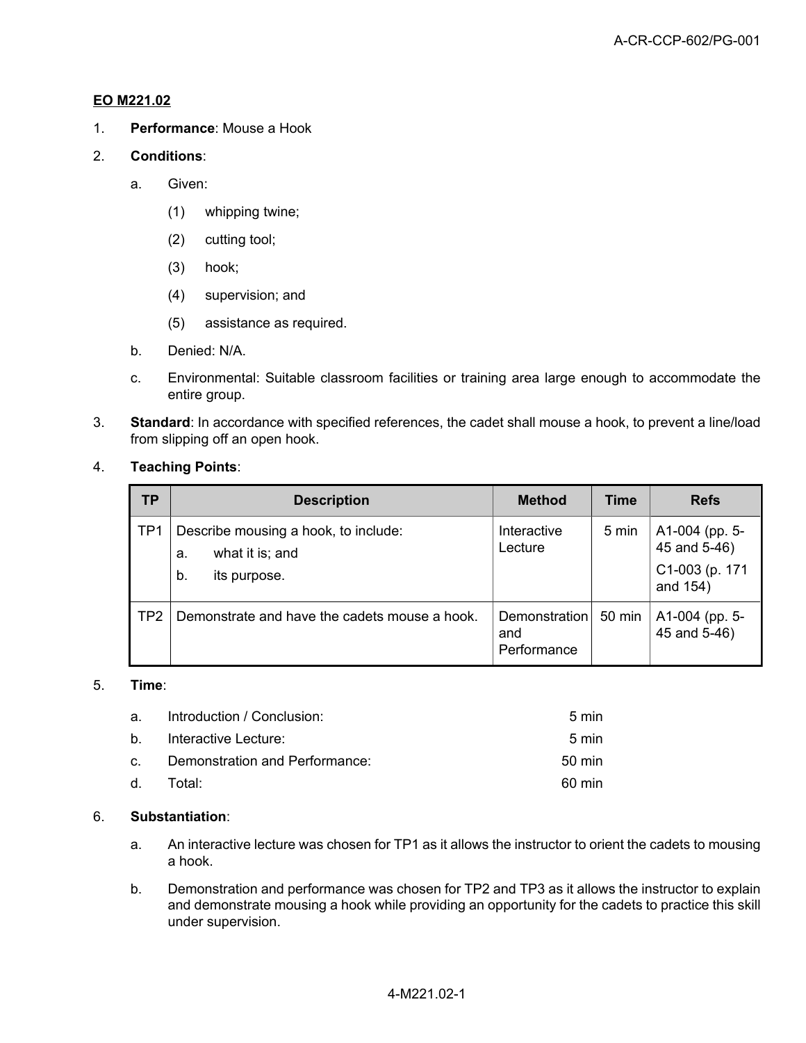**EO M221.02**

1. **Performance**: Mouse a Hook

2. **Conditions**:

   a. Given:

      (1) whipping twine;

      (2) cutting tool;

      (3) hook;

      (4) supervision; and

      (5) assistance as required.

   b. Denied: N/A.

   c. Environmental: Suitable classroom facilities or training area large enough to accommodate the entire group.

3. **Standard**: In accordance with specified references, the cadet shall mouse a hook, to prevent a line/load from slipping off an open hook.

4. **Teaching Points**:

| TP | Description | Method | Time | Refs |
|---|---|---|---|---|
| TP1 | Describe mousing a hook, to include:<br>a. what it is; and<br>b. its purpose. | Interactive Lecture | 5 min | A1-004 (pp. 5-45 and 5-46)<br>C1-003 (p. 171 and 154) |
| TP2 | Demonstrate and have the cadets mouse a hook. | Demonstration and Performance | 50 min | A1-004 (pp. 5-45 and 5-46) |

5. **Time**:

   a. Introduction / Conclusion: 5 min

   b. Interactive Lecture: 5 min

   c. Demonstration and Performance: 50 min

   d. Total: 60 min

6. **Substantiation**:

   a. An interactive lecture was chosen for TP1 as it allows the instructor to orient the cadets to mousing a hook.

   b. Demonstration and performance was chosen for TP2 and TP3 as it allows the instructor to explain and demonstrate mousing a hook while providing an opportunity for the cadets to practice this skill under supervision.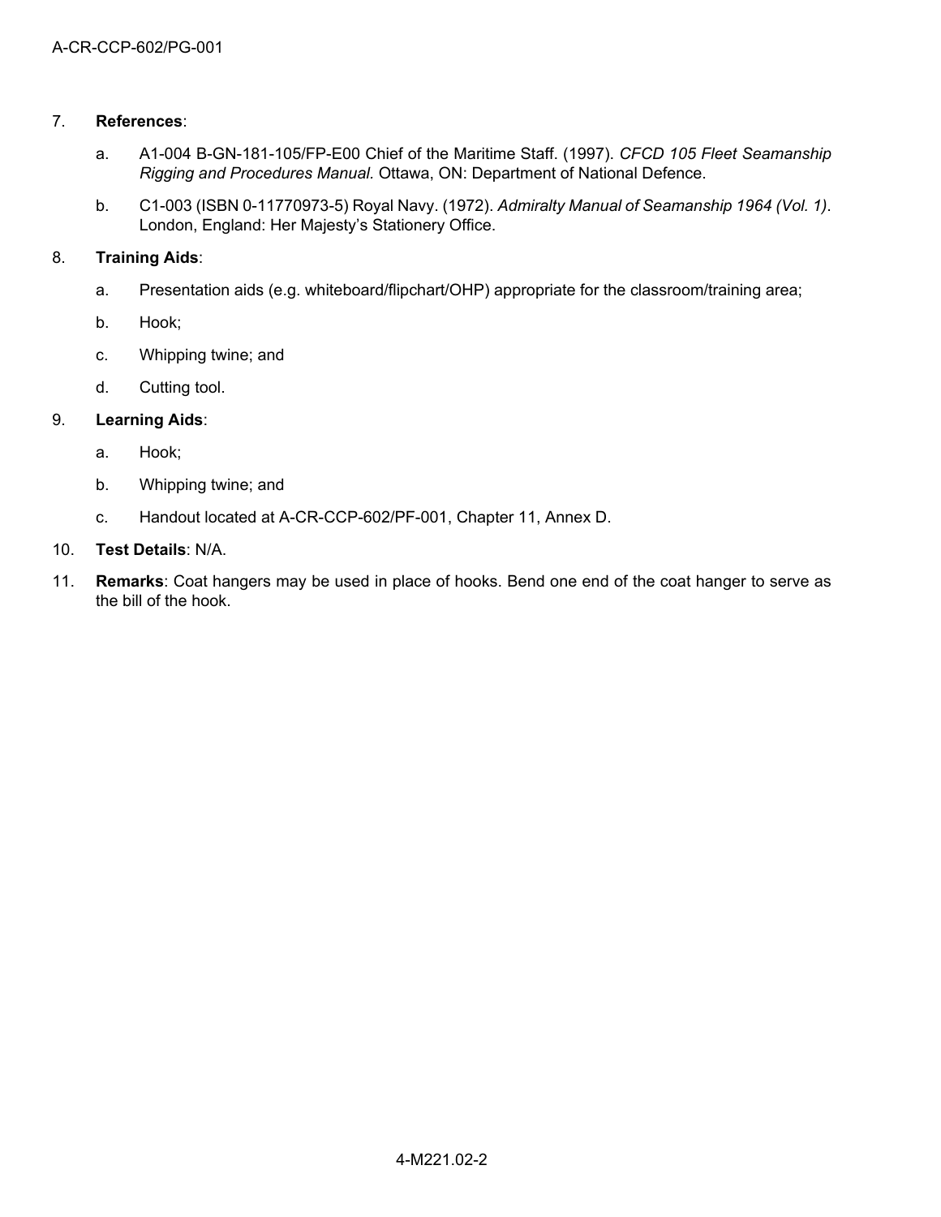7. **References**:

   a. A1-004 B-GN-181-105/FP-E00 Chief of the Maritime Staff. (1997). *CFCD 105 Fleet Seamanship Rigging and Procedures Manual*. Ottawa, ON: Department of National Defence.

   b. C1-003 (ISBN 0-11770973-5) Royal Navy. (1972). *Admiralty Manual of Seamanship 1964 (Vol. 1)*. London, England: Her Majesty's Stationery Office.

8. **Training Aids**:

   a. Presentation aids (e.g. whiteboard/flipchart/OHP) appropriate for the classroom/training area;

   b. Hook;

   c. Whipping twine; and

   d. Cutting tool.

9. **Learning Aids**:

   a. Hook;

   b. Whipping twine; and

   c. Handout located at A-CR-CCP-602/PF-001, Chapter 11, Annex D.

10. **Test Details**: N/A.

11. **Remarks**: Coat hangers may be used in place of hooks. Bend one end of the coat hanger to serve as the bill of the hook.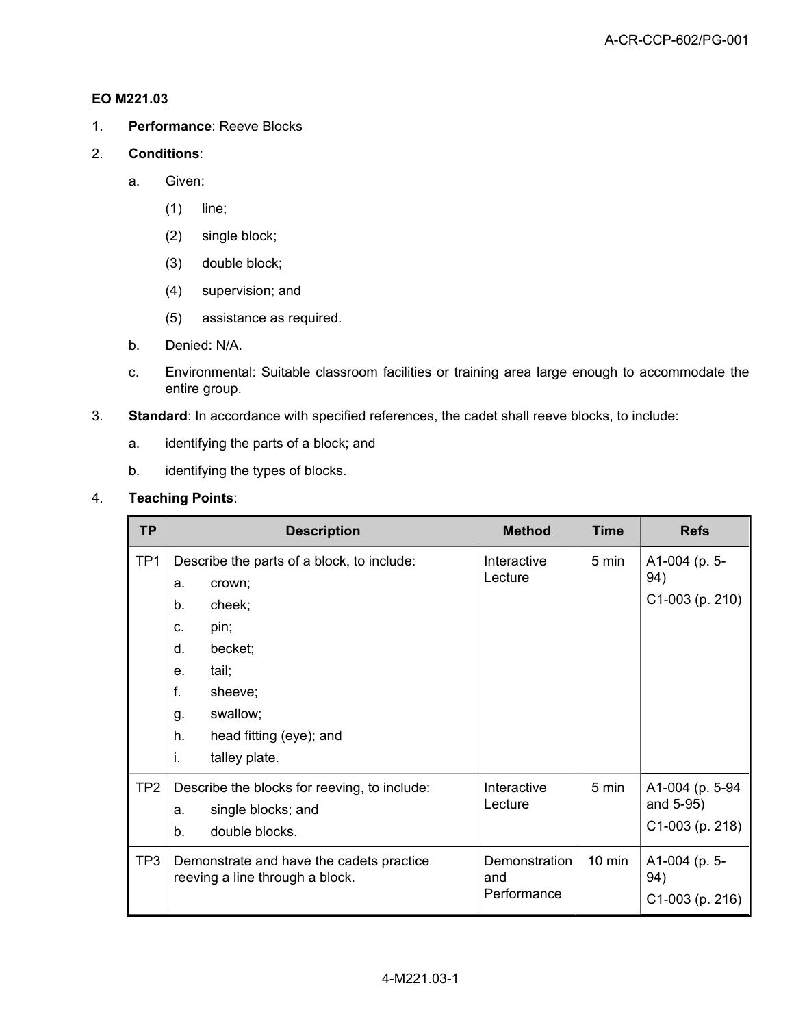**EO M221.03**

1. **Performance**: Reeve Blocks

2. **Conditions**:

   a. Given:

      (1) line;

      (2) single block;

      (3) double block;

      (4) supervision; and

      (5) assistance as required.

   b. Denied: N/A.

   c. Environmental: Suitable classroom facilities or training area large enough to accommodate the entire group.

3. **Standard**: In accordance with specified references, the cadet shall reeve blocks, to include:

   a. identifying the parts of a block; and

   b. identifying the types of blocks.

4. **Teaching Points**:

| TP | Description | Method | Time | Refs |
|---|---|---|---|---|
| TP1 | Describe the parts of a block, to include:<br>a. crown;<br>b. cheek;<br>c. pin;<br>d. becket;<br>e. tail;<br>f. sheeve;<br>g. swallow;<br>h. head fitting (eye); and<br>i. talley plate. | Interactive Lecture | 5 min | A1-004 (p. 5-94)<br>C1-003 (p. 210) |
| TP2 | Describe the blocks for reeving, to include:<br>a. single blocks; and<br>b. double blocks. | Interactive Lecture | 5 min | A1-004 (p. 5-94 and 5-95)<br>C1-003 (p. 218) |
| TP3 | Demonstrate and have the cadets practice reeving a line through a block. | Demonstration and Performance | 10 min | A1-004 (p. 5-94)<br>C1-003 (p. 216) |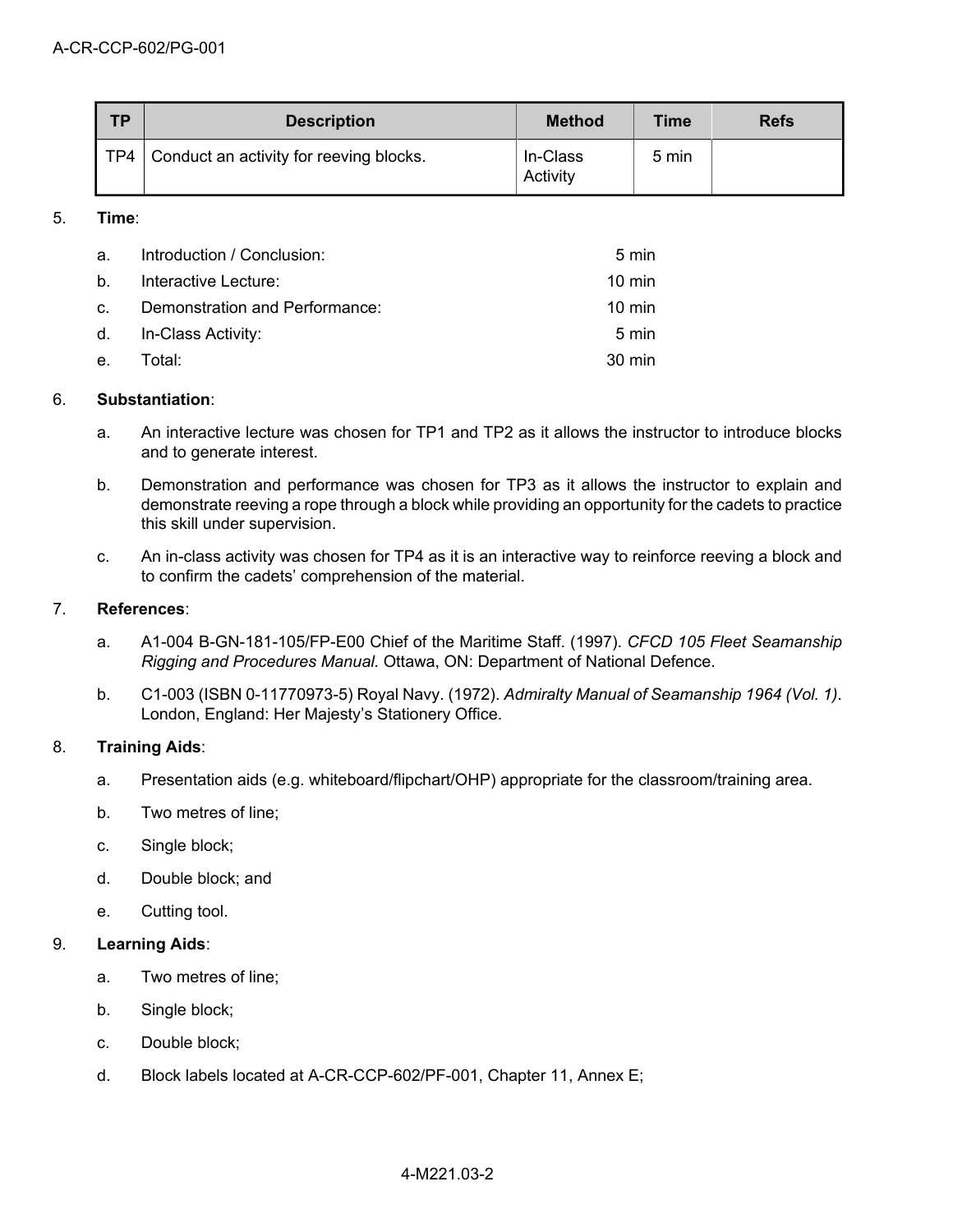| TP | Description | Method | Time | Refs |
|---|---|---|---|---|
| TP4 | Conduct an activity for reeving blocks. | In-Class Activity | 5 min | |

5. **Time**:

   a. Introduction / Conclusion: 5 min

   b. Interactive Lecture: 10 min

   c. Demonstration and Performance: 10 min

   d. In-Class Activity: 5 min

   e. Total: 30 min

6. **Substantiation**:

   a. An interactive lecture was chosen for TP1 and TP2 as it allows the instructor to introduce blocks and to generate interest.

   b. Demonstration and performance was chosen for TP3 as it allows the instructor to explain and demonstrate reeving a rope through a block while providing an opportunity for the cadets to practice this skill under supervision.

   c. An in-class activity was chosen for TP4 as it is an interactive way to reinforce reeving a block and to confirm the cadets' comprehension of the material.

7. **References**:

   a. A1-004 B-GN-181-105/FP-E00 Chief of the Maritime Staff. (1997). *CFCD 105 Fleet Seamanship Rigging and Procedures Manual*. Ottawa, ON: Department of National Defence.

   b. C1-003 (ISBN 0-11770973-5) Royal Navy. (1972). *Admiralty Manual of Seamanship 1964 (Vol. 1)*. London, England: Her Majesty's Stationery Office.

8. **Training Aids**:

   a. Presentation aids (e.g. whiteboard/flipchart/OHP) appropriate for the classroom/training area.

   b. Two metres of line;

   c. Single block;

   d. Double block; and

   e. Cutting tool.

9. **Learning Aids**:

   a. Two metres of line;

   b. Single block;

   c. Double block;

   d. Block labels located at A-CR-CCP-602/PF-001, Chapter 11, Annex E;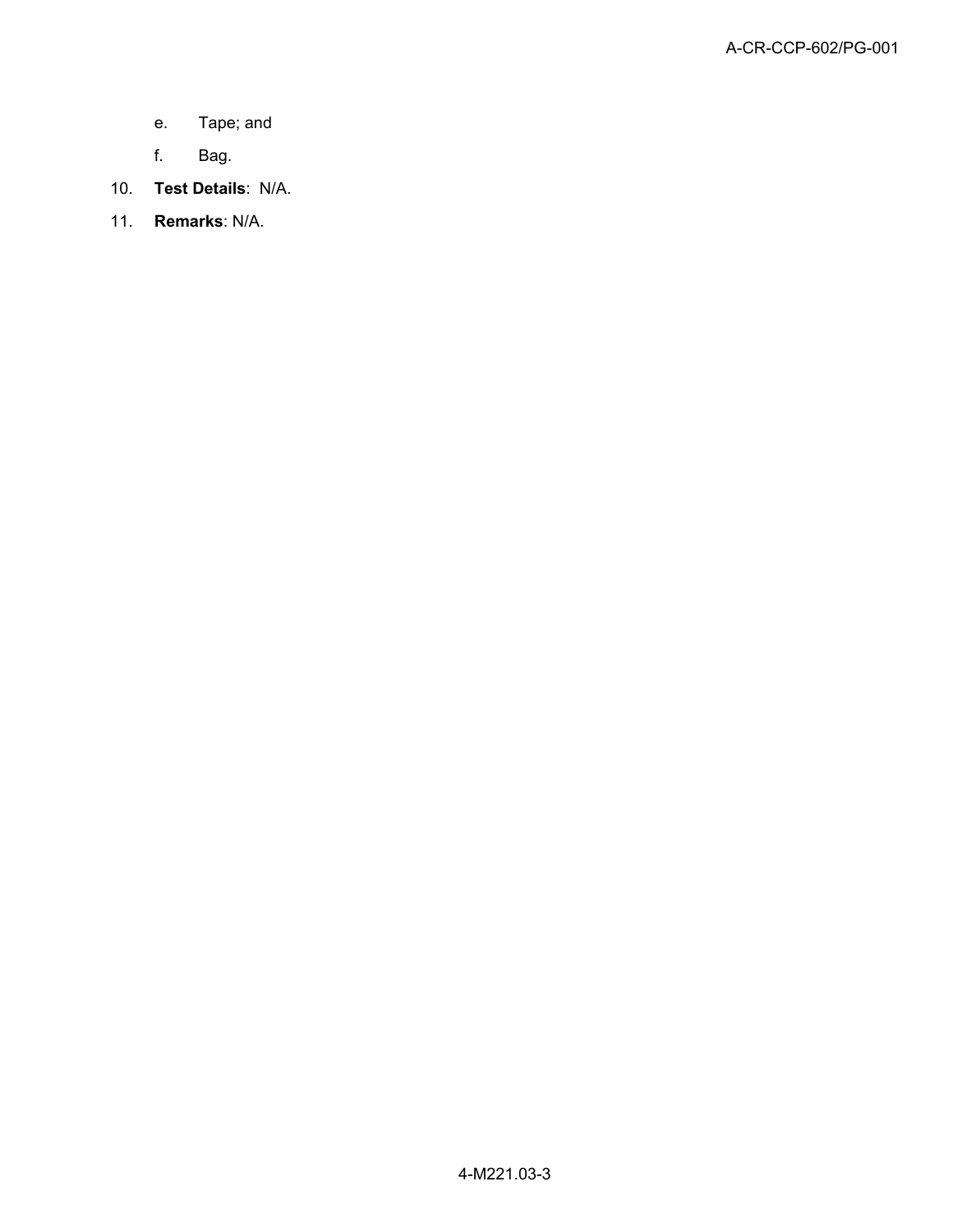e. Tape; and

f. Bag.

10. **Test Details**: N/A.

11. **Remarks**: N/A.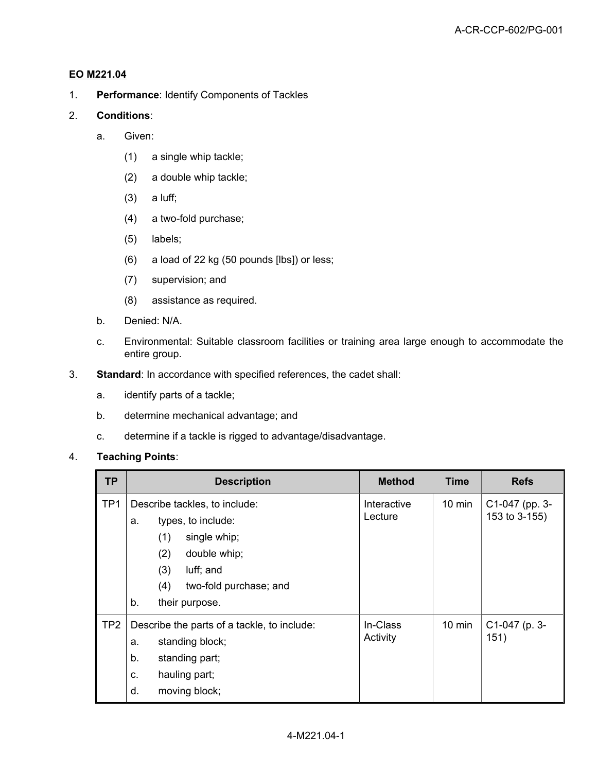**EO M221.04**

1. **Performance**: Identify Components of Tackles

2. **Conditions**:

   a. Given:

      (1) a single whip tackle;

      (2) a double whip tackle;

      (3) a luff;

      (4) a two-fold purchase;

      (5) labels;

      (6) a load of 22 kg (50 pounds [lbs]) or less;

      (7) supervision; and

      (8) assistance as required.

   b. Denied: N/A.

   c. Environmental: Suitable classroom facilities or training area large enough to accommodate the entire group.

3. **Standard**: In accordance with specified references, the cadet shall:

   a. identify parts of a tackle;

   b. determine mechanical advantage; and

   c. determine if a tackle is rigged to advantage/disadvantage.

4. **Teaching Points**:

| TP | Description | Method | Time | Refs |
|---|---|---|---|---|
| TP1 | Describe tackles, to include:<br>a. types, to include:<br>(1) single whip;<br>(2) double whip;<br>(3) luff; and<br>(4) two-fold purchase; and<br>b. their purpose. | Interactive Lecture | 10 min | C1-047 (pp. 3-153 to 3-155) |
| TP2 | Describe the parts of a tackle, to include:<br>a. standing block;<br>b. standing part;<br>c. hauling part;<br>d. moving block; | In-Class Activity | 10 min | C1-047 (p. 3-151) |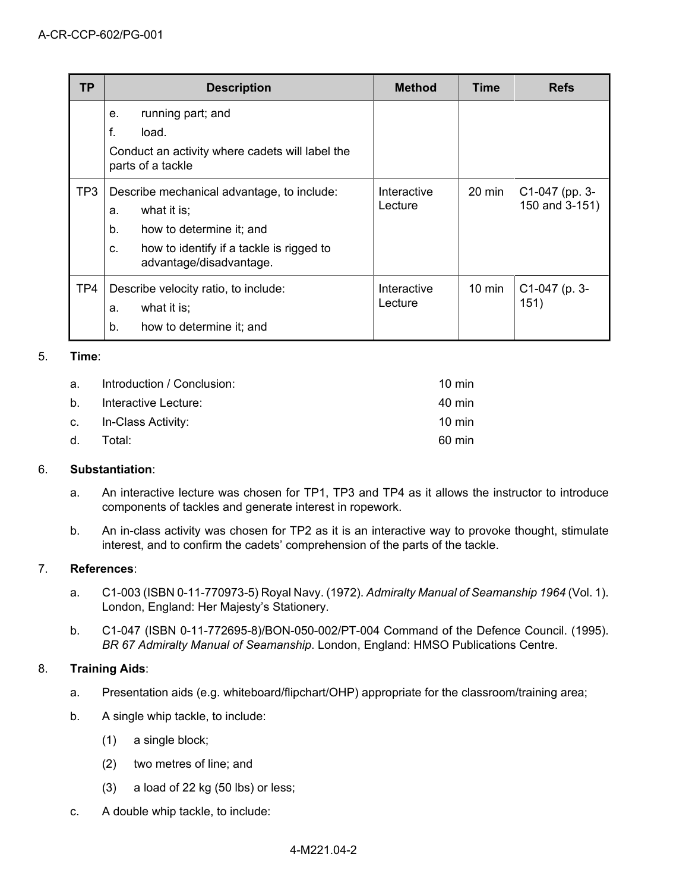| TP | Description | Method | Time | Refs |
|---|---|---|---|---|
| | e. running part; and<br>f. load.<br>Conduct an activity where cadets will label the parts of a tackle | | | |
| TP3 | Describe mechanical advantage, to include:<br>a. what it is;<br>b. how to determine it; and<br>c. how to identify if a tackle is rigged to advantage/disadvantage. | Interactive Lecture | 20 min | C1-047 (pp. 3-150 and 3-151) |
| TP4 | Describe velocity ratio, to include:<br>a. what it is;<br>b. how to determine it; and | Interactive Lecture | 10 min | C1-047 (p. 3-151) |

5. **Time**:

| | | |
|---|---|---|
| a. | Introduction / Conclusion: | 10 min |
| b. | Interactive Lecture: | 40 min |
| c. | In-Class Activity: | 10 min |
| d. | Total: | 60 min |

6. **Substantiation**:

   a. An interactive lecture was chosen for TP1, TP3 and TP4 as it allows the instructor to introduce components of tackles and generate interest in ropework.

   b. An in-class activity was chosen for TP2 as it is an interactive way to provoke thought, stimulate interest, and to confirm the cadets' comprehension of the parts of the tackle.

7. **References**:

   a. C1-003 (ISBN 0-11-770973-5) Royal Navy. (1972). *Admiralty Manual of Seamanship 1964* (Vol. 1). London, England: Her Majesty's Stationery.

   b. C1-047 (ISBN 0-11-772695-8)/BON-050-002/PT-004 Command of the Defence Council. (1995). *BR 67 Admiralty Manual of Seamanship*. London, England: HMSO Publications Centre.

8. **Training Aids**:

   a. Presentation aids (e.g. whiteboard/flipchart/OHP) appropriate for the classroom/training area;

   b. A single whip tackle, to include:

      (1) a single block;

      (2) two metres of line; and

      (3) a load of 22 kg (50 lbs) or less;

   c. A double whip tackle, to include: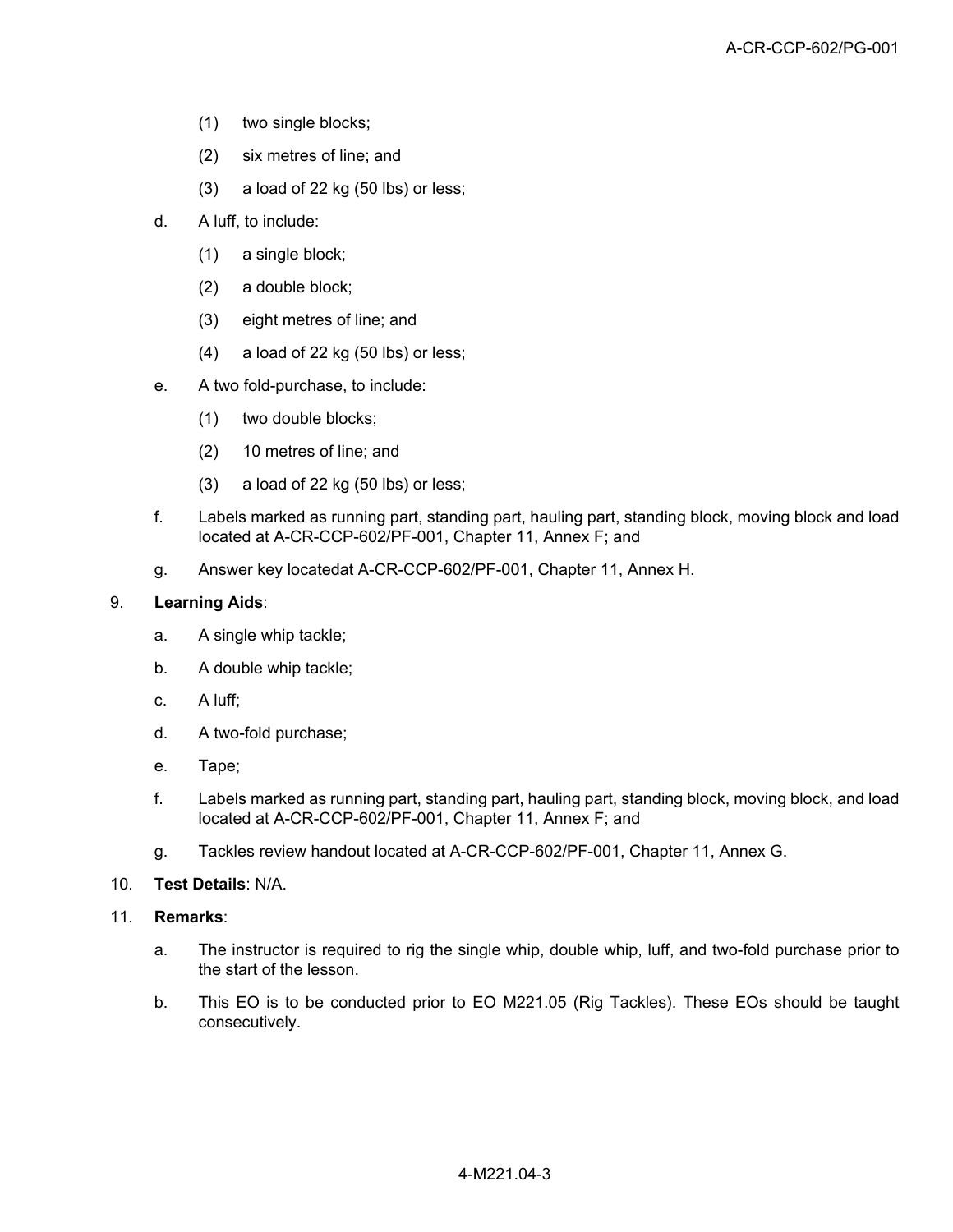(1) two single blocks;

   (2) six metres of line; and

   (3) a load of 22 kg (50 lbs) or less;

d. A luff, to include:

   (1) a single block;

   (2) a double block;

   (3) eight metres of line; and

   (4) a load of 22 kg (50 lbs) or less;

e. A two fold-purchase, to include:

   (1) two double blocks;

   (2) 10 metres of line; and

   (3) a load of 22 kg (50 lbs) or less;

f. Labels marked as running part, standing part, hauling part, standing block, moving block and load located at A-CR-CCP-602/PF-001, Chapter 11, Annex F; and

g. Answer key locatedat A-CR-CCP-602/PF-001, Chapter 11, Annex H.

9. **Learning Aids**:

   a. A single whip tackle;

   b. A double whip tackle;

   c. A luff;

   d. A two-fold purchase;

   e. Tape;

   f. Labels marked as running part, standing part, hauling part, standing block, moving block, and load located at A-CR-CCP-602/PF-001, Chapter 11, Annex F; and

   g. Tackles review handout located at A-CR-CCP-602/PF-001, Chapter 11, Annex G.

10. **Test Details**: N/A.

11. **Remarks**:

   a. The instructor is required to rig the single whip, double whip, luff, and two-fold purchase prior to the start of the lesson.

   b. This EO is to be conducted prior to EO M221.05 (Rig Tackles). These EOs should be taught consecutively.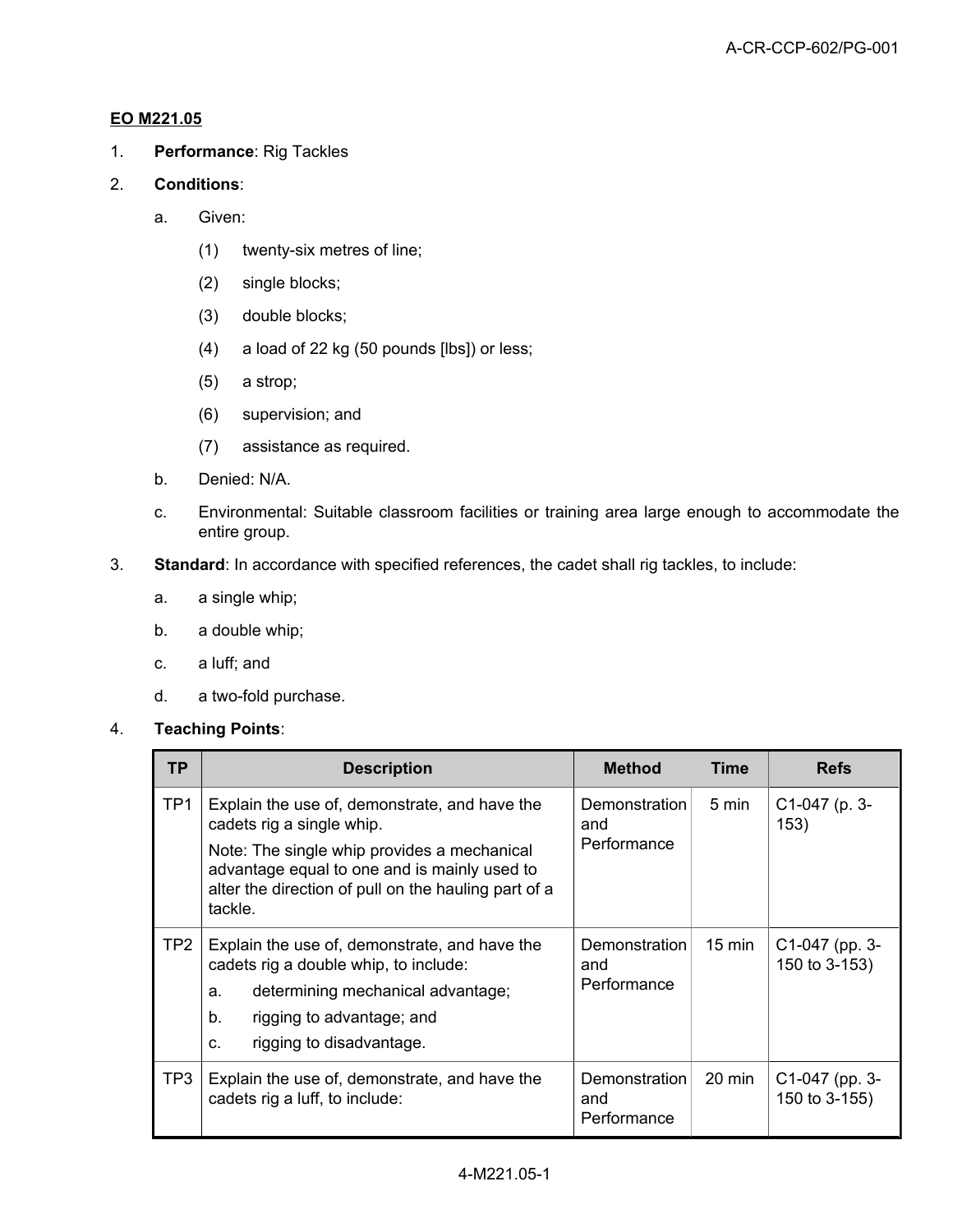**EO M221.05**

1. **Performance**: Rig Tackles

2. **Conditions**:

   a. Given:

      (1) twenty-six metres of line;

      (2) single blocks;

      (3) double blocks;

      (4) a load of 22 kg (50 pounds [lbs]) or less;

      (5) a strop;

      (6) supervision; and

      (7) assistance as required.

   b. Denied: N/A.

   c. Environmental: Suitable classroom facilities or training area large enough to accommodate the entire group.

3. **Standard**: In accordance with specified references, the cadet shall rig tackles, to include:

   a. a single whip;

   b. a double whip;

   c. a luff; and

   d. a two-fold purchase.

4. **Teaching Points**:

| TP | Description | Method | Time | Refs |
|---|---|---|---|---|
| TP1 | Explain the use of, demonstrate, and have the cadets rig a single whip.<br>Note: The single whip provides a mechanical advantage equal to one and is mainly used to alter the direction of pull on the hauling part of a tackle. | Demonstration and Performance | 5 min | C1-047 (p. 3-153) |
| TP2 | Explain the use of, demonstrate, and have the cadets rig a double whip, to include:<br>a. determining mechanical advantage;<br>b. rigging to advantage; and<br>c. rigging to disadvantage. | Demonstration and Performance | 15 min | C1-047 (pp. 3-150 to 3-153) |
| TP3 | Explain the use of, demonstrate, and have the cadets rig a luff, to include: | Demonstration and Performance | 20 min | C1-047 (pp. 3-150 to 3-155) |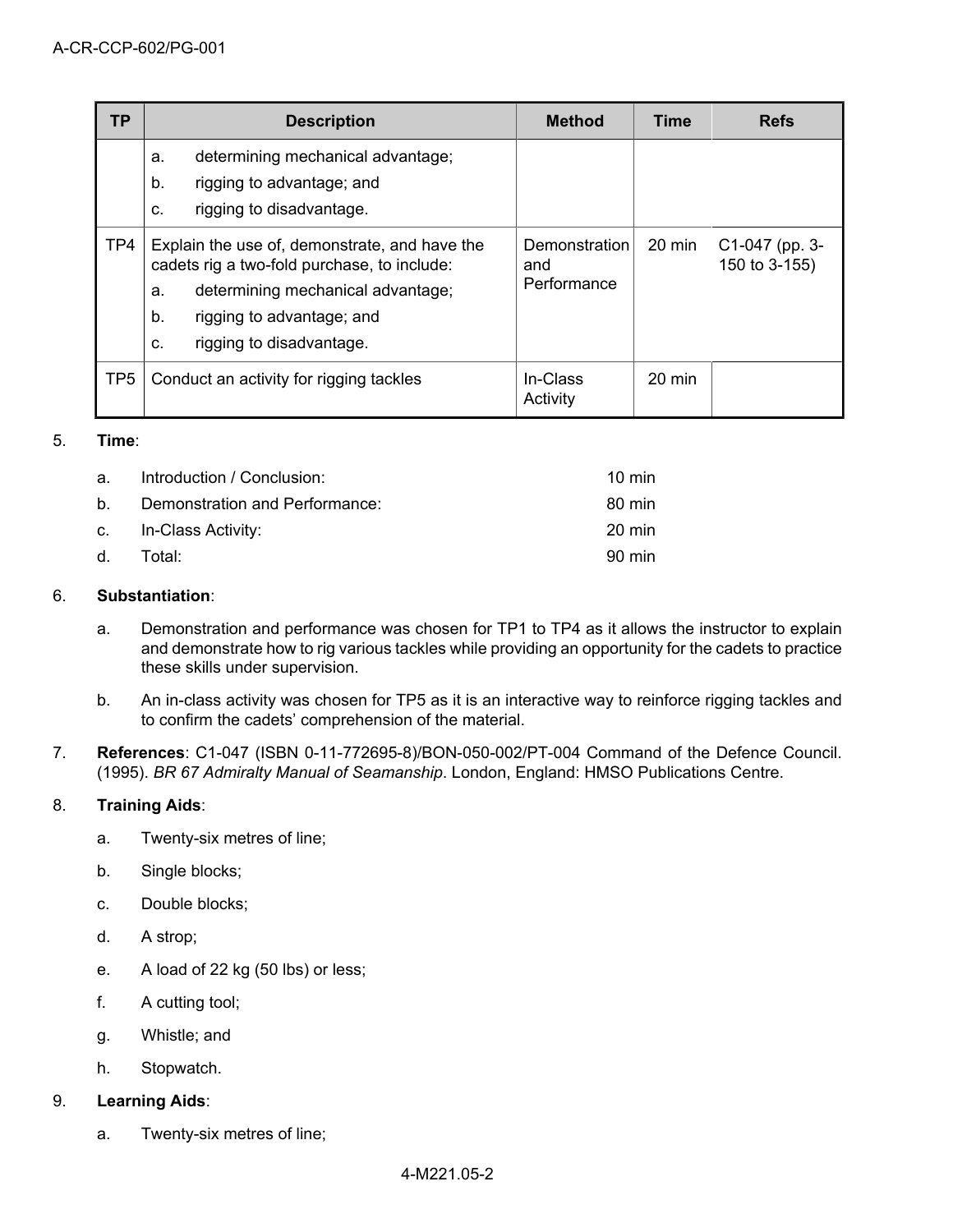| TP | Description | Method | Time | Refs |
|---|---|---|---|---|
| | a. determining mechanical advantage;<br>b. rigging to advantage; and<br>c. rigging to disadvantage. | | | |
| TP4 | Explain the use of, demonstrate, and have the cadets rig a two-fold purchase, to include:<br>a. determining mechanical advantage;<br>b. rigging to advantage; and<br>c. rigging to disadvantage. | Demonstration and Performance | 20 min | C1-047 (pp. 3-150 to 3-155) |
| TP5 | Conduct an activity for rigging tackles | In-Class Activity | 20 min | |

5. **Time**:

   a. Introduction / Conclusion: 10 min

   b. Demonstration and Performance: 80 min

   c. In-Class Activity: 20 min

   d. Total: 90 min

6. **Substantiation**:

   a. Demonstration and performance was chosen for TP1 to TP4 as it allows the instructor to explain and demonstrate how to rig various tackles while providing an opportunity for the cadets to practice these skills under supervision.

   b. An in-class activity was chosen for TP5 as it is an interactive way to reinforce rigging tackles and to confirm the cadets' comprehension of the material.

7. **References**: C1-047 (ISBN 0-11-772695-8)/BON-050-002/PT-004 Command of the Defence Council. (1995). *BR 67 Admiralty Manual of Seamanship*. London, England: HMSO Publications Centre.

8. **Training Aids**:

   a. Twenty-six metres of line;

   b. Single blocks;

   c. Double blocks;

   d. A strop;

   e. A load of 22 kg (50 lbs) or less;

   f. A cutting tool;

   g. Whistle; and

   h. Stopwatch.

9. **Learning Aids**:

   a. Twenty-six metres of line;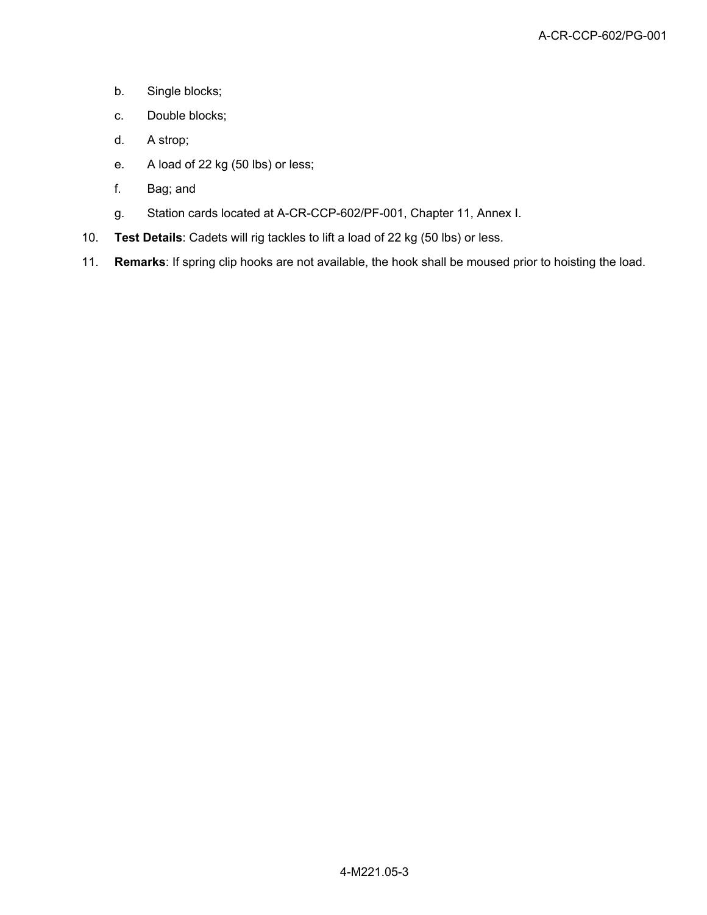b. Single blocks;

c. Double blocks;

d. A strop;

e. A load of 22 kg (50 lbs) or less;

f. Bag; and

g. Station cards located at A-CR-CCP-602/PF-001, Chapter 11, Annex I.

10. **Test Details**: Cadets will rig tackles to lift a load of 22 kg (50 lbs) or less.

11. **Remarks**: If spring clip hooks are not available, the hook shall be moused prior to hoisting the load.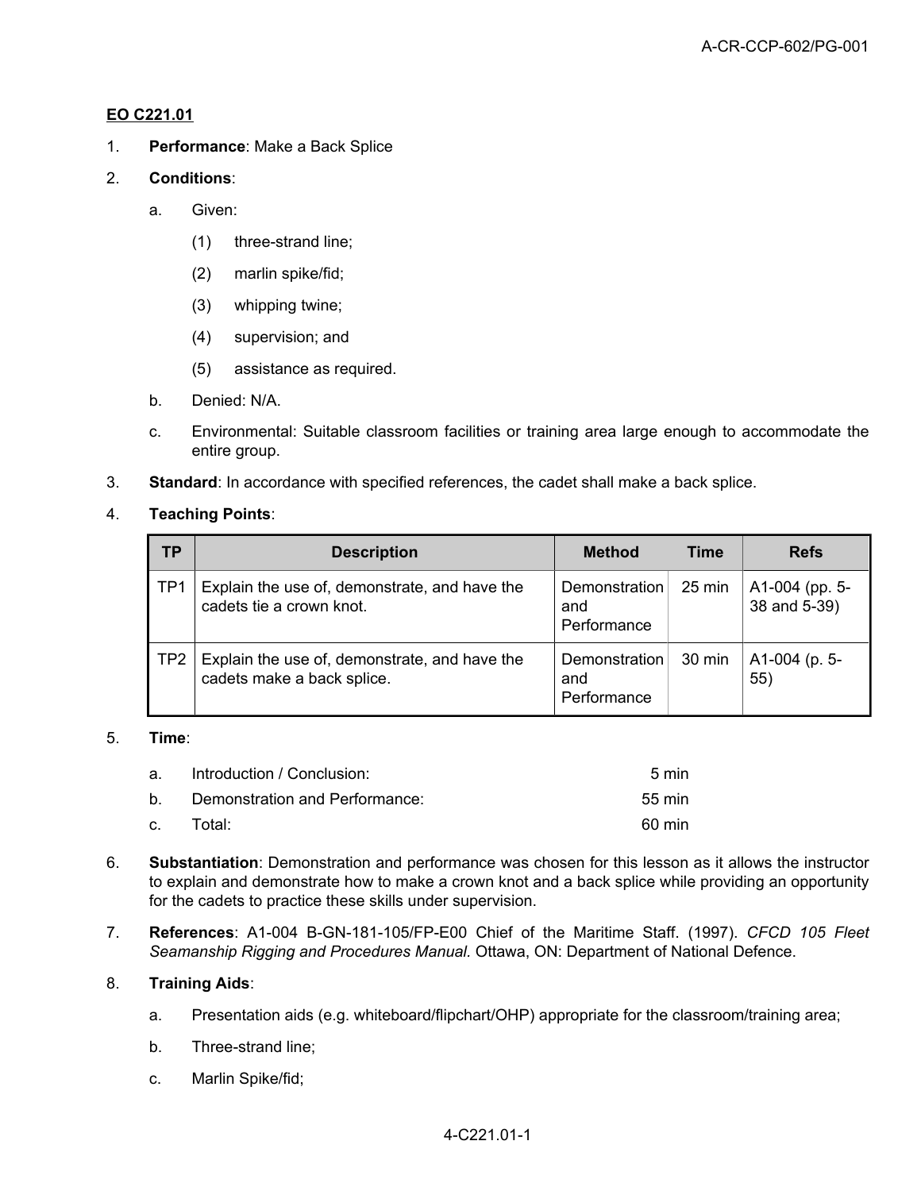**EO C221.01**

1. **Performance**: Make a Back Splice

2. **Conditions**:

   a. Given:

      (1) three-strand line;

      (2) marlin spike/fid;

      (3) whipping twine;

      (4) supervision; and

      (5) assistance as required.

   b. Denied: N/A.

   c. Environmental: Suitable classroom facilities or training area large enough to accommodate the entire group.

3. **Standard**: In accordance with specified references, the cadet shall make a back splice.

4. **Teaching Points**:

| TP | Description | Method | Time | Refs |
|---|---|---|---|---|
| TP1 | Explain the use of, demonstrate, and have the cadets tie a crown knot. | Demonstration and Performance | 25 min | A1-004 (pp. 5-38 and 5-39) |
| TP2 | Explain the use of, demonstrate, and have the cadets make a back splice. | Demonstration and Performance | 30 min | A1-004 (p. 5-55) |

5. **Time**:

   a. Introduction / Conclusion: 5 min

   b. Demonstration and Performance: 55 min

   c. Total: 60 min

6. **Substantiation**: Demonstration and performance was chosen for this lesson as it allows the instructor to explain and demonstrate how to make a crown knot and a back splice while providing an opportunity for the cadets to practice these skills under supervision.

7. **References**: A1-004 B-GN-181-105/FP-E00 Chief of the Maritime Staff. (1997). *CFCD 105 Fleet Seamanship Rigging and Procedures Manual.* Ottawa, ON: Department of National Defence.

8. **Training Aids**:

   a. Presentation aids (e.g. whiteboard/flipchart/OHP) appropriate for the classroom/training area;

   b. Three-strand line;

   c. Marlin Spike/fid;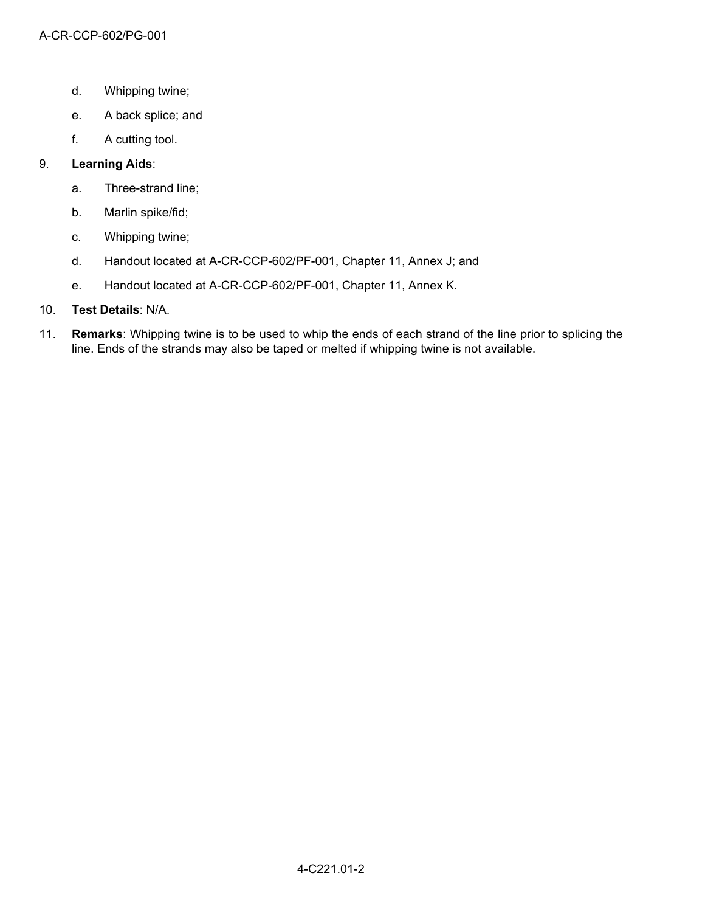d. Whipping twine;

e. A back splice; and

f. A cutting tool.

9. **Learning Aids**:

   a. Three-strand line;

   b. Marlin spike/fid;

   c. Whipping twine;

   d. Handout located at A-CR-CCP-602/PF-001, Chapter 11, Annex J; and

   e. Handout located at A-CR-CCP-602/PF-001, Chapter 11, Annex K.

10. **Test Details**: N/A.

11. **Remarks**: Whipping twine is to be used to whip the ends of each strand of the line prior to splicing the line. Ends of the strands may also be taped or melted if whipping twine is not available.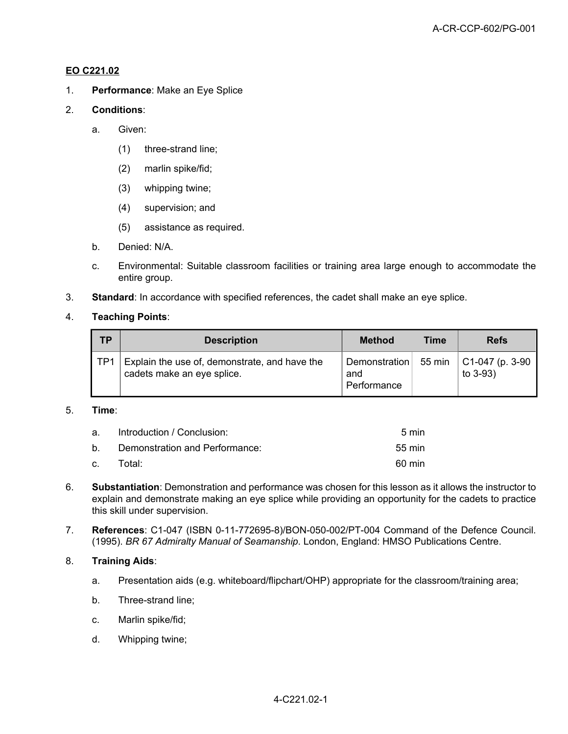**EO C221.02**

1. **Performance**: Make an Eye Splice

2. **Conditions**:

   a. Given:

      (1) three-strand line;

      (2) marlin spike/fid;

      (3) whipping twine;

      (4) supervision; and

      (5) assistance as required.

   b. Denied: N/A.

   c. Environmental: Suitable classroom facilities or training area large enough to accommodate the entire group.

3. **Standard**: In accordance with specified references, the cadet shall make an eye splice.

4. **Teaching Points**:

| TP | Description | Method | Time | Refs |
|---|---|---|---|---|
| TP1 | Explain the use of, demonstrate, and have the cadets make an eye splice. | Demonstration and Performance | 55 min | C1-047 (p. 3-90 to 3-93) |

5. **Time**:

   a. Introduction / Conclusion: 5 min

   b. Demonstration and Performance: 55 min

   c. Total: 60 min

6. **Substantiation**: Demonstration and performance was chosen for this lesson as it allows the instructor to explain and demonstrate making an eye splice while providing an opportunity for the cadets to practice this skill under supervision.

7. **References**: C1-047 (ISBN 0-11-772695-8)/BON-050-002/PT-004 Command of the Defence Council. (1995). *BR 67 Admiralty Manual of Seamanship*. London, England: HMSO Publications Centre.

8. **Training Aids**:

   a. Presentation aids (e.g. whiteboard/flipchart/OHP) appropriate for the classroom/training area;

   b. Three-strand line;

   c. Marlin spike/fid;

   d. Whipping twine;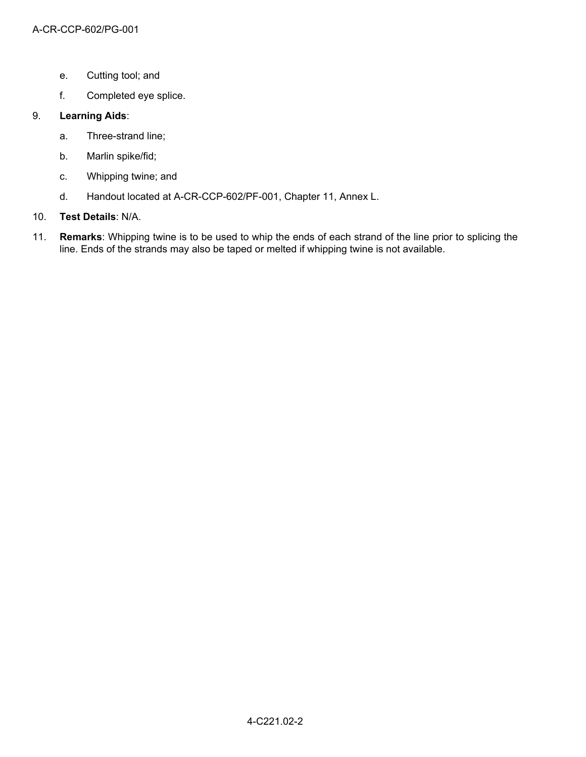e. Cutting tool; and

f. Completed eye splice.

9. **Learning Aids**:

a. Three-strand line;

b. Marlin spike/fid;

c. Whipping twine; and

d. Handout located at A-CR-CCP-602/PF-001, Chapter 11, Annex L.

10. **Test Details**: N/A.

11. **Remarks**: Whipping twine is to be used to whip the ends of each strand of the line prior to splicing the line. Ends of the strands may also be taped or melted if whipping twine is not available.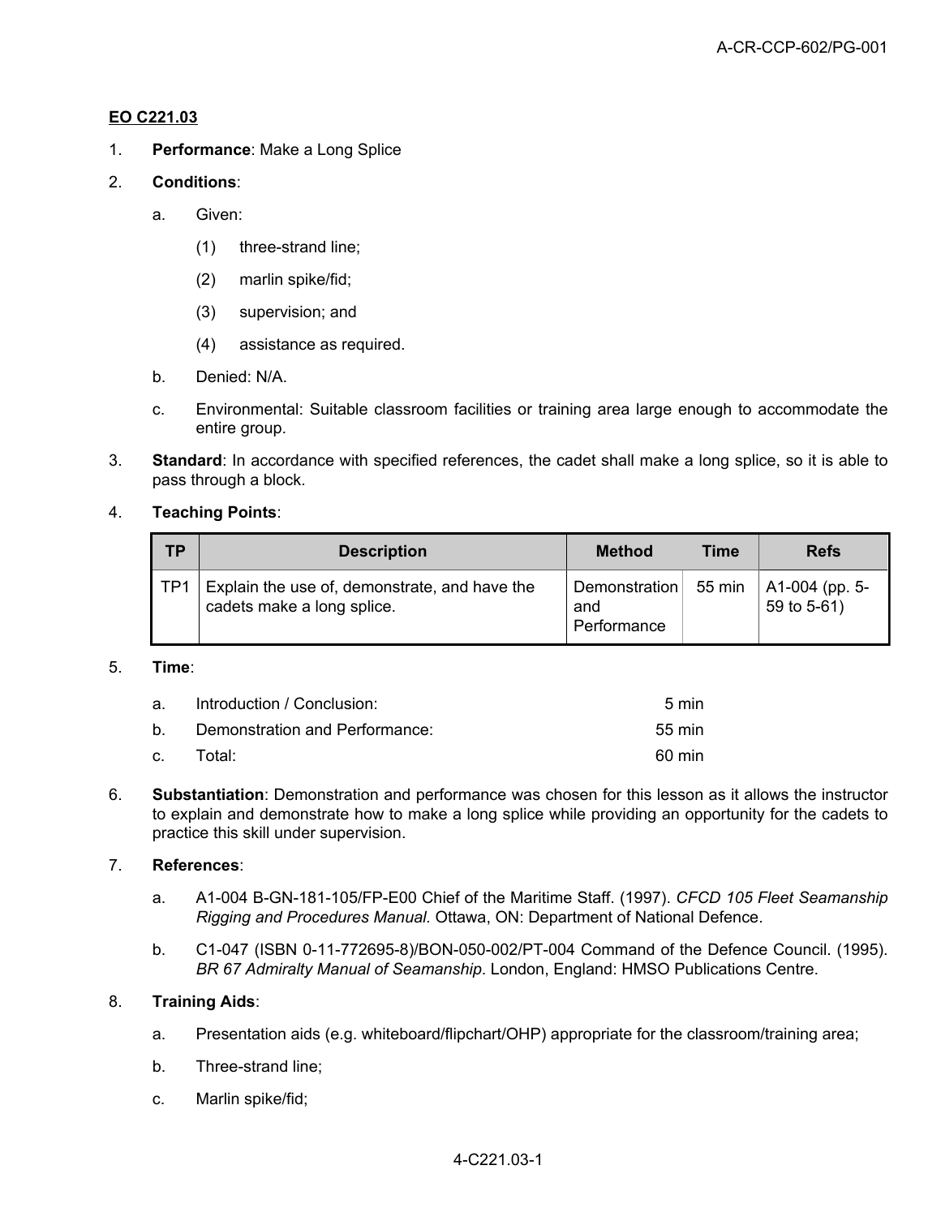**EO C221.03**

1. **Performance**: Make a Long Splice

2. **Conditions**:

   a. Given:

      (1) three-strand line;

      (2) marlin spike/fid;

      (3) supervision; and

      (4) assistance as required.

   b. Denied: N/A.

   c. Environmental: Suitable classroom facilities or training area large enough to accommodate the entire group.

3. **Standard**: In accordance with specified references, the cadet shall make a long splice, so it is able to pass through a block.

4. **Teaching Points**:

| TP | Description | Method | Time | Refs |
|---|---|---|---|---|
| TP1 | Explain the use of, demonstrate, and have the cadets make a long splice. | Demonstration and Performance | 55 min | A1-004 (pp. 5-59 to 5-61) |

5. **Time**:

   a. Introduction / Conclusion: 5 min

   b. Demonstration and Performance: 55 min

   c. Total: 60 min

6. **Substantiation**: Demonstration and performance was chosen for this lesson as it allows the instructor to explain and demonstrate how to make a long splice while providing an opportunity for the cadets to practice this skill under supervision.

7. **References**:

   a. A1-004 B-GN-181-105/FP-E00 Chief of the Maritime Staff. (1997). *CFCD 105 Fleet Seamanship Rigging and Procedures Manual.* Ottawa, ON: Department of National Defence.

   b. C1-047 (ISBN 0-11-772695-8)/BON-050-002/PT-004 Command of the Defence Council. (1995). *BR 67 Admiralty Manual of Seamanship*. London, England: HMSO Publications Centre.

8. **Training Aids**:

   a. Presentation aids (e.g. whiteboard/flipchart/OHP) appropriate for the classroom/training area;

   b. Three-strand line;

   c. Marlin spike/fid;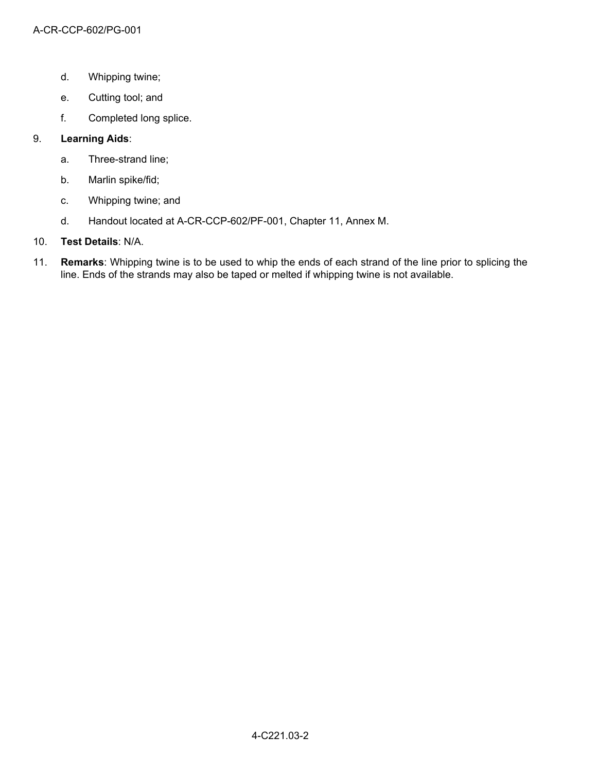d. Whipping twine;

e. Cutting tool; and

f. Completed long splice.

9. **Learning Aids**:

   a. Three-strand line;

   b. Marlin spike/fid;

   c. Whipping twine; and

   d. Handout located at A-CR-CCP-602/PF-001, Chapter 11, Annex M.

10. **Test Details**: N/A.

11. **Remarks**: Whipping twine is to be used to whip the ends of each strand of the line prior to splicing the line. Ends of the strands may also be taped or melted if whipping twine is not available.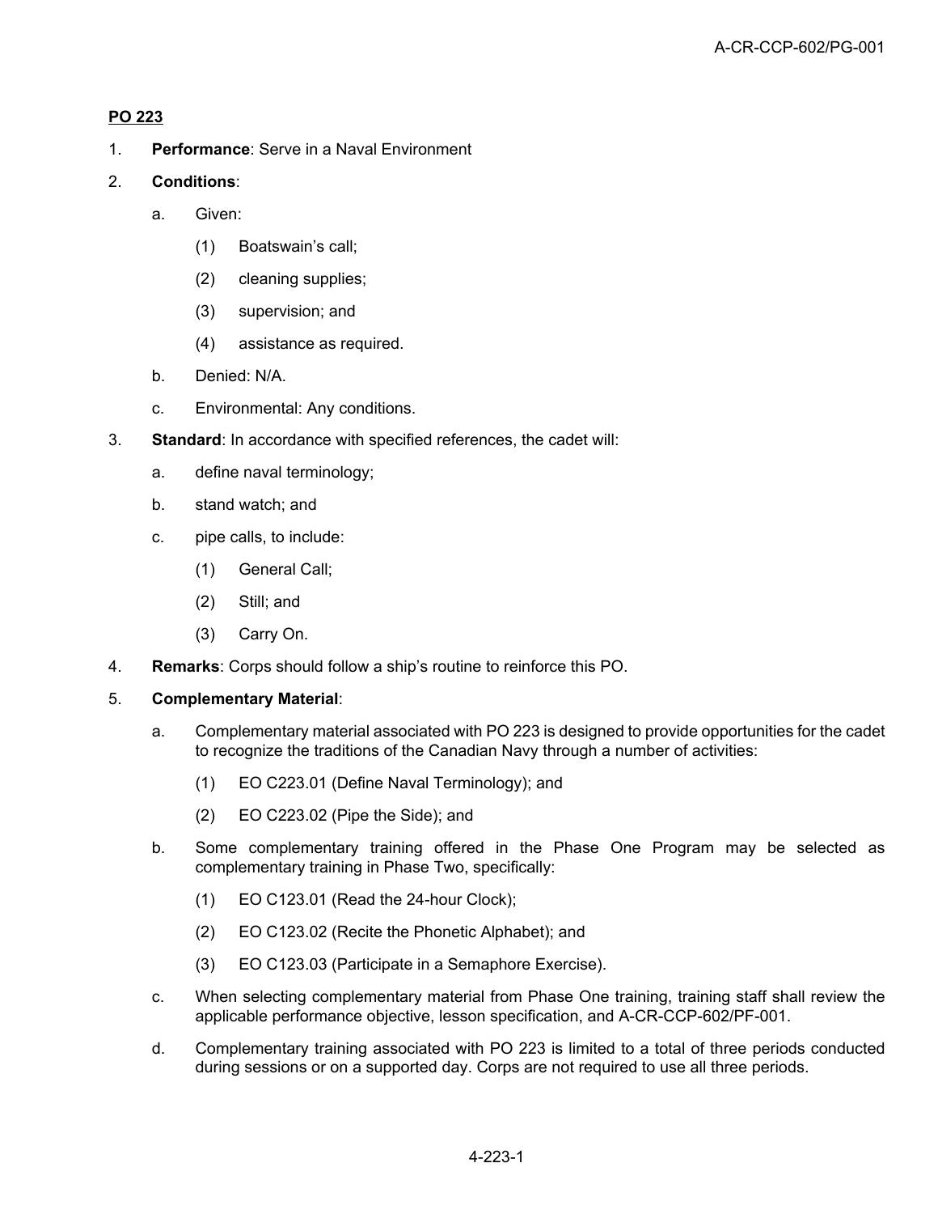**PO 223**

1. **Performance**: Serve in a Naval Environment

2. **Conditions**:

   a. Given:

      (1) Boatswain's call;

      (2) cleaning supplies;

      (3) supervision; and

      (4) assistance as required.

   b. Denied: N/A.

   c. Environmental: Any conditions.

3. **Standard**: In accordance with specified references, the cadet will:

   a. define naval terminology;

   b. stand watch; and

   c. pipe calls, to include:

      (1) General Call;

      (2) Still; and

      (3) Carry On.

4. **Remarks**: Corps should follow a ship's routine to reinforce this PO.

5. **Complementary Material**:

   a. Complementary material associated with PO 223 is designed to provide opportunities for the cadet to recognize the traditions of the Canadian Navy through a number of activities:

      (1) EO C223.01 (Define Naval Terminology); and

      (2) EO C223.02 (Pipe the Side); and

   b. Some complementary training offered in the Phase One Program may be selected as complementary training in Phase Two, specifically:

      (1) EO C123.01 (Read the 24-hour Clock);

      (2) EO C123.02 (Recite the Phonetic Alphabet); and

      (3) EO C123.03 (Participate in a Semaphore Exercise).

   c. When selecting complementary material from Phase One training, training staff shall review the applicable performance objective, lesson specification, and A-CR-CCP-602/PF-001.

   d. Complementary training associated with PO 223 is limited to a total of three periods conducted during sessions or on a supported day. Corps are not required to use all three periods.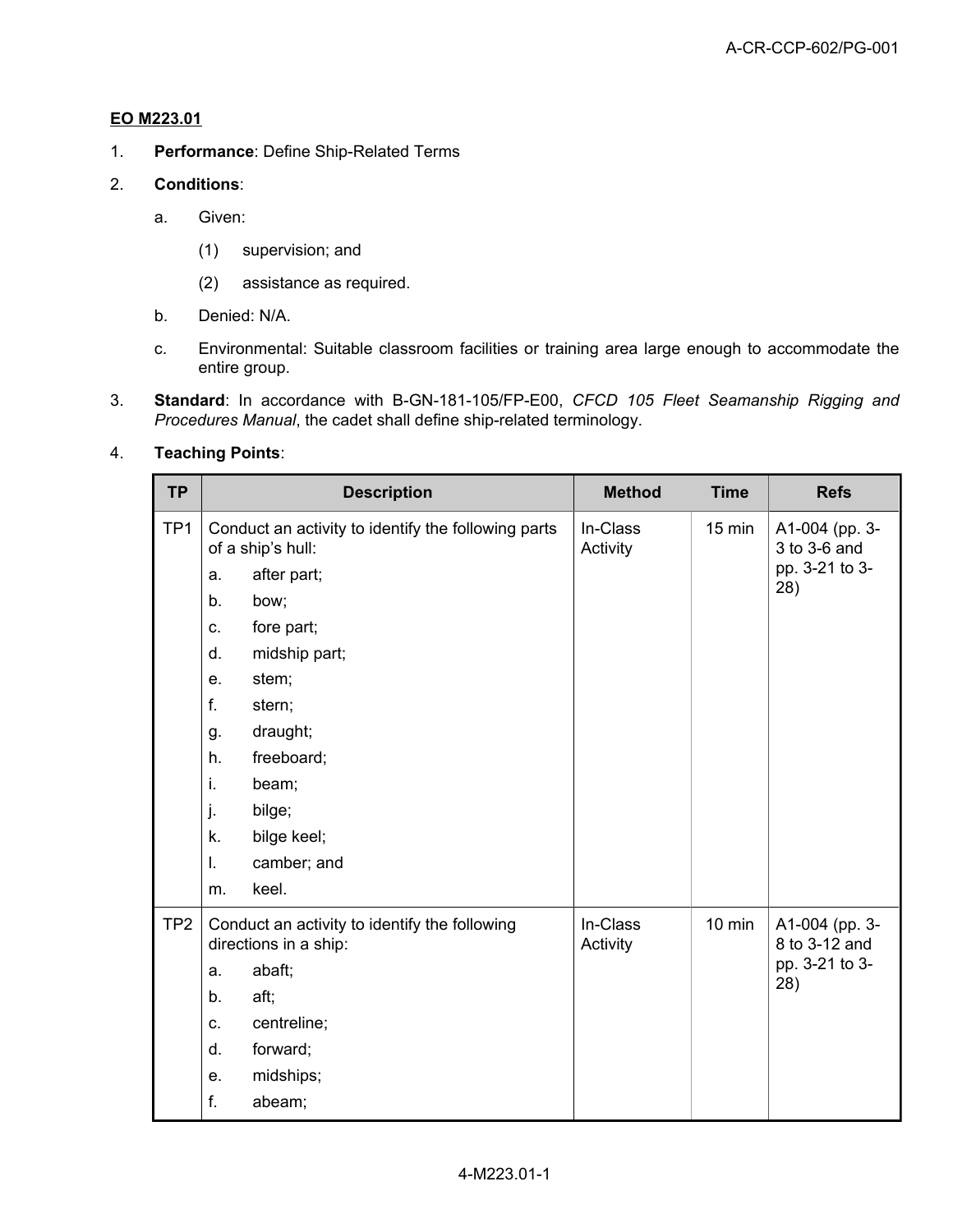**EO M223.01**

1. **Performance**: Define Ship-Related Terms

2. **Conditions**:

   a. Given:

      (1) supervision; and

      (2) assistance as required.

   b. Denied: N/A.

   c. Environmental: Suitable classroom facilities or training area large enough to accommodate the entire group.

3. **Standard**: In accordance with B-GN-181-105/FP-E00, *CFCD 105 Fleet Seamanship Rigging and Procedures Manual*, the cadet shall define ship-related terminology.

4. **Teaching Points**:

| TP | Description | Method | Time | Refs |
|---|---|---|---|---|
| TP1 | Conduct an activity to identify the following parts of a ship's hull:<br>a. after part;<br>b. bow;<br>c. fore part;<br>d. midship part;<br>e. stem;<br>f. stern;<br>g. draught;<br>h. freeboard;<br>i. beam;<br>j. bilge;<br>k. bilge keel;<br>l. camber; and<br>m. keel. | In-Class Activity | 15 min | A1-004 (pp. 3-3 to 3-6 and pp. 3-21 to 3-28) |
| TP2 | Conduct an activity to identify the following directions in a ship:<br>a. abaft;<br>b. aft;<br>c. centreline;<br>d. forward;<br>e. midships;<br>f. abeam; | In-Class Activity | 10 min | A1-004 (pp. 3-8 to 3-12 and pp. 3-21 to 3-28) |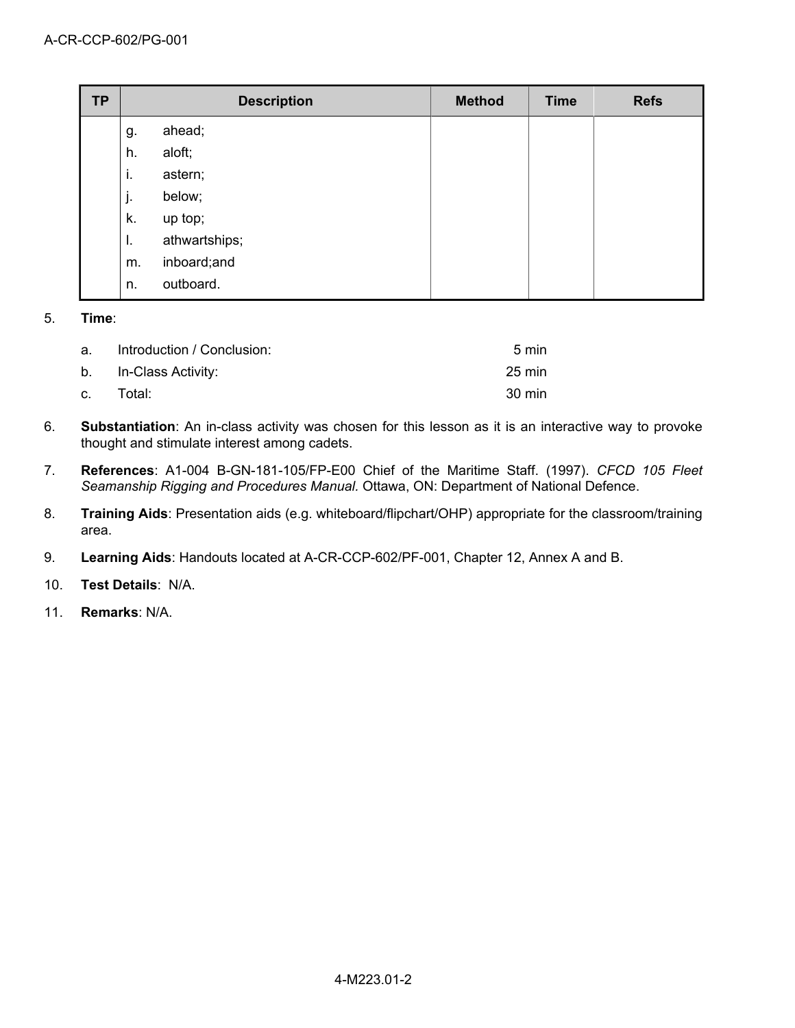| TP | Description | Method | Time | Refs |
|---|---|---|---|---|
| | g. ahead;<br>h. aloft;<br>i. astern;<br>j. below;<br>k. up top;<br>l. athwartships;<br>m. inboard;and<br>n. outboard. | | | |

5. **Time**:

   a. Introduction / Conclusion: 5 min

   b. In-Class Activity: 25 min

   c. Total: 30 min

6. **Substantiation**: An in-class activity was chosen for this lesson as it is an interactive way to provoke thought and stimulate interest among cadets.

7. **References**: A1-004 B-GN-181-105/FP-E00 Chief of the Maritime Staff. (1997). *CFCD 105 Fleet Seamanship Rigging and Procedures Manual.* Ottawa, ON: Department of National Defence.

8. **Training Aids**: Presentation aids (e.g. whiteboard/flipchart/OHP) appropriate for the classroom/training area.

9. **Learning Aids**: Handouts located at A-CR-CCP-602/PF-001, Chapter 12, Annex A and B.

10. **Test Details**: N/A.

11. **Remarks**: N/A.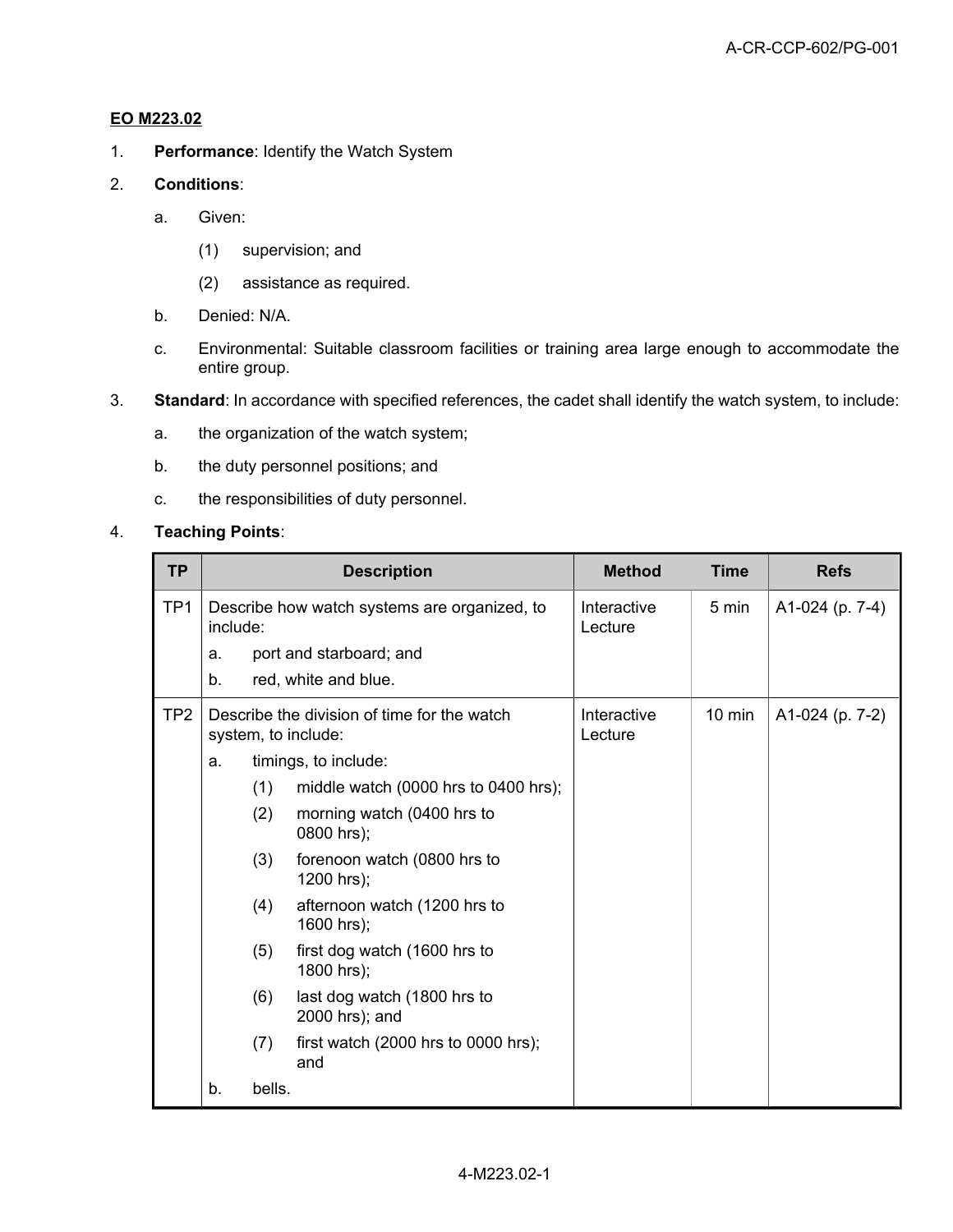**EO M223.02**

1. **Performance**: Identify the Watch System

2. **Conditions**:

    a. Given:

        (1) supervision; and

        (2) assistance as required.

    b. Denied: N/A.

    c. Environmental: Suitable classroom facilities or training area large enough to accommodate the entire group.

3. **Standard**: In accordance with specified references, the cadet shall identify the watch system, to include:

    a. the organization of the watch system;

    b. the duty personnel positions; and

    c. the responsibilities of duty personnel.

4. **Teaching Points**:

| TP | Description | Method | Time | Refs |
|---|---|---|---|---|
| TP1 | Describe how watch systems are organized, to include:<br>a. port and starboard; and<br>b. red, white and blue. | Interactive Lecture | 5 min | A1-024 (p. 7-4) |
| TP2 | Describe the division of time for the watch system, to include:<br>a. timings, to include:<br>(1) middle watch (0000 hrs to 0400 hrs);<br>(2) morning watch (0400 hrs to 0800 hrs);<br>(3) forenoon watch (0800 hrs to 1200 hrs);<br>(4) afternoon watch (1200 hrs to 1600 hrs);<br>(5) first dog watch (1600 hrs to 1800 hrs);<br>(6) last dog watch (1800 hrs to 2000 hrs); and<br>(7) first watch (2000 hrs to 0000 hrs); and<br>b. bells. | Interactive Lecture | 10 min | A1-024 (p. 7-2) |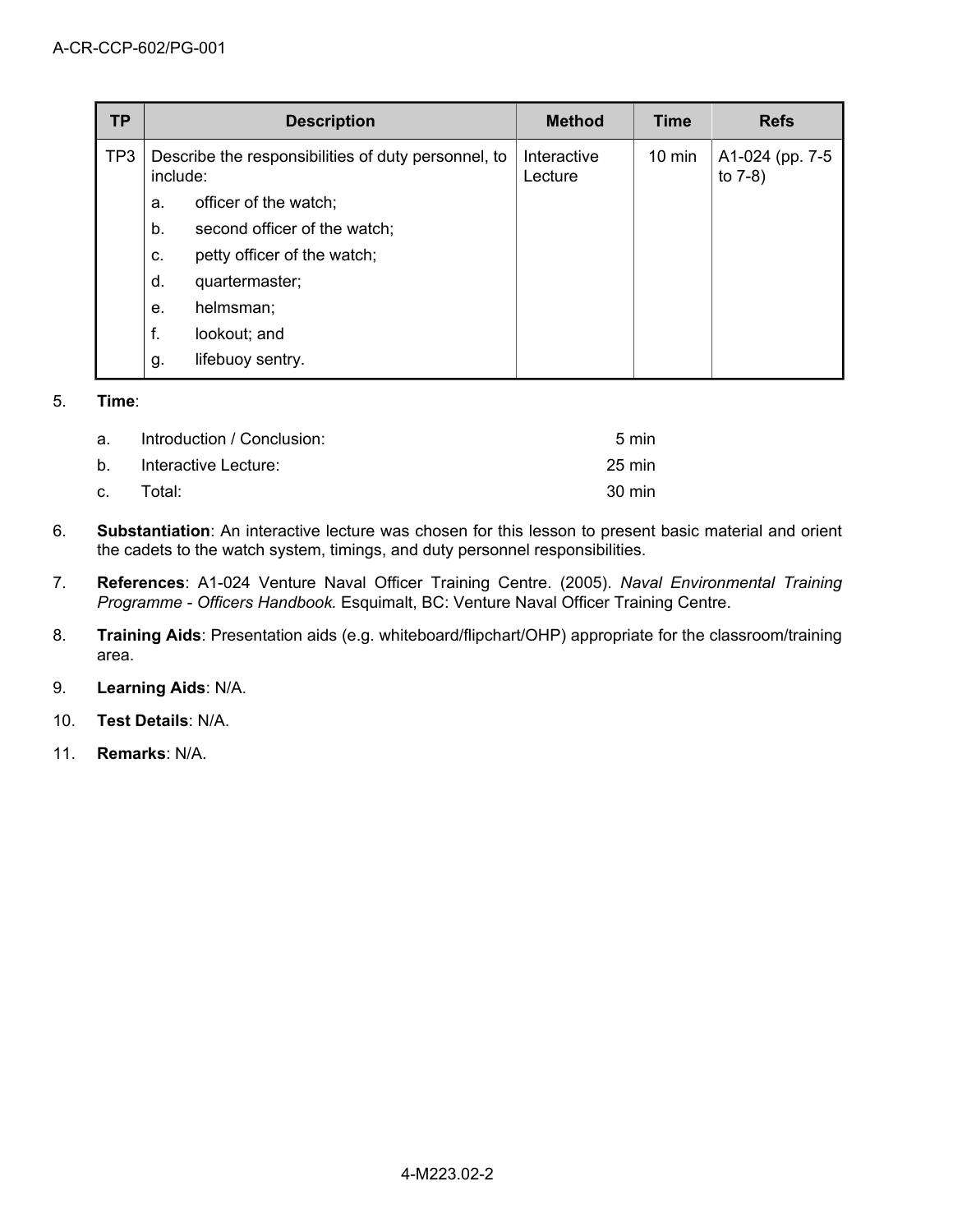| TP | Description | Method | Time | Refs |
|---|---|---|---|---|
| TP3 | Describe the responsibilities of duty personnel, to include:<br>a. officer of the watch;<br>b. second officer of the watch;<br>c. petty officer of the watch;<br>d. quartermaster;<br>e. helmsman;<br>f. lookout; and<br>g. lifebuoy sentry. | Interactive Lecture | 10 min | A1-024 (pp. 7-5 to 7-8) |

5. **Time**:

   a. Introduction / Conclusion: 5 min

   b. Interactive Lecture: 25 min

   c. Total: 30 min

6. **Substantiation**: An interactive lecture was chosen for this lesson to present basic material and orient the cadets to the watch system, timings, and duty personnel responsibilities.

7. **References**: A1-024 Venture Naval Officer Training Centre. (2005). *Naval Environmental Training Programme - Officers Handbook.* Esquimalt, BC: Venture Naval Officer Training Centre.

8. **Training Aids**: Presentation aids (e.g. whiteboard/flipchart/OHP) appropriate for the classroom/training area.

9. **Learning Aids**: N/A.

10. **Test Details**: N/A.

11. **Remarks**: N/A.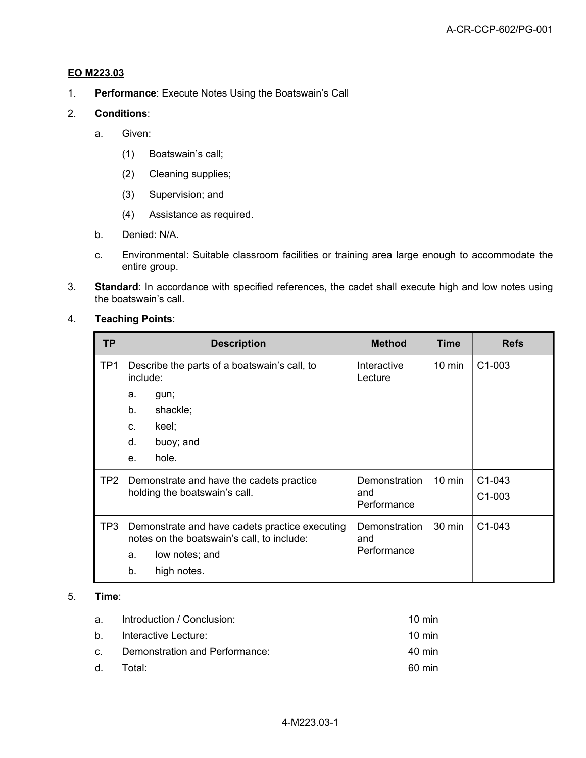**EO M223.03**

1. **Performance**: Execute Notes Using the Boatswain's Call

2. **Conditions**:

   a. Given:

      (1) Boatswain's call;

      (2) Cleaning supplies;

      (3) Supervision; and

      (4) Assistance as required.

   b. Denied: N/A.

   c. Environmental: Suitable classroom facilities or training area large enough to accommodate the entire group.

3. **Standard**: In accordance with specified references, the cadet shall execute high and low notes using the boatswain's call.

4. **Teaching Points**:

| TP | Description | Method | Time | Refs |
|---|---|---|---|---|
| TP1 | Describe the parts of a boatswain's call, to include: a. gun; b. shackle; c. keel; d. buoy; and e. hole. | Interactive Lecture | 10 min | C1-003 |
| TP2 | Demonstrate and have the cadets practice holding the boatswain's call. | Demonstration and Performance | 10 min | C1-043 C1-003 |
| TP3 | Demonstrate and have cadets practice executing notes on the boatswain's call, to include: a. low notes; and b. high notes. | Demonstration and Performance | 30 min | C1-043 |

5. **Time**:

   a. Introduction / Conclusion: 10 min

   b. Interactive Lecture: 10 min

   c. Demonstration and Performance: 40 min

   d. Total: 60 min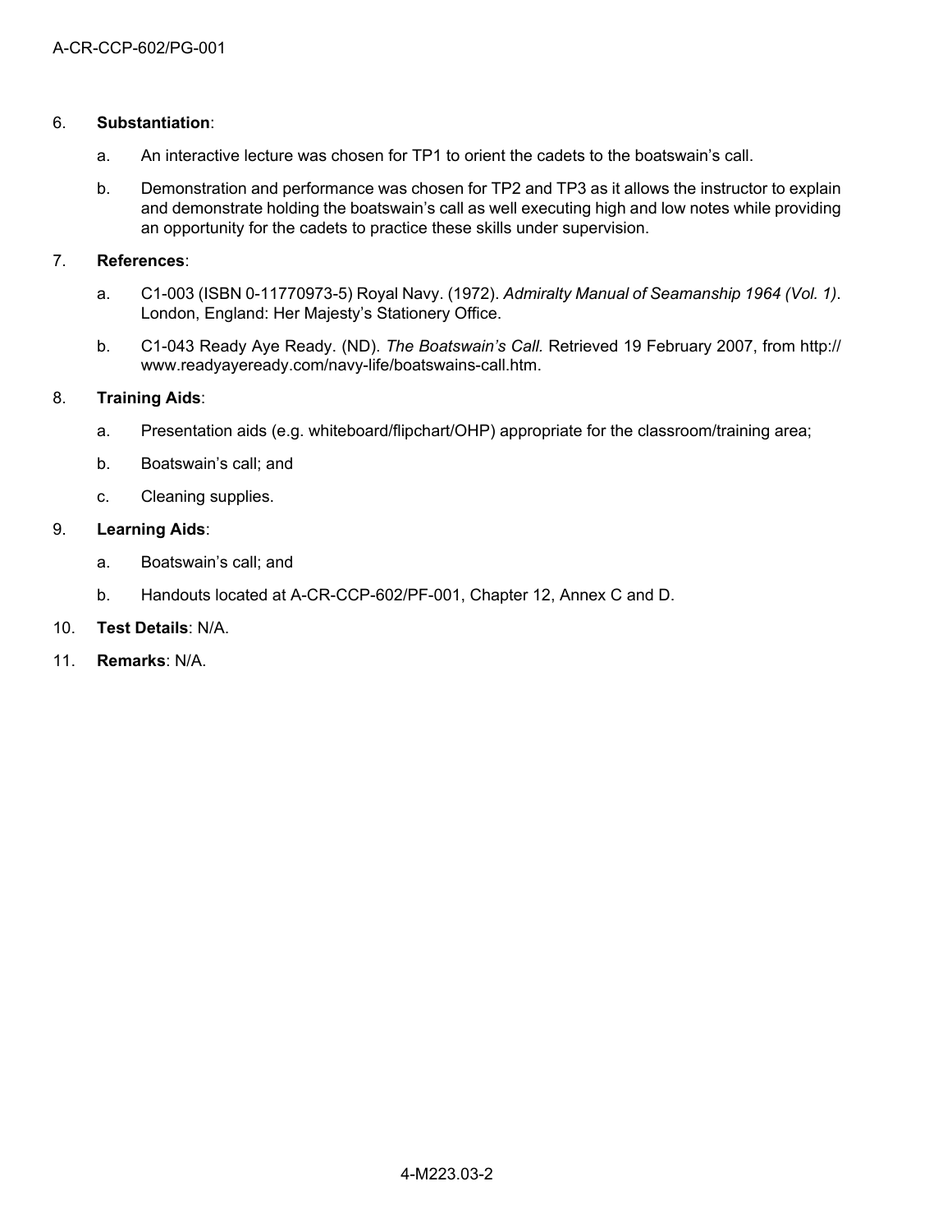6. **Substantiation**:

   a. An interactive lecture was chosen for TP1 to orient the cadets to the boatswain's call.

   b. Demonstration and performance was chosen for TP2 and TP3 as it allows the instructor to explain and demonstrate holding the boatswain's call as well executing high and low notes while providing an opportunity for the cadets to practice these skills under supervision.

7. **References**:

   a. C1-003 (ISBN 0-11770973-5) Royal Navy. (1972). *Admiralty Manual of Seamanship 1964 (Vol. 1)*. London, England: Her Majesty's Stationery Office.

   b. C1-043 Ready Aye Ready. (ND). *The Boatswain's Call.* Retrieved 19 February 2007, from http://www.readyayeready.com/navy-life/boatswains-call.htm.

8. **Training Aids**:

   a. Presentation aids (e.g. whiteboard/flipchart/OHP) appropriate for the classroom/training area;

   b. Boatswain's call; and

   c. Cleaning supplies.

9. **Learning Aids**:

   a. Boatswain's call; and

   b. Handouts located at A-CR-CCP-602/PF-001, Chapter 12, Annex C and D.

10. **Test Details**: N/A.

11. **Remarks**: N/A.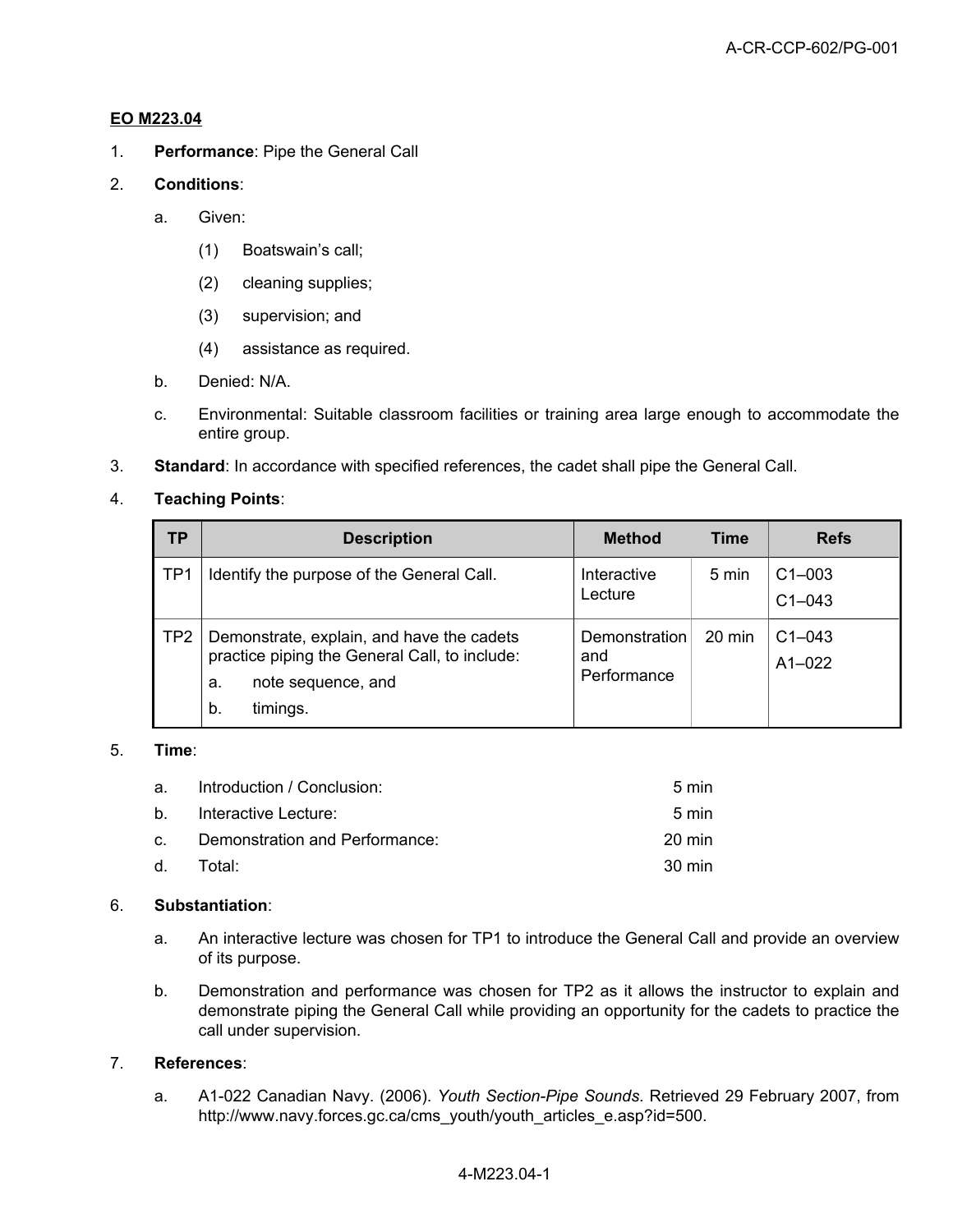**EO M223.04**

1. **Performance**: Pipe the General Call

2. **Conditions**:

   a. Given:

      (1) Boatswain's call;

      (2) cleaning supplies;

      (3) supervision; and

      (4) assistance as required.

   b. Denied: N/A.

   c. Environmental: Suitable classroom facilities or training area large enough to accommodate the entire group.

3. **Standard**: In accordance with specified references, the cadet shall pipe the General Call.

4. **Teaching Points**:

| TP | Description | Method | Time | Refs |
|---|---|---|---|---|
| TP1 | Identify the purpose of the General Call. | Interactive Lecture | 5 min | C1–003<br>C1–043 |
| TP2 | Demonstrate, explain, and have the cadets practice piping the General Call, to include:<br>a. note sequence, and<br>b. timings. | Demonstration and Performance | 20 min | C1–043<br>A1–022 |

5. **Time**:

   a. Introduction / Conclusion: 5 min

   b. Interactive Lecture: 5 min

   c. Demonstration and Performance: 20 min

   d. Total: 30 min

6. **Substantiation**:

   a. An interactive lecture was chosen for TP1 to introduce the General Call and provide an overview of its purpose.

   b. Demonstration and performance was chosen for TP2 as it allows the instructor to explain and demonstrate piping the General Call while providing an opportunity for the cadets to practice the call under supervision.

7. **References**:

   a. A1-022 Canadian Navy. (2006). *Youth Section-Pipe Sounds*. Retrieved 29 February 2007, from http://www.navy.forces.gc.ca/cms_youth/youth_articles_e.asp?id=500.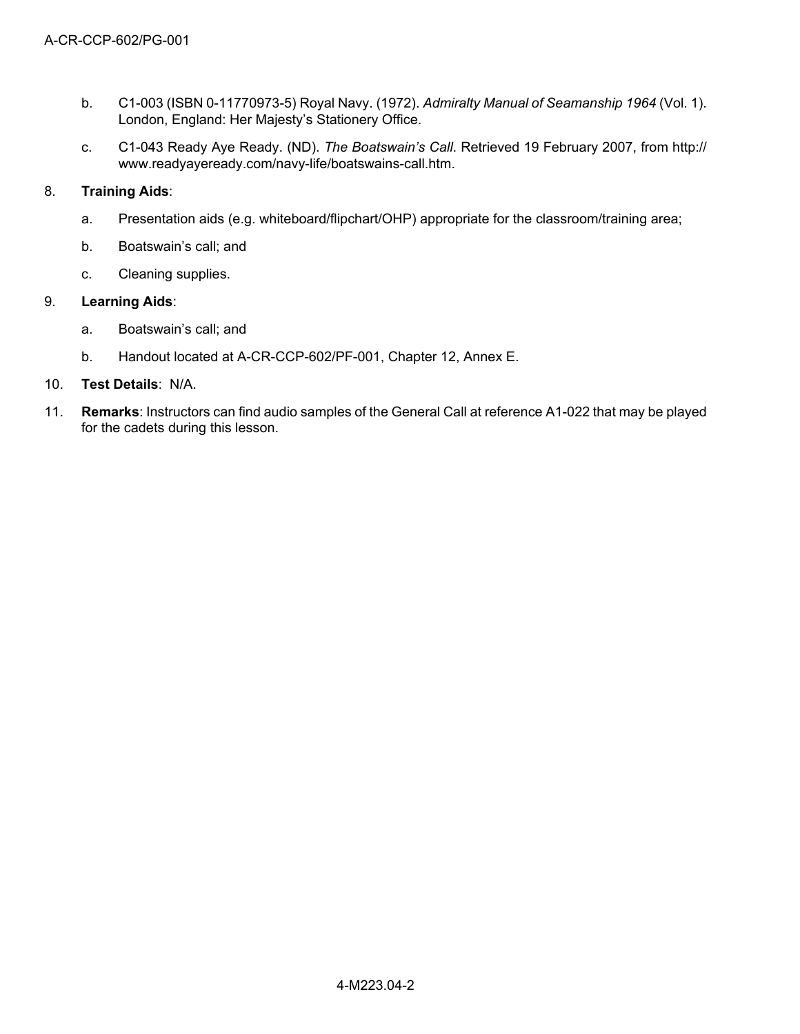b. C1-003 (ISBN 0-11770973-5) Royal Navy. (1972). *Admiralty Manual of Seamanship 1964* (Vol. 1). London, England: Her Majesty's Stationery Office.

c. C1-043 Ready Aye Ready. (ND). *The Boatswain's Call*. Retrieved 19 February 2007, from http://www.readyayeready.com/navy-life/boatswains-call.htm.

8. **Training Aids**:

   a. Presentation aids (e.g. whiteboard/flipchart/OHP) appropriate for the classroom/training area;

   b. Boatswain's call; and

   c. Cleaning supplies.

9. **Learning Aids**:

   a. Boatswain's call; and

   b. Handout located at A-CR-CCP-602/PF-001, Chapter 12, Annex E.

10. **Test Details**: N/A.

11. **Remarks**: Instructors can find audio samples of the General Call at reference A1-022 that may be played for the cadets during this lesson.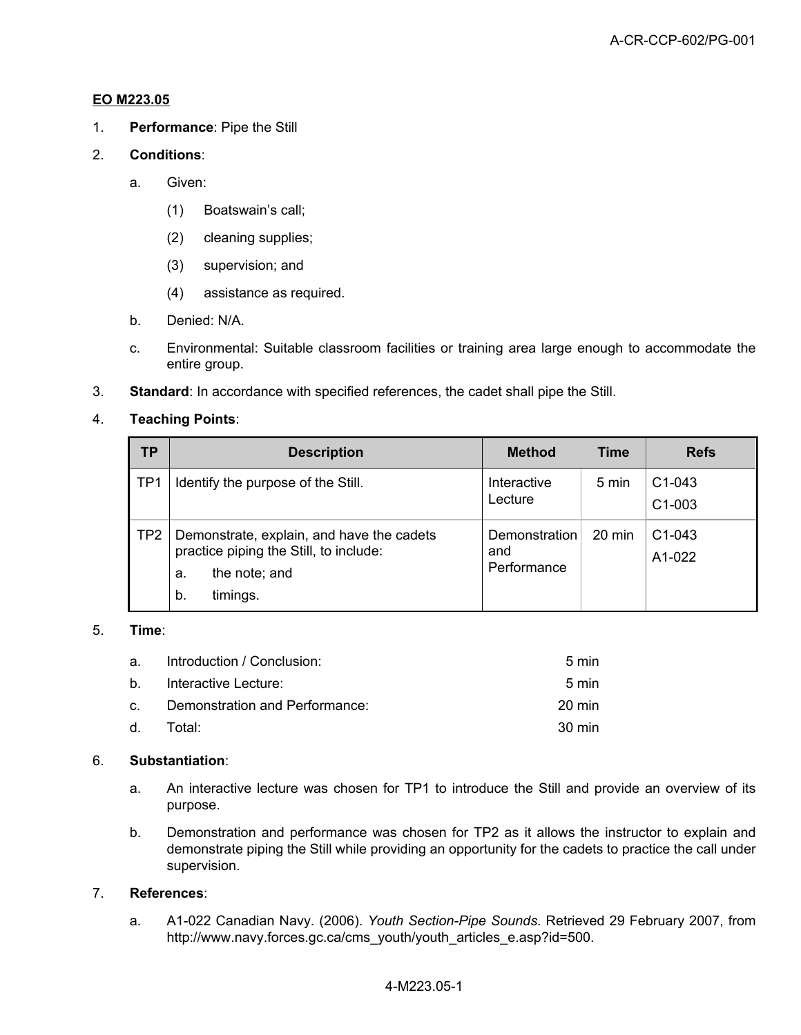**EO M223.05**

1. **Performance**: Pipe the Still

2. **Conditions**:

   a. Given:

      (1) Boatswain's call;

      (2) cleaning supplies;

      (3) supervision; and

      (4) assistance as required.

   b. Denied: N/A.

   c. Environmental: Suitable classroom facilities or training area large enough to accommodate the entire group.

3. **Standard**: In accordance with specified references, the cadet shall pipe the Still.

4. **Teaching Points**:

| TP | Description | Method | Time | Refs |
|---|---|---|---|---|
| TP1 | Identify the purpose of the Still. | Interactive Lecture | 5 min | C1-043<br>C1-003 |
| TP2 | Demonstrate, explain, and have the cadets practice piping the Still, to include:<br>a. the note; and<br>b. timings. | Demonstration and Performance | 20 min | C1-043<br>A1-022 |

5. **Time**:

   a. Introduction / Conclusion: 5 min

   b. Interactive Lecture: 5 min

   c. Demonstration and Performance: 20 min

   d. Total: 30 min

6. **Substantiation**:

   a. An interactive lecture was chosen for TP1 to introduce the Still and provide an overview of its purpose.

   b. Demonstration and performance was chosen for TP2 as it allows the instructor to explain and demonstrate piping the Still while providing an opportunity for the cadets to practice the call under supervision.

7. **References**:

   a. A1-022 Canadian Navy. (2006). *Youth Section-Pipe Sounds*. Retrieved 29 February 2007, from http://www.navy.forces.gc.ca/cms_youth/youth_articles_e.asp?id=500.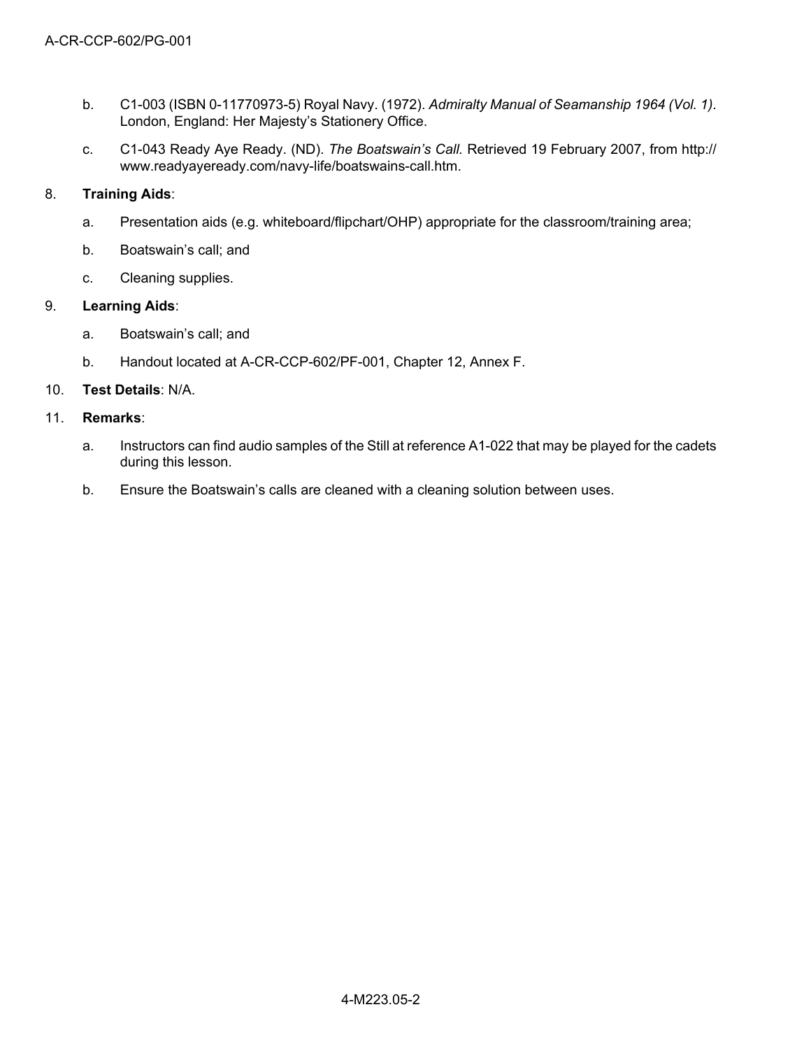b. C1-003 (ISBN 0-11770973-5) Royal Navy. (1972). *Admiralty Manual of Seamanship 1964 (Vol. 1)*. London, England: Her Majesty's Stationery Office.

c. C1-043 Ready Aye Ready. (ND). *The Boatswain's Call.* Retrieved 19 February 2007, from http://www.readyayeready.com/navy-life/boatswains-call.htm.

8. **Training Aids**:

   a. Presentation aids (e.g. whiteboard/flipchart/OHP) appropriate for the classroom/training area;

   b. Boatswain's call; and

   c. Cleaning supplies.

9. **Learning Aids**:

   a. Boatswain's call; and

   b. Handout located at A-CR-CCP-602/PF-001, Chapter 12, Annex F.

10. **Test Details**: N/A.

11. **Remarks**:

    a. Instructors can find audio samples of the Still at reference A1-022 that may be played for the cadets during this lesson.

    b. Ensure the Boatswain's calls are cleaned with a cleaning solution between uses.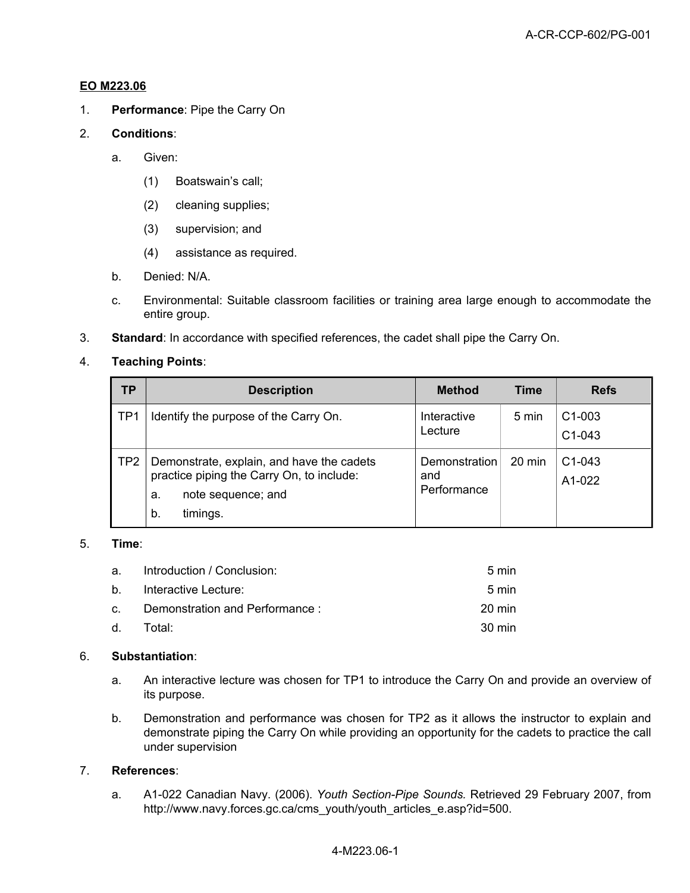## EO M223.06

1. **Performance**: Pipe the Carry On

2. **Conditions**:

   a. Given:

      (1) Boatswain's call;

      (2) cleaning supplies;

      (3) supervision; and

      (4) assistance as required.

   b. Denied: N/A.

   c. Environmental: Suitable classroom facilities or training area large enough to accommodate the entire group.

3. **Standard**: In accordance with specified references, the cadet shall pipe the Carry On.

4. **Teaching Points**:

| TP | Description | Method | Time | Refs |
|---|---|---|---|---|
| TP1 | Identify the purpose of the Carry On. | Interactive Lecture | 5 min | C1-003<br>C1-043 |
| TP2 | Demonstrate, explain, and have the cadets practice piping the Carry On, to include:<br>a. note sequence; and<br>b. timings. | Demonstration and Performance | 20 min | C1-043<br>A1-022 |

5. **Time**:

| | | |
|---|---|---|
| a. | Introduction / Conclusion: | 5 min |
| b. | Interactive Lecture: | 5 min |
| c. | Demonstration and Performance : | 20 min |
| d. | Total: | 30 min |

6. **Substantiation**:

   a. An interactive lecture was chosen for TP1 to introduce the Carry On and provide an overview of its purpose.

   b. Demonstration and performance was chosen for TP2 as it allows the instructor to explain and demonstrate piping the Carry On while providing an opportunity for the cadets to practice the call under supervision

7. **References**:

   a. A1-022 Canadian Navy. (2006). *Youth Section-Pipe Sounds.* Retrieved 29 February 2007, from http://www.navy.forces.gc.ca/cms_youth/youth_articles_e.asp?id=500.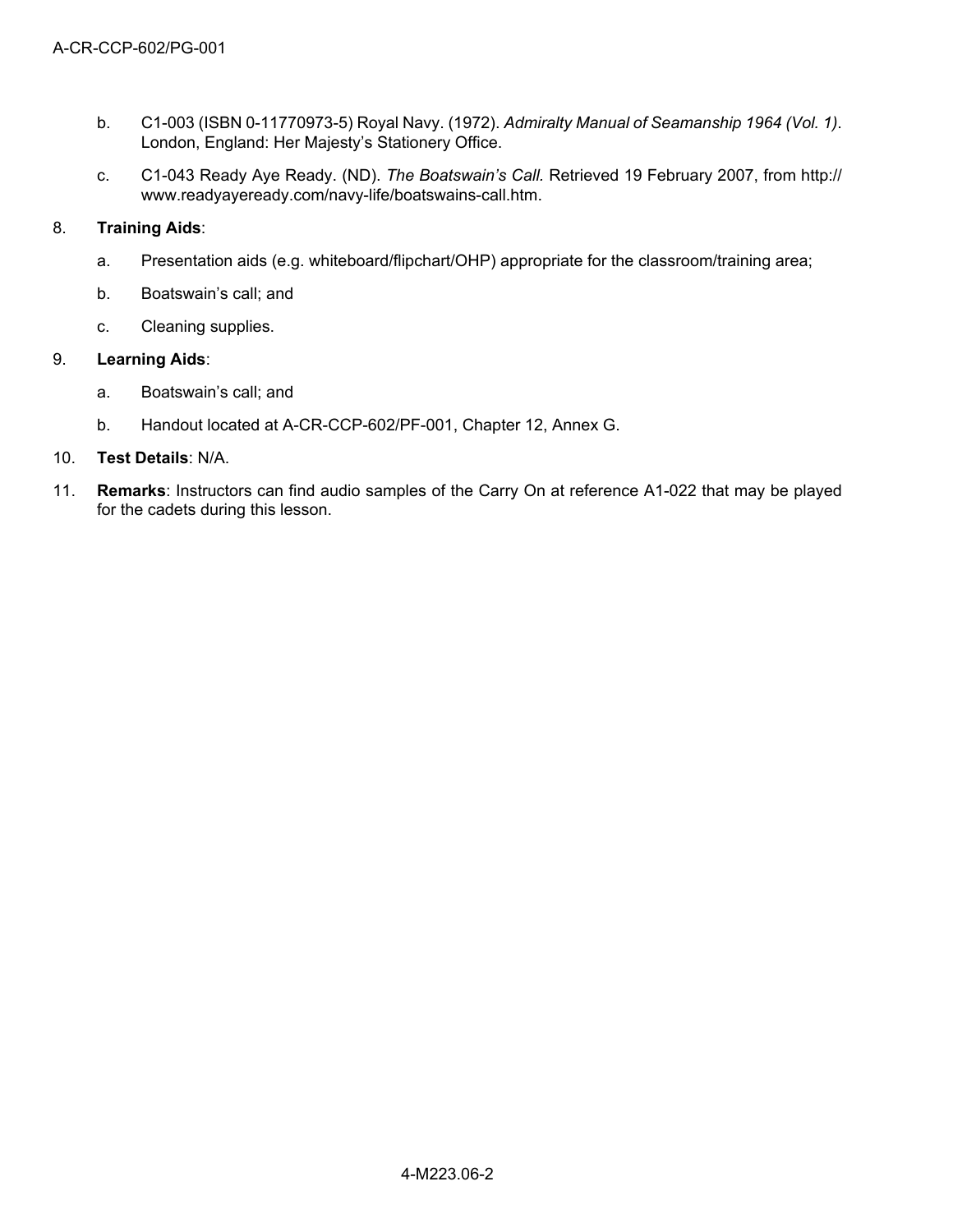b. C1-003 (ISBN 0-11770973-5) Royal Navy. (1972). *Admiralty Manual of Seamanship 1964 (Vol. 1)*. London, England: Her Majesty's Stationery Office.

c. C1-043 Ready Aye Ready. (ND). *The Boatswain's Call.* Retrieved 19 February 2007, from http://www.readyayeready.com/navy-life/boatswains-call.htm.

8. **Training Aids**:

   a. Presentation aids (e.g. whiteboard/flipchart/OHP) appropriate for the classroom/training area;

   b. Boatswain's call; and

   c. Cleaning supplies.

9. **Learning Aids**:

   a. Boatswain's call; and

   b. Handout located at A-CR-CCP-602/PF-001, Chapter 12, Annex G.

10. **Test Details**: N/A.

11. **Remarks**: Instructors can find audio samples of the Carry On at reference A1-022 that may be played for the cadets during this lesson.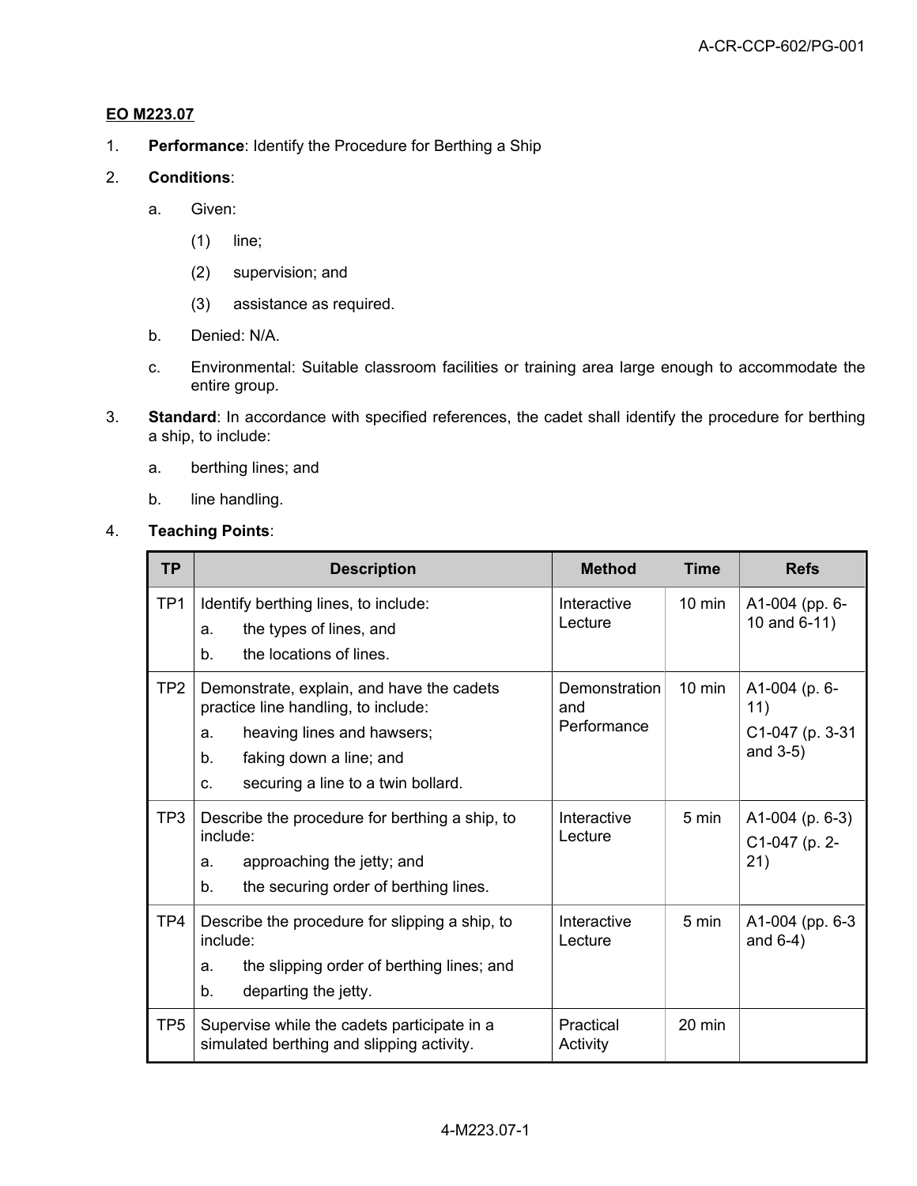**EO M223.07**

1. **Performance**: Identify the Procedure for Berthing a Ship

2. **Conditions**:

   a. Given:

      (1) line;

      (2) supervision; and

      (3) assistance as required.

   b. Denied: N/A.

   c. Environmental: Suitable classroom facilities or training area large enough to accommodate the entire group.

3. **Standard**: In accordance with specified references, the cadet shall identify the procedure for berthing a ship, to include:

   a. berthing lines; and

   b. line handling.

4. **Teaching Points**:

| TP | Description | Method | Time | Refs |
|---|---|---|---|---|
| TP1 | Identify berthing lines, to include:<br>a. the types of lines, and<br>b. the locations of lines. | Interactive Lecture | 10 min | A1-004 (pp. 6-10 and 6-11) |
| TP2 | Demonstrate, explain, and have the cadets practice line handling, to include:<br>a. heaving lines and hawsers;<br>b. faking down a line; and<br>c. securing a line to a twin bollard. | Demonstration and Performance | 10 min | A1-004 (p. 6-11)<br>C1-047 (p. 3-31 and 3-5) |
| TP3 | Describe the procedure for berthing a ship, to include:<br>a. approaching the jetty; and<br>b. the securing order of berthing lines. | Interactive Lecture | 5 min | A1-004 (p. 6-3)<br>C1-047 (p. 2-21) |
| TP4 | Describe the procedure for slipping a ship, to include:<br>a. the slipping order of berthing lines; and<br>b. departing the jetty. | Interactive Lecture | 5 min | A1-004 (pp. 6-3 and 6-4) |
| TP5 | Supervise while the cadets participate in a simulated berthing and slipping activity. | Practical Activity | 20 min | |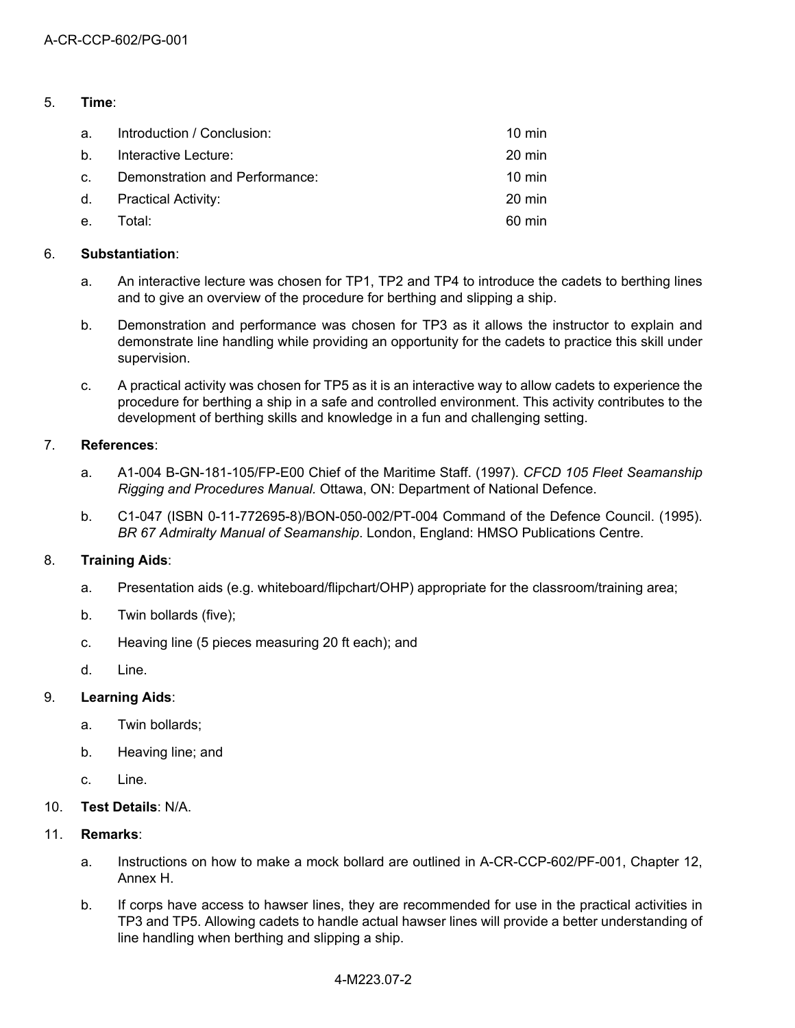5. **Time**:

| | | |
|---|---|---|
| a. | Introduction / Conclusion: | 10 min |
| b. | Interactive Lecture: | 20 min |
| c. | Demonstration and Performance: | 10 min |
| d. | Practical Activity: | 20 min |
| e. | Total: | 60 min |

6. **Substantiation**:

   a. An interactive lecture was chosen for TP1, TP2 and TP4 to introduce the cadets to berthing lines and to give an overview of the procedure for berthing and slipping a ship.

   b. Demonstration and performance was chosen for TP3 as it allows the instructor to explain and demonstrate line handling while providing an opportunity for the cadets to practice this skill under supervision.

   c. A practical activity was chosen for TP5 as it is an interactive way to allow cadets to experience the procedure for berthing a ship in a safe and controlled environment. This activity contributes to the development of berthing skills and knowledge in a fun and challenging setting.

7. **References**:

   a. A1-004 B-GN-181-105/FP-E00 Chief of the Maritime Staff. (1997). *CFCD 105 Fleet Seamanship Rigging and Procedures Manual*. Ottawa, ON: Department of National Defence.

   b. C1-047 (ISBN 0-11-772695-8)/BON-050-002/PT-004 Command of the Defence Council. (1995). *BR 67 Admiralty Manual of Seamanship*. London, England: HMSO Publications Centre.

8. **Training Aids**:

   a. Presentation aids (e.g. whiteboard/flipchart/OHP) appropriate for the classroom/training area;

   b. Twin bollards (five);

   c. Heaving line (5 pieces measuring 20 ft each); and

   d. Line.

9. **Learning Aids**:

   a. Twin bollards;

   b. Heaving line; and

   c. Line.

10. **Test Details**: N/A.

11. **Remarks**:

   a. Instructions on how to make a mock bollard are outlined in A-CR-CCP-602/PF-001, Chapter 12, Annex H.

   b. If corps have access to hawser lines, they are recommended for use in the practical activities in TP3 and TP5. Allowing cadets to handle actual hawser lines will provide a better understanding of line handling when berthing and slipping a ship.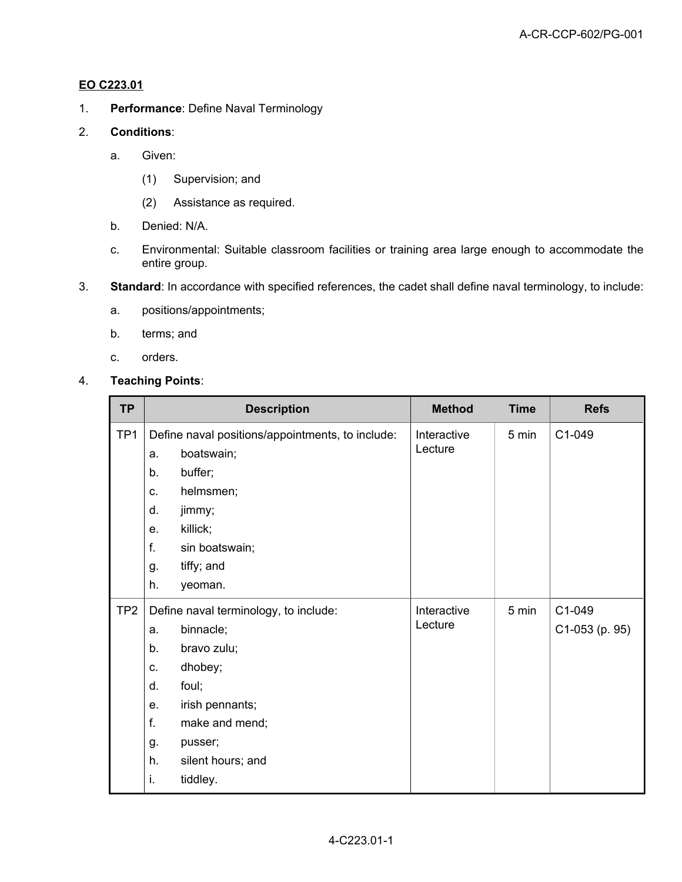**EO C223.01**

1. **Performance**: Define Naval Terminology

2. **Conditions**:

   a. Given:

      (1) Supervision; and

      (2) Assistance as required.

   b. Denied: N/A.

   c. Environmental: Suitable classroom facilities or training area large enough to accommodate the entire group.

3. **Standard**: In accordance with specified references, the cadet shall define naval terminology, to include:

   a. positions/appointments;

   b. terms; and

   c. orders.

4. **Teaching Points**:

| TP | Description | Method | Time | Refs |
|---|---|---|---|---|
| TP1 | Define naval positions/appointments, to include:<br>a. boatswain;<br>b. buffer;<br>c. helmsmen;<br>d. jimmy;<br>e. killick;<br>f. sin boatswain;<br>g. tiffy; and<br>h. yeoman. | Interactive Lecture | 5 min | C1-049 |
| TP2 | Define naval terminology, to include:<br>a. binnacle;<br>b. bravo zulu;<br>c. dhobey;<br>d. foul;<br>e. irish pennants;<br>f. make and mend;<br>g. pusser;<br>h. silent hours; and<br>i. tiddley. | Interactive Lecture | 5 min | C1-049<br>C1-053 (p. 95) |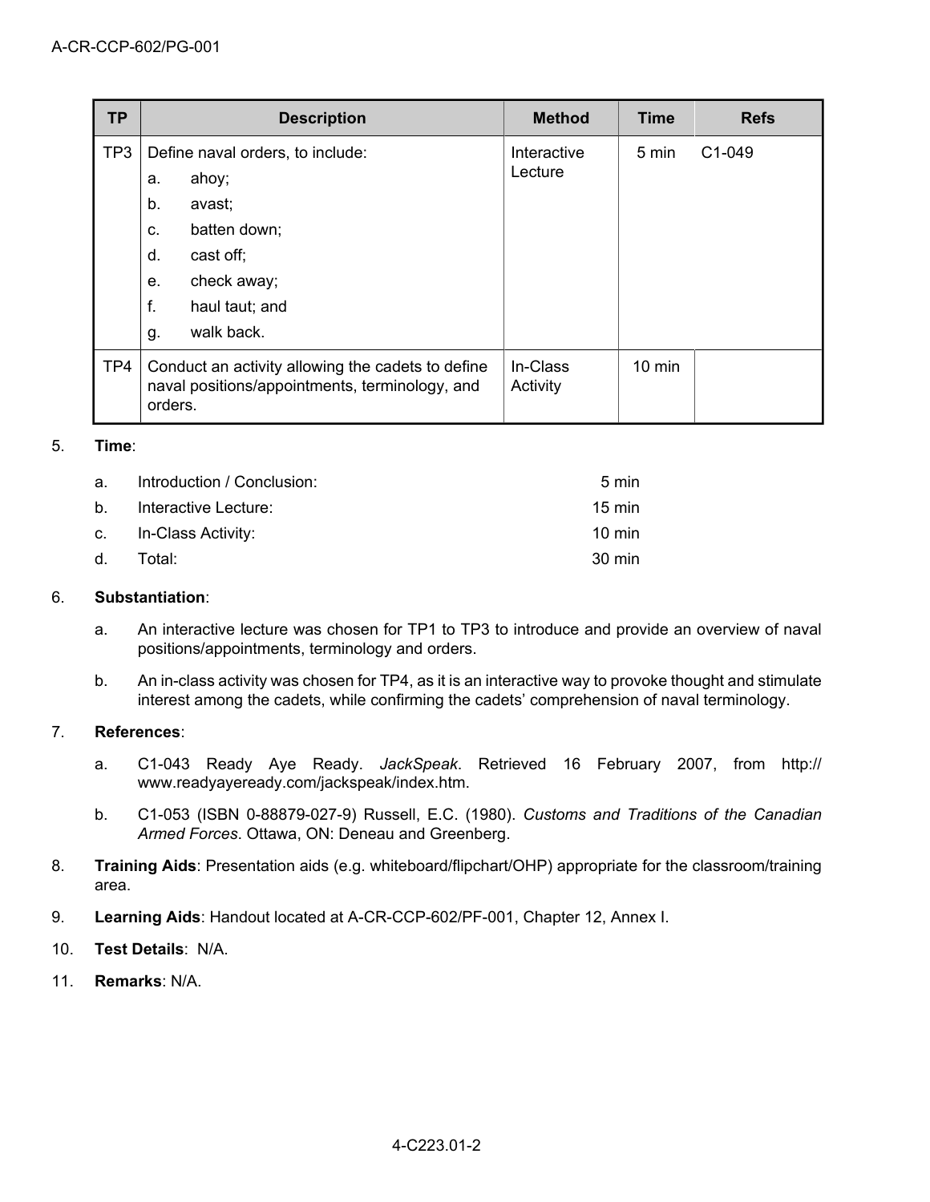| TP | Description | Method | Time | Refs |
|---|---|---|---|---|
| TP3 | Define naval orders, to include:<br>a. ahoy;<br>b. avast;<br>c. batten down;<br>d. cast off;<br>e. check away;<br>f. haul taut; and<br>g. walk back. | Interactive Lecture | 5 min | C1-049 |
| TP4 | Conduct an activity allowing the cadets to define naval positions/appointments, terminology, and orders. | In-Class Activity | 10 min | |

5. **Time**:

   a. Introduction / Conclusion: 5 min

   b. Interactive Lecture: 15 min

   c. In-Class Activity: 10 min

   d. Total: 30 min

6. **Substantiation**:

   a. An interactive lecture was chosen for TP1 to TP3 to introduce and provide an overview of naval positions/appointments, terminology and orders.

   b. An in-class activity was chosen for TP4, as it is an interactive way to provoke thought and stimulate interest among the cadets, while confirming the cadets' comprehension of naval terminology.

7. **References**:

   a. C1-043 Ready Aye Ready. *JackSpeak*. Retrieved 16 February 2007, from http://www.readyayeready.com/jackspeak/index.htm.

   b. C1-053 (ISBN 0-88879-027-9) Russell, E.C. (1980). *Customs and Traditions of the Canadian Armed Forces*. Ottawa, ON: Deneau and Greenberg.

8. **Training Aids**: Presentation aids (e.g. whiteboard/flipchart/OHP) appropriate for the classroom/training area.

9. **Learning Aids**: Handout located at A-CR-CCP-602/PF-001, Chapter 12, Annex I.

10. **Test Details**: N/A.

11. **Remarks**: N/A.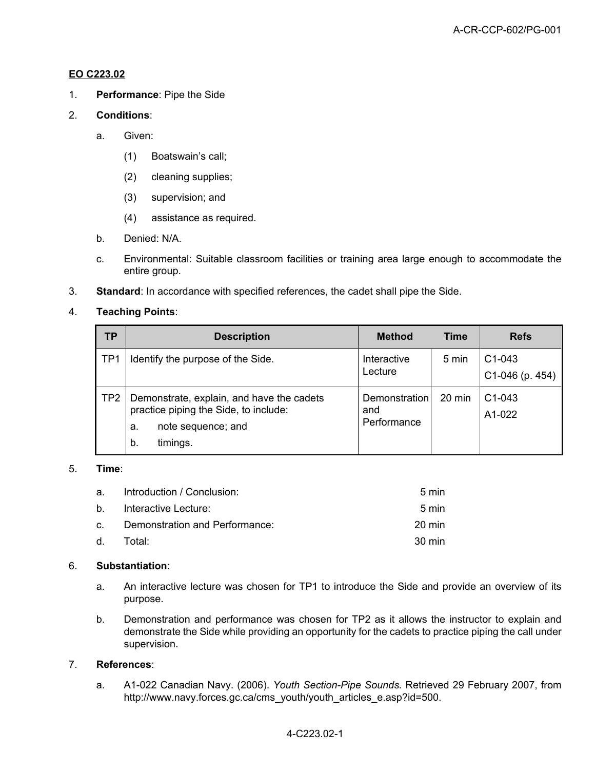**EO C223.02**

1. **Performance**: Pipe the Side

2. **Conditions**:

   a. Given:

      (1) Boatswain's call;

      (2) cleaning supplies;

      (3) supervision; and

      (4) assistance as required.

   b. Denied: N/A.

   c. Environmental: Suitable classroom facilities or training area large enough to accommodate the entire group.

3. **Standard**: In accordance with specified references, the cadet shall pipe the Side.

4. **Teaching Points**:

| TP | Description | Method | Time | Refs |
|---|---|---|---|---|
| TP1 | Identify the purpose of the Side. | Interactive Lecture | 5 min | C1-043<br>C1-046 (p. 454) |
| TP2 | Demonstrate, explain, and have the cadets practice piping the Side, to include:<br>a. note sequence; and<br>b. timings. | Demonstration and Performance | 20 min | C1-043<br>A1-022 |

5. **Time**:

   a. Introduction / Conclusion: 5 min

   b. Interactive Lecture: 5 min

   c. Demonstration and Performance: 20 min

   d. Total: 30 min

6. **Substantiation**:

   a. An interactive lecture was chosen for TP1 to introduce the Side and provide an overview of its purpose.

   b. Demonstration and performance was chosen for TP2 as it allows the instructor to explain and demonstrate the Side while providing an opportunity for the cadets to practice piping the call under supervision.

7. **References**:

   a. A1-022 Canadian Navy. (2006). *Youth Section-Pipe Sounds.* Retrieved 29 February 2007, from http://www.navy.forces.gc.ca/cms_youth/youth_articles_e.asp?id=500.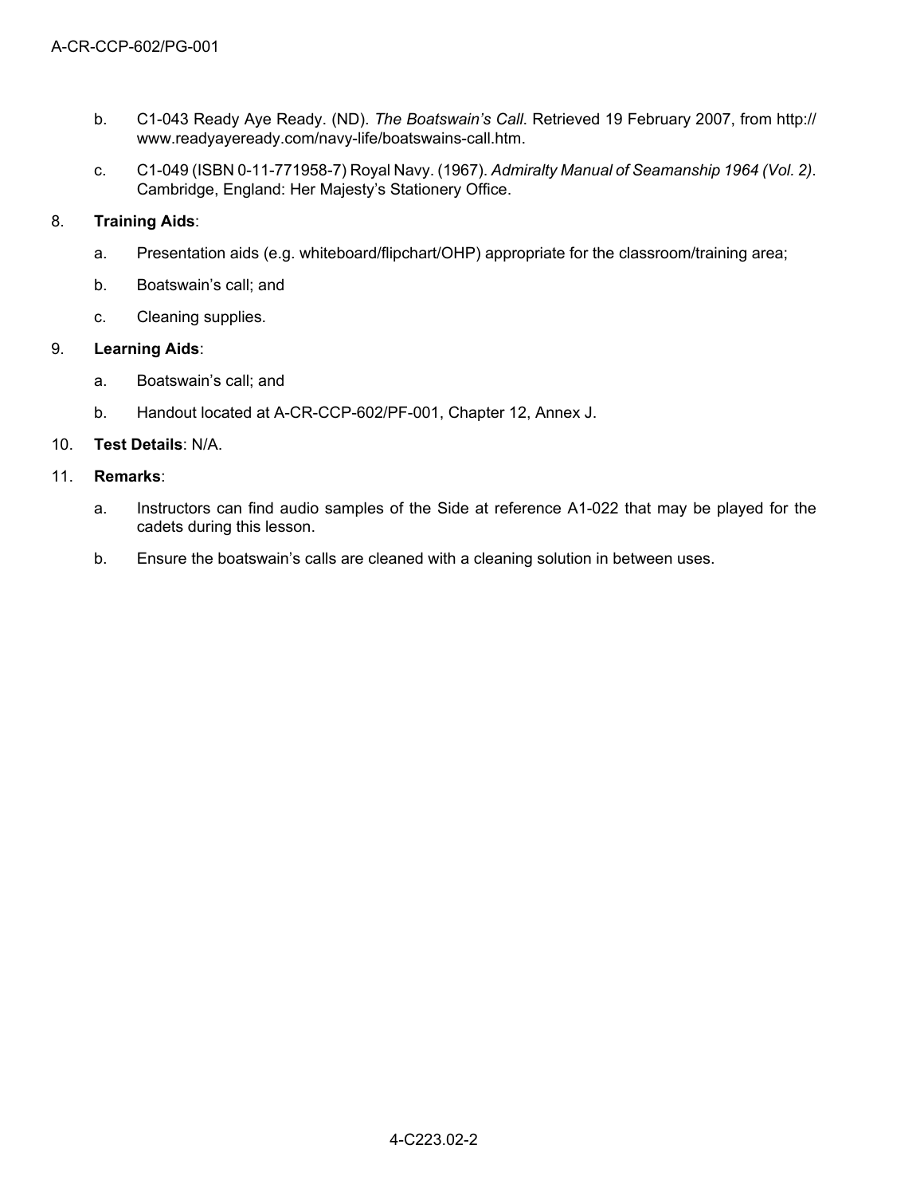b. C1-043 Ready Aye Ready. (ND). *The Boatswain's Call*. Retrieved 19 February 2007, from http://www.readyayeready.com/navy-life/boatswains-call.htm.

c. C1-049 (ISBN 0-11-771958-7) Royal Navy. (1967). *Admiralty Manual of Seamanship 1964 (Vol. 2)*. Cambridge, England: Her Majesty's Stationery Office.

8. **Training Aids**:

   a. Presentation aids (e.g. whiteboard/flipchart/OHP) appropriate for the classroom/training area;

   b. Boatswain's call; and

   c. Cleaning supplies.

9. **Learning Aids**:

   a. Boatswain's call; and

   b. Handout located at A-CR-CCP-602/PF-001, Chapter 12, Annex J.

10. **Test Details**: N/A.

11. **Remarks**:

   a. Instructors can find audio samples of the Side at reference A1-022 that may be played for the cadets during this lesson.

   b. Ensure the boatswain's calls are cleaned with a cleaning solution in between uses.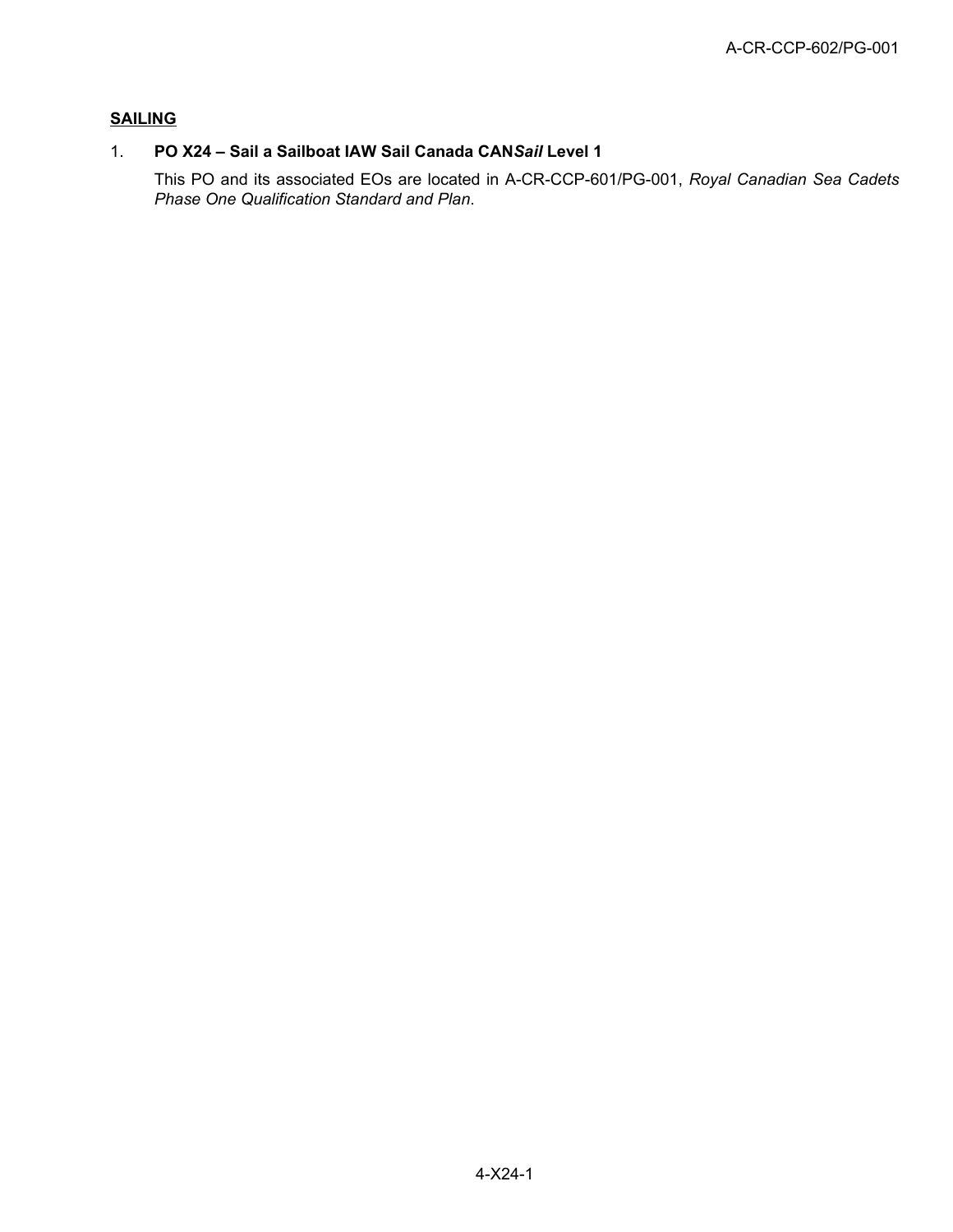## SAILING

1. **PO X24 – Sail a Sailboat IAW Sail Canada CAN*Sail* Level 1**

   This PO and its associated EOs are located in A-CR-CCP-601/PG-001, *Royal Canadian Sea Cadets Phase One Qualification Standard and Plan*.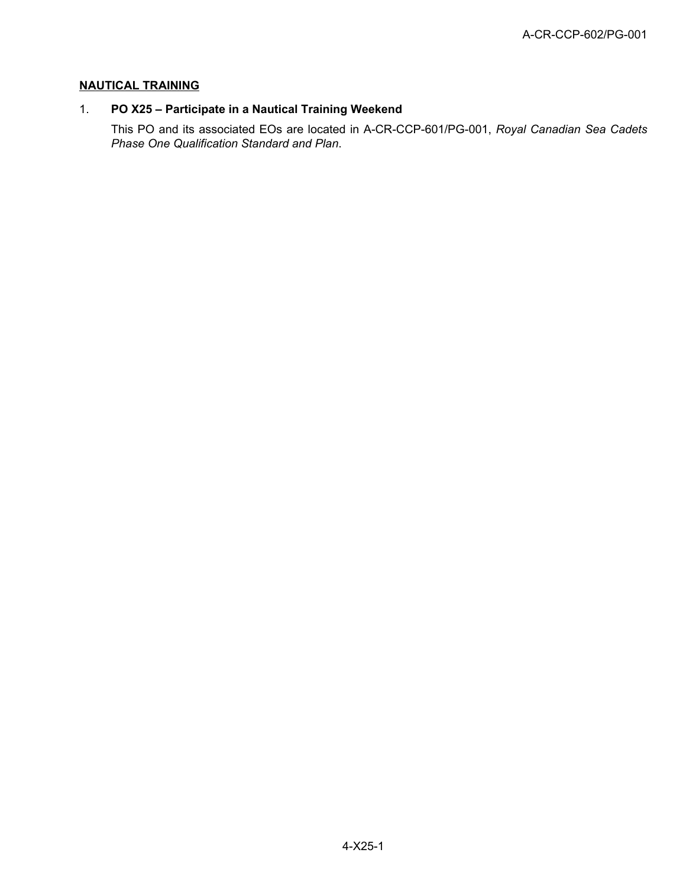**NAUTICAL TRAINING**

1. **PO X25 – Participate in a Nautical Training Weekend**

   This PO and its associated EOs are located in A-CR-CCP-601/PG-001, *Royal Canadian Sea Cadets Phase One Qualification Standard and Plan*.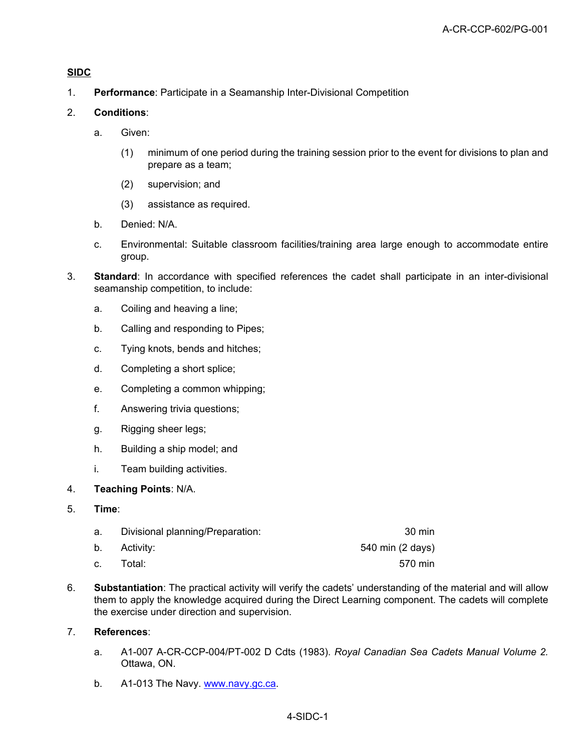**SIDC**

1. **Performance**: Participate in a Seamanship Inter-Divisional Competition

2. **Conditions**:

   a. Given:

      (1) minimum of one period during the training session prior to the event for divisions to plan and prepare as a team;

      (2) supervision; and

      (3) assistance as required.

   b. Denied: N/A.

   c. Environmental: Suitable classroom facilities/training area large enough to accommodate entire group.

3. **Standard**: In accordance with specified references the cadet shall participate in an inter-divisional seamanship competition, to include:

   a. Coiling and heaving a line;

   b. Calling and responding to Pipes;

   c. Tying knots, bends and hitches;

   d. Completing a short splice;

   e. Completing a common whipping;

   f. Answering trivia questions;

   g. Rigging sheer legs;

   h. Building a ship model; and

   i. Team building activities.

4. **Teaching Points**: N/A.

5. **Time**:

   a. Divisional planning/Preparation: 30 min

   b. Activity: 540 min (2 days)

   c. Total: 570 min

6. **Substantiation**: The practical activity will verify the cadets' understanding of the material and will allow them to apply the knowledge acquired during the Direct Learning component. The cadets will complete the exercise under direction and supervision.

7. **References**:

   a. A1-007 A-CR-CCP-004/PT-002 D Cdts (1983). *Royal Canadian Sea Cadets Manual Volume 2.* Ottawa, ON.

   b. A1-013 The Navy. www.navy.gc.ca.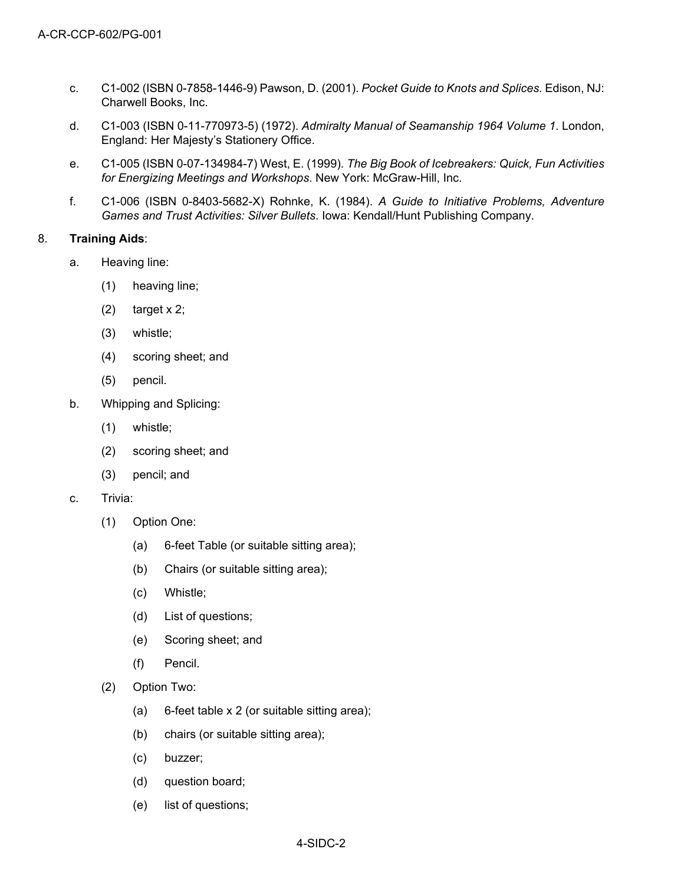c. C1-002 (ISBN 0-7858-1446-9) Pawson, D. (2001). *Pocket Guide to Knots and Splices*. Edison, NJ: Charwell Books, Inc.

d. C1-003 (ISBN 0-11-770973-5) (1972). *Admiralty Manual of Seamanship 1964 Volume 1*. London, England: Her Majesty's Stationery Office.

e. C1-005 (ISBN 0-07-134984-7) West, E. (1999). *The Big Book of Icebreakers: Quick, Fun Activities for Energizing Meetings and Workshops*. New York: McGraw-Hill, Inc.

f. C1-006 (ISBN 0-8403-5682-X) Rohnke, K. (1984). *A Guide to Initiative Problems, Adventure Games and Trust Activities: Silver Bullets*. Iowa: Kendall/Hunt Publishing Company.

8. **Training Aids**:

   a. Heaving line:

      (1) heaving line;

      (2) target x 2;

      (3) whistle;

      (4) scoring sheet; and

      (5) pencil.

   b. Whipping and Splicing:

      (1) whistle;

      (2) scoring sheet; and

      (3) pencil; and

   c. Trivia:

      (1) Option One:

         (a) 6-feet Table (or suitable sitting area);

         (b) Chairs (or suitable sitting area);

         (c) Whistle;

         (d) List of questions;

         (e) Scoring sheet; and

         (f) Pencil.

      (2) Option Two:

         (a) 6-feet table x 2 (or suitable sitting area);

         (b) chairs (or suitable sitting area);

         (c) buzzer;

         (d) question board;

         (e) list of questions;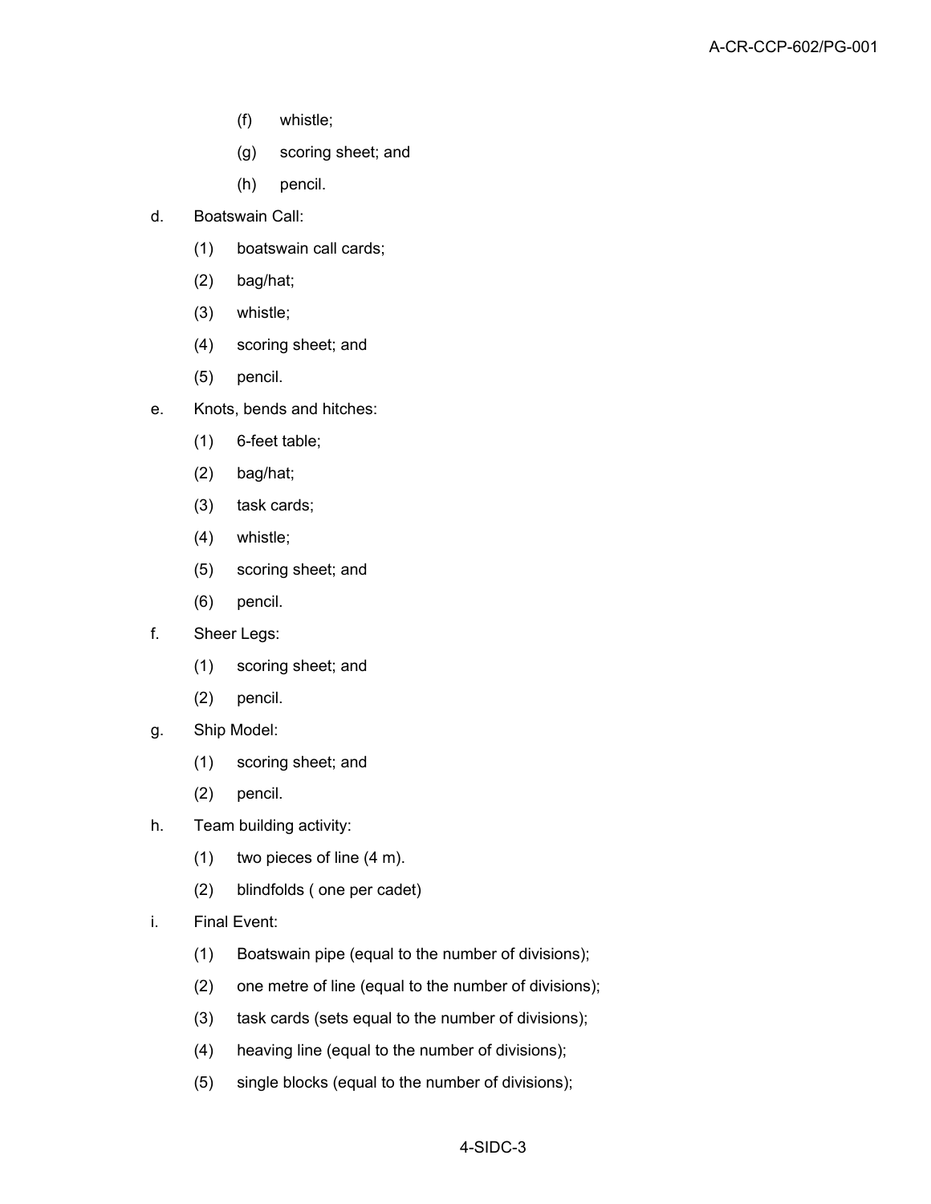(f) whistle;

(g) scoring sheet; and

(h) pencil.

d. Boatswain Call:

(1) boatswain call cards;

(2) bag/hat;

(3) whistle;

(4) scoring sheet; and

(5) pencil.

e. Knots, bends and hitches:

(1) 6-feet table;

(2) bag/hat;

(3) task cards;

(4) whistle;

(5) scoring sheet; and

(6) pencil.

f. Sheer Legs:

(1) scoring sheet; and

(2) pencil.

g. Ship Model:

(1) scoring sheet; and

(2) pencil.

h. Team building activity:

(1) two pieces of line (4 m).

(2) blindfolds ( one per cadet)

i. Final Event:

(1) Boatswain pipe (equal to the number of divisions);

(2) one metre of line (equal to the number of divisions);

(3) task cards (sets equal to the number of divisions);

(4) heaving line (equal to the number of divisions);

(5) single blocks (equal to the number of divisions);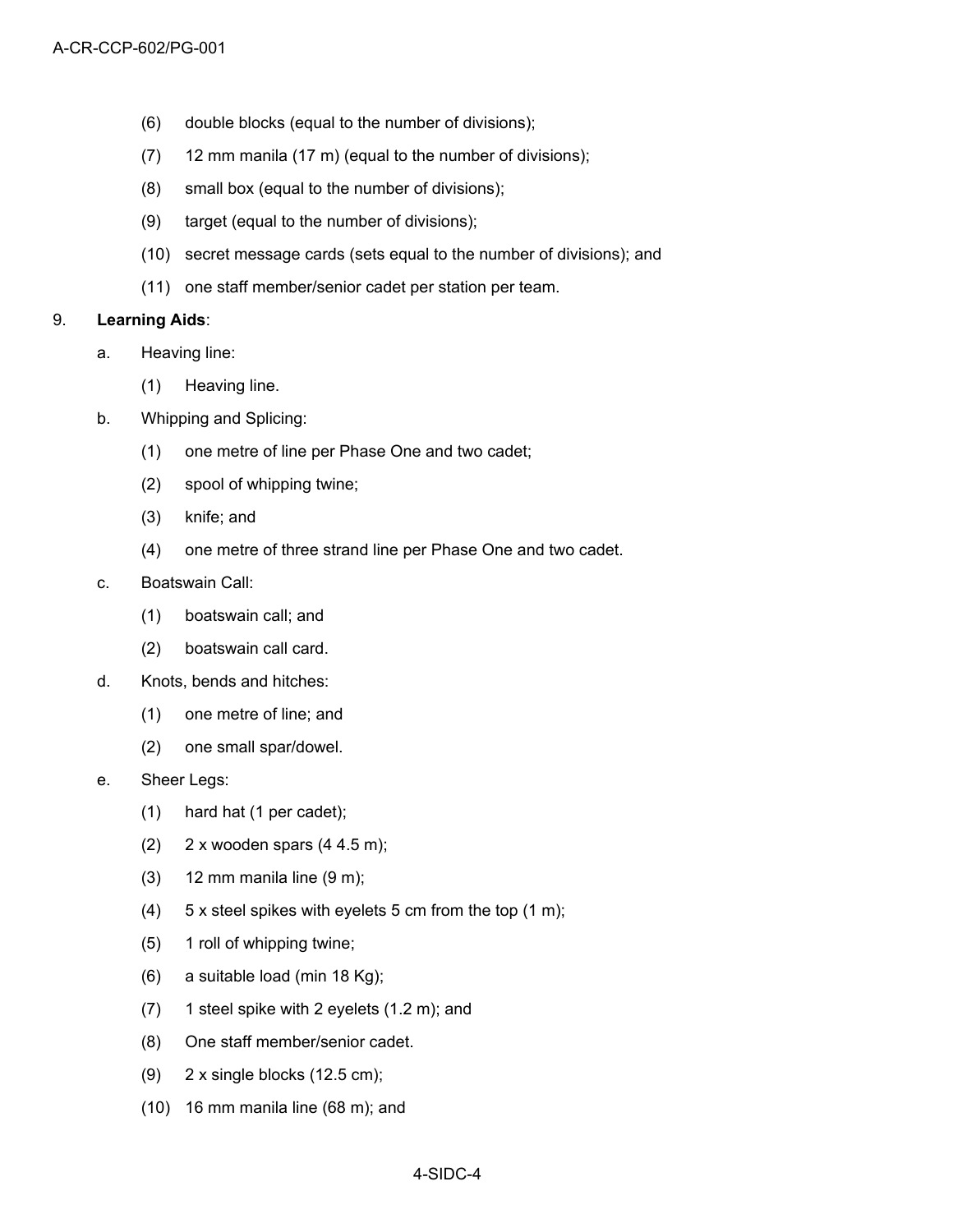(6) double blocks (equal to the number of divisions);

(7) 12 mm manila (17 m) (equal to the number of divisions);

(8) small box (equal to the number of divisions);

(9) target (equal to the number of divisions);

(10) secret message cards (sets equal to the number of divisions); and

(11) one staff member/senior cadet per station per team.

9. **Learning Aids**:

a. Heaving line:

(1) Heaving line.

b. Whipping and Splicing:

(1) one metre of line per Phase One and two cadet;

(2) spool of whipping twine;

(3) knife; and

(4) one metre of three strand line per Phase One and two cadet.

c. Boatswain Call:

(1) boatswain call; and

(2) boatswain call card.

d. Knots, bends and hitches:

(1) one metre of line; and

(2) one small spar/dowel.

e. Sheer Legs:

(1) hard hat (1 per cadet);

(2) 2 x wooden spars (4 4.5 m);

(3) 12 mm manila line (9 m);

(4) 5 x steel spikes with eyelets 5 cm from the top (1 m);

(5) 1 roll of whipping twine;

(6) a suitable load (min 18 Kg);

(7) 1 steel spike with 2 eyelets (1.2 m); and

(8) One staff member/senior cadet.

(9) 2 x single blocks (12.5 cm);

(10) 16 mm manila line (68 m); and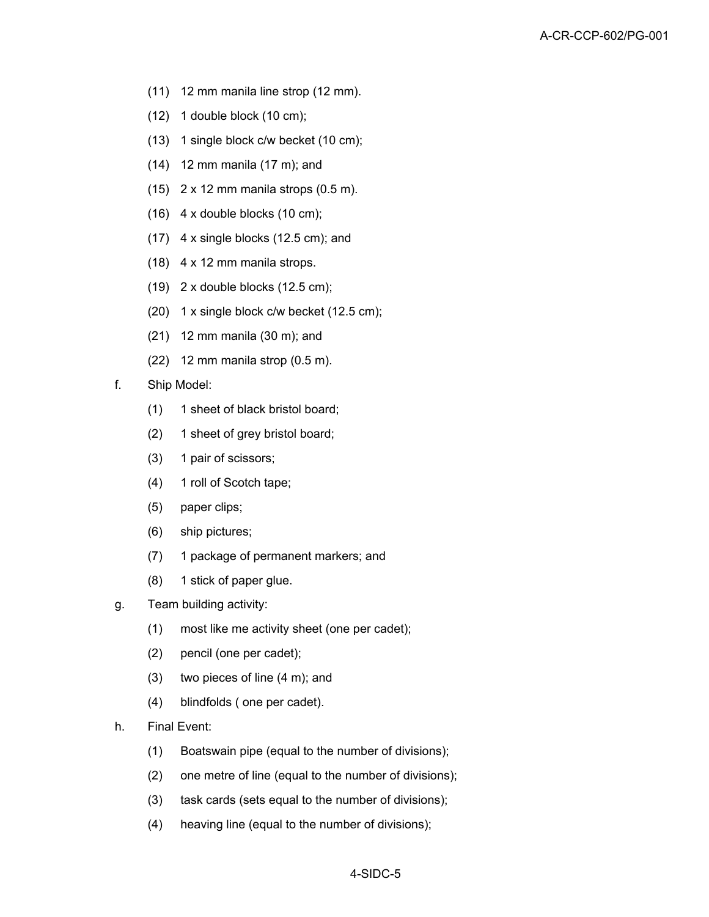(11) 12 mm manila line strop (12 mm).

(12) 1 double block (10 cm);

(13) 1 single block c/w becket (10 cm);

(14) 12 mm manila (17 m); and

(15) 2 x 12 mm manila strops (0.5 m).

(16) 4 x double blocks (10 cm);

(17) 4 x single blocks (12.5 cm); and

(18) 4 x 12 mm manila strops.

(19) 2 x double blocks (12.5 cm);

(20) 1 x single block c/w becket (12.5 cm);

(21) 12 mm manila (30 m); and

(22) 12 mm manila strop (0.5 m).

f. Ship Model:

(1) 1 sheet of black bristol board;

(2) 1 sheet of grey bristol board;

(3) 1 pair of scissors;

(4) 1 roll of Scotch tape;

(5) paper clips;

(6) ship pictures;

(7) 1 package of permanent markers; and

(8) 1 stick of paper glue.

g. Team building activity:

(1) most like me activity sheet (one per cadet);

(2) pencil (one per cadet);

(3) two pieces of line (4 m); and

(4) blindfolds ( one per cadet).

h. Final Event:

(1) Boatswain pipe (equal to the number of divisions);

(2) one metre of line (equal to the number of divisions);

(3) task cards (sets equal to the number of divisions);

(4) heaving line (equal to the number of divisions);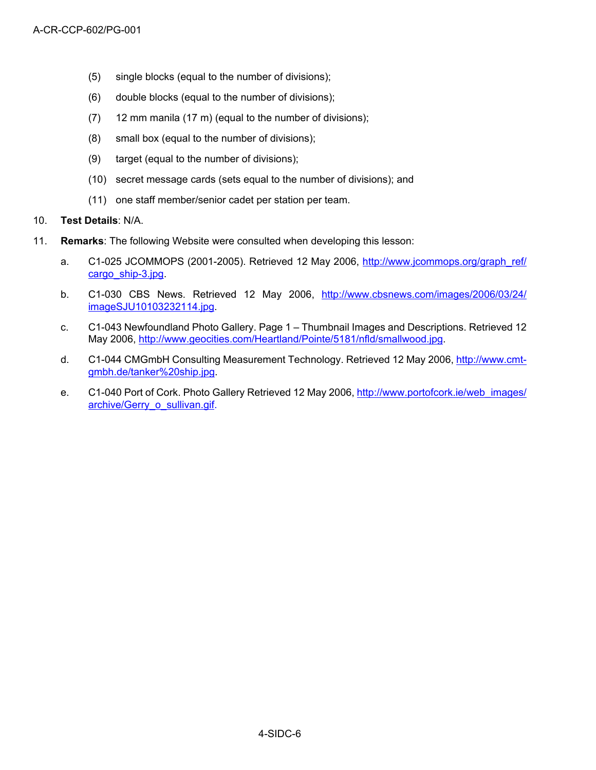(5) single blocks (equal to the number of divisions);

(6) double blocks (equal to the number of divisions);

(7) 12 mm manila (17 m) (equal to the number of divisions);

(8) small box (equal to the number of divisions);

(9) target (equal to the number of divisions);

(10) secret message cards (sets equal to the number of divisions); and

(11) one staff member/senior cadet per station per team.

10. **Test Details**: N/A.

11. **Remarks**: The following Website were consulted when developing this lesson:

a. C1-025 JCOMMOPS (2001-2005). Retrieved 12 May 2006, http://www.jcommops.org/graph_ref/cargo_ship-3.jpg.

b. C1-030 CBS News. Retrieved 12 May 2006, http://www.cbsnews.com/images/2006/03/24/imageSJU10103232114.jpg.

c. C1-043 Newfoundland Photo Gallery. Page 1 – Thumbnail Images and Descriptions. Retrieved 12 May 2006, http://www.geocities.com/Heartland/Pointe/5181/nfld/smallwood.jpg.

d. C1-044 CMGmbH Consulting Measurement Technology. Retrieved 12 May 2006, http://www.cmt-gmbh.de/tanker%20ship.jpg.

e. C1-040 Port of Cork. Photo Gallery Retrieved 12 May 2006, http://www.portofcork.ie/web_images/archive/Gerry_o_sullivan.gif.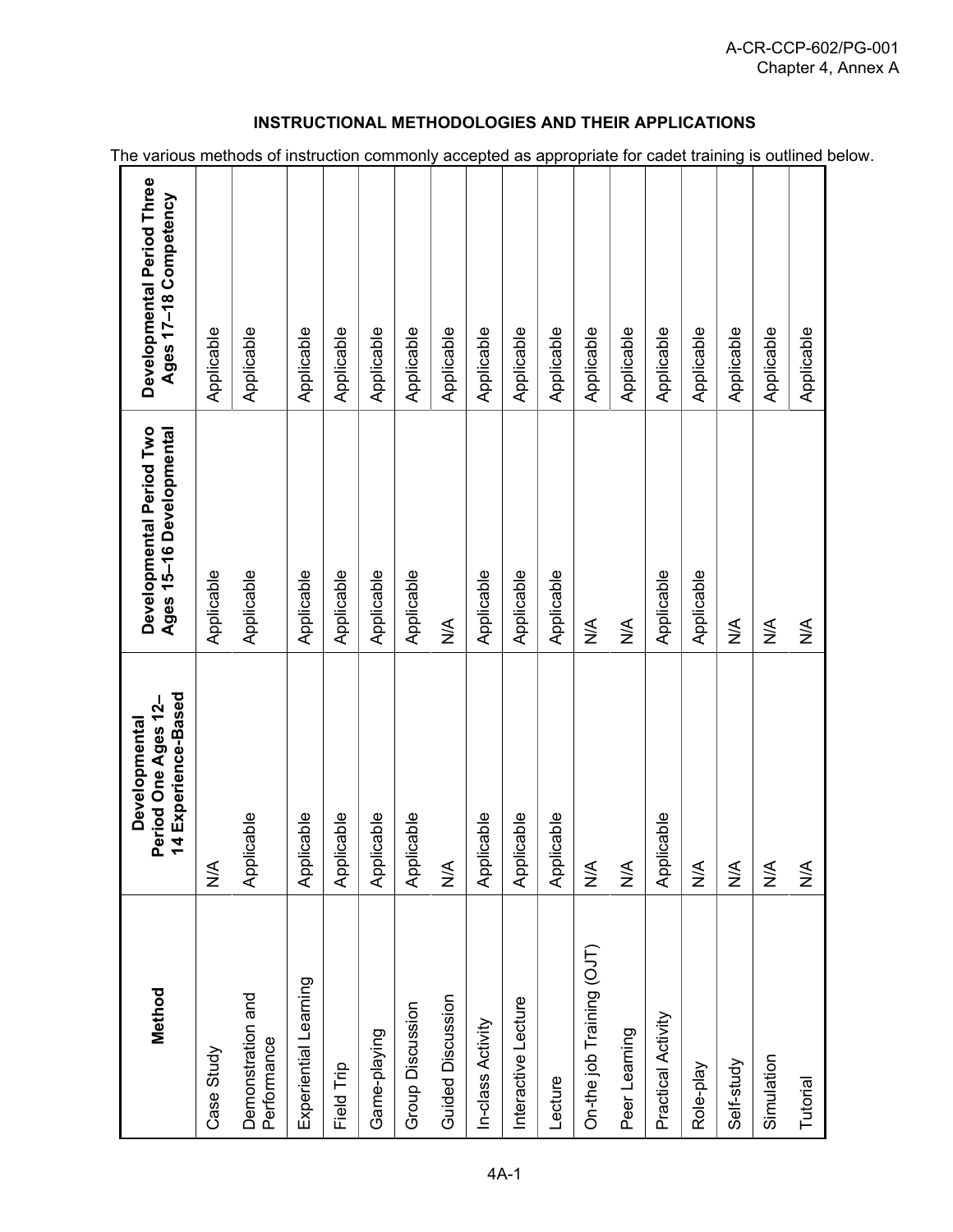## INSTRUCTIONAL METHODOLOGIES AND THEIR APPLICATIONS

The various methods of instruction commonly accepted as appropriate for cadet training is outlined below.

| Method | Developmental Period One Ages 12–14 Experience-Based | Developmental Period Two Ages 15–16 Developmental | Developmental Period Three Ages 17–18 Competency |
|---|---|---|---|
| Case Study | N/A | Applicable | Applicable |
| Demonstration and Performance | Applicable | Applicable | Applicable |
| Experiential Learning | Applicable | Applicable | Applicable |
| Field Trip | Applicable | Applicable | Applicable |
| Game-playing | Applicable | Applicable | Applicable |
| Group Discussion | Applicable | Applicable | Applicable |
| Guided Discussion | N/A | N/A | Applicable |
| In-class Activity | Applicable | Applicable | Applicable |
| Interactive Lecture | Applicable | Applicable | Applicable |
| Lecture | Applicable | Applicable | Applicable |
| On-the job Training (OJT) | N/A | N/A | Applicable |
| Peer Learning | N/A | N/A | Applicable |
| Practical Activity | Applicable | Applicable | Applicable |
| Role-play | N/A | Applicable | Applicable |
| Self-study | N/A | N/A | Applicable |
| Simulation | N/A | N/A | Applicable |
| Tutorial | N/A | N/A | Applicable |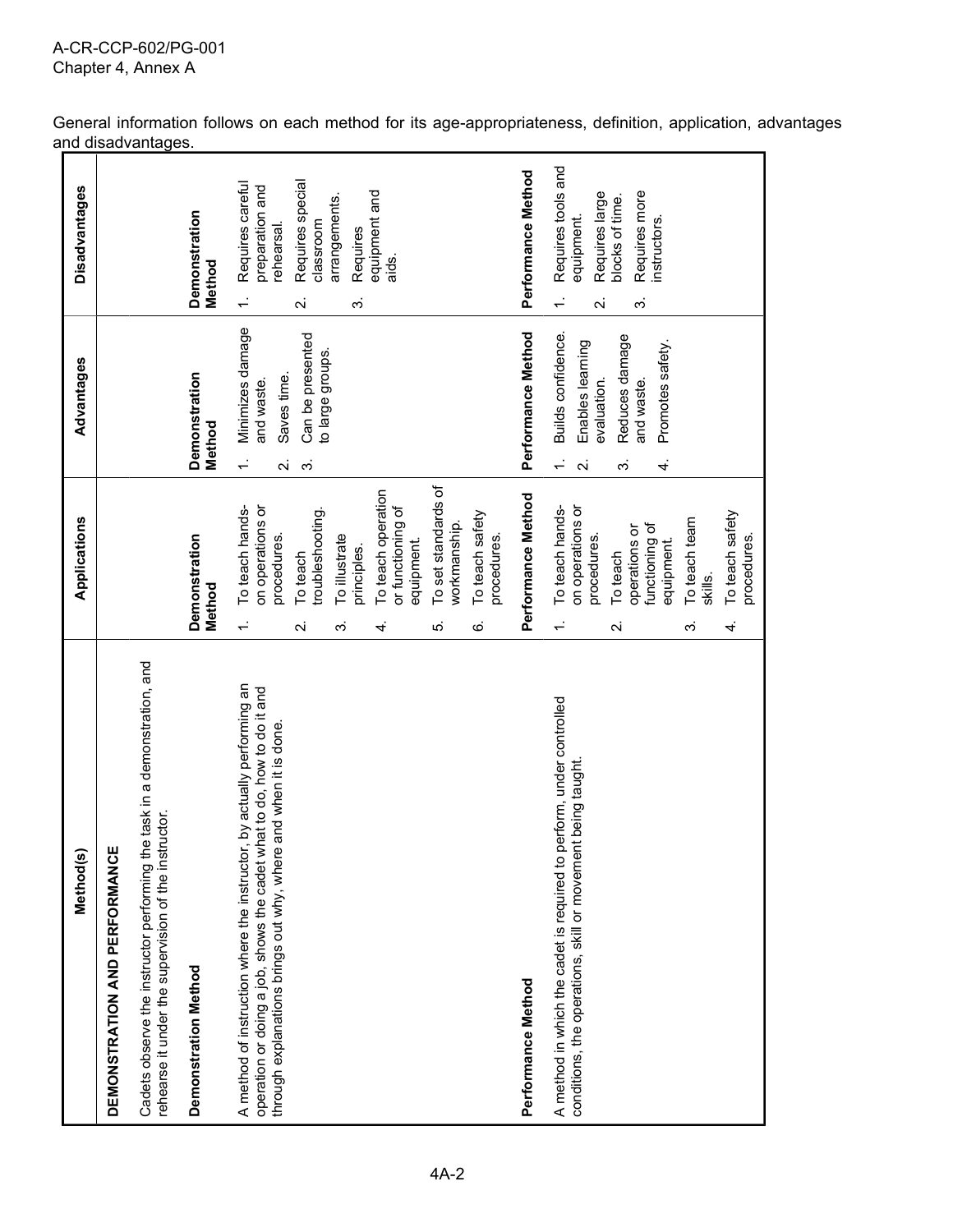General information follows on each method for its age-appropriateness, definition, application, advantages and disadvantages.

| Method(s) | Applications | Advantages | Disadvantages |
|---|---|---|---|
| **DEMONSTRATION AND PERFORMANCE**<br><br>Cadets observe the instructor performing the task in a demonstration, and rehearse it under the supervision of the instructor. | | | |
| **Demonstration Method**<br><br>A method of instruction where the instructor, by actually performing an operation or doing a job, shows the cadet what to do, how to do it and through explanations brings out why, where and when it is done. | **Demonstration Method**<br>1. To teach hands-on operations or procedures.<br>2. To teach troubleshooting.<br>3. To illustrate principles.<br>4. To teach operation or functioning of equipment.<br>5. To set standards of workmanship.<br>6. To teach safety procedures. | **Demonstration Method**<br>1. Minimizes damage and waste.<br>2. Saves time.<br>3. Can be presented to large groups. | **Demonstration Method**<br>1. Requires careful preparation and rehearsal.<br>2. Requires special classroom arrangements.<br>3. Requires equipment and aids. |
| **Performance Method**<br><br>A method in which the cadet is required to perform, under controlled conditions, the operations, skill or movement being taught. | **Performance Method**<br>1. To teach hands-on operations or procedures.<br>2. To teach operations or functioning of equipment.<br>3. To teach team skills.<br>4. To teach safety procedures. | **Performance Method**<br>1. Builds confidence.<br>2. Enables learning evaluation.<br>3. Reduces damage and waste.<br>4. Promotes safety. | **Performance Method**<br>1. Requires tools and equipment.<br>2. Requires large blocks of time.<br>3. Requires more instructors. |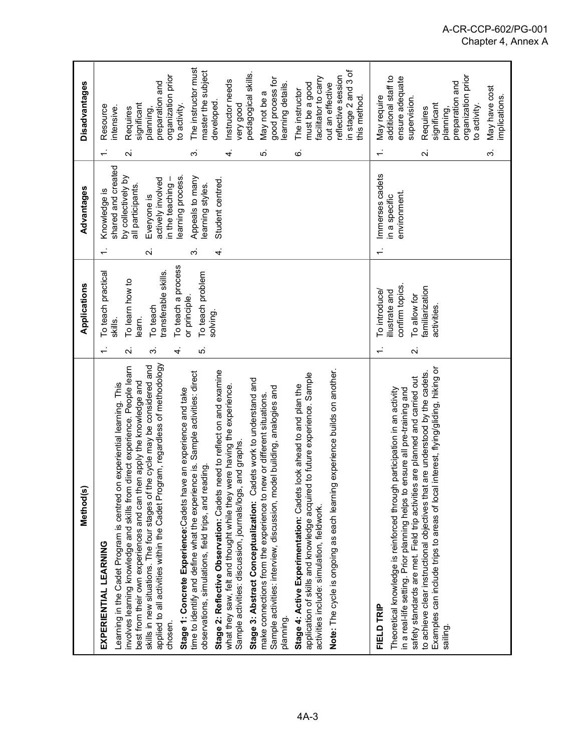| Method(s) | Applications | Advantages | Disadvantages |
|---|---|---|---|
| **EXPERIENTIAL LEARNING**<br><br>Learning in the Cadet Program is centred on experiential learning. This involves learning knowledge and skills from direct experience. People learn best from their own experiences and can then apply the knowledge and skills in new situations. The four stages of the cycle may be considered and applied to all activities within the Cadet Program, regardless of methodology chosen.<br><br>**Stage 1: Concrete Experience:** Cadets have an experience and take time to identify and define what the experience is. Sample activities: direct observations, simulations, field trips, and reading.<br><br>**Stage 2: Reflective Observation:** Cadets need to reflect on and examine what they saw, felt and thought while they were having the experience. Sample activities: discussion, journals/logs, and graphs.<br><br>**Stage 3: Abstract Conceptualization:** Cadets work to understand and make connections from the experience to new or different situations. Sample activities: interview, discussion, model building, analogies and planning.<br><br>**Stage 4: Active Experimentation:** Cadets look ahead to and plan the application of skills and knowledge acquired to future experience. Sample activities include: simulation, fieldwork.<br><br>**Note:** The cycle is ongoing as each learning experience builds on another. | 1. To teach practical skills.<br>2. To learn how to learn.<br>3. To teach transferable skills.<br>4. To teach a process or principle.<br>5. To teach problem solving. | 1. Knowledge is shared and created by collectively by all participants.<br>2. Everyone is actively involved in the teaching – learning process.<br>3. Appeals to many learning styles.<br>4. Student centred. | 1. Resource intensive.<br>2. Requires significant planning, preparation and organization prior to activity.<br>3. The instructor must master the subject developed.<br>4. Instructor needs very good pedagogical skills.<br>5. May not be a good process for learning details.<br>6. The instructor must be a good facilitator to carry out an effective reflective session in stage 2 and 3 of this method. |
| **FIELD TRIP**<br><br>Theoretical knowledge is reinforced through participation in an activity in a real-life setting. Prior planning helps to ensure all pre-training and safety standards are met. Field trip activities are planned and carried out to achieve clear instructional objectives that are understood by the cadets. Examples can include trips to areas of local interest, flying/gliding, hiking or sailing. | 1. To introduce/ illustrate and confirm topics.<br>2. To allow for familiarization activities. | 1. Immerses cadets in a specific environment. | 1. May require additional staff to ensure adequate supervision.<br>2. Requires significant planning, preparation and organization prior to activity.<br>3. May have cost implications. |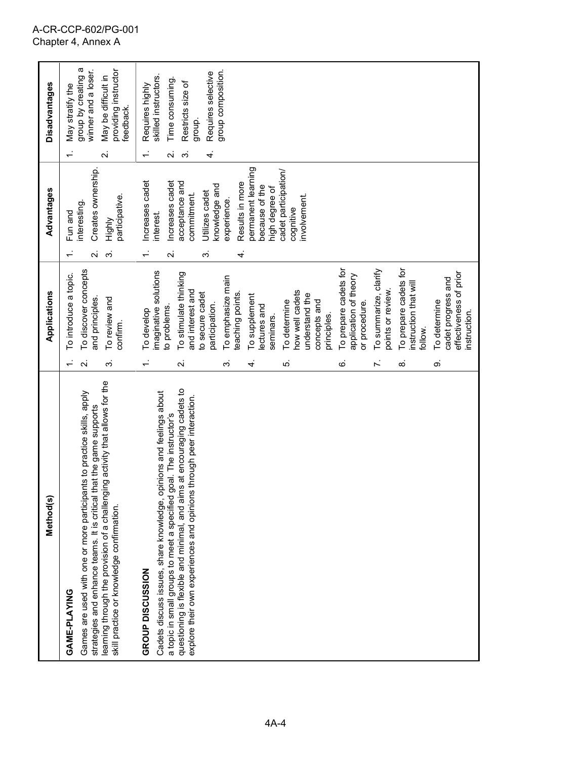| Method(s) | Applications | Advantages | Disadvantages |
|---|---|---|---|
| **GAME-PLAYING**<br>Games are used with one or more participants to practice skills, apply strategies and enhance teams. It is critical that the game supports learning through the provision of a challenging activity that allows for the skill practice or knowledge confirmation. | 1. To introduce a topic.<br>2. To discover concepts and principles.<br>3. To review and confirm. | 1. Fun and interesting.<br>2. Creates ownership.<br>3. Highly participative. | 1. May stratify the group by creating a winner and a loser.<br>2. May be difficult in providing instructor feedback. |
| **GROUP DISCUSSION**<br>Cadets discuss issues, share knowledge, opinions and feelings about a topic in small groups to meet a specified goal. The instructor's questioning is flexible and minimal, and aims at encouraging cadets to explore their own experiences and opinions through peer interaction. | 1. To develop imaginative solutions to problems.<br>2. To stimulate thinking and interest and to secure cadet participation.<br>3. To emphasize main teaching points.<br>4. To supplement lectures and seminars.<br>5. To determine how well cadets understand the concepts and principles.<br>6. To prepare cadets for application of theory or procedure.<br>7. To summarize, clarify points or review.<br>8. To prepare cadets for instruction that will follow.<br>9. To determine cadet progress and effectiveness of prior instruction. | 1. Increases cadet interest.<br>2. Increases cadet acceptance and commitment.<br>3. Utilizes cadet knowledge and experience.<br>4. Results in more permanent learning because of the high degree of cadet participation/ cognitive involvement. | 1. Requires highly skilled instructors.<br>2. Time consuming.<br>3. Restricts size of group.<br>4. Requires selective group composition. |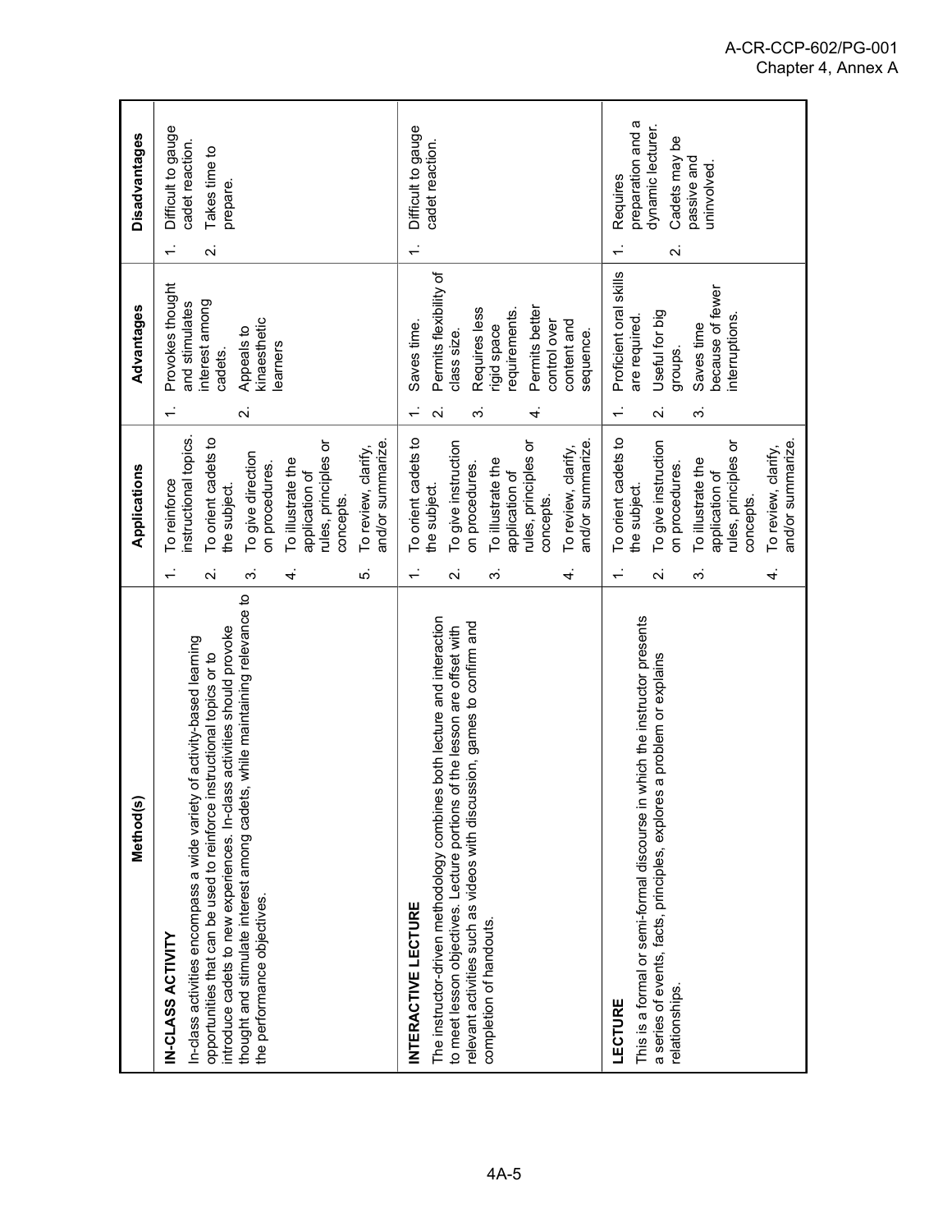| Method(s) | Applications | Advantages | Disadvantages |
|---|---|---|---|
| **IN-CLASS ACTIVITY**<br>In-class activities encompass a wide variety of activity-based learning opportunities that can be used to reinforce instructional topics or to introduce cadets to new experiences. In-class activities should provoke thought and stimulate interest among cadets, while maintaining relevance to the performance objectives. | 1. To reinforce instructional topics.<br>2. To orient cadets to the subject.<br>3. To give direction on procedures.<br>4. To illustrate the application of rules, principles or concepts.<br>5. To review, clarify, and/or summarize. | 1. Provokes thought and stimulates interest among cadets.<br>2. Appeals to kinaesthetic learners | 1. Difficult to gauge cadet reaction.<br>2. Takes time to prepare. |
| **INTERACTIVE LECTURE**<br>The instructor-driven methodology combines both lecture and interaction to meet lesson objectives. Lecture portions of the lesson are offset with relevant activities such as videos with discussion, games to confirm and completion of handouts. | 1. To orient cadets to the subject.<br>2. To give instruction on procedures.<br>3. To illustrate the application of rules, principles or concepts.<br>4. To review, clarify, and/or summarize. | 1. Saves time.<br>2. Permits flexibility of class size.<br>3. Requires less rigid space requirements.<br>4. Permits better control over content and sequence. | 1. Difficult to gauge cadet reaction. |
| **LECTURE**<br>This is a formal or semi-formal discourse in which the instructor presents a series of events, facts, principles, explores a problem or explains relationships. | 1. To orient cadets to the subject.<br>2. To give instruction on procedures.<br>3. To illustrate the application of rules, principles or concepts.<br>4. To review, clarify, and/or summarize. | 1. Proficient oral skills are required.<br>2. Useful for big groups.<br>3. Saves time because of fewer interruptions. | 1. Requires preparation and a dynamic lecturer.<br>2. Cadets may be passive and uninvolved. |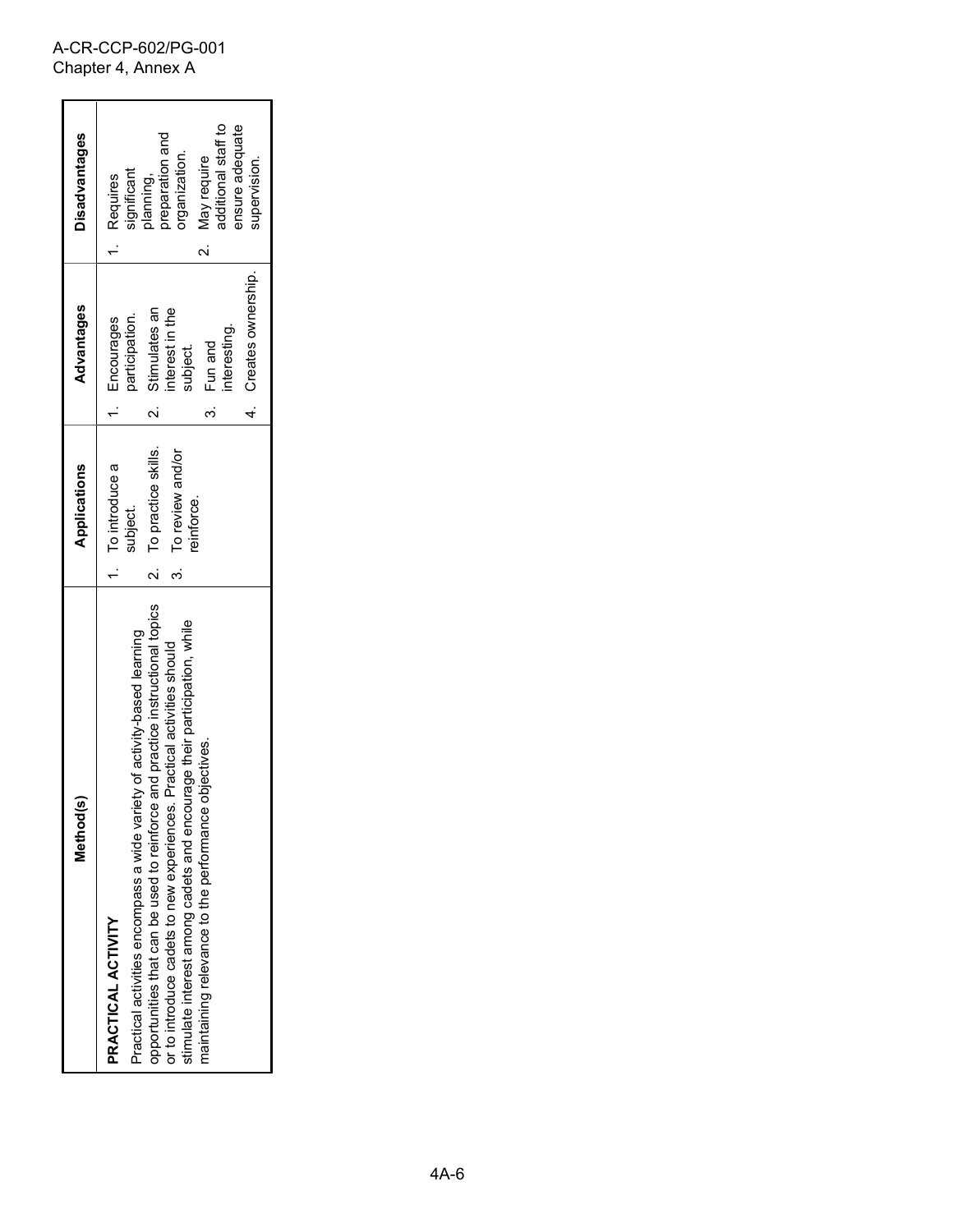| Method(s) | Applications | Advantages | Disadvantages |
|---|---|---|---|
| **PRACTICAL ACTIVITY**<br><br>Practical activities encompass a wide variety of activity-based learning opportunities that can be used to reinforce and practice instructional topics or to introduce cadets to new experiences. Practical activities should stimulate interest among cadets and encourage their participation, while maintaining relevance to the performance objectives. | 1. To introduce a subject.<br>2. To practice skills.<br>3. To review and/or reinforce. | 1. Encourages participation.<br>2. Stimulates an interest in the subject.<br>3. Fun and interesting.<br>4. Creates ownership. | 1. Requires significant planning, preparation and organization.<br>2. May require additional staff to ensure adequate supervision. |